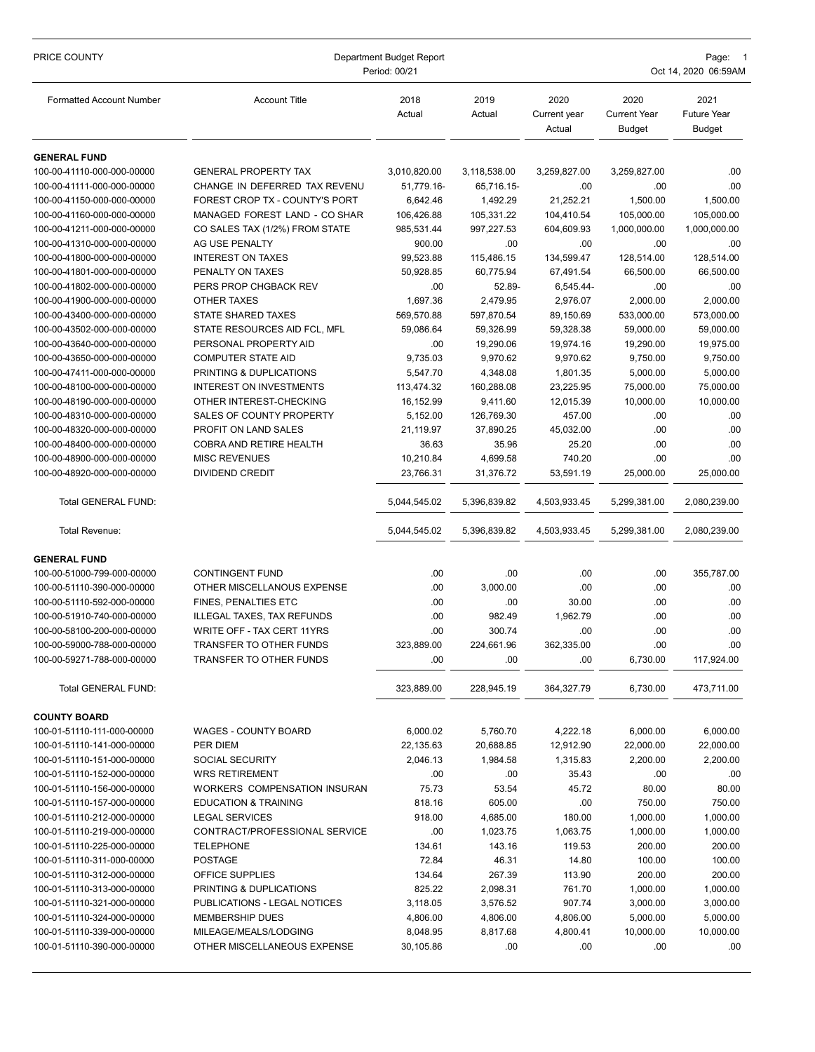PRICE COUNTY

Department Budget Report
Period: 00/21

Oct 14, 2020 06:59AM

| Formatted Account Number | Account Title | 2018 Actual | 2019 Actual | 2020 Current year Actual | 2020 Current Year Budget | 2021 Future Year Budget |
|---|---|---|---|---|---|---|
| **GENERAL FUND** | | | | | | |
| 100-00-41110-000-000-00000 | GENERAL PROPERTY TAX | 3,010,820.00 | 3,118,538.00 | 3,259,827.00 | 3,259,827.00 | .00 |
| 100-00-41111-000-000-00000 | CHANGE IN DEFERRED TAX REVENU | 51,779.16- | 65,716.15- | .00 | .00 | .00 |
| 100-00-41150-000-000-00000 | FOREST CROP TX - COUNTY'S PORT | 6,642.46 | 1,492.29 | 21,252.21 | 1,500.00 | 1,500.00 |
| 100-00-41160-000-000-00000 | MANAGED FOREST LAND - CO SHAR | 106,426.88 | 105,331.22 | 104,410.54 | 105,000.00 | 105,000.00 |
| 100-00-41211-000-000-00000 | CO SALES TAX (1/2%) FROM STATE | 985,531.44 | 997,227.53 | 604,609.93 | 1,000,000.00 | 1,000,000.00 |
| 100-00-41310-000-000-00000 | AG USE PENALTY | 900.00 | .00 | .00 | .00 | .00 |
| 100-00-41800-000-000-00000 | INTEREST ON TAXES | 99,523.88 | 115,486.15 | 134,599.47 | 128,514.00 | 128,514.00 |
| 100-00-41801-000-000-00000 | PENALTY ON TAXES | 50,928.85 | 60,775.94 | 67,491.54 | 66,500.00 | 66,500.00 |
| 100-00-41802-000-000-00000 | PERS PROP CHGBACK REV | .00 | 52.89- | 6,545.44- | .00 | .00 |
| 100-00-41900-000-000-00000 | OTHER TAXES | 1,697.36 | 2,479.95 | 2,976.07 | 2,000.00 | 2,000.00 |
| 100-00-43400-000-000-00000 | STATE SHARED TAXES | 569,570.88 | 597,870.54 | 89,150.69 | 533,000.00 | 573,000.00 |
| 100-00-43502-000-000-00000 | STATE RESOURCES AID FCL, MFL | 59,086.64 | 59,326.99 | 59,328.38 | 59,000.00 | 59,000.00 |
| 100-00-43640-000-000-00000 | PERSONAL PROPERTY AID | .00 | 19,290.06 | 19,974.16 | 19,290.00 | 19,975.00 |
| 100-00-43650-000-000-00000 | COMPUTER STATE AID | 9,735.03 | 9,970.62 | 9,970.62 | 9,750.00 | 9,750.00 |
| 100-00-47411-000-000-00000 | PRINTING & DUPLICATIONS | 5,547.70 | 4,348.08 | 1,801.35 | 5,000.00 | 5,000.00 |
| 100-00-48100-000-000-00000 | INTEREST ON INVESTMENTS | 113,474.32 | 160,288.08 | 23,225.95 | 75,000.00 | 75,000.00 |
| 100-00-48190-000-000-00000 | OTHER INTEREST-CHECKING | 16,152.99 | 9,411.60 | 12,015.39 | 10,000.00 | 10,000.00 |
| 100-00-48310-000-000-00000 | SALES OF COUNTY PROPERTY | 5,152.00 | 126,769.30 | 457.00 | .00 | .00 |
| 100-00-48320-000-000-00000 | PROFIT ON LAND SALES | 21,119.97 | 37,890.25 | 45,032.00 | .00 | .00 |
| 100-00-48400-000-000-00000 | COBRA AND RETIRE HEALTH | 36.63 | 35.96 | 25.20 | .00 | .00 |
| 100-00-48900-000-000-00000 | MISC REVENUES | 10,210.84 | 4,699.58 | 740.20 | .00 | .00 |
| 100-00-48920-000-000-00000 | DIVIDEND CREDIT | 23,766.31 | 31,376.72 | 53,591.19 | 25,000.00 | 25,000.00 |
| Total GENERAL FUND: | | 5,044,545.02 | 5,396,839.82 | 4,503,933.45 | 5,299,381.00 | 2,080,239.00 |
| Total Revenue: | | 5,044,545.02 | 5,396,839.82 | 4,503,933.45 | 5,299,381.00 | 2,080,239.00 |
| **GENERAL FUND** | | | | | | |
| 100-00-51000-799-000-00000 | CONTINGENT FUND | .00 | .00 | .00 | .00 | 355,787.00 |
| 100-00-51110-390-000-00000 | OTHER MISCELLANOUS EXPENSE | .00 | 3,000.00 | .00 | .00 | .00 |
| 100-00-51110-592-000-00000 | FINES, PENALTIES ETC | .00 | .00 | 30.00 | .00 | .00 |
| 100-00-51910-740-000-00000 | ILLEGAL TAXES, TAX REFUNDS | .00 | 982.49 | 1,962.79 | .00 | .00 |
| 100-00-58100-200-000-00000 | WRITE OFF - TAX CERT 11YRS | .00 | 300.74 | .00 | .00 | .00 |
| 100-00-59000-788-000-00000 | TRANSFER TO OTHER FUNDS | 323,889.00 | 224,661.96 | 362,335.00 | .00 | .00 |
| 100-00-59271-788-000-00000 | TRANSFER TO OTHER FUNDS | .00 | .00 | .00 | 6,730.00 | 117,924.00 |
| Total GENERAL FUND: | | 323,889.00 | 228,945.19 | 364,327.79 | 6,730.00 | 473,711.00 |
| **COUNTY BOARD** | | | | | | |
| 100-01-51110-111-000-00000 | WAGES - COUNTY BOARD | 6,000.02 | 5,760.70 | 4,222.18 | 6,000.00 | 6,000.00 |
| 100-01-51110-141-000-00000 | PER DIEM | 22,135.63 | 20,688.85 | 12,912.90 | 22,000.00 | 22,000.00 |
| 100-01-51110-151-000-00000 | SOCIAL SECURITY | 2,046.13 | 1,984.58 | 1,315.83 | 2,200.00 | 2,200.00 |
| 100-01-51110-152-000-00000 | WRS RETIREMENT | .00 | .00 | 35.43 | .00 | .00 |
| 100-01-51110-156-000-00000 | WORKERS COMPENSATION INSURAN | 75.73 | 53.54 | 45.72 | 80.00 | 80.00 |
| 100-01-51110-157-000-00000 | EDUCATION & TRAINING | 818.16 | 605.00 | .00 | 750.00 | 750.00 |
| 100-01-51110-212-000-00000 | LEGAL SERVICES | 918.00 | 4,685.00 | 180.00 | 1,000.00 | 1,000.00 |
| 100-01-51110-219-000-00000 | CONTRACT/PROFESSIONAL SERVICE | .00 | 1,023.75 | 1,063.75 | 1,000.00 | 1,000.00 |
| 100-01-51110-225-000-00000 | TELEPHONE | 134.61 | 143.16 | 119.53 | 200.00 | 200.00 |
| 100-01-51110-311-000-00000 | POSTAGE | 72.84 | 46.31 | 14.80 | 100.00 | 100.00 |
| 100-01-51110-312-000-00000 | OFFICE SUPPLIES | 134.64 | 267.39 | 113.90 | 200.00 | 200.00 |
| 100-01-51110-313-000-00000 | PRINTING & DUPLICATIONS | 825.22 | 2,098.31 | 761.70 | 1,000.00 | 1,000.00 |
| 100-01-51110-321-000-00000 | PUBLICATIONS - LEGAL NOTICES | 3,118.05 | 3,576.52 | 907.74 | 3,000.00 | 3,000.00 |
| 100-01-51110-324-000-00000 | MEMBERSHIP DUES | 4,806.00 | 4,806.00 | 4,806.00 | 5,000.00 | 5,000.00 |
| 100-01-51110-339-000-00000 | MILEAGE/MEALS/LODGING | 8,048.95 | 8,817.68 | 4,800.41 | 10,000.00 | 10,000.00 |
| 100-01-51110-390-000-00000 | OTHER MISCELLANEOUS EXPENSE | 30,105.86 | .00 | .00 | .00 | .00 |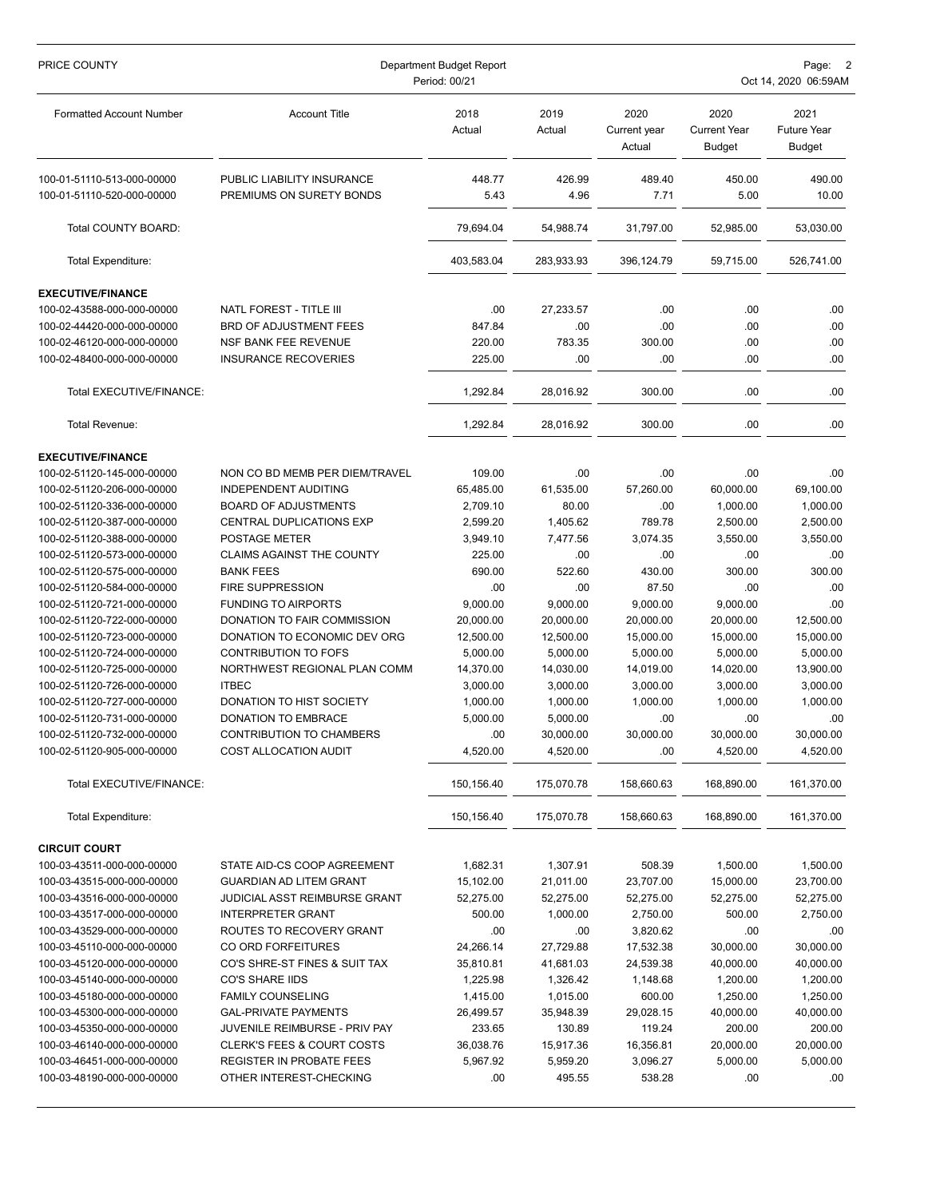| Formatted Account Number | Account Title | 2018 Actual | 2019 Actual | 2020 Current year Actual | 2020 Current Year Budget | 2021 Future Year Budget |
|---|---|---|---|---|---|---|
| 100-01-51110-513-000-00000 | PUBLIC LIABILITY INSURANCE | 448.77 | 426.99 | 489.40 | 450.00 | 490.00 |
| 100-01-51110-520-000-00000 | PREMIUMS ON SURETY BONDS | 5.43 | 4.96 | 7.71 | 5.00 | 10.00 |
| Total COUNTY BOARD: | | 79,694.04 | 54,988.74 | 31,797.00 | 52,985.00 | 53,030.00 |
| Total Expenditure: | | 403,583.04 | 283,933.93 | 396,124.79 | 59,715.00 | 526,741.00 |
| **EXECUTIVE/FINANCE** | | | | | | |
| 100-02-43588-000-000-00000 | NATL FOREST - TITLE III | .00 | 27,233.57 | .00 | .00 | .00 |
| 100-02-44420-000-000-00000 | BRD OF ADJUSTMENT FEES | 847.84 | .00 | .00 | .00 | .00 |
| 100-02-46120-000-000-00000 | NSF BANK FEE REVENUE | 220.00 | 783.35 | 300.00 | .00 | .00 |
| 100-02-48400-000-000-00000 | INSURANCE RECOVERIES | 225.00 | .00 | .00 | .00 | .00 |
| Total EXECUTIVE/FINANCE: | | 1,292.84 | 28,016.92 | 300.00 | .00 | .00 |
| Total Revenue: | | 1,292.84 | 28,016.92 | 300.00 | .00 | .00 |
| **EXECUTIVE/FINANCE** | | | | | | |
| 100-02-51120-145-000-00000 | NON CO BD MEMB PER DIEM/TRAVEL | 109.00 | .00 | .00 | .00 | .00 |
| 100-02-51120-206-000-00000 | INDEPENDENT AUDITING | 65,485.00 | 61,535.00 | 57,260.00 | 60,000.00 | 69,100.00 |
| 100-02-51120-336-000-00000 | BOARD OF ADJUSTMENTS | 2,709.10 | 80.00 | .00 | 1,000.00 | 1,000.00 |
| 100-02-51120-387-000-00000 | CENTRAL DUPLICATIONS EXP | 2,599.20 | 1,405.62 | 789.78 | 2,500.00 | 2,500.00 |
| 100-02-51120-388-000-00000 | POSTAGE METER | 3,949.10 | 7,477.56 | 3,074.35 | 3,550.00 | 3,550.00 |
| 100-02-51120-573-000-00000 | CLAIMS AGAINST THE COUNTY | 225.00 | .00 | .00 | .00 | .00 |
| 100-02-51120-575-000-00000 | BANK FEES | 690.00 | 522.60 | 430.00 | 300.00 | 300.00 |
| 100-02-51120-584-000-00000 | FIRE SUPPRESSION | .00 | .00 | 87.50 | .00 | .00 |
| 100-02-51120-721-000-00000 | FUNDING TO AIRPORTS | 9,000.00 | 9,000.00 | 9,000.00 | 9,000.00 | .00 |
| 100-02-51120-722-000-00000 | DONATION TO FAIR COMMISSION | 20,000.00 | 20,000.00 | 20,000.00 | 20,000.00 | 12,500.00 |
| 100-02-51120-723-000-00000 | DONATION TO ECONOMIC DEV ORG | 12,500.00 | 12,500.00 | 15,000.00 | 15,000.00 | 15,000.00 |
| 100-02-51120-724-000-00000 | CONTRIBUTION TO FOFS | 5,000.00 | 5,000.00 | 5,000.00 | 5,000.00 | 5,000.00 |
| 100-02-51120-725-000-00000 | NORTHWEST REGIONAL PLAN COMM | 14,370.00 | 14,030.00 | 14,019.00 | 14,020.00 | 13,900.00 |
| 100-02-51120-726-000-00000 | ITBEC | 3,000.00 | 3,000.00 | 3,000.00 | 3,000.00 | 3,000.00 |
| 100-02-51120-727-000-00000 | DONATION TO HIST SOCIETY | 1,000.00 | 1,000.00 | 1,000.00 | 1,000.00 | 1,000.00 |
| 100-02-51120-731-000-00000 | DONATION TO EMBRACE | 5,000.00 | 5,000.00 | .00 | .00 | .00 |
| 100-02-51120-732-000-00000 | CONTRIBUTION TO CHAMBERS | .00 | 30,000.00 | 30,000.00 | 30,000.00 | 30,000.00 |
| 100-02-51120-905-000-00000 | COST ALLOCATION AUDIT | 4,520.00 | 4,520.00 | .00 | 4,520.00 | 4,520.00 |
| Total EXECUTIVE/FINANCE: | | 150,156.40 | 175,070.78 | 158,660.63 | 168,890.00 | 161,370.00 |
| Total Expenditure: | | 150,156.40 | 175,070.78 | 158,660.63 | 168,890.00 | 161,370.00 |
| **CIRCUIT COURT** | | | | | | |
| 100-03-43511-000-000-00000 | STATE AID-CS COOP AGREEMENT | 1,682.31 | 1,307.91 | 508.39 | 1,500.00 | 1,500.00 |
| 100-03-43515-000-000-00000 | GUARDIAN AD LITEM GRANT | 15,102.00 | 21,011.00 | 23,707.00 | 15,000.00 | 23,700.00 |
| 100-03-43516-000-000-00000 | JUDICIAL ASST REIMBURSE GRANT | 52,275.00 | 52,275.00 | 52,275.00 | 52,275.00 | 52,275.00 |
| 100-03-43517-000-000-00000 | INTERPRETER GRANT | 500.00 | 1,000.00 | 2,750.00 | 500.00 | 2,750.00 |
| 100-03-43529-000-000-00000 | ROUTES TO RECOVERY GRANT | .00 | .00 | 3,820.62 | .00 | .00 |
| 100-03-45110-000-000-00000 | CO ORD FORFEITURES | 24,266.14 | 27,729.88 | 17,532.38 | 30,000.00 | 30,000.00 |
| 100-03-45120-000-000-00000 | CO'S SHRE-ST FINES & SUIT TAX | 35,810.81 | 41,681.03 | 24,539.38 | 40,000.00 | 40,000.00 |
| 100-03-45140-000-000-00000 | CO'S SHARE IIDS | 1,225.98 | 1,326.42 | 1,148.68 | 1,200.00 | 1,200.00 |
| 100-03-45180-000-000-00000 | FAMILY COUNSELING | 1,415.00 | 1,015.00 | 600.00 | 1,250.00 | 1,250.00 |
| 100-03-45300-000-000-00000 | GAL-PRIVATE PAYMENTS | 26,499.57 | 35,948.39 | 29,028.15 | 40,000.00 | 40,000.00 |
| 100-03-45350-000-000-00000 | JUVENILE REIMBURSE - PRIV PAY | 233.65 | 130.89 | 119.24 | 200.00 | 200.00 |
| 100-03-46140-000-000-00000 | CLERK'S FEES & COURT COSTS | 36,038.76 | 15,917.36 | 16,356.81 | 20,000.00 | 20,000.00 |
| 100-03-46451-000-000-00000 | REGISTER IN PROBATE FEES | 5,967.92 | 5,959.20 | 3,096.27 | 5,000.00 | 5,000.00 |
| 100-03-48190-000-000-00000 | OTHER INTEREST-CHECKING | .00 | 495.55 | 538.28 | .00 | .00 |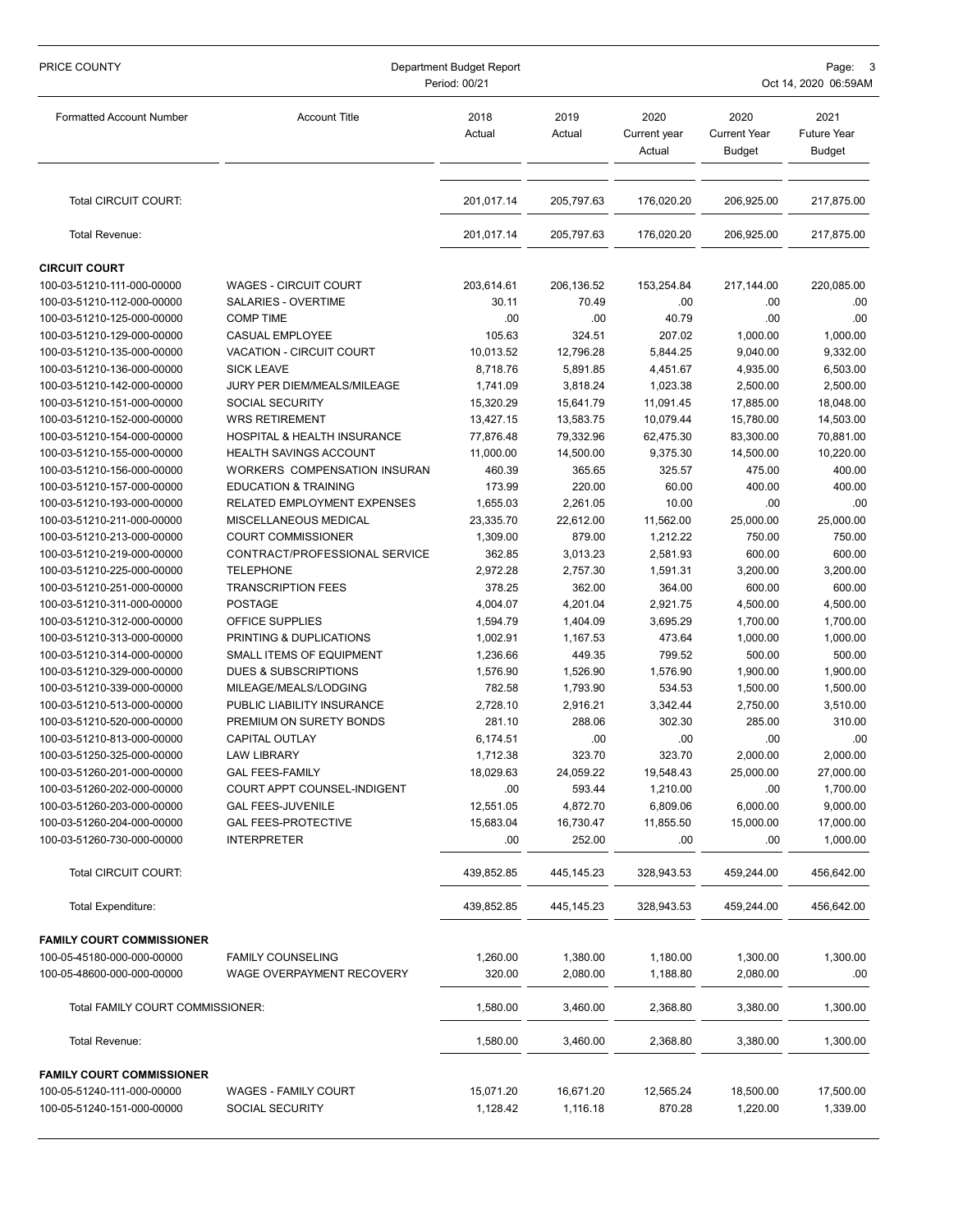| Formatted Account Number | Account Title | 2018 Actual | 2019 Actual | 2020 Current year Actual | 2020 Current Year Budget | 2021 Future Year Budget |
|---|---|---|---|---|---|---|
| Total CIRCUIT COURT: | | 201,017.14 | 205,797.63 | 176,020.20 | 206,925.00 | 217,875.00 |
| Total Revenue: | | 201,017.14 | 205,797.63 | 176,020.20 | 206,925.00 | 217,875.00 |
| **CIRCUIT COURT** | | | | | | |
| 100-03-51210-111-000-00000 | WAGES - CIRCUIT COURT | 203,614.61 | 206,136.52 | 153,254.84 | 217,144.00 | 220,085.00 |
| 100-03-51210-112-000-00000 | SALARIES - OVERTIME | 30.11 | 70.49 | .00 | .00 | .00 |
| 100-03-51210-125-000-00000 | COMP TIME | .00 | .00 | 40.79 | .00 | .00 |
| 100-03-51210-129-000-00000 | CASUAL EMPLOYEE | 105.63 | 324.51 | 207.02 | 1,000.00 | 1,000.00 |
| 100-03-51210-135-000-00000 | VACATION - CIRCUIT COURT | 10,013.52 | 12,796.28 | 5,844.25 | 9,040.00 | 9,332.00 |
| 100-03-51210-136-000-00000 | SICK LEAVE | 8,718.76 | 5,891.85 | 4,451.67 | 4,935.00 | 6,503.00 |
| 100-03-51210-142-000-00000 | JURY PER DIEM/MEALS/MILEAGE | 1,741.09 | 3,818.24 | 1,023.38 | 2,500.00 | 2,500.00 |
| 100-03-51210-151-000-00000 | SOCIAL SECURITY | 15,320.29 | 15,641.79 | 11,091.45 | 17,885.00 | 18,048.00 |
| 100-03-51210-152-000-00000 | WRS RETIREMENT | 13,427.15 | 13,583.75 | 10,079.44 | 15,780.00 | 14,503.00 |
| 100-03-51210-154-000-00000 | HOSPITAL & HEALTH INSURANCE | 77,876.48 | 79,332.96 | 62,475.30 | 83,300.00 | 70,881.00 |
| 100-03-51210-155-000-00000 | HEALTH SAVINGS ACCOUNT | 11,000.00 | 14,500.00 | 9,375.30 | 14,500.00 | 10,220.00 |
| 100-03-51210-156-000-00000 | WORKERS COMPENSATION INSURAN | 460.39 | 365.65 | 325.57 | 475.00 | 400.00 |
| 100-03-51210-157-000-00000 | EDUCATION & TRAINING | 173.99 | 220.00 | 60.00 | 400.00 | 400.00 |
| 100-03-51210-193-000-00000 | RELATED EMPLOYMENT EXPENSES | 1,655.03 | 2,261.05 | 10.00 | .00 | .00 |
| 100-03-51210-211-000-00000 | MISCELLANEOUS MEDICAL | 23,335.70 | 22,612.00 | 11,562.00 | 25,000.00 | 25,000.00 |
| 100-03-51210-213-000-00000 | COURT COMMISSIONER | 1,309.00 | 879.00 | 1,212.22 | 750.00 | 750.00 |
| 100-03-51210-219-000-00000 | CONTRACT/PROFESSIONAL SERVICE | 362.85 | 3,013.23 | 2,581.93 | 600.00 | 600.00 |
| 100-03-51210-225-000-00000 | TELEPHONE | 2,972.28 | 2,757.30 | 1,591.31 | 3,200.00 | 3,200.00 |
| 100-03-51210-251-000-00000 | TRANSCRIPTION FEES | 378.25 | 362.00 | 364.00 | 600.00 | 600.00 |
| 100-03-51210-311-000-00000 | POSTAGE | 4,004.07 | 4,201.04 | 2,921.75 | 4,500.00 | 4,500.00 |
| 100-03-51210-312-000-00000 | OFFICE SUPPLIES | 1,594.79 | 1,404.09 | 3,695.29 | 1,700.00 | 1,700.00 |
| 100-03-51210-313-000-00000 | PRINTING & DUPLICATIONS | 1,002.91 | 1,167.53 | 473.64 | 1,000.00 | 1,000.00 |
| 100-03-51210-314-000-00000 | SMALL ITEMS OF EQUIPMENT | 1,236.66 | 449.35 | 799.52 | 500.00 | 500.00 |
| 100-03-51210-329-000-00000 | DUES & SUBSCRIPTIONS | 1,576.90 | 1,526.90 | 1,576.90 | 1,900.00 | 1,900.00 |
| 100-03-51210-339-000-00000 | MILEAGE/MEALS/LODGING | 782.58 | 1,793.90 | 534.53 | 1,500.00 | 1,500.00 |
| 100-03-51210-513-000-00000 | PUBLIC LIABILITY INSURANCE | 2,728.10 | 2,916.21 | 3,342.44 | 2,750.00 | 3,510.00 |
| 100-03-51210-520-000-00000 | PREMIUM ON SURETY BONDS | 281.10 | 288.06 | 302.30 | 285.00 | 310.00 |
| 100-03-51210-813-000-00000 | CAPITAL OUTLAY | 6,174.51 | .00 | .00 | .00 | .00 |
| 100-03-51250-325-000-00000 | LAW LIBRARY | 1,712.38 | 323.70 | 323.70 | 2,000.00 | 2,000.00 |
| 100-03-51260-201-000-00000 | GAL FEES-FAMILY | 18,029.63 | 24,059.22 | 19,548.43 | 25,000.00 | 27,000.00 |
| 100-03-51260-202-000-00000 | COURT APPT COUNSEL-INDIGENT | .00 | 593.44 | 1,210.00 | .00 | 1,700.00 |
| 100-03-51260-203-000-00000 | GAL FEES-JUVENILE | 12,551.05 | 4,872.70 | 6,809.06 | 6,000.00 | 9,000.00 |
| 100-03-51260-204-000-00000 | GAL FEES-PROTECTIVE | 15,683.04 | 16,730.47 | 11,855.50 | 15,000.00 | 17,000.00 |
| 100-03-51260-730-000-00000 | INTERPRETER | .00 | 252.00 | .00 | .00 | 1,000.00 |
| Total CIRCUIT COURT: | | 439,852.85 | 445,145.23 | 328,943.53 | 459,244.00 | 456,642.00 |
| Total Expenditure: | | 439,852.85 | 445,145.23 | 328,943.53 | 459,244.00 | 456,642.00 |
| **FAMILY COURT COMMISSIONER** | | | | | | |
| 100-05-45180-000-000-00000 | FAMILY COUNSELING | 1,260.00 | 1,380.00 | 1,180.00 | 1,300.00 | 1,300.00 |
| 100-05-48600-000-000-00000 | WAGE OVERPAYMENT RECOVERY | 320.00 | 2,080.00 | 1,188.80 | 2,080.00 | .00 |
| Total FAMILY COURT COMMISSIONER: | | 1,580.00 | 3,460.00 | 2,368.80 | 3,380.00 | 1,300.00 |
| Total Revenue: | | 1,580.00 | 3,460.00 | 2,368.80 | 3,380.00 | 1,300.00 |
| **FAMILY COURT COMMISSIONER** | | | | | | |
| 100-05-51240-111-000-00000 | WAGES - FAMILY COURT | 15,071.20 | 16,671.20 | 12,565.24 | 18,500.00 | 17,500.00 |
| 100-05-51240-151-000-00000 | SOCIAL SECURITY | 1,128.42 | 1,116.18 | 870.28 | 1,220.00 | 1,339.00 |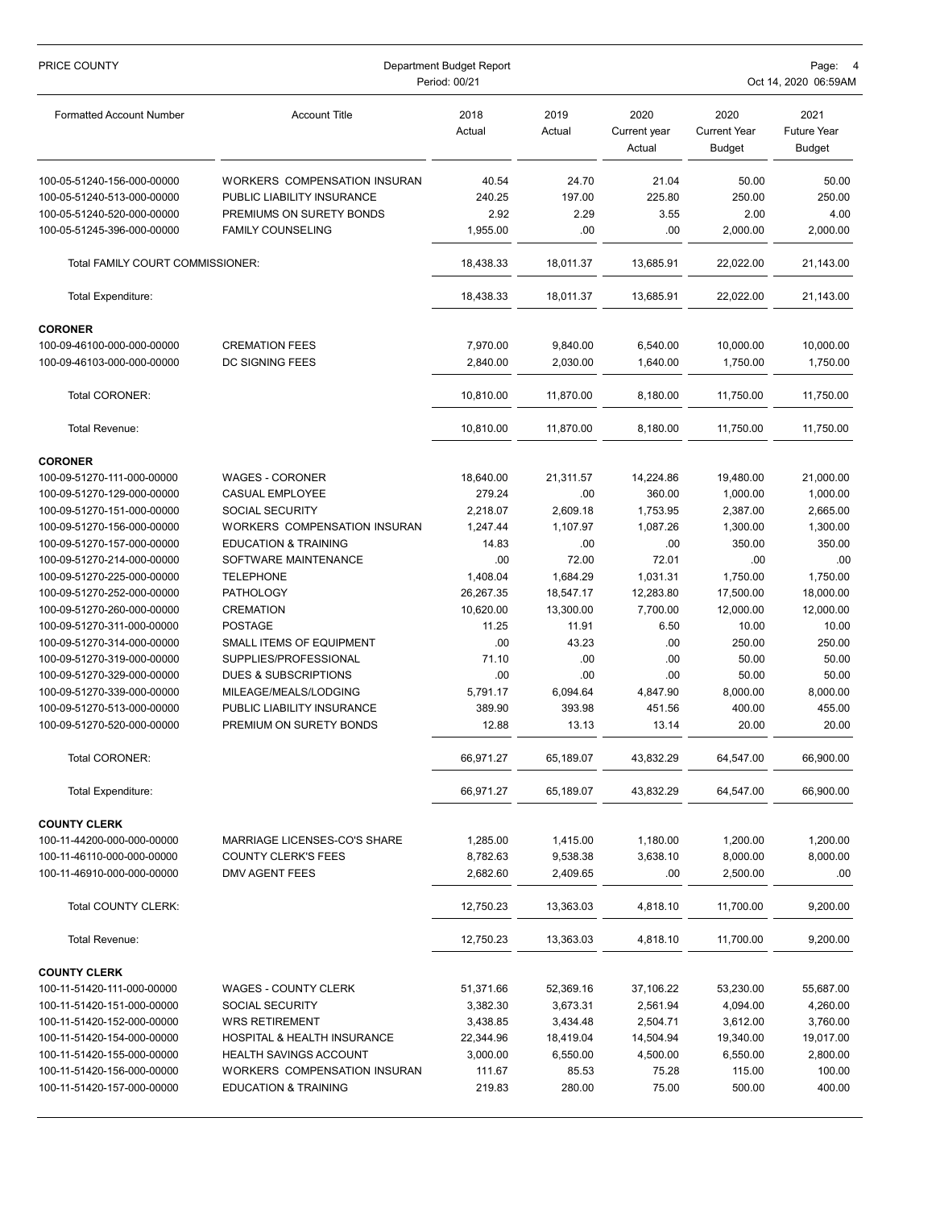| Formatted Account Number | Account Title | 2018 Actual | 2019 Actual | 2020 Current year Actual | 2020 Current Year Budget | 2021 Future Year Budget |
|---|---|---|---|---|---|---|
| 100-05-51240-156-000-00000 | WORKERS COMPENSATION INSURAN | 40.54 | 24.70 | 21.04 | 50.00 | 50.00 |
| 100-05-51240-513-000-00000 | PUBLIC LIABILITY INSURANCE | 240.25 | 197.00 | 225.80 | 250.00 | 250.00 |
| 100-05-51240-520-000-00000 | PREMIUMS ON SURETY BONDS | 2.92 | 2.29 | 3.55 | 2.00 | 4.00 |
| 100-05-51245-396-000-00000 | FAMILY COUNSELING | 1,955.00 | .00 | .00 | 2,000.00 | 2,000.00 |
| Total FAMILY COURT COMMISSIONER: | | 18,438.33 | 18,011.37 | 13,685.91 | 22,022.00 | 21,143.00 |
| Total Expenditure: | | 18,438.33 | 18,011.37 | 13,685.91 | 22,022.00 | 21,143.00 |
| **CORONER** | | | | | | |
| 100-09-46100-000-000-00000 | CREMATION FEES | 7,970.00 | 9,840.00 | 6,540.00 | 10,000.00 | 10,000.00 |
| 100-09-46103-000-000-00000 | DC SIGNING FEES | 2,840.00 | 2,030.00 | 1,640.00 | 1,750.00 | 1,750.00 |
| Total CORONER: | | 10,810.00 | 11,870.00 | 8,180.00 | 11,750.00 | 11,750.00 |
| Total Revenue: | | 10,810.00 | 11,870.00 | 8,180.00 | 11,750.00 | 11,750.00 |
| **CORONER** | | | | | | |
| 100-09-51270-111-000-00000 | WAGES - CORONER | 18,640.00 | 21,311.57 | 14,224.86 | 19,480.00 | 21,000.00 |
| 100-09-51270-129-000-00000 | CASUAL EMPLOYEE | 279.24 | .00 | 360.00 | 1,000.00 | 1,000.00 |
| 100-09-51270-151-000-00000 | SOCIAL SECURITY | 2,218.07 | 2,609.18 | 1,753.95 | 2,387.00 | 2,665.00 |
| 100-09-51270-156-000-00000 | WORKERS COMPENSATION INSURAN | 1,247.44 | 1,107.97 | 1,087.26 | 1,300.00 | 1,300.00 |
| 100-09-51270-157-000-00000 | EDUCATION & TRAINING | 14.83 | .00 | .00 | 350.00 | 350.00 |
| 100-09-51270-214-000-00000 | SOFTWARE MAINTENANCE | .00 | 72.00 | 72.01 | .00 | .00 |
| 100-09-51270-225-000-00000 | TELEPHONE | 1,408.04 | 1,684.29 | 1,031.31 | 1,750.00 | 1,750.00 |
| 100-09-51270-252-000-00000 | PATHOLOGY | 26,267.35 | 18,547.17 | 12,283.80 | 17,500.00 | 18,000.00 |
| 100-09-51270-260-000-00000 | CREMATION | 10,620.00 | 13,300.00 | 7,700.00 | 12,000.00 | 12,000.00 |
| 100-09-51270-311-000-00000 | POSTAGE | 11.25 | 11.91 | 6.50 | 10.00 | 10.00 |
| 100-09-51270-314-000-00000 | SMALL ITEMS OF EQUIPMENT | .00 | 43.23 | .00 | 250.00 | 250.00 |
| 100-09-51270-319-000-00000 | SUPPLIES/PROFESSIONAL | 71.10 | .00 | .00 | 50.00 | 50.00 |
| 100-09-51270-329-000-00000 | DUES & SUBSCRIPTIONS | .00 | .00 | .00 | 50.00 | 50.00 |
| 100-09-51270-339-000-00000 | MILEAGE/MEALS/LODGING | 5,791.17 | 6,094.64 | 4,847.90 | 8,000.00 | 8,000.00 |
| 100-09-51270-513-000-00000 | PUBLIC LIABILITY INSURANCE | 389.90 | 393.98 | 451.56 | 400.00 | 455.00 |
| 100-09-51270-520-000-00000 | PREMIUM ON SURETY BONDS | 12.88 | 13.13 | 13.14 | 20.00 | 20.00 |
| Total CORONER: | | 66,971.27 | 65,189.07 | 43,832.29 | 64,547.00 | 66,900.00 |
| Total Expenditure: | | 66,971.27 | 65,189.07 | 43,832.29 | 64,547.00 | 66,900.00 |
| **COUNTY CLERK** | | | | | | |
| 100-11-44200-000-000-00000 | MARRIAGE LICENSES-CO'S SHARE | 1,285.00 | 1,415.00 | 1,180.00 | 1,200.00 | 1,200.00 |
| 100-11-46110-000-000-00000 | COUNTY CLERK'S FEES | 8,782.63 | 9,538.38 | 3,638.10 | 8,000.00 | 8,000.00 |
| 100-11-46910-000-000-00000 | DMV AGENT FEES | 2,682.60 | 2,409.65 | .00 | 2,500.00 | .00 |
| Total COUNTY CLERK: | | 12,750.23 | 13,363.03 | 4,818.10 | 11,700.00 | 9,200.00 |
| Total Revenue: | | 12,750.23 | 13,363.03 | 4,818.10 | 11,700.00 | 9,200.00 |
| **COUNTY CLERK** | | | | | | |
| 100-11-51420-111-000-00000 | WAGES - COUNTY CLERK | 51,371.66 | 52,369.16 | 37,106.22 | 53,230.00 | 55,687.00 |
| 100-11-51420-151-000-00000 | SOCIAL SECURITY | 3,382.30 | 3,673.31 | 2,561.94 | 4,094.00 | 4,260.00 |
| 100-11-51420-152-000-00000 | WRS RETIREMENT | 3,438.85 | 3,434.48 | 2,504.71 | 3,612.00 | 3,760.00 |
| 100-11-51420-154-000-00000 | HOSPITAL & HEALTH INSURANCE | 22,344.96 | 18,419.04 | 14,504.94 | 19,340.00 | 19,017.00 |
| 100-11-51420-155-000-00000 | HEALTH SAVINGS ACCOUNT | 3,000.00 | 6,550.00 | 4,500.00 | 6,550.00 | 2,800.00 |
| 100-11-51420-156-000-00000 | WORKERS COMPENSATION INSURAN | 111.67 | 85.53 | 75.28 | 115.00 | 100.00 |
| 100-11-51420-157-000-00000 | EDUCATION & TRAINING | 219.83 | 280.00 | 75.00 | 500.00 | 400.00 |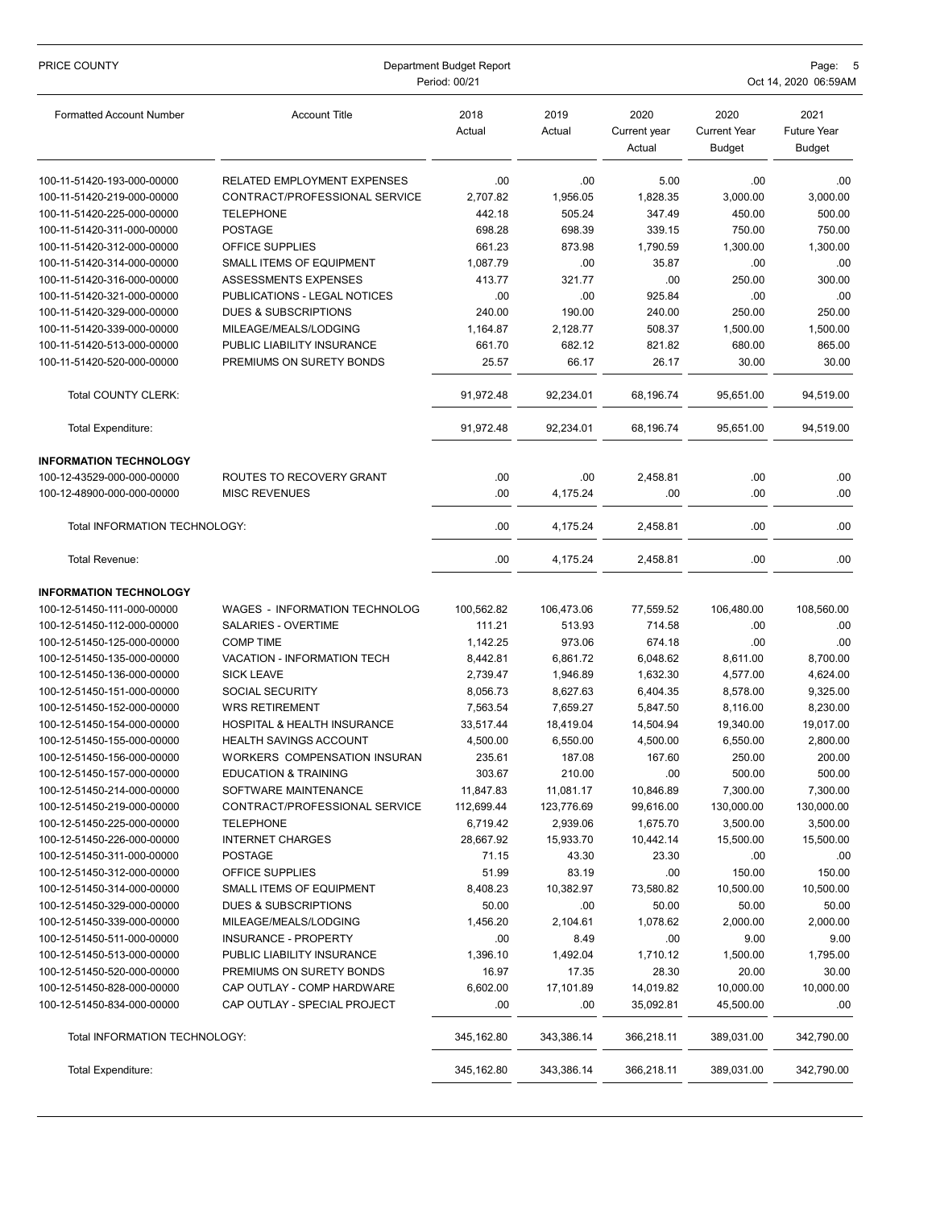| Formatted Account Number | Account Title | 2018 Actual | 2019 Actual | 2020 Current year Actual | 2020 Current Year Budget | 2021 Future Year Budget |
|---|---|---|---|---|---|---|
| 100-11-51420-193-000-00000 | RELATED EMPLOYMENT EXPENSES | .00 | .00 | 5.00 | .00 | .00 |
| 100-11-51420-219-000-00000 | CONTRACT/PROFESSIONAL SERVICE | 2,707.82 | 1,956.05 | 1,828.35 | 3,000.00 | 3,000.00 |
| 100-11-51420-225-000-00000 | TELEPHONE | 442.18 | 505.24 | 347.49 | 450.00 | 500.00 |
| 100-11-51420-311-000-00000 | POSTAGE | 698.28 | 698.39 | 339.15 | 750.00 | 750.00 |
| 100-11-51420-312-000-00000 | OFFICE SUPPLIES | 661.23 | 873.98 | 1,790.59 | 1,300.00 | 1,300.00 |
| 100-11-51420-314-000-00000 | SMALL ITEMS OF EQUIPMENT | 1,087.79 | .00 | 35.87 | .00 | .00 |
| 100-11-51420-316-000-00000 | ASSESSMENTS EXPENSES | 413.77 | 321.77 | .00 | 250.00 | 300.00 |
| 100-11-51420-321-000-00000 | PUBLICATIONS - LEGAL NOTICES | .00 | .00 | 925.84 | .00 | .00 |
| 100-11-51420-329-000-00000 | DUES & SUBSCRIPTIONS | 240.00 | 190.00 | 240.00 | 250.00 | 250.00 |
| 100-11-51420-339-000-00000 | MILEAGE/MEALS/LODGING | 1,164.87 | 2,128.77 | 508.37 | 1,500.00 | 1,500.00 |
| 100-11-51420-513-000-00000 | PUBLIC LIABILITY INSURANCE | 661.70 | 682.12 | 821.82 | 680.00 | 865.00 |
| 100-11-51420-520-000-00000 | PREMIUMS ON SURETY BONDS | 25.57 | 66.17 | 26.17 | 30.00 | 30.00 |
| Total COUNTY CLERK: | | 91,972.48 | 92,234.01 | 68,196.74 | 95,651.00 | 94,519.00 |
| Total Expenditure: | | 91,972.48 | 92,234.01 | 68,196.74 | 95,651.00 | 94,519.00 |
| **INFORMATION TECHNOLOGY** | | | | | | |
| 100-12-43529-000-000-00000 | ROUTES TO RECOVERY GRANT | .00 | .00 | 2,458.81 | .00 | .00 |
| 100-12-48900-000-000-00000 | MISC REVENUES | .00 | 4,175.24 | .00 | .00 | .00 |
| Total INFORMATION TECHNOLOGY: | | .00 | 4,175.24 | 2,458.81 | .00 | .00 |
| Total Revenue: | | .00 | 4,175.24 | 2,458.81 | .00 | .00 |
| **INFORMATION TECHNOLOGY** | | | | | | |
| 100-12-51450-111-000-00000 | WAGES - INFORMATION TECHNOLOG | 100,562.82 | 106,473.06 | 77,559.52 | 106,480.00 | 108,560.00 |
| 100-12-51450-112-000-00000 | SALARIES - OVERTIME | 111.21 | 513.93 | 714.58 | .00 | .00 |
| 100-12-51450-125-000-00000 | COMP TIME | 1,142.25 | 973.06 | 674.18 | .00 | .00 |
| 100-12-51450-135-000-00000 | VACATION - INFORMATION TECH | 8,442.81 | 6,861.72 | 6,048.62 | 8,611.00 | 8,700.00 |
| 100-12-51450-136-000-00000 | SICK LEAVE | 2,739.47 | 1,946.89 | 1,632.30 | 4,577.00 | 4,624.00 |
| 100-12-51450-151-000-00000 | SOCIAL SECURITY | 8,056.73 | 8,627.63 | 6,404.35 | 8,578.00 | 9,325.00 |
| 100-12-51450-152-000-00000 | WRS RETIREMENT | 7,563.54 | 7,659.27 | 5,847.50 | 8,116.00 | 8,230.00 |
| 100-12-51450-154-000-00000 | HOSPITAL & HEALTH INSURANCE | 33,517.44 | 18,419.04 | 14,504.94 | 19,340.00 | 19,017.00 |
| 100-12-51450-155-000-00000 | HEALTH SAVINGS ACCOUNT | 4,500.00 | 6,550.00 | 4,500.00 | 6,550.00 | 2,800.00 |
| 100-12-51450-156-000-00000 | WORKERS COMPENSATION INSURAN | 235.61 | 187.08 | 167.60 | 250.00 | 200.00 |
| 100-12-51450-157-000-00000 | EDUCATION & TRAINING | 303.67 | 210.00 | .00 | 500.00 | 500.00 |
| 100-12-51450-214-000-00000 | SOFTWARE MAINTENANCE | 11,847.83 | 11,081.17 | 10,846.89 | 7,300.00 | 7,300.00 |
| 100-12-51450-219-000-00000 | CONTRACT/PROFESSIONAL SERVICE | 112,699.44 | 123,776.69 | 99,616.00 | 130,000.00 | 130,000.00 |
| 100-12-51450-225-000-00000 | TELEPHONE | 6,719.42 | 2,939.06 | 1,675.70 | 3,500.00 | 3,500.00 |
| 100-12-51450-226-000-00000 | INTERNET CHARGES | 28,667.92 | 15,933.70 | 10,442.14 | 15,500.00 | 15,500.00 |
| 100-12-51450-311-000-00000 | POSTAGE | 71.15 | 43.30 | 23.30 | .00 | .00 |
| 100-12-51450-312-000-00000 | OFFICE SUPPLIES | 51.99 | 83.19 | .00 | 150.00 | 150.00 |
| 100-12-51450-314-000-00000 | SMALL ITEMS OF EQUIPMENT | 8,408.23 | 10,382.97 | 73,580.82 | 10,500.00 | 10,500.00 |
| 100-12-51450-329-000-00000 | DUES & SUBSCRIPTIONS | 50.00 | .00 | 50.00 | 50.00 | 50.00 |
| 100-12-51450-339-000-00000 | MILEAGE/MEALS/LODGING | 1,456.20 | 2,104.61 | 1,078.62 | 2,000.00 | 2,000.00 |
| 100-12-51450-511-000-00000 | INSURANCE - PROPERTY | .00 | 8.49 | .00 | 9.00 | 9.00 |
| 100-12-51450-513-000-00000 | PUBLIC LIABILITY INSURANCE | 1,396.10 | 1,492.04 | 1,710.12 | 1,500.00 | 1,795.00 |
| 100-12-51450-520-000-00000 | PREMIUMS ON SURETY BONDS | 16.97 | 17.35 | 28.30 | 20.00 | 30.00 |
| 100-12-51450-828-000-00000 | CAP OUTLAY - COMP HARDWARE | 6,602.00 | 17,101.89 | 14,019.82 | 10,000.00 | 10,000.00 |
| 100-12-51450-834-000-00000 | CAP OUTLAY - SPECIAL PROJECT | .00 | .00 | 35,092.81 | 45,500.00 | .00 |
| Total INFORMATION TECHNOLOGY: | | 345,162.80 | 343,386.14 | 366,218.11 | 389,031.00 | 342,790.00 |
| Total Expenditure: | | 345,162.80 | 343,386.14 | 366,218.11 | 389,031.00 | 342,790.00 |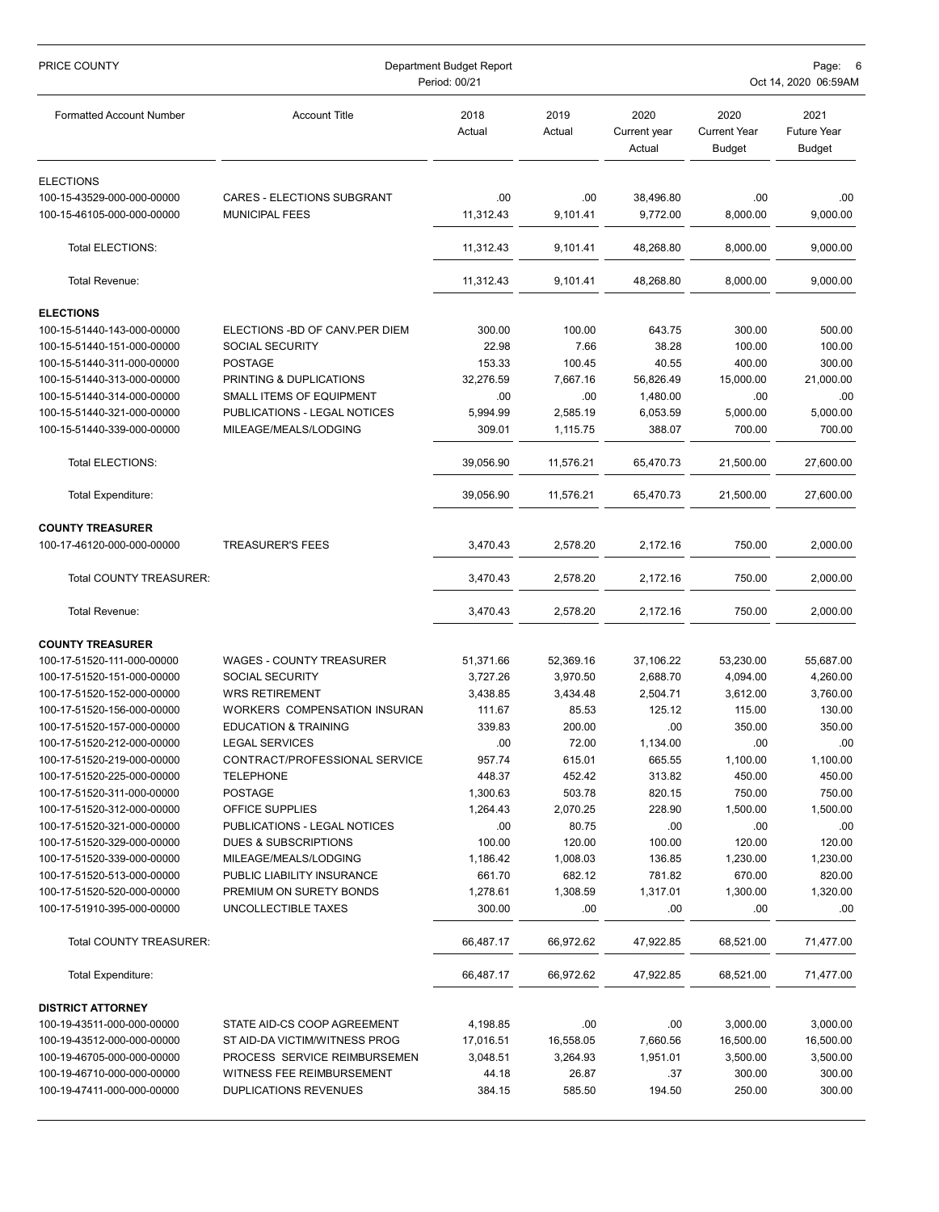| Formatted Account Number | Account Title | 2018 Actual | 2019 Actual | 2020 Current year Actual | 2020 Current Year Budget | 2021 Future Year Budget |
|---|---|---|---|---|---|---|
| ELECTIONS | | | | | | |
| 100-15-43529-000-000-00000 | CARES - ELECTIONS SUBGRANT | .00 | .00 | 38,496.80 | .00 | .00 |
| 100-15-46105-000-000-00000 | MUNICIPAL FEES | 11,312.43 | 9,101.41 | 9,772.00 | 8,000.00 | 9,000.00 |
| Total ELECTIONS: | | 11,312.43 | 9,101.41 | 48,268.80 | 8,000.00 | 9,000.00 |
| Total Revenue: | | 11,312.43 | 9,101.41 | 48,268.80 | 8,000.00 | 9,000.00 |
| **ELECTIONS** | | | | | | |
| 100-15-51440-143-000-00000 | ELECTIONS -BD OF CANV.PER DIEM | 300.00 | 100.00 | 643.75 | 300.00 | 500.00 |
| 100-15-51440-151-000-00000 | SOCIAL SECURITY | 22.98 | 7.66 | 38.28 | 100.00 | 100.00 |
| 100-15-51440-311-000-00000 | POSTAGE | 153.33 | 100.45 | 40.55 | 400.00 | 300.00 |
| 100-15-51440-313-000-00000 | PRINTING & DUPLICATIONS | 32,276.59 | 7,667.16 | 56,826.49 | 15,000.00 | 21,000.00 |
| 100-15-51440-314-000-00000 | SMALL ITEMS OF EQUIPMENT | .00 | .00 | 1,480.00 | .00 | .00 |
| 100-15-51440-321-000-00000 | PUBLICATIONS - LEGAL NOTICES | 5,994.99 | 2,585.19 | 6,053.59 | 5,000.00 | 5,000.00 |
| 100-15-51440-339-000-00000 | MILEAGE/MEALS/LODGING | 309.01 | 1,115.75 | 388.07 | 700.00 | 700.00 |
| Total ELECTIONS: | | 39,056.90 | 11,576.21 | 65,470.73 | 21,500.00 | 27,600.00 |
| Total Expenditure: | | 39,056.90 | 11,576.21 | 65,470.73 | 21,500.00 | 27,600.00 |
| **COUNTY TREASURER** | | | | | | |
| 100-17-46120-000-000-00000 | TREASURER'S FEES | 3,470.43 | 2,578.20 | 2,172.16 | 750.00 | 2,000.00 |
| Total COUNTY TREASURER: | | 3,470.43 | 2,578.20 | 2,172.16 | 750.00 | 2,000.00 |
| Total Revenue: | | 3,470.43 | 2,578.20 | 2,172.16 | 750.00 | 2,000.00 |
| **COUNTY TREASURER** | | | | | | |
| 100-17-51520-111-000-00000 | WAGES - COUNTY TREASURER | 51,371.66 | 52,369.16 | 37,106.22 | 53,230.00 | 55,687.00 |
| 100-17-51520-151-000-00000 | SOCIAL SECURITY | 3,727.26 | 3,970.50 | 2,688.70 | 4,094.00 | 4,260.00 |
| 100-17-51520-152-000-00000 | WRS RETIREMENT | 3,438.85 | 3,434.48 | 2,504.71 | 3,612.00 | 3,760.00 |
| 100-17-51520-156-000-00000 | WORKERS COMPENSATION INSURAN | 111.67 | 85.53 | 125.12 | 115.00 | 130.00 |
| 100-17-51520-157-000-00000 | EDUCATION & TRAINING | 339.83 | 200.00 | .00 | 350.00 | 350.00 |
| 100-17-51520-212-000-00000 | LEGAL SERVICES | .00 | 72.00 | 1,134.00 | .00 | .00 |
| 100-17-51520-219-000-00000 | CONTRACT/PROFESSIONAL SERVICE | 957.74 | 615.01 | 665.55 | 1,100.00 | 1,100.00 |
| 100-17-51520-225-000-00000 | TELEPHONE | 448.37 | 452.42 | 313.82 | 450.00 | 450.00 |
| 100-17-51520-311-000-00000 | POSTAGE | 1,300.63 | 503.78 | 820.15 | 750.00 | 750.00 |
| 100-17-51520-312-000-00000 | OFFICE SUPPLIES | 1,264.43 | 2,070.25 | 228.90 | 1,500.00 | 1,500.00 |
| 100-17-51520-321-000-00000 | PUBLICATIONS - LEGAL NOTICES | .00 | 80.75 | .00 | .00 | .00 |
| 100-17-51520-329-000-00000 | DUES & SUBSCRIPTIONS | 100.00 | 120.00 | 100.00 | 120.00 | 120.00 |
| 100-17-51520-339-000-00000 | MILEAGE/MEALS/LODGING | 1,186.42 | 1,008.03 | 136.85 | 1,230.00 | 1,230.00 |
| 100-17-51520-513-000-00000 | PUBLIC LIABILITY INSURANCE | 661.70 | 682.12 | 781.82 | 670.00 | 820.00 |
| 100-17-51520-520-000-00000 | PREMIUM ON SURETY BONDS | 1,278.61 | 1,308.59 | 1,317.01 | 1,300.00 | 1,320.00 |
| 100-17-51910-395-000-00000 | UNCOLLECTIBLE TAXES | 300.00 | .00 | .00 | .00 | .00 |
| Total COUNTY TREASURER: | | 66,487.17 | 66,972.62 | 47,922.85 | 68,521.00 | 71,477.00 |
| Total Expenditure: | | 66,487.17 | 66,972.62 | 47,922.85 | 68,521.00 | 71,477.00 |
| **DISTRICT ATTORNEY** | | | | | | |
| 100-19-43511-000-000-00000 | STATE AID-CS COOP AGREEMENT | 4,198.85 | .00 | .00 | 3,000.00 | 3,000.00 |
| 100-19-43512-000-000-00000 | ST AID-DA VICTIM/WITNESS PROG | 17,016.51 | 16,558.05 | 7,660.56 | 16,500.00 | 16,500.00 |
| 100-19-46705-000-000-00000 | PROCESS SERVICE REIMBURSEMEN | 3,048.51 | 3,264.93 | 1,951.01 | 3,500.00 | 3,500.00 |
| 100-19-46710-000-000-00000 | WITNESS FEE REIMBURSEMENT | 44.18 | 26.87 | .37 | 300.00 | 300.00 |
| 100-19-47411-000-000-00000 | DUPLICATIONS REVENUES | 384.15 | 585.50 | 194.50 | 250.00 | 300.00 |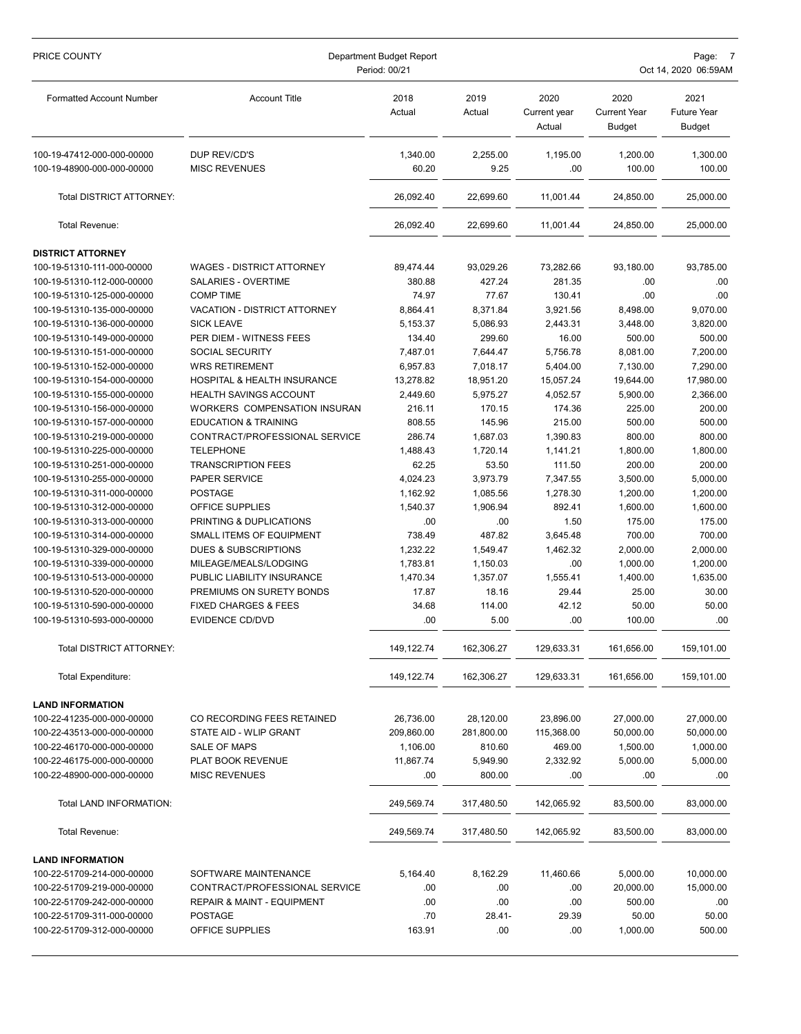| Formatted Account Number | Account Title | 2018 Actual | 2019 Actual | 2020 Current year Actual | 2020 Current Year Budget | 2021 Future Year Budget |
|---|---|---|---|---|---|---|
| 100-19-47412-000-000-00000 | DUP REV/CD'S | 1,340.00 | 2,255.00 | 1,195.00 | 1,200.00 | 1,300.00 |
| 100-19-48900-000-000-00000 | MISC REVENUES | 60.20 | 9.25 | .00 | 100.00 | 100.00 |
| Total DISTRICT ATTORNEY: | | 26,092.40 | 22,699.60 | 11,001.44 | 24,850.00 | 25,000.00 |
| Total Revenue: | | 26,092.40 | 22,699.60 | 11,001.44 | 24,850.00 | 25,000.00 |
| **DISTRICT ATTORNEY** | | | | | | |
| 100-19-51310-111-000-00000 | WAGES - DISTRICT ATTORNEY | 89,474.44 | 93,029.26 | 73,282.66 | 93,180.00 | 93,785.00 |
| 100-19-51310-112-000-00000 | SALARIES - OVERTIME | 380.88 | 427.24 | 281.35 | .00 | .00 |
| 100-19-51310-125-000-00000 | COMP TIME | 74.97 | 77.67 | 130.41 | .00 | .00 |
| 100-19-51310-135-000-00000 | VACATION - DISTRICT ATTORNEY | 8,864.41 | 8,371.84 | 3,921.56 | 8,498.00 | 9,070.00 |
| 100-19-51310-136-000-00000 | SICK LEAVE | 5,153.37 | 5,086.93 | 2,443.31 | 3,448.00 | 3,820.00 |
| 100-19-51310-149-000-00000 | PER DIEM - WITNESS FEES | 134.40 | 299.60 | 16.00 | 500.00 | 500.00 |
| 100-19-51310-151-000-00000 | SOCIAL SECURITY | 7,487.01 | 7,644.47 | 5,756.78 | 8,081.00 | 7,200.00 |
| 100-19-51310-152-000-00000 | WRS RETIREMENT | 6,957.83 | 7,018.17 | 5,404.00 | 7,130.00 | 7,290.00 |
| 100-19-51310-154-000-00000 | HOSPITAL & HEALTH INSURANCE | 13,278.82 | 18,951.20 | 15,057.24 | 19,644.00 | 17,980.00 |
| 100-19-51310-155-000-00000 | HEALTH SAVINGS ACCOUNT | 2,449.60 | 5,975.27 | 4,052.57 | 5,900.00 | 2,366.00 |
| 100-19-51310-156-000-00000 | WORKERS COMPENSATION INSURAN | 216.11 | 170.15 | 174.36 | 225.00 | 200.00 |
| 100-19-51310-157-000-00000 | EDUCATION & TRAINING | 808.55 | 145.96 | 215.00 | 500.00 | 500.00 |
| 100-19-51310-219-000-00000 | CONTRACT/PROFESSIONAL SERVICE | 286.74 | 1,687.03 | 1,390.83 | 800.00 | 800.00 |
| 100-19-51310-225-000-00000 | TELEPHONE | 1,488.43 | 1,720.14 | 1,141.21 | 1,800.00 | 1,800.00 |
| 100-19-51310-251-000-00000 | TRANSCRIPTION FEES | 62.25 | 53.50 | 111.50 | 200.00 | 200.00 |
| 100-19-51310-255-000-00000 | PAPER SERVICE | 4,024.23 | 3,973.79 | 7,347.55 | 3,500.00 | 5,000.00 |
| 100-19-51310-311-000-00000 | POSTAGE | 1,162.92 | 1,085.56 | 1,278.30 | 1,200.00 | 1,200.00 |
| 100-19-51310-312-000-00000 | OFFICE SUPPLIES | 1,540.37 | 1,906.94 | 892.41 | 1,600.00 | 1,600.00 |
| 100-19-51310-313-000-00000 | PRINTING & DUPLICATIONS | .00 | .00 | 1.50 | 175.00 | 175.00 |
| 100-19-51310-314-000-00000 | SMALL ITEMS OF EQUIPMENT | 738.49 | 487.82 | 3,645.48 | 700.00 | 700.00 |
| 100-19-51310-329-000-00000 | DUES & SUBSCRIPTIONS | 1,232.22 | 1,549.47 | 1,462.32 | 2,000.00 | 2,000.00 |
| 100-19-51310-339-000-00000 | MILEAGE/MEALS/LODGING | 1,783.81 | 1,150.03 | .00 | 1,000.00 | 1,200.00 |
| 100-19-51310-513-000-00000 | PUBLIC LIABILITY INSURANCE | 1,470.34 | 1,357.07 | 1,555.41 | 1,400.00 | 1,635.00 |
| 100-19-51310-520-000-00000 | PREMIUMS ON SURETY BONDS | 17.87 | 18.16 | 29.44 | 25.00 | 30.00 |
| 100-19-51310-590-000-00000 | FIXED CHARGES & FEES | 34.68 | 114.00 | 42.12 | 50.00 | 50.00 |
| 100-19-51310-593-000-00000 | EVIDENCE CD/DVD | .00 | 5.00 | .00 | 100.00 | .00 |
| Total DISTRICT ATTORNEY: | | 149,122.74 | 162,306.27 | 129,633.31 | 161,656.00 | 159,101.00 |
| Total Expenditure: | | 149,122.74 | 162,306.27 | 129,633.31 | 161,656.00 | 159,101.00 |
| **LAND INFORMATION** | | | | | | |
| 100-22-41235-000-000-00000 | CO RECORDING FEES RETAINED | 26,736.00 | 28,120.00 | 23,896.00 | 27,000.00 | 27,000.00 |
| 100-22-43513-000-000-00000 | STATE AID - WLIP GRANT | 209,860.00 | 281,800.00 | 115,368.00 | 50,000.00 | 50,000.00 |
| 100-22-46170-000-000-00000 | SALE OF MAPS | 1,106.00 | 810.60 | 469.00 | 1,500.00 | 1,000.00 |
| 100-22-46175-000-000-00000 | PLAT BOOK REVENUE | 11,867.74 | 5,949.90 | 2,332.92 | 5,000.00 | 5,000.00 |
| 100-22-48900-000-000-00000 | MISC REVENUES | .00 | 800.00 | .00 | .00 | .00 |
| Total LAND INFORMATION: | | 249,569.74 | 317,480.50 | 142,065.92 | 83,500.00 | 83,000.00 |
| Total Revenue: | | 249,569.74 | 317,480.50 | 142,065.92 | 83,500.00 | 83,000.00 |
| **LAND INFORMATION** | | | | | | |
| 100-22-51709-214-000-00000 | SOFTWARE MAINTENANCE | 5,164.40 | 8,162.29 | 11,460.66 | 5,000.00 | 10,000.00 |
| 100-22-51709-219-000-00000 | CONTRACT/PROFESSIONAL SERVICE | .00 | .00 | .00 | 20,000.00 | 15,000.00 |
| 100-22-51709-242-000-00000 | REPAIR & MAINT - EQUIPMENT | .00 | .00 | .00 | 500.00 | .00 |
| 100-22-51709-311-000-00000 | POSTAGE | .70 | 28.41- | 29.39 | 50.00 | 50.00 |
| 100-22-51709-312-000-00000 | OFFICE SUPPLIES | 163.91 | .00 | .00 | 1,000.00 | 500.00 |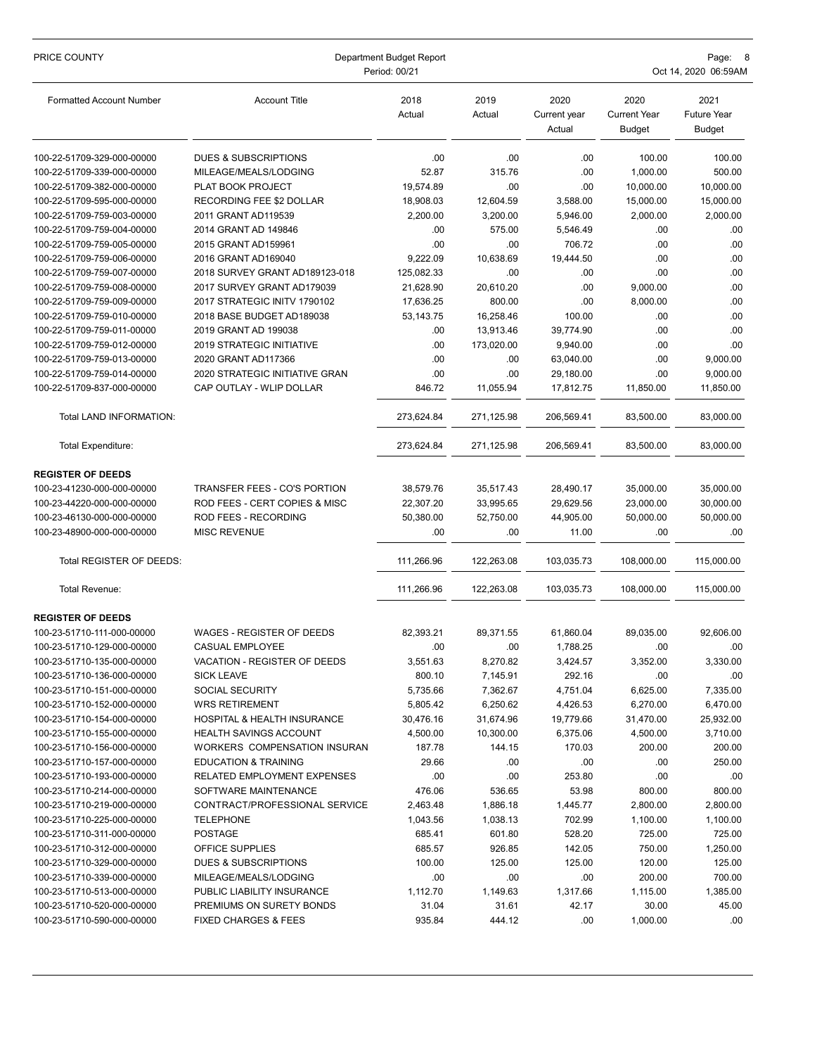| Formatted Account Number | Account Title | 2018 Actual | 2019 Actual | 2020 Current year Actual | 2020 Current Year Budget | 2021 Future Year Budget |
|---|---|---|---|---|---|---|
| 100-22-51709-329-000-00000 | DUES & SUBSCRIPTIONS | .00 | .00 | .00 | 100.00 | 100.00 |
| 100-22-51709-339-000-00000 | MILEAGE/MEALS/LODGING | 52.87 | 315.76 | .00 | 1,000.00 | 500.00 |
| 100-22-51709-382-000-00000 | PLAT BOOK PROJECT | 19,574.89 | .00 | .00 | 10,000.00 | 10,000.00 |
| 100-22-51709-595-000-00000 | RECORDING FEE $2 DOLLAR | 18,908.03 | 12,604.59 | 3,588.00 | 15,000.00 | 15,000.00 |
| 100-22-51709-759-003-00000 | 2011 GRANT AD119539 | 2,200.00 | 3,200.00 | 5,946.00 | 2,000.00 | 2,000.00 |
| 100-22-51709-759-004-00000 | 2014 GRANT AD 149846 | .00 | 575.00 | 5,546.49 | .00 | .00 |
| 100-22-51709-759-005-00000 | 2015 GRANT AD159961 | .00 | .00 | 706.72 | .00 | .00 |
| 100-22-51709-759-006-00000 | 2016 GRANT AD169040 | 9,222.09 | 10,638.69 | 19,444.50 | .00 | .00 |
| 100-22-51709-759-007-00000 | 2018 SURVEY GRANT AD189123-018 | 125,082.33 | .00 | .00 | .00 | .00 |
| 100-22-51709-759-008-00000 | 2017 SURVEY GRANT AD179039 | 21,628.90 | 20,610.20 | .00 | 9,000.00 | .00 |
| 100-22-51709-759-009-00000 | 2017 STRATEGIC INITV 1790102 | 17,636.25 | 800.00 | .00 | 8,000.00 | .00 |
| 100-22-51709-759-010-00000 | 2018 BASE BUDGET AD189038 | 53,143.75 | 16,258.46 | 100.00 | .00 | .00 |
| 100-22-51709-759-011-00000 | 2019 GRANT AD 199038 | .00 | 13,913.46 | 39,774.90 | .00 | .00 |
| 100-22-51709-759-012-00000 | 2019 STRATEGIC INITIATIVE | .00 | 173,020.00 | 9,940.00 | .00 | .00 |
| 100-22-51709-759-013-00000 | 2020 GRANT AD117366 | .00 | .00 | 63,040.00 | .00 | 9,000.00 |
| 100-22-51709-759-014-00000 | 2020 STRATEGIC INITIATIVE GRAN | .00 | .00 | 29,180.00 | .00 | 9,000.00 |
| 100-22-51709-837-000-00000 | CAP OUTLAY - WLIP DOLLAR | 846.72 | 11,055.94 | 17,812.75 | 11,850.00 | 11,850.00 |
| Total LAND INFORMATION: | | 273,624.84 | 271,125.98 | 206,569.41 | 83,500.00 | 83,000.00 |
| Total Expenditure: | | 273,624.84 | 271,125.98 | 206,569.41 | 83,500.00 | 83,000.00 |
| **REGISTER OF DEEDS** | | | | | | |
| 100-23-41230-000-000-00000 | TRANSFER FEES - CO'S PORTION | 38,579.76 | 35,517.43 | 28,490.17 | 35,000.00 | 35,000.00 |
| 100-23-44220-000-000-00000 | ROD FEES - CERT COPIES & MISC | 22,307.20 | 33,995.65 | 29,629.56 | 23,000.00 | 30,000.00 |
| 100-23-46130-000-000-00000 | ROD FEES - RECORDING | 50,380.00 | 52,750.00 | 44,905.00 | 50,000.00 | 50,000.00 |
| 100-23-48900-000-000-00000 | MISC REVENUE | .00 | .00 | 11.00 | .00 | .00 |
| Total REGISTER OF DEEDS: | | 111,266.96 | 122,263.08 | 103,035.73 | 108,000.00 | 115,000.00 |
| Total Revenue: | | 111,266.96 | 122,263.08 | 103,035.73 | 108,000.00 | 115,000.00 |
| **REGISTER OF DEEDS** | | | | | | |
| 100-23-51710-111-000-00000 | WAGES - REGISTER OF DEEDS | 82,393.21 | 89,371.55 | 61,860.04 | 89,035.00 | 92,606.00 |
| 100-23-51710-129-000-00000 | CASUAL EMPLOYEE | .00 | .00 | 1,788.25 | .00 | .00 |
| 100-23-51710-135-000-00000 | VACATION - REGISTER OF DEEDS | 3,551.63 | 8,270.82 | 3,424.57 | 3,352.00 | 3,330.00 |
| 100-23-51710-136-000-00000 | SICK LEAVE | 800.10 | 7,145.91 | 292.16 | .00 | .00 |
| 100-23-51710-151-000-00000 | SOCIAL SECURITY | 5,735.66 | 7,362.67 | 4,751.04 | 6,625.00 | 7,335.00 |
| 100-23-51710-152-000-00000 | WRS RETIREMENT | 5,805.42 | 6,250.62 | 4,426.53 | 6,270.00 | 6,470.00 |
| 100-23-51710-154-000-00000 | HOSPITAL & HEALTH INSURANCE | 30,476.16 | 31,674.96 | 19,779.66 | 31,470.00 | 25,932.00 |
| 100-23-51710-155-000-00000 | HEALTH SAVINGS ACCOUNT | 4,500.00 | 10,300.00 | 6,375.06 | 4,500.00 | 3,710.00 |
| 100-23-51710-156-000-00000 | WORKERS COMPENSATION INSURAN | 187.78 | 144.15 | 170.03 | 200.00 | 200.00 |
| 100-23-51710-157-000-00000 | EDUCATION & TRAINING | 29.66 | .00 | .00 | .00 | 250.00 |
| 100-23-51710-193-000-00000 | RELATED EMPLOYMENT EXPENSES | .00 | .00 | 253.80 | .00 | .00 |
| 100-23-51710-214-000-00000 | SOFTWARE MAINTENANCE | 476.06 | 536.65 | 53.98 | 800.00 | 800.00 |
| 100-23-51710-219-000-00000 | CONTRACT/PROFESSIONAL SERVICE | 2,463.48 | 1,886.18 | 1,445.77 | 2,800.00 | 2,800.00 |
| 100-23-51710-225-000-00000 | TELEPHONE | 1,043.56 | 1,038.13 | 702.99 | 1,100.00 | 1,100.00 |
| 100-23-51710-311-000-00000 | POSTAGE | 685.41 | 601.80 | 528.20 | 725.00 | 725.00 |
| 100-23-51710-312-000-00000 | OFFICE SUPPLIES | 685.57 | 926.85 | 142.05 | 750.00 | 1,250.00 |
| 100-23-51710-329-000-00000 | DUES & SUBSCRIPTIONS | 100.00 | 125.00 | 125.00 | 120.00 | 125.00 |
| 100-23-51710-339-000-00000 | MILEAGE/MEALS/LODGING | .00 | .00 | .00 | 200.00 | 700.00 |
| 100-23-51710-513-000-00000 | PUBLIC LIABILITY INSURANCE | 1,112.70 | 1,149.63 | 1,317.66 | 1,115.00 | 1,385.00 |
| 100-23-51710-520-000-00000 | PREMIUMS ON SURETY BONDS | 31.04 | 31.61 | 42.17 | 30.00 | 45.00 |
| 100-23-51710-590-000-00000 | FIXED CHARGES & FEES | 935.84 | 444.12 | .00 | 1,000.00 | .00 |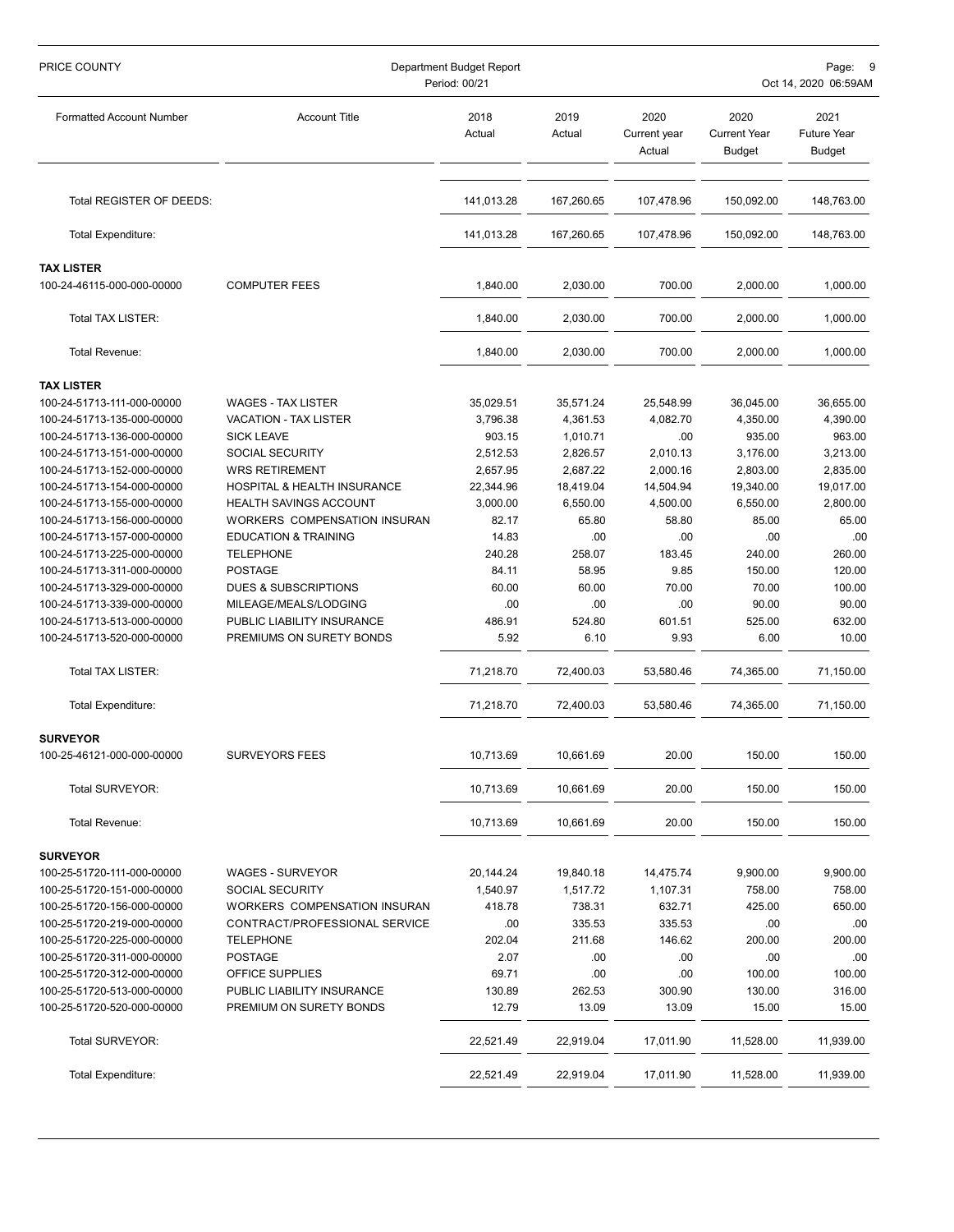| Formatted Account Number | Account Title | 2018 Actual | 2019 Actual | 2020 Current year Actual | 2020 Current Year Budget | 2021 Future Year Budget |
|---|---|---|---|---|---|---|
| Total REGISTER OF DEEDS: | | 141,013.28 | 167,260.65 | 107,478.96 | 150,092.00 | 148,763.00 |
| Total Expenditure: | | 141,013.28 | 167,260.65 | 107,478.96 | 150,092.00 | 148,763.00 |
| **TAX LISTER** | | | | | | |
| 100-24-46115-000-000-00000 | COMPUTER FEES | 1,840.00 | 2,030.00 | 700.00 | 2,000.00 | 1,000.00 |
| Total TAX LISTER: | | 1,840.00 | 2,030.00 | 700.00 | 2,000.00 | 1,000.00 |
| Total Revenue: | | 1,840.00 | 2,030.00 | 700.00 | 2,000.00 | 1,000.00 |
| **TAX LISTER** | | | | | | |
| 100-24-51713-111-000-00000 | WAGES - TAX LISTER | 35,029.51 | 35,571.24 | 25,548.99 | 36,045.00 | 36,655.00 |
| 100-24-51713-135-000-00000 | VACATION - TAX LISTER | 3,796.38 | 4,361.53 | 4,082.70 | 4,350.00 | 4,390.00 |
| 100-24-51713-136-000-00000 | SICK LEAVE | 903.15 | 1,010.71 | .00 | 935.00 | 963.00 |
| 100-24-51713-151-000-00000 | SOCIAL SECURITY | 2,512.53 | 2,826.57 | 2,010.13 | 3,176.00 | 3,213.00 |
| 100-24-51713-152-000-00000 | WRS RETIREMENT | 2,657.95 | 2,687.22 | 2,000.16 | 2,803.00 | 2,835.00 |
| 100-24-51713-154-000-00000 | HOSPITAL & HEALTH INSURANCE | 22,344.96 | 18,419.04 | 14,504.94 | 19,340.00 | 19,017.00 |
| 100-24-51713-155-000-00000 | HEALTH SAVINGS ACCOUNT | 3,000.00 | 6,550.00 | 4,500.00 | 6,550.00 | 2,800.00 |
| 100-24-51713-156-000-00000 | WORKERS COMPENSATION INSURAN | 82.17 | 65.80 | 58.80 | 85.00 | 65.00 |
| 100-24-51713-157-000-00000 | EDUCATION & TRAINING | 14.83 | .00 | .00 | .00 | .00 |
| 100-24-51713-225-000-00000 | TELEPHONE | 240.28 | 258.07 | 183.45 | 240.00 | 260.00 |
| 100-24-51713-311-000-00000 | POSTAGE | 84.11 | 58.95 | 9.85 | 150.00 | 120.00 |
| 100-24-51713-329-000-00000 | DUES & SUBSCRIPTIONS | 60.00 | 60.00 | 70.00 | 70.00 | 100.00 |
| 100-24-51713-339-000-00000 | MILEAGE/MEALS/LODGING | .00 | .00 | .00 | 90.00 | 90.00 |
| 100-24-51713-513-000-00000 | PUBLIC LIABILITY INSURANCE | 486.91 | 524.80 | 601.51 | 525.00 | 632.00 |
| 100-24-51713-520-000-00000 | PREMIUMS ON SURETY BONDS | 5.92 | 6.10 | 9.93 | 6.00 | 10.00 |
| Total TAX LISTER: | | 71,218.70 | 72,400.03 | 53,580.46 | 74,365.00 | 71,150.00 |
| Total Expenditure: | | 71,218.70 | 72,400.03 | 53,580.46 | 74,365.00 | 71,150.00 |
| **SURVEYOR** | | | | | | |
| 100-25-46121-000-000-00000 | SURVEYORS FEES | 10,713.69 | 10,661.69 | 20.00 | 150.00 | 150.00 |
| Total SURVEYOR: | | 10,713.69 | 10,661.69 | 20.00 | 150.00 | 150.00 |
| Total Revenue: | | 10,713.69 | 10,661.69 | 20.00 | 150.00 | 150.00 |
| **SURVEYOR** | | | | | | |
| 100-25-51720-111-000-00000 | WAGES - SURVEYOR | 20,144.24 | 19,840.18 | 14,475.74 | 9,900.00 | 9,900.00 |
| 100-25-51720-151-000-00000 | SOCIAL SECURITY | 1,540.97 | 1,517.72 | 1,107.31 | 758.00 | 758.00 |
| 100-25-51720-156-000-00000 | WORKERS COMPENSATION INSURAN | 418.78 | 738.31 | 632.71 | 425.00 | 650.00 |
| 100-25-51720-219-000-00000 | CONTRACT/PROFESSIONAL SERVICE | .00 | 335.53 | 335.53 | .00 | .00 |
| 100-25-51720-225-000-00000 | TELEPHONE | 202.04 | 211.68 | 146.62 | 200.00 | 200.00 |
| 100-25-51720-311-000-00000 | POSTAGE | 2.07 | .00 | .00 | .00 | .00 |
| 100-25-51720-312-000-00000 | OFFICE SUPPLIES | 69.71 | .00 | .00 | 100.00 | 100.00 |
| 100-25-51720-513-000-00000 | PUBLIC LIABILITY INSURANCE | 130.89 | 262.53 | 300.90 | 130.00 | 316.00 |
| 100-25-51720-520-000-00000 | PREMIUM ON SURETY BONDS | 12.79 | 13.09 | 13.09 | 15.00 | 15.00 |
| Total SURVEYOR: | | 22,521.49 | 22,919.04 | 17,011.90 | 11,528.00 | 11,939.00 |
| Total Expenditure: | | 22,521.49 | 22,919.04 | 17,011.90 | 11,528.00 | 11,939.00 |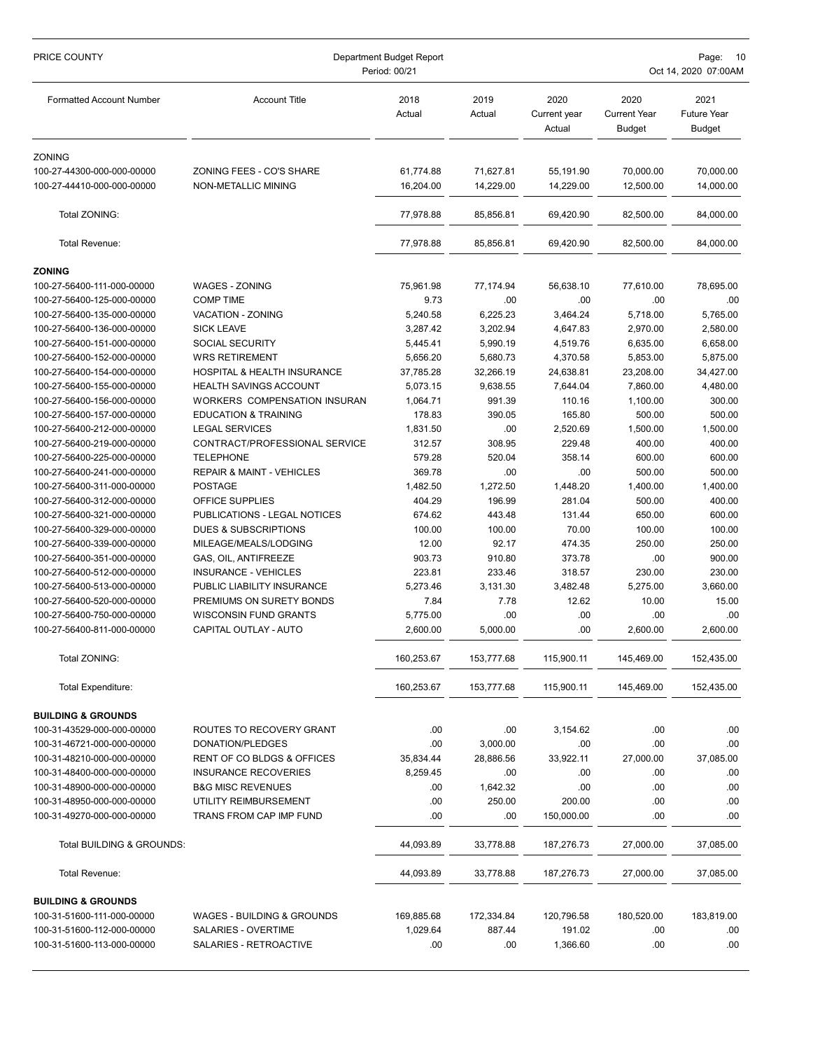| Formatted Account Number | Account Title | 2018 Actual | 2019 Actual | 2020 Current year Actual | 2020 Current Year Budget | 2021 Future Year Budget |
|---|---|---|---|---|---|---|
| ZONING | | | | | | |
| 100-27-44300-000-000-00000 | ZONING FEES - CO'S SHARE | 61,774.88 | 71,627.81 | 55,191.90 | 70,000.00 | 70,000.00 |
| 100-27-44410-000-000-00000 | NON-METALLIC MINING | 16,204.00 | 14,229.00 | 14,229.00 | 12,500.00 | 14,000.00 |
| Total ZONING: | | 77,978.88 | 85,856.81 | 69,420.90 | 82,500.00 | 84,000.00 |
| Total Revenue: | | 77,978.88 | 85,856.81 | 69,420.90 | 82,500.00 | 84,000.00 |
| **ZONING** | | | | | | |
| 100-27-56400-111-000-00000 | WAGES - ZONING | 75,961.98 | 77,174.94 | 56,638.10 | 77,610.00 | 78,695.00 |
| 100-27-56400-125-000-00000 | COMP TIME | 9.73 | .00 | .00 | .00 | .00 |
| 100-27-56400-135-000-00000 | VACATION - ZONING | 5,240.58 | 6,225.23 | 3,464.24 | 5,718.00 | 5,765.00 |
| 100-27-56400-136-000-00000 | SICK LEAVE | 3,287.42 | 3,202.94 | 4,647.83 | 2,970.00 | 2,580.00 |
| 100-27-56400-151-000-00000 | SOCIAL SECURITY | 5,445.41 | 5,990.19 | 4,519.76 | 6,635.00 | 6,658.00 |
| 100-27-56400-152-000-00000 | WRS RETIREMENT | 5,656.20 | 5,680.73 | 4,370.58 | 5,853.00 | 5,875.00 |
| 100-27-56400-154-000-00000 | HOSPITAL & HEALTH INSURANCE | 37,785.28 | 32,266.19 | 24,638.81 | 23,208.00 | 34,427.00 |
| 100-27-56400-155-000-00000 | HEALTH SAVINGS ACCOUNT | 5,073.15 | 9,638.55 | 7,644.04 | 7,860.00 | 4,480.00 |
| 100-27-56400-156-000-00000 | WORKERS COMPENSATION INSURAN | 1,064.71 | 991.39 | 110.16 | 1,100.00 | 300.00 |
| 100-27-56400-157-000-00000 | EDUCATION & TRAINING | 178.83 | 390.05 | 165.80 | 500.00 | 500.00 |
| 100-27-56400-212-000-00000 | LEGAL SERVICES | 1,831.50 | .00 | 2,520.69 | 1,500.00 | 1,500.00 |
| 100-27-56400-219-000-00000 | CONTRACT/PROFESSIONAL SERVICE | 312.57 | 308.95 | 229.48 | 400.00 | 400.00 |
| 100-27-56400-225-000-00000 | TELEPHONE | 579.28 | 520.04 | 358.14 | 600.00 | 600.00 |
| 100-27-56400-241-000-00000 | REPAIR & MAINT - VEHICLES | 369.78 | .00 | .00 | 500.00 | 500.00 |
| 100-27-56400-311-000-00000 | POSTAGE | 1,482.50 | 1,272.50 | 1,448.20 | 1,400.00 | 1,400.00 |
| 100-27-56400-312-000-00000 | OFFICE SUPPLIES | 404.29 | 196.99 | 281.04 | 500.00 | 400.00 |
| 100-27-56400-321-000-00000 | PUBLICATIONS - LEGAL NOTICES | 674.62 | 443.48 | 131.44 | 650.00 | 600.00 |
| 100-27-56400-329-000-00000 | DUES & SUBSCRIPTIONS | 100.00 | 100.00 | 70.00 | 100.00 | 100.00 |
| 100-27-56400-339-000-00000 | MILEAGE/MEALS/LODGING | 12.00 | 92.17 | 474.35 | 250.00 | 250.00 |
| 100-27-56400-351-000-00000 | GAS, OIL, ANTIFREEZE | 903.73 | 910.80 | 373.78 | .00 | 900.00 |
| 100-27-56400-512-000-00000 | INSURANCE - VEHICLES | 223.81 | 233.46 | 318.57 | 230.00 | 230.00 |
| 100-27-56400-513-000-00000 | PUBLIC LIABILITY INSURANCE | 5,273.46 | 3,131.30 | 3,482.48 | 5,275.00 | 3,660.00 |
| 100-27-56400-520-000-00000 | PREMIUMS ON SURETY BONDS | 7.84 | 7.78 | 12.62 | 10.00 | 15.00 |
| 100-27-56400-750-000-00000 | WISCONSIN FUND GRANTS | 5,775.00 | .00 | .00 | .00 | .00 |
| 100-27-56400-811-000-00000 | CAPITAL OUTLAY - AUTO | 2,600.00 | 5,000.00 | .00 | 2,600.00 | 2,600.00 |
| Total ZONING: | | 160,253.67 | 153,777.68 | 115,900.11 | 145,469.00 | 152,435.00 |
| Total Expenditure: | | 160,253.67 | 153,777.68 | 115,900.11 | 145,469.00 | 152,435.00 |
| **BUILDING & GROUNDS** | | | | | | |
| 100-31-43529-000-000-00000 | ROUTES TO RECOVERY GRANT | .00 | .00 | 3,154.62 | .00 | .00 |
| 100-31-46721-000-000-00000 | DONATION/PLEDGES | .00 | 3,000.00 | .00 | .00 | .00 |
| 100-31-48210-000-000-00000 | RENT OF CO BLDGS & OFFICES | 35,834.44 | 28,886.56 | 33,922.11 | 27,000.00 | 37,085.00 |
| 100-31-48400-000-000-00000 | INSURANCE RECOVERIES | 8,259.45 | .00 | .00 | .00 | .00 |
| 100-31-48900-000-000-00000 | B&G MISC REVENUES | .00 | 1,642.32 | .00 | .00 | .00 |
| 100-31-48950-000-000-00000 | UTILITY REIMBURSEMENT | .00 | 250.00 | 200.00 | .00 | .00 |
| 100-31-49270-000-000-00000 | TRANS FROM CAP IMP FUND | .00 | .00 | 150,000.00 | .00 | .00 |
| Total BUILDING & GROUNDS: | | 44,093.89 | 33,778.88 | 187,276.73 | 27,000.00 | 37,085.00 |
| Total Revenue: | | 44,093.89 | 33,778.88 | 187,276.73 | 27,000.00 | 37,085.00 |
| **BUILDING & GROUNDS** | | | | | | |
| 100-31-51600-111-000-00000 | WAGES - BUILDING & GROUNDS | 169,885.68 | 172,334.84 | 120,796.58 | 180,520.00 | 183,819.00 |
| 100-31-51600-112-000-00000 | SALARIES - OVERTIME | 1,029.64 | 887.44 | 191.02 | .00 | .00 |
| 100-31-51600-113-000-00000 | SALARIES - RETROACTIVE | .00 | .00 | 1,366.60 | .00 | .00 |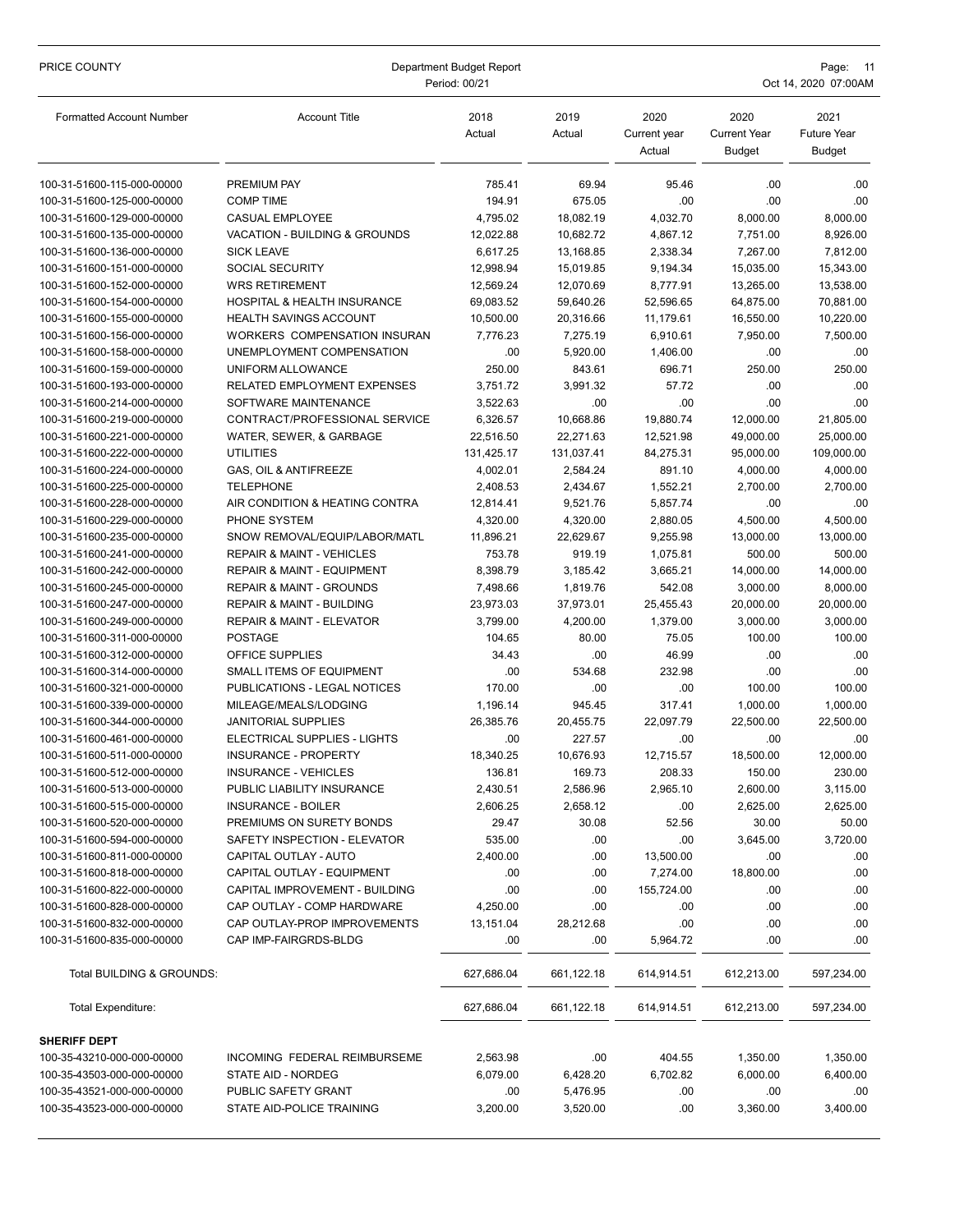| Formatted Account Number | Account Title | 2018 Actual | 2019 Actual | 2020 Current year Actual | 2020 Current Year Budget | 2021 Future Year Budget |
|---|---|---|---|---|---|---|
| 100-31-51600-115-000-00000 | PREMIUM PAY | 785.41 | 69.94 | 95.46 | .00 | .00 |
| 100-31-51600-125-000-00000 | COMP TIME | 194.91 | 675.05 | .00 | .00 | .00 |
| 100-31-51600-129-000-00000 | CASUAL EMPLOYEE | 4,795.02 | 18,082.19 | 4,032.70 | 8,000.00 | 8,000.00 |
| 100-31-51600-135-000-00000 | VACATION - BUILDING & GROUNDS | 12,022.88 | 10,682.72 | 4,867.12 | 7,751.00 | 8,926.00 |
| 100-31-51600-136-000-00000 | SICK LEAVE | 6,617.25 | 13,168.85 | 2,338.34 | 7,267.00 | 7,812.00 |
| 100-31-51600-151-000-00000 | SOCIAL SECURITY | 12,998.94 | 15,019.85 | 9,194.34 | 15,035.00 | 15,343.00 |
| 100-31-51600-152-000-00000 | WRS RETIREMENT | 12,569.24 | 12,070.69 | 8,777.91 | 13,265.00 | 13,538.00 |
| 100-31-51600-154-000-00000 | HOSPITAL & HEALTH INSURANCE | 69,083.52 | 59,640.26 | 52,596.65 | 64,875.00 | 70,881.00 |
| 100-31-51600-155-000-00000 | HEALTH SAVINGS ACCOUNT | 10,500.00 | 20,316.66 | 11,179.61 | 16,550.00 | 10,220.00 |
| 100-31-51600-156-000-00000 | WORKERS COMPENSATION INSURAN | 7,776.23 | 7,275.19 | 6,910.61 | 7,950.00 | 7,500.00 |
| 100-31-51600-158-000-00000 | UNEMPLOYMENT COMPENSATION | .00 | 5,920.00 | 1,406.00 | .00 | .00 |
| 100-31-51600-159-000-00000 | UNIFORM ALLOWANCE | 250.00 | 843.61 | 696.71 | 250.00 | 250.00 |
| 100-31-51600-193-000-00000 | RELATED EMPLOYMENT EXPENSES | 3,751.72 | 3,991.32 | 57.72 | .00 | .00 |
| 100-31-51600-214-000-00000 | SOFTWARE MAINTENANCE | 3,522.63 | .00 | .00 | .00 | .00 |
| 100-31-51600-219-000-00000 | CONTRACT/PROFESSIONAL SERVICE | 6,326.57 | 10,668.86 | 19,880.74 | 12,000.00 | 21,805.00 |
| 100-31-51600-221-000-00000 | WATER, SEWER, & GARBAGE | 22,516.50 | 22,271.63 | 12,521.98 | 49,000.00 | 25,000.00 |
| 100-31-51600-222-000-00000 | UTILITIES | 131,425.17 | 131,037.41 | 84,275.31 | 95,000.00 | 109,000.00 |
| 100-31-51600-224-000-00000 | GAS, OIL & ANTIFREEZE | 4,002.01 | 2,584.24 | 891.10 | 4,000.00 | 4,000.00 |
| 100-31-51600-225-000-00000 | TELEPHONE | 2,408.53 | 2,434.67 | 1,552.21 | 2,700.00 | 2,700.00 |
| 100-31-51600-228-000-00000 | AIR CONDITION & HEATING CONTRA | 12,814.41 | 9,521.76 | 5,857.74 | .00 | .00 |
| 100-31-51600-229-000-00000 | PHONE SYSTEM | 4,320.00 | 4,320.00 | 2,880.05 | 4,500.00 | 4,500.00 |
| 100-31-51600-235-000-00000 | SNOW REMOVAL/EQUIP/LABOR/MATL | 11,896.21 | 22,629.67 | 9,255.98 | 13,000.00 | 13,000.00 |
| 100-31-51600-241-000-00000 | REPAIR & MAINT - VEHICLES | 753.78 | 919.19 | 1,075.81 | 500.00 | 500.00 |
| 100-31-51600-242-000-00000 | REPAIR & MAINT - EQUIPMENT | 8,398.79 | 3,185.42 | 3,665.21 | 14,000.00 | 14,000.00 |
| 100-31-51600-245-000-00000 | REPAIR & MAINT - GROUNDS | 7,498.66 | 1,819.76 | 542.08 | 3,000.00 | 8,000.00 |
| 100-31-51600-247-000-00000 | REPAIR & MAINT - BUILDING | 23,973.03 | 37,973.01 | 25,455.43 | 20,000.00 | 20,000.00 |
| 100-31-51600-249-000-00000 | REPAIR & MAINT - ELEVATOR | 3,799.00 | 4,200.00 | 1,379.00 | 3,000.00 | 3,000.00 |
| 100-31-51600-311-000-00000 | POSTAGE | 104.65 | 80.00 | 75.05 | 100.00 | 100.00 |
| 100-31-51600-312-000-00000 | OFFICE SUPPLIES | 34.43 | .00 | 46.99 | .00 | .00 |
| 100-31-51600-314-000-00000 | SMALL ITEMS OF EQUIPMENT | .00 | 534.68 | 232.98 | .00 | .00 |
| 100-31-51600-321-000-00000 | PUBLICATIONS - LEGAL NOTICES | 170.00 | .00 | .00 | 100.00 | 100.00 |
| 100-31-51600-339-000-00000 | MILEAGE/MEALS/LODGING | 1,196.14 | 945.45 | 317.41 | 1,000.00 | 1,000.00 |
| 100-31-51600-344-000-00000 | JANITORIAL SUPPLIES | 26,385.76 | 20,455.75 | 22,097.79 | 22,500.00 | 22,500.00 |
| 100-31-51600-461-000-00000 | ELECTRICAL SUPPLIES - LIGHTS | .00 | 227.57 | .00 | .00 | .00 |
| 100-31-51600-511-000-00000 | INSURANCE - PROPERTY | 18,340.25 | 10,676.93 | 12,715.57 | 18,500.00 | 12,000.00 |
| 100-31-51600-512-000-00000 | INSURANCE - VEHICLES | 136.81 | 169.73 | 208.33 | 150.00 | 230.00 |
| 100-31-51600-513-000-00000 | PUBLIC LIABILITY INSURANCE | 2,430.51 | 2,586.96 | 2,965.10 | 2,600.00 | 3,115.00 |
| 100-31-51600-515-000-00000 | INSURANCE - BOILER | 2,606.25 | 2,658.12 | .00 | 2,625.00 | 2,625.00 |
| 100-31-51600-520-000-00000 | PREMIUMS ON SURETY BONDS | 29.47 | 30.08 | 52.56 | 30.00 | 50.00 |
| 100-31-51600-594-000-00000 | SAFETY INSPECTION - ELEVATOR | 535.00 | .00 | .00 | 3,645.00 | 3,720.00 |
| 100-31-51600-811-000-00000 | CAPITAL OUTLAY - AUTO | 2,400.00 | .00 | 13,500.00 | .00 | .00 |
| 100-31-51600-818-000-00000 | CAPITAL OUTLAY - EQUIPMENT | .00 | .00 | 7,274.00 | 18,800.00 | .00 |
| 100-31-51600-822-000-00000 | CAPITAL IMPROVEMENT - BUILDING | .00 | .00 | 155,724.00 | .00 | .00 |
| 100-31-51600-828-000-00000 | CAP OUTLAY - COMP HARDWARE | 4,250.00 | .00 | .00 | .00 | .00 |
| 100-31-51600-832-000-00000 | CAP OUTLAY-PROP IMPROVEMENTS | 13,151.04 | 28,212.68 | .00 | .00 | .00 |
| 100-31-51600-835-000-00000 | CAP IMP-FAIRGRDS-BLDG | .00 | .00 | 5,964.72 | .00 | .00 |
| Total BUILDING & GROUNDS: | | 627,686.04 | 661,122.18 | 614,914.51 | 612,213.00 | 597,234.00 |
| Total Expenditure: | | 627,686.04 | 661,122.18 | 614,914.51 | 612,213.00 | 597,234.00 |
| **SHERIFF DEPT** | | | | | | |
| 100-35-43210-000-000-00000 | INCOMING FEDERAL REIMBURSEME | 2,563.98 | .00 | 404.55 | 1,350.00 | 1,350.00 |
| 100-35-43503-000-000-00000 | STATE AID - NORDEG | 6,079.00 | 6,428.20 | 6,702.82 | 6,000.00 | 6,400.00 |
| 100-35-43521-000-000-00000 | PUBLIC SAFETY GRANT | .00 | 5,476.95 | .00 | .00 | .00 |
| 100-35-43523-000-000-00000 | STATE AID-POLICE TRAINING | 3,200.00 | 3,520.00 | .00 | 3,360.00 | 3,400.00 |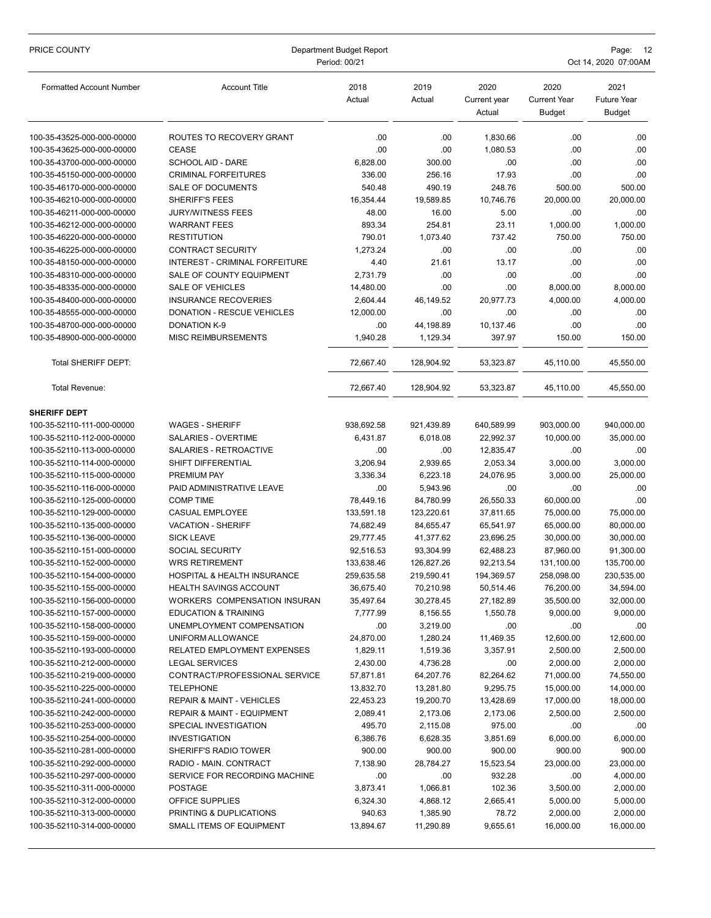| Formatted Account Number | Account Title | 2018 Actual | 2019 Actual | 2020 Current year Actual | 2020 Current Year Budget | 2021 Future Year Budget |
|---|---|---|---|---|---|---|
| 100-35-43525-000-000-00000 | ROUTES TO RECOVERY GRANT | .00 | .00 | 1,830.66 | .00 | .00 |
| 100-35-43625-000-000-00000 | CEASE | .00 | .00 | 1,080.53 | .00 | .00 |
| 100-35-43700-000-000-00000 | SCHOOL AID - DARE | 6,828.00 | 300.00 | .00 | .00 | .00 |
| 100-35-45150-000-000-00000 | CRIMINAL FORFEITURES | 336.00 | 256.16 | 17.93 | .00 | .00 |
| 100-35-46170-000-000-00000 | SALE OF DOCUMENTS | 540.48 | 490.19 | 248.76 | 500.00 | 500.00 |
| 100-35-46210-000-000-00000 | SHERIFF'S FEES | 16,354.44 | 19,589.85 | 10,746.76 | 20,000.00 | 20,000.00 |
| 100-35-46211-000-000-00000 | JURY/WITNESS FEES | 48.00 | 16.00 | 5.00 | .00 | .00 |
| 100-35-46212-000-000-00000 | WARRANT FEES | 893.34 | 254.81 | 23.11 | 1,000.00 | 1,000.00 |
| 100-35-46220-000-000-00000 | RESTITUTION | 790.01 | 1,073.40 | 737.42 | 750.00 | 750.00 |
| 100-35-46225-000-000-00000 | CONTRACT SECURITY | 1,273.24 | .00 | .00 | .00 | .00 |
| 100-35-48150-000-000-00000 | INTEREST - CRIMINAL FORFEITURE | 4.40 | 21.61 | 13.17 | .00 | .00 |
| 100-35-48310-000-000-00000 | SALE OF COUNTY EQUIPMENT | 2,731.79 | .00 | .00 | .00 | .00 |
| 100-35-48335-000-000-00000 | SALE OF VEHICLES | 14,480.00 | .00 | .00 | 8,000.00 | 8,000.00 |
| 100-35-48400-000-000-00000 | INSURANCE RECOVERIES | 2,604.44 | 46,149.52 | 20,977.73 | 4,000.00 | 4,000.00 |
| 100-35-48555-000-000-00000 | DONATION - RESCUE VEHICLES | 12,000.00 | .00 | .00 | .00 | .00 |
| 100-35-48700-000-000-00000 | DONATION K-9 | .00 | 44,198.89 | 10,137.46 | .00 | .00 |
| 100-35-48900-000-000-00000 | MISC REIMBURSEMENTS | 1,940.28 | 1,129.34 | 397.97 | 150.00 | 150.00 |
| Total SHERIFF DEPT: | | 72,667.40 | 128,904.92 | 53,323.87 | 45,110.00 | 45,550.00 |
| Total Revenue: | | 72,667.40 | 128,904.92 | 53,323.87 | 45,110.00 | 45,550.00 |
| **SHERIFF DEPT** | | | | | | |
| 100-35-52110-111-000-00000 | WAGES - SHERIFF | 938,692.58 | 921,439.89 | 640,589.99 | 903,000.00 | 940,000.00 |
| 100-35-52110-112-000-00000 | SALARIES - OVERTIME | 6,431.87 | 6,018.08 | 22,992.37 | 10,000.00 | 35,000.00 |
| 100-35-52110-113-000-00000 | SALARIES - RETROACTIVE | .00 | .00 | 12,835.47 | .00 | .00 |
| 100-35-52110-114-000-00000 | SHIFT DIFFERENTIAL | 3,206.94 | 2,939.65 | 2,053.34 | 3,000.00 | 3,000.00 |
| 100-35-52110-115-000-00000 | PREMIUM PAY | 3,336.34 | 6,223.18 | 24,076.95 | 3,000.00 | 25,000.00 |
| 100-35-52110-116-000-00000 | PAID ADMINISTRATIVE LEAVE | .00 | 5,943.96 | .00 | .00 | .00 |
| 100-35-52110-125-000-00000 | COMP TIME | 78,449.16 | 84,780.99 | 26,550.33 | 60,000.00 | .00 |
| 100-35-52110-129-000-00000 | CASUAL EMPLOYEE | 133,591.18 | 123,220.61 | 37,811.65 | 75,000.00 | 75,000.00 |
| 100-35-52110-135-000-00000 | VACATION - SHERIFF | 74,682.49 | 84,655.47 | 65,541.97 | 65,000.00 | 80,000.00 |
| 100-35-52110-136-000-00000 | SICK LEAVE | 29,777.45 | 41,377.62 | 23,696.25 | 30,000.00 | 30,000.00 |
| 100-35-52110-151-000-00000 | SOCIAL SECURITY | 92,516.53 | 93,304.99 | 62,488.23 | 87,960.00 | 91,300.00 |
| 100-35-52110-152-000-00000 | WRS RETIREMENT | 133,638.46 | 126,827.26 | 92,213.54 | 131,100.00 | 135,700.00 |
| 100-35-52110-154-000-00000 | HOSPITAL & HEALTH INSURANCE | 259,635.58 | 219,590.41 | 194,369.57 | 258,098.00 | 230,535.00 |
| 100-35-52110-155-000-00000 | HEALTH SAVINGS ACCOUNT | 36,675.40 | 70,210.98 | 50,514.46 | 76,200.00 | 34,594.00 |
| 100-35-52110-156-000-00000 | WORKERS COMPENSATION INSURAN | 35,497.64 | 30,278.45 | 27,182.89 | 35,500.00 | 32,000.00 |
| 100-35-52110-157-000-00000 | EDUCATION & TRAINING | 7,777.99 | 8,156.55 | 1,550.78 | 9,000.00 | 9,000.00 |
| 100-35-52110-158-000-00000 | UNEMPLOYMENT COMPENSATION | .00 | 3,219.00 | .00 | .00 | .00 |
| 100-35-52110-159-000-00000 | UNIFORM ALLOWANCE | 24,870.00 | 1,280.24 | 11,469.35 | 12,600.00 | 12,600.00 |
| 100-35-52110-193-000-00000 | RELATED EMPLOYMENT EXPENSES | 1,829.11 | 1,519.36 | 3,357.91 | 2,500.00 | 2,500.00 |
| 100-35-52110-212-000-00000 | LEGAL SERVICES | 2,430.00 | 4,736.28 | .00 | 2,000.00 | 2,000.00 |
| 100-35-52110-219-000-00000 | CONTRACT/PROFESSIONAL SERVICE | 57,871.81 | 64,207.76 | 82,264.62 | 71,000.00 | 74,550.00 |
| 100-35-52110-225-000-00000 | TELEPHONE | 13,832.70 | 13,281.80 | 9,295.75 | 15,000.00 | 14,000.00 |
| 100-35-52110-241-000-00000 | REPAIR & MAINT - VEHICLES | 22,453.23 | 19,200.70 | 13,428.69 | 17,000.00 | 18,000.00 |
| 100-35-52110-242-000-00000 | REPAIR & MAINT - EQUIPMENT | 2,089.41 | 2,173.06 | 2,173.06 | 2,500.00 | 2,500.00 |
| 100-35-52110-253-000-00000 | SPECIAL INVESTIGATION | 495.70 | 2,115.08 | 975.00 | .00 | .00 |
| 100-35-52110-254-000-00000 | INVESTIGATION | 6,386.76 | 6,628.35 | 3,851.69 | 6,000.00 | 6,000.00 |
| 100-35-52110-281-000-00000 | SHERIFF'S RADIO TOWER | 900.00 | 900.00 | 900.00 | 900.00 | 900.00 |
| 100-35-52110-292-000-00000 | RADIO - MAIN. CONTRACT | 7,138.90 | 28,784.27 | 15,523.54 | 23,000.00 | 23,000.00 |
| 100-35-52110-297-000-00000 | SERVICE FOR RECORDING MACHINE | .00 | .00 | 932.28 | .00 | 4,000.00 |
| 100-35-52110-311-000-00000 | POSTAGE | 3,873.41 | 1,066.81 | 102.36 | 3,500.00 | 2,000.00 |
| 100-35-52110-312-000-00000 | OFFICE SUPPLIES | 6,324.30 | 4,868.12 | 2,665.41 | 5,000.00 | 5,000.00 |
| 100-35-52110-313-000-00000 | PRINTING & DUPLICATIONS | 940.63 | 1,385.90 | 78.72 | 2,000.00 | 2,000.00 |
| 100-35-52110-314-000-00000 | SMALL ITEMS OF EQUIPMENT | 13,894.67 | 11,290.89 | 9,655.61 | 16,000.00 | 16,000.00 |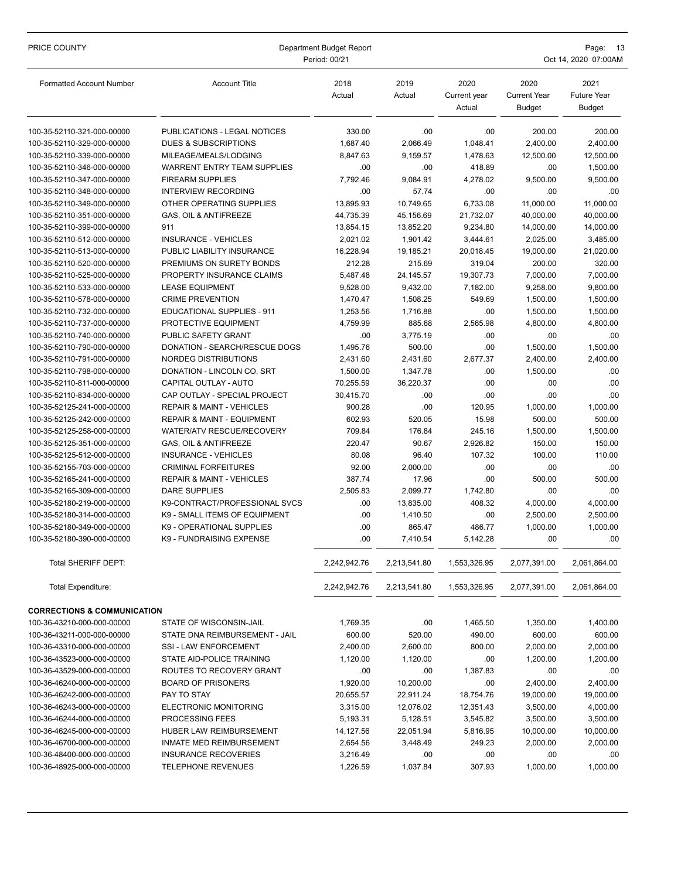| Formatted Account Number | Account Title | 2018 Actual | 2019 Actual | 2020 Current year Actual | 2020 Current Year Budget | 2021 Future Year Budget |
|---|---|---|---|---|---|---|
| 100-35-52110-321-000-00000 | PUBLICATIONS - LEGAL NOTICES | 330.00 | .00 | .00 | 200.00 | 200.00 |
| 100-35-52110-329-000-00000 | DUES & SUBSCRIPTIONS | 1,687.40 | 2,066.49 | 1,048.41 | 2,400.00 | 2,400.00 |
| 100-35-52110-339-000-00000 | MILEAGE/MEALS/LODGING | 8,847.63 | 9,159.57 | 1,478.63 | 12,500.00 | 12,500.00 |
| 100-35-52110-346-000-00000 | WARRENT ENTRY TEAM SUPPLIES | .00 | .00 | 418.89 | .00 | 1,500.00 |
| 100-35-52110-347-000-00000 | FIREARM SUPPLIES | 7,792.46 | 9,084.91 | 4,278.02 | 9,500.00 | 9,500.00 |
| 100-35-52110-348-000-00000 | INTERVIEW RECORDING | .00 | 57.74 | .00 | .00 | .00 |
| 100-35-52110-349-000-00000 | OTHER OPERATING SUPPLIES | 13,895.93 | 10,749.65 | 6,733.08 | 11,000.00 | 11,000.00 |
| 100-35-52110-351-000-00000 | GAS, OIL & ANTIFREEZE | 44,735.39 | 45,156.69 | 21,732.07 | 40,000.00 | 40,000.00 |
| 100-35-52110-399-000-00000 | 911 | 13,854.15 | 13,852.20 | 9,234.80 | 14,000.00 | 14,000.00 |
| 100-35-52110-512-000-00000 | INSURANCE - VEHICLES | 2,021.02 | 1,901.42 | 3,444.61 | 2,025.00 | 3,485.00 |
| 100-35-52110-513-000-00000 | PUBLIC LIABILITY INSURANCE | 16,228.94 | 19,185.21 | 20,018.45 | 19,000.00 | 21,020.00 |
| 100-35-52110-520-000-00000 | PREMIUMS ON SURETY BONDS | 212.28 | 215.69 | 319.04 | 200.00 | 320.00 |
| 100-35-52110-525-000-00000 | PROPERTY INSURANCE CLAIMS | 5,487.48 | 24,145.57 | 19,307.73 | 7,000.00 | 7,000.00 |
| 100-35-52110-533-000-00000 | LEASE EQUIPMENT | 9,528.00 | 9,432.00 | 7,182.00 | 9,258.00 | 9,800.00 |
| 100-35-52110-578-000-00000 | CRIME PREVENTION | 1,470.47 | 1,508.25 | 549.69 | 1,500.00 | 1,500.00 |
| 100-35-52110-732-000-00000 | EDUCATIONAL SUPPLIES - 911 | 1,253.56 | 1,716.88 | .00 | 1,500.00 | 1,500.00 |
| 100-35-52110-737-000-00000 | PROTECTIVE EQUIPMENT | 4,759.99 | 885.68 | 2,565.98 | 4,800.00 | 4,800.00 |
| 100-35-52110-740-000-00000 | PUBLIC SAFETY GRANT | .00 | 3,775.19 | .00 | .00 | .00 |
| 100-35-52110-790-000-00000 | DONATION - SEARCH/RESCUE DOGS | 1,495.76 | 500.00 | .00 | 1,500.00 | 1,500.00 |
| 100-35-52110-791-000-00000 | NORDEG DISTRIBUTIONS | 2,431.60 | 2,431.60 | 2,677.37 | 2,400.00 | 2,400.00 |
| 100-35-52110-798-000-00000 | DONATION - LINCOLN CO. SRT | 1,500.00 | 1,347.78 | .00 | 1,500.00 | .00 |
| 100-35-52110-811-000-00000 | CAPITAL OUTLAY - AUTO | 70,255.59 | 36,220.37 | .00 | .00 | .00 |
| 100-35-52110-834-000-00000 | CAP OUTLAY - SPECIAL PROJECT | 30,415.70 | .00 | .00 | .00 | .00 |
| 100-35-52125-241-000-00000 | REPAIR & MAINT - VEHICLES | 900.28 | .00 | 120.95 | 1,000.00 | 1,000.00 |
| 100-35-52125-242-000-00000 | REPAIR & MAINT - EQUIPMENT | 602.93 | 520.05 | 15.98 | 500.00 | 500.00 |
| 100-35-52125-258-000-00000 | WATER/ATV RESCUE/RECOVERY | 709.84 | 176.84 | 245.16 | 1,500.00 | 1,500.00 |
| 100-35-52125-351-000-00000 | GAS, OIL & ANTIFREEZE | 220.47 | 90.67 | 2,926.82 | 150.00 | 150.00 |
| 100-35-52125-512-000-00000 | INSURANCE - VEHICLES | 80.08 | 96.40 | 107.32 | 100.00 | 110.00 |
| 100-35-52155-703-000-00000 | CRIMINAL FORFEITURES | 92.00 | 2,000.00 | .00 | .00 | .00 |
| 100-35-52165-241-000-00000 | REPAIR & MAINT - VEHICLES | 387.74 | 17.96 | .00 | 500.00 | 500.00 |
| 100-35-52165-309-000-00000 | DARE SUPPLIES | 2,505.83 | 2,099.77 | 1,742.80 | .00 | .00 |
| 100-35-52180-219-000-00000 | K9-CONTRACT/PROFESSIONAL SVCS | .00 | 13,835.00 | 408.32 | 4,000.00 | 4,000.00 |
| 100-35-52180-314-000-00000 | K9 - SMALL ITEMS OF EQUIPMENT | .00 | 1,410.50 | .00 | 2,500.00 | 2,500.00 |
| 100-35-52180-349-000-00000 | K9 - OPERATIONAL SUPPLIES | .00 | 865.47 | 486.77 | 1,000.00 | 1,000.00 |
| 100-35-52180-390-000-00000 | K9 - FUNDRAISING EXPENSE | .00 | 7,410.54 | 5,142.28 | .00 | .00 |
| Total SHERIFF DEPT: | | 2,242,942.76 | 2,213,541.80 | 1,553,326.95 | 2,077,391.00 | 2,061,864.00 |
| Total Expenditure: | | 2,242,942.76 | 2,213,541.80 | 1,553,326.95 | 2,077,391.00 | 2,061,864.00 |
| **CORRECTIONS & COMMUNICATION** | | | | | | |
| 100-36-43210-000-000-00000 | STATE OF WISCONSIN-JAIL | 1,769.35 | .00 | 1,465.50 | 1,350.00 | 1,400.00 |
| 100-36-43211-000-000-00000 | STATE DNA REIMBURSEMENT - JAIL | 600.00 | 520.00 | 490.00 | 600.00 | 600.00 |
| 100-36-43310-000-000-00000 | SSI - LAW ENFORCEMENT | 2,400.00 | 2,600.00 | 800.00 | 2,000.00 | 2,000.00 |
| 100-36-43523-000-000-00000 | STATE AID-POLICE TRAINING | 1,120.00 | 1,120.00 | .00 | 1,200.00 | 1,200.00 |
| 100-36-43529-000-000-00000 | ROUTES TO RECOVERY GRANT | .00 | .00 | 1,387.83 | .00 | .00 |
| 100-36-46240-000-000-00000 | BOARD OF PRISONERS | 1,920.00 | 10,200.00 | .00 | 2,400.00 | 2,400.00 |
| 100-36-46242-000-000-00000 | PAY TO STAY | 20,655.57 | 22,911.24 | 18,754.76 | 19,000.00 | 19,000.00 |
| 100-36-46243-000-000-00000 | ELECTRONIC MONITORING | 3,315.00 | 12,076.02 | 12,351.43 | 3,500.00 | 4,000.00 |
| 100-36-46244-000-000-00000 | PROCESSING FEES | 5,193.31 | 5,128.51 | 3,545.82 | 3,500.00 | 3,500.00 |
| 100-36-46245-000-000-00000 | HUBER LAW REIMBURSEMENT | 14,127.56 | 22,051.94 | 5,816.95 | 10,000.00 | 10,000.00 |
| 100-36-46700-000-000-00000 | INMATE MED REIMBURSEMENT | 2,654.56 | 3,448.49 | 249.23 | 2,000.00 | 2,000.00 |
| 100-36-48400-000-000-00000 | INSURANCE RECOVERIES | 3,216.49 | .00 | .00 | .00 | .00 |
| 100-36-48925-000-000-00000 | TELEPHONE REVENUES | 1,226.59 | 1,037.84 | 307.93 | 1,000.00 | 1,000.00 |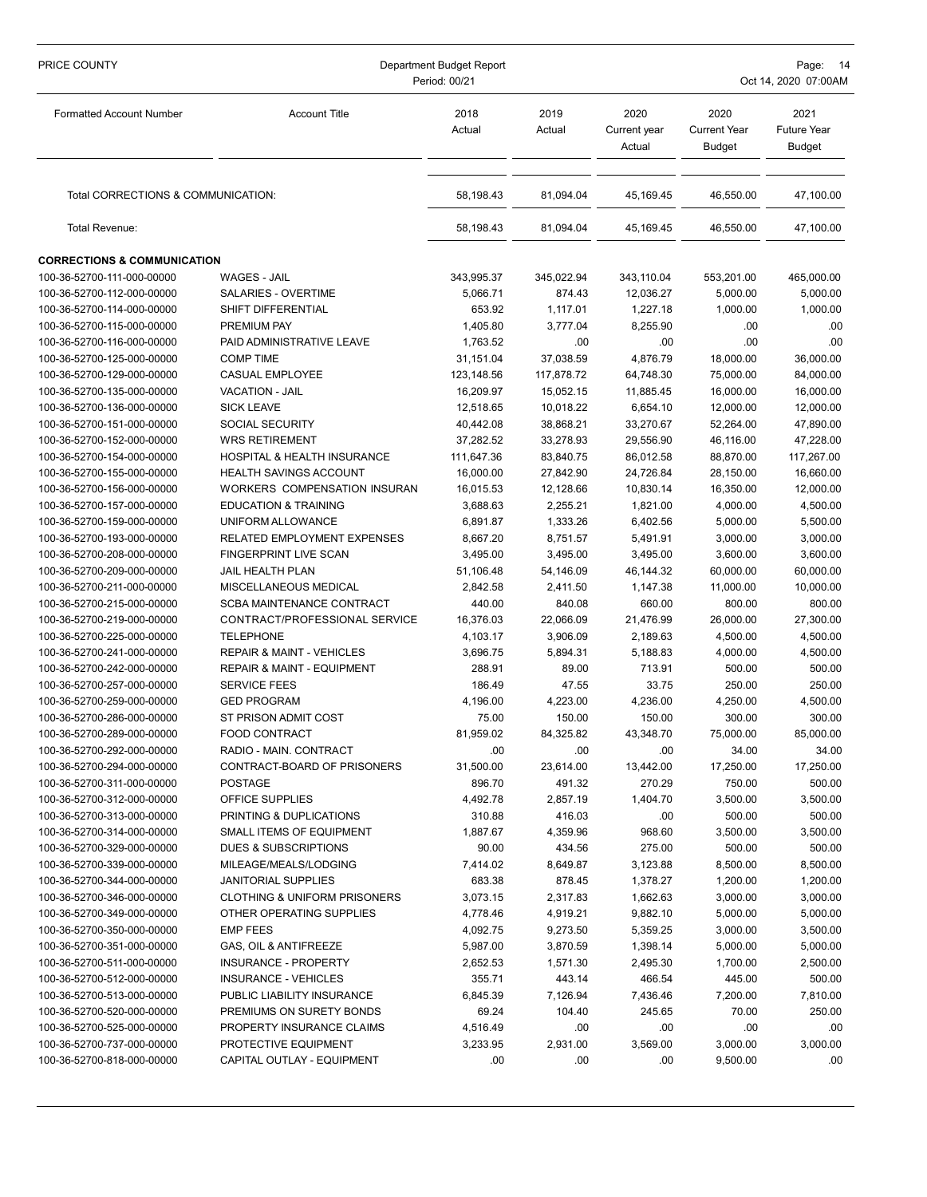| Formatted Account Number | Account Title | 2018 Actual | 2019 Actual | 2020 Current year Actual | 2020 Current Year Budget | 2021 Future Year Budget |
|---|---|---|---|---|---|---|
| Total CORRECTIONS & COMMUNICATION: | | 58,198.43 | 81,094.04 | 45,169.45 | 46,550.00 | 47,100.00 |
| Total Revenue: | | 58,198.43 | 81,094.04 | 45,169.45 | 46,550.00 | 47,100.00 |

**CORRECTIONS & COMMUNICATION**

| Formatted Account Number | Account Title | 2018 Actual | 2019 Actual | 2020 Current year Actual | 2020 Current Year Budget | 2021 Future Year Budget |
|---|---|---|---|---|---|---|
| 100-36-52700-111-000-00000 | WAGES - JAIL | 343,995.37 | 345,022.94 | 343,110.04 | 553,201.00 | 465,000.00 |
| 100-36-52700-112-000-00000 | SALARIES - OVERTIME | 5,066.71 | 874.43 | 12,036.27 | 5,000.00 | 5,000.00 |
| 100-36-52700-113-000-00000 | SHIFT DIFFERENTIAL | 653.92 | 1,117.01 | 1,227.18 | 1,000.00 | 1,000.00 |
| 100-36-52700-115-000-00000 | PREMIUM PAY | 1,405.80 | 3,777.04 | 8,255.90 | .00 | .00 |
| 100-36-52700-116-000-00000 | PAID ADMINISTRATIVE LEAVE | 1,763.52 | .00 | .00 | .00 | .00 |
| 100-36-52700-125-000-00000 | COMP TIME | 31,151.04 | 37,038.59 | 4,876.79 | 18,000.00 | 36,000.00 |
| 100-36-52700-129-000-00000 | CASUAL EMPLOYEE | 123,148.56 | 117,878.72 | 64,748.30 | 75,000.00 | 84,000.00 |
| 100-36-52700-135-000-00000 | VACATION - JAIL | 16,209.97 | 15,052.15 | 11,885.45 | 16,000.00 | 16,000.00 |
| 100-36-52700-136-000-00000 | SICK LEAVE | 12,518.65 | 10,018.22 | 6,654.10 | 12,000.00 | 12,000.00 |
| 100-36-52700-151-000-00000 | SOCIAL SECURITY | 40,442.08 | 38,868.21 | 33,270.67 | 52,264.00 | 47,890.00 |
| 100-36-52700-152-000-00000 | WRS RETIREMENT | 37,282.52 | 33,278.93 | 29,556.90 | 46,116.00 | 47,228.00 |
| 100-36-52700-154-000-00000 | HOSPITAL & HEALTH INSURANCE | 111,647.36 | 83,840.75 | 86,012.58 | 88,870.00 | 117,267.00 |
| 100-36-52700-155-000-00000 | HEALTH SAVINGS ACCOUNT | 16,000.00 | 27,842.90 | 24,726.84 | 28,150.00 | 16,660.00 |
| 100-36-52700-156-000-00000 | WORKERS COMPENSATION INSURAN | 16,015.53 | 12,128.66 | 10,830.14 | 16,350.00 | 12,000.00 |
| 100-36-52700-157-000-00000 | EDUCATION & TRAINING | 3,688.63 | 2,255.21 | 1,821.00 | 4,000.00 | 4,500.00 |
| 100-36-52700-159-000-00000 | UNIFORM ALLOWANCE | 6,891.87 | 1,333.26 | 6,402.56 | 5,000.00 | 5,500.00 |
| 100-36-52700-193-000-00000 | RELATED EMPLOYMENT EXPENSES | 8,667.20 | 8,751.57 | 5,491.91 | 3,000.00 | 3,000.00 |
| 100-36-52700-208-000-00000 | FINGERPRINT LIVE SCAN | 3,495.00 | 3,495.00 | 3,495.00 | 3,600.00 | 3,600.00 |
| 100-36-52700-209-000-00000 | JAIL HEALTH PLAN | 51,106.48 | 54,146.09 | 46,144.32 | 60,000.00 | 60,000.00 |
| 100-36-52700-211-000-00000 | MISCELLANEOUS MEDICAL | 2,842.58 | 2,411.50 | 1,147.38 | 11,000.00 | 10,000.00 |
| 100-36-52700-215-000-00000 | SCBA MAINTENANCE CONTRACT | 440.00 | 840.08 | 660.00 | 800.00 | 800.00 |
| 100-36-52700-219-000-00000 | CONTRACT/PROFESSIONAL SERVICE | 16,376.03 | 22,066.09 | 21,476.99 | 26,000.00 | 27,300.00 |
| 100-36-52700-225-000-00000 | TELEPHONE | 4,103.17 | 3,906.09 | 2,189.63 | 4,500.00 | 4,500.00 |
| 100-36-52700-241-000-00000 | REPAIR & MAINT - VEHICLES | 3,696.75 | 5,894.31 | 5,188.83 | 4,000.00 | 4,500.00 |
| 100-36-52700-242-000-00000 | REPAIR & MAINT - EQUIPMENT | 288.91 | 89.00 | 713.91 | 500.00 | 500.00 |
| 100-36-52700-257-000-00000 | SERVICE FEES | 186.49 | 47.55 | 33.75 | 250.00 | 250.00 |
| 100-36-52700-259-000-00000 | GED PROGRAM | 4,196.00 | 4,223.00 | 4,236.00 | 4,250.00 | 4,500.00 |
| 100-36-52700-286-000-00000 | ST PRISON ADMIT COST | 75.00 | 150.00 | 150.00 | 300.00 | 300.00 |
| 100-36-52700-289-000-00000 | FOOD CONTRACT | 81,959.02 | 84,325.82 | 43,348.70 | 75,000.00 | 85,000.00 |
| 100-36-52700-292-000-00000 | RADIO - MAIN. CONTRACT | .00 | .00 | .00 | 34.00 | 34.00 |
| 100-36-52700-294-000-00000 | CONTRACT-BOARD OF PRISONERS | 31,500.00 | 23,614.00 | 13,442.00 | 17,250.00 | 17,250.00 |
| 100-36-52700-311-000-00000 | POSTAGE | 896.70 | 491.32 | 270.29 | 750.00 | 500.00 |
| 100-36-52700-312-000-00000 | OFFICE SUPPLIES | 4,492.78 | 2,857.19 | 1,404.70 | 3,500.00 | 3,500.00 |
| 100-36-52700-313-000-00000 | PRINTING & DUPLICATIONS | 310.88 | 416.03 | .00 | 500.00 | 500.00 |
| 100-36-52700-314-000-00000 | SMALL ITEMS OF EQUIPMENT | 1,887.67 | 4,359.96 | 968.60 | 3,500.00 | 3,500.00 |
| 100-36-52700-329-000-00000 | DUES & SUBSCRIPTIONS | 90.00 | 434.56 | 275.00 | 500.00 | 500.00 |
| 100-36-52700-339-000-00000 | MILEAGE/MEALS/LODGING | 7,414.02 | 8,649.87 | 3,123.88 | 8,500.00 | 8,500.00 |
| 100-36-52700-344-000-00000 | JANITORIAL SUPPLIES | 683.38 | 878.45 | 1,378.27 | 1,200.00 | 1,200.00 |
| 100-36-52700-346-000-00000 | CLOTHING & UNIFORM PRISONERS | 3,073.15 | 2,317.83 | 1,662.63 | 3,000.00 | 3,000.00 |
| 100-36-52700-349-000-00000 | OTHER OPERATING SUPPLIES | 4,778.46 | 4,919.21 | 9,882.10 | 5,000.00 | 5,000.00 |
| 100-36-52700-350-000-00000 | EMP FEES | 4,092.75 | 9,273.50 | 5,359.25 | 3,000.00 | 3,500.00 |
| 100-36-52700-351-000-00000 | GAS, OIL & ANTIFREEZE | 5,987.00 | 3,870.59 | 1,398.14 | 5,000.00 | 5,000.00 |
| 100-36-52700-511-000-00000 | INSURANCE - PROPERTY | 2,652.53 | 1,571.30 | 2,495.30 | 1,700.00 | 2,500.00 |
| 100-36-52700-512-000-00000 | INSURANCE - VEHICLES | 355.71 | 443.14 | 466.54 | 445.00 | 500.00 |
| 100-36-52700-513-000-00000 | PUBLIC LIABILITY INSURANCE | 6,845.39 | 7,126.94 | 7,436.46 | 7,200.00 | 7,810.00 |
| 100-36-52700-520-000-00000 | PREMIUMS ON SURETY BONDS | 69.24 | 104.40 | 245.65 | 70.00 | 250.00 |
| 100-36-52700-525-000-00000 | PROPERTY INSURANCE CLAIMS | 4,516.49 | .00 | .00 | .00 | .00 |
| 100-36-52700-737-000-00000 | PROTECTIVE EQUIPMENT | 3,233.95 | 2,931.00 | 3,569.00 | 3,000.00 | 3,000.00 |
| 100-36-52700-818-000-00000 | CAPITAL OUTLAY - EQUIPMENT | .00 | .00 | .00 | 9,500.00 | .00 |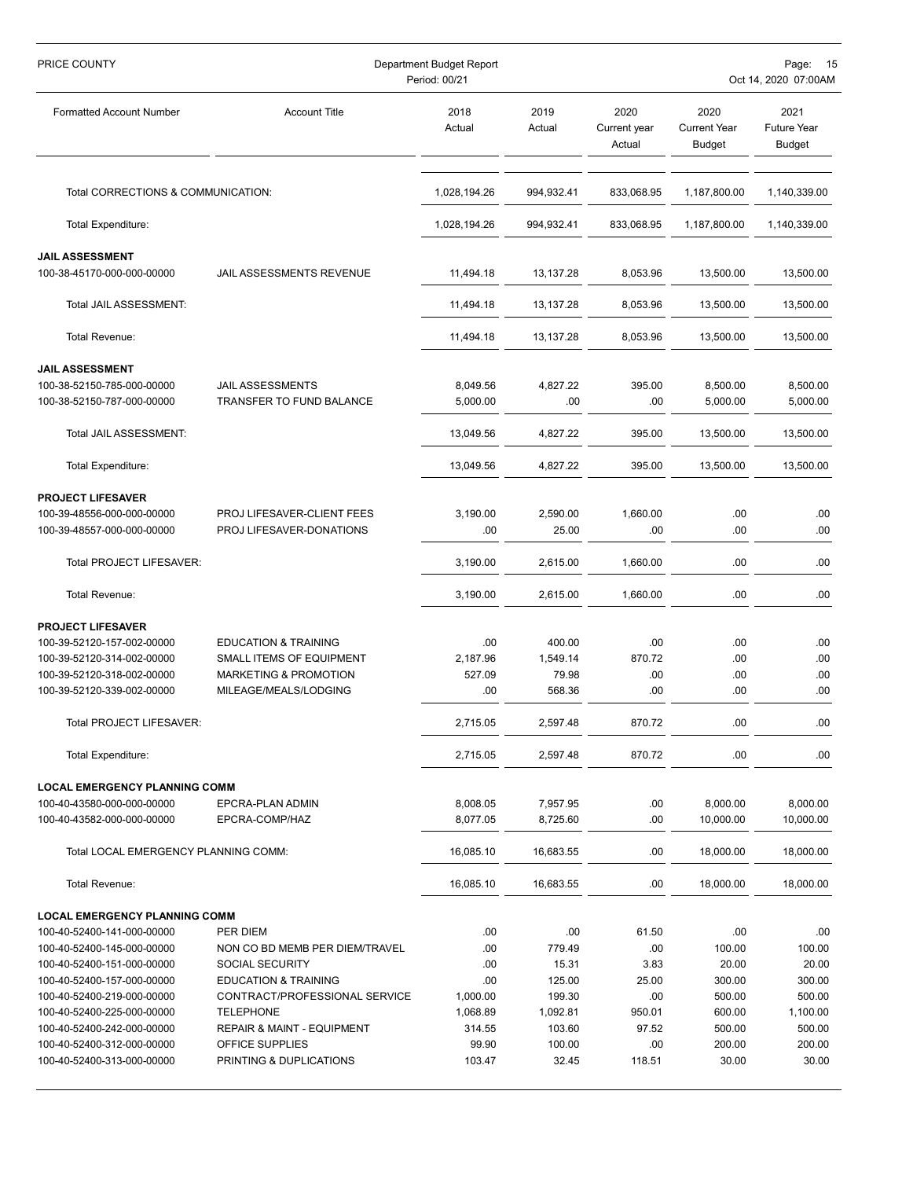| Formatted Account Number | Account Title | 2018 Actual | 2019 Actual | 2020 Current year Actual | 2020 Current Year Budget | 2021 Future Year Budget |
|---|---|---|---|---|---|---|
| Total CORRECTIONS & COMMUNICATION: | | 1,028,194.26 | 994,932.41 | 833,068.95 | 1,187,800.00 | 1,140,339.00 |
| Total Expenditure: | | 1,028,194.26 | 994,932.41 | 833,068.95 | 1,187,800.00 | 1,140,339.00 |
| **JAIL ASSESSMENT** | | | | | | |
| 100-38-45170-000-000-00000 | JAIL ASSESSMENTS REVENUE | 11,494.18 | 13,137.28 | 8,053.96 | 13,500.00 | 13,500.00 |
| Total JAIL ASSESSMENT: | | 11,494.18 | 13,137.28 | 8,053.96 | 13,500.00 | 13,500.00 |
| Total Revenue: | | 11,494.18 | 13,137.28 | 8,053.96 | 13,500.00 | 13,500.00 |
| **JAIL ASSESSMENT** | | | | | | |
| 100-38-52150-785-000-00000 | JAIL ASSESSMENTS | 8,049.56 | 4,827.22 | 395.00 | 8,500.00 | 8,500.00 |
| 100-38-52150-787-000-00000 | TRANSFER TO FUND BALANCE | 5,000.00 | .00 | .00 | 5,000.00 | 5,000.00 |
| Total JAIL ASSESSMENT: | | 13,049.56 | 4,827.22 | 395.00 | 13,500.00 | 13,500.00 |
| Total Expenditure: | | 13,049.56 | 4,827.22 | 395.00 | 13,500.00 | 13,500.00 |
| **PROJECT LIFESAVER** | | | | | | |
| 100-39-48556-000-000-00000 | PROJ LIFESAVER-CLIENT FEES | 3,190.00 | 2,590.00 | 1,660.00 | .00 | .00 |
| 100-39-48557-000-000-00000 | PROJ LIFESAVER-DONATIONS | .00 | 25.00 | .00 | .00 | .00 |
| Total PROJECT LIFESAVER: | | 3,190.00 | 2,615.00 | 1,660.00 | .00 | .00 |
| Total Revenue: | | 3,190.00 | 2,615.00 | 1,660.00 | .00 | .00 |
| **PROJECT LIFESAVER** | | | | | | |
| 100-39-52120-157-002-00000 | EDUCATION & TRAINING | .00 | 400.00 | .00 | .00 | .00 |
| 100-39-52120-314-002-00000 | SMALL ITEMS OF EQUIPMENT | 2,187.96 | 1,549.14 | 870.72 | .00 | .00 |
| 100-39-52120-318-002-00000 | MARKETING & PROMOTION | 527.09 | 79.98 | .00 | .00 | .00 |
| 100-39-52120-339-002-00000 | MILEAGE/MEALS/LODGING | .00 | 568.36 | .00 | .00 | .00 |
| Total PROJECT LIFESAVER: | | 2,715.05 | 2,597.48 | 870.72 | .00 | .00 |
| Total Expenditure: | | 2,715.05 | 2,597.48 | 870.72 | .00 | .00 |
| **LOCAL EMERGENCY PLANNING COMM** | | | | | | |
| 100-40-43580-000-000-00000 | EPCRA-PLAN ADMIN | 8,008.05 | 7,957.95 | .00 | 8,000.00 | 8,000.00 |
| 100-40-43582-000-000-00000 | EPCRA-COMP/HAZ | 8,077.05 | 8,725.60 | .00 | 10,000.00 | 10,000.00 |
| Total LOCAL EMERGENCY PLANNING COMM: | | 16,085.10 | 16,683.55 | .00 | 18,000.00 | 18,000.00 |
| Total Revenue: | | 16,085.10 | 16,683.55 | .00 | 18,000.00 | 18,000.00 |
| **LOCAL EMERGENCY PLANNING COMM** | | | | | | |
| 100-40-52400-141-000-00000 | PER DIEM | .00 | .00 | 61.50 | .00 | .00 |
| 100-40-52400-145-000-00000 | NON CO BD MEMB PER DIEM/TRAVEL | .00 | 779.49 | .00 | 100.00 | 100.00 |
| 100-40-52400-151-000-00000 | SOCIAL SECURITY | .00 | 15.31 | 3.83 | 20.00 | 20.00 |
| 100-40-52400-157-000-00000 | EDUCATION & TRAINING | .00 | 125.00 | 25.00 | 300.00 | 300.00 |
| 100-40-52400-219-000-00000 | CONTRACT/PROFESSIONAL SERVICE | 1,000.00 | 199.30 | .00 | 500.00 | 500.00 |
| 100-40-52400-225-000-00000 | TELEPHONE | 1,068.89 | 1,092.81 | 950.01 | 600.00 | 1,100.00 |
| 100-40-52400-242-000-00000 | REPAIR & MAINT - EQUIPMENT | 314.55 | 103.60 | 97.52 | 500.00 | 500.00 |
| 100-40-52400-312-000-00000 | OFFICE SUPPLIES | 99.90 | 100.00 | .00 | 200.00 | 200.00 |
| 100-40-52400-313-000-00000 | PRINTING & DUPLICATIONS | 103.47 | 32.45 | 118.51 | 30.00 | 30.00 |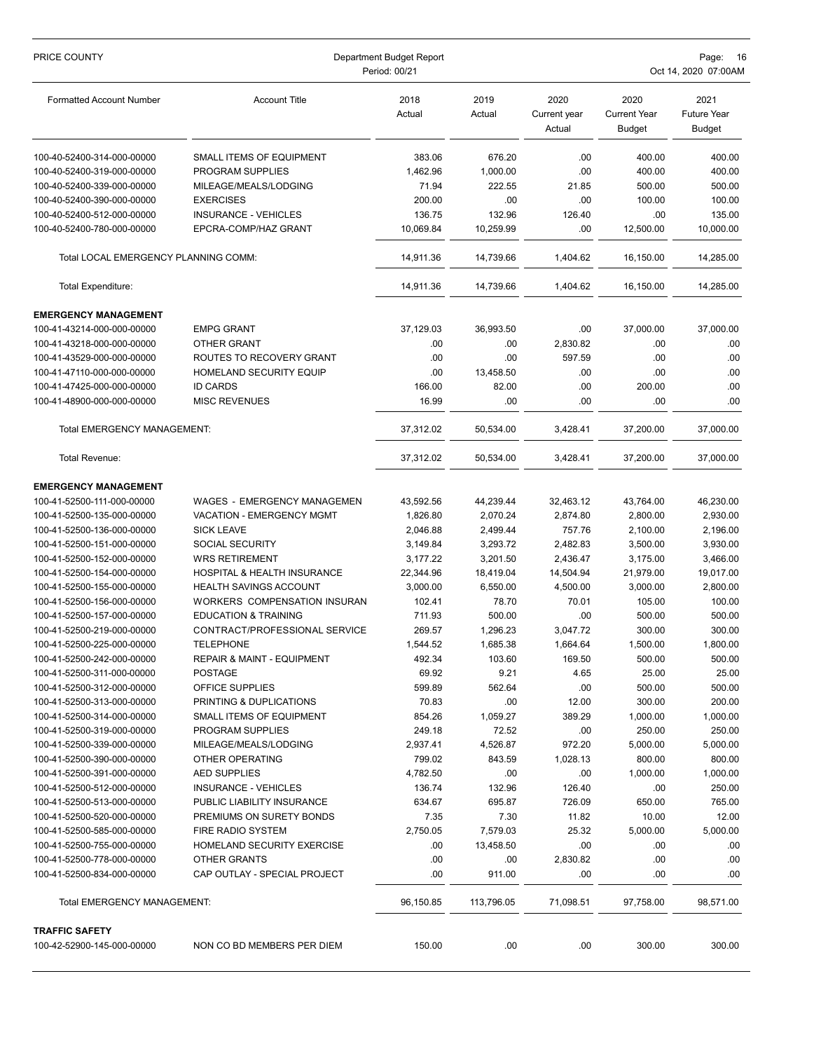| Formatted Account Number | Account Title | 2018 Actual | 2019 Actual | 2020 Current year Actual | 2020 Current Year Budget | 2021 Future Year Budget |
|---|---|---|---|---|---|---|
| 100-40-52400-314-000-00000 | SMALL ITEMS OF EQUIPMENT | 383.06 | 676.20 | .00 | 400.00 | 400.00 |
| 100-40-52400-319-000-00000 | PROGRAM SUPPLIES | 1,462.96 | 1,000.00 | .00 | 400.00 | 400.00 |
| 100-40-52400-339-000-00000 | MILEAGE/MEALS/LODGING | 71.94 | 222.55 | 21.85 | 500.00 | 500.00 |
| 100-40-52400-390-000-00000 | EXERCISES | 200.00 | .00 | .00 | 100.00 | 100.00 |
| 100-40-52400-512-000-00000 | INSURANCE - VEHICLES | 136.75 | 132.96 | 126.40 | .00 | 135.00 |
| 100-40-52400-780-000-00000 | EPCRA-COMP/HAZ GRANT | 10,069.84 | 10,259.99 | .00 | 12,500.00 | 10,000.00 |
| Total LOCAL EMERGENCY PLANNING COMM: | | 14,911.36 | 14,739.66 | 1,404.62 | 16,150.00 | 14,285.00 |
| Total Expenditure: | | 14,911.36 | 14,739.66 | 1,404.62 | 16,150.00 | 14,285.00 |
| **EMERGENCY MANAGEMENT** | | | | | | |
| 100-41-43214-000-000-00000 | EMPG GRANT | 37,129.03 | 36,993.50 | .00 | 37,000.00 | 37,000.00 |
| 100-41-43218-000-000-00000 | OTHER GRANT | .00 | .00 | 2,830.82 | .00 | .00 |
| 100-41-43529-000-000-00000 | ROUTES TO RECOVERY GRANT | .00 | .00 | 597.59 | .00 | .00 |
| 100-41-47110-000-000-00000 | HOMELAND SECURITY EQUIP | .00 | 13,458.50 | .00 | .00 | .00 |
| 100-41-47425-000-000-00000 | ID CARDS | 166.00 | 82.00 | .00 | 200.00 | .00 |
| 100-41-48900-000-000-00000 | MISC REVENUES | 16.99 | .00 | .00 | .00 | .00 |
| Total EMERGENCY MANAGEMENT: | | 37,312.02 | 50,534.00 | 3,428.41 | 37,200.00 | 37,000.00 |
| Total Revenue: | | 37,312.02 | 50,534.00 | 3,428.41 | 37,200.00 | 37,000.00 |
| **EMERGENCY MANAGEMENT** | | | | | | |
| 100-41-52500-111-000-00000 | WAGES - EMERGENCY MANAGEMEN | 43,592.56 | 44,239.44 | 32,463.12 | 43,764.00 | 46,230.00 |
| 100-41-52500-135-000-00000 | VACATION - EMERGENCY MGMT | 1,826.80 | 2,070.24 | 2,874.80 | 2,800.00 | 2,930.00 |
| 100-41-52500-136-000-00000 | SICK LEAVE | 2,046.88 | 2,499.44 | 757.76 | 2,100.00 | 2,196.00 |
| 100-41-52500-151-000-00000 | SOCIAL SECURITY | 3,149.84 | 3,293.72 | 2,482.83 | 3,500.00 | 3,930.00 |
| 100-41-52500-152-000-00000 | WRS RETIREMENT | 3,177.22 | 3,201.50 | 2,436.47 | 3,175.00 | 3,466.00 |
| 100-41-52500-154-000-00000 | HOSPITAL & HEALTH INSURANCE | 22,344.96 | 18,419.04 | 14,504.94 | 21,979.00 | 19,017.00 |
| 100-41-52500-155-000-00000 | HEALTH SAVINGS ACCOUNT | 3,000.00 | 6,550.00 | 4,500.00 | 3,000.00 | 2,800.00 |
| 100-41-52500-156-000-00000 | WORKERS COMPENSATION INSURAN | 102.41 | 78.70 | 70.01 | 105.00 | 100.00 |
| 100-41-52500-157-000-00000 | EDUCATION & TRAINING | 711.93 | 500.00 | .00 | 500.00 | 500.00 |
| 100-41-52500-219-000-00000 | CONTRACT/PROFESSIONAL SERVICE | 269.57 | 1,296.23 | 3,047.72 | 300.00 | 300.00 |
| 100-41-52500-225-000-00000 | TELEPHONE | 1,544.52 | 1,685.38 | 1,664.64 | 1,500.00 | 1,800.00 |
| 100-41-52500-242-000-00000 | REPAIR & MAINT - EQUIPMENT | 492.34 | 103.60 | 169.50 | 500.00 | 500.00 |
| 100-41-52500-311-000-00000 | POSTAGE | 69.92 | 9.21 | 4.65 | 25.00 | 25.00 |
| 100-41-52500-312-000-00000 | OFFICE SUPPLIES | 599.89 | 562.64 | .00 | 500.00 | 500.00 |
| 100-41-52500-313-000-00000 | PRINTING & DUPLICATIONS | 70.83 | .00 | 12.00 | 300.00 | 200.00 |
| 100-41-52500-314-000-00000 | SMALL ITEMS OF EQUIPMENT | 854.26 | 1,059.27 | 389.29 | 1,000.00 | 1,000.00 |
| 100-41-52500-319-000-00000 | PROGRAM SUPPLIES | 249.18 | 72.52 | .00 | 250.00 | 250.00 |
| 100-41-52500-339-000-00000 | MILEAGE/MEALS/LODGING | 2,937.41 | 4,526.87 | 972.20 | 5,000.00 | 5,000.00 |
| 100-41-52500-390-000-00000 | OTHER OPERATING | 799.02 | 843.59 | 1,028.13 | 800.00 | 800.00 |
| 100-41-52500-391-000-00000 | AED SUPPLIES | 4,782.50 | .00 | .00 | 1,000.00 | 1,000.00 |
| 100-41-52500-512-000-00000 | INSURANCE - VEHICLES | 136.74 | 132.96 | 126.40 | .00 | 250.00 |
| 100-41-52500-513-000-00000 | PUBLIC LIABILITY INSURANCE | 634.67 | 695.87 | 726.09 | 650.00 | 765.00 |
| 100-41-52500-520-000-00000 | PREMIUMS ON SURETY BONDS | 7.35 | 7.30 | 11.82 | 10.00 | 12.00 |
| 100-41-52500-585-000-00000 | FIRE RADIO SYSTEM | 2,750.05 | 7,579.03 | 25.32 | 5,000.00 | 5,000.00 |
| 100-41-52500-755-000-00000 | HOMELAND SECURITY EXERCISE | .00 | 13,458.50 | .00 | .00 | .00 |
| 100-41-52500-778-000-00000 | OTHER GRANTS | .00 | .00 | 2,830.82 | .00 | .00 |
| 100-41-52500-834-000-00000 | CAP OUTLAY - SPECIAL PROJECT | .00 | 911.00 | .00 | .00 | .00 |
| Total EMERGENCY MANAGEMENT: | | 96,150.85 | 113,796.05 | 71,098.51 | 97,758.00 | 98,571.00 |
| **TRAFFIC SAFETY** | | | | | | |
| 100-42-52900-145-000-00000 | NON CO BD MEMBERS PER DIEM | 150.00 | .00 | .00 | 300.00 | 300.00 |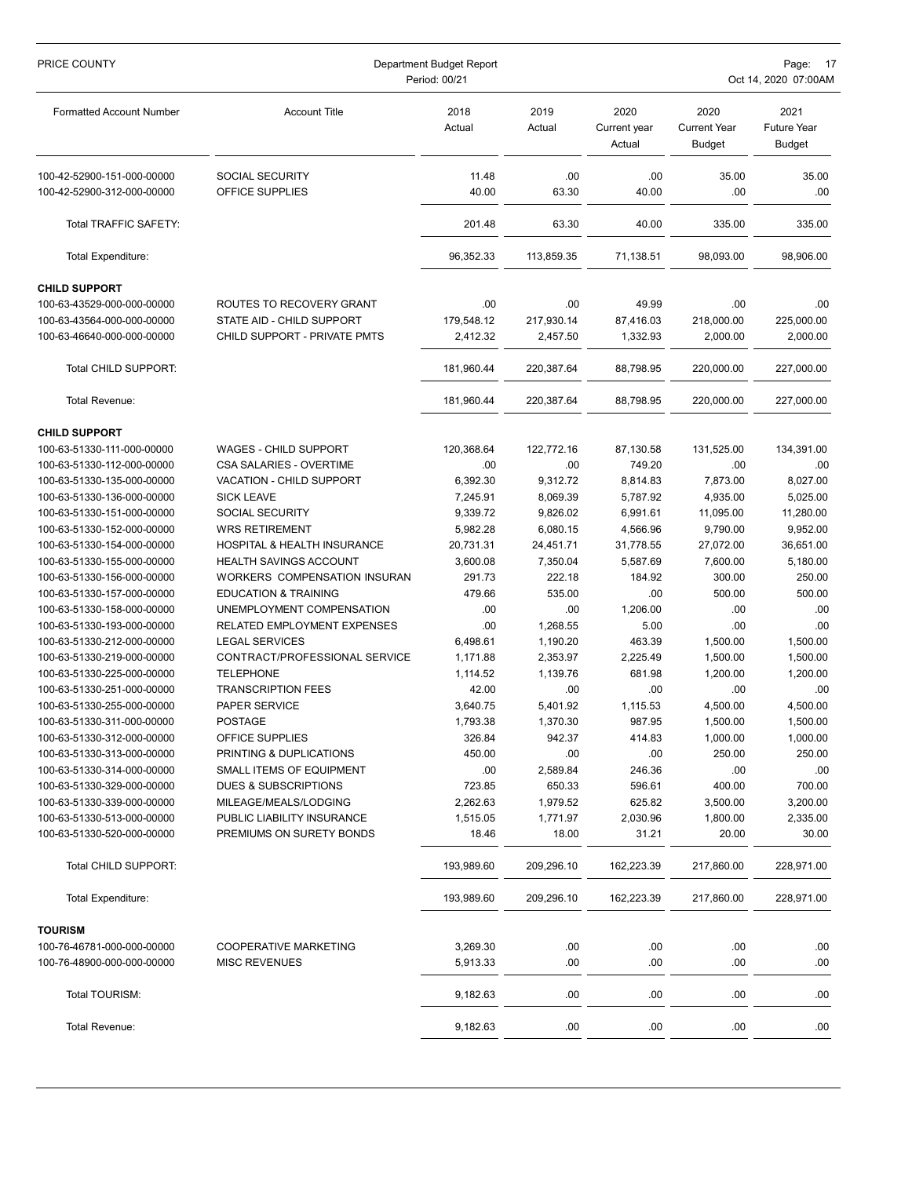| Formatted Account Number | Account Title | 2018 Actual | 2019 Actual | 2020 Current year Actual | 2020 Current Year Budget | 2021 Future Year Budget |
|---|---|---|---|---|---|---|
| 100-42-52900-151-000-00000 | SOCIAL SECURITY | 11.48 | .00 | .00 | 35.00 | 35.00 |
| 100-42-52900-312-000-00000 | OFFICE SUPPLIES | 40.00 | 63.30 | 40.00 | .00 | .00 |
| Total TRAFFIC SAFETY: | | 201.48 | 63.30 | 40.00 | 335.00 | 335.00 |
| Total Expenditure: | | 96,352.33 | 113,859.35 | 71,138.51 | 98,093.00 | 98,906.00 |
| **CHILD SUPPORT** | | | | | | |
| 100-63-43529-000-000-00000 | ROUTES TO RECOVERY GRANT | .00 | .00 | 49.99 | .00 | .00 |
| 100-63-43564-000-000-00000 | STATE AID - CHILD SUPPORT | 179,548.12 | 217,930.14 | 87,416.03 | 218,000.00 | 225,000.00 |
| 100-63-46640-000-000-00000 | CHILD SUPPORT - PRIVATE PMTS | 2,412.32 | 2,457.50 | 1,332.93 | 2,000.00 | 2,000.00 |
| Total CHILD SUPPORT: | | 181,960.44 | 220,387.64 | 88,798.95 | 220,000.00 | 227,000.00 |
| Total Revenue: | | 181,960.44 | 220,387.64 | 88,798.95 | 220,000.00 | 227,000.00 |
| **CHILD SUPPORT** | | | | | | |
| 100-63-51330-111-000-00000 | WAGES - CHILD SUPPORT | 120,368.64 | 122,772.16 | 87,130.58 | 131,525.00 | 134,391.00 |
| 100-63-51330-112-000-00000 | CSA SALARIES - OVERTIME | .00 | .00 | 749.20 | .00 | .00 |
| 100-63-51330-135-000-00000 | VACATION - CHILD SUPPORT | 6,392.30 | 9,312.72 | 8,814.83 | 7,873.00 | 8,027.00 |
| 100-63-51330-136-000-00000 | SICK LEAVE | 7,245.91 | 8,069.39 | 5,787.92 | 4,935.00 | 5,025.00 |
| 100-63-51330-151-000-00000 | SOCIAL SECURITY | 9,339.72 | 9,826.02 | 6,991.61 | 11,095.00 | 11,280.00 |
| 100-63-51330-152-000-00000 | WRS RETIREMENT | 5,982.28 | 6,080.15 | 4,566.96 | 9,790.00 | 9,952.00 |
| 100-63-51330-154-000-00000 | HOSPITAL & HEALTH INSURANCE | 20,731.31 | 24,451.71 | 31,778.55 | 27,072.00 | 36,651.00 |
| 100-63-51330-155-000-00000 | HEALTH SAVINGS ACCOUNT | 3,600.08 | 7,350.04 | 5,587.69 | 7,600.00 | 5,180.00 |
| 100-63-51330-156-000-00000 | WORKERS COMPENSATION INSURAN | 291.73 | 222.18 | 184.92 | 300.00 | 250.00 |
| 100-63-51330-157-000-00000 | EDUCATION & TRAINING | 479.66 | 535.00 | .00 | 500.00 | 500.00 |
| 100-63-51330-158-000-00000 | UNEMPLOYMENT COMPENSATION | .00 | .00 | 1,206.00 | .00 | .00 |
| 100-63-51330-193-000-00000 | RELATED EMPLOYMENT EXPENSES | .00 | 1,268.55 | 5.00 | .00 | .00 |
| 100-63-51330-212-000-00000 | LEGAL SERVICES | 6,498.61 | 1,190.20 | 463.39 | 1,500.00 | 1,500.00 |
| 100-63-51330-219-000-00000 | CONTRACT/PROFESSIONAL SERVICE | 1,171.88 | 2,353.97 | 2,225.49 | 1,500.00 | 1,500.00 |
| 100-63-51330-225-000-00000 | TELEPHONE | 1,114.52 | 1,139.76 | 681.98 | 1,200.00 | 1,200.00 |
| 100-63-51330-251-000-00000 | TRANSCRIPTION FEES | 42.00 | .00 | .00 | .00 | .00 |
| 100-63-51330-255-000-00000 | PAPER SERVICE | 3,640.75 | 5,401.92 | 1,115.53 | 4,500.00 | 4,500.00 |
| 100-63-51330-311-000-00000 | POSTAGE | 1,793.38 | 1,370.30 | 987.95 | 1,500.00 | 1,500.00 |
| 100-63-51330-312-000-00000 | OFFICE SUPPLIES | 326.84 | 942.37 | 414.83 | 1,000.00 | 1,000.00 |
| 100-63-51330-313-000-00000 | PRINTING & DUPLICATIONS | 450.00 | .00 | .00 | 250.00 | 250.00 |
| 100-63-51330-314-000-00000 | SMALL ITEMS OF EQUIPMENT | .00 | 2,589.84 | 246.36 | .00 | .00 |
| 100-63-51330-329-000-00000 | DUES & SUBSCRIPTIONS | 723.85 | 650.33 | 596.61 | 400.00 | 700.00 |
| 100-63-51330-339-000-00000 | MILEAGE/MEALS/LODGING | 2,262.63 | 1,979.52 | 625.82 | 3,500.00 | 3,200.00 |
| 100-63-51330-513-000-00000 | PUBLIC LIABILITY INSURANCE | 1,515.05 | 1,771.97 | 2,030.96 | 1,800.00 | 2,335.00 |
| 100-63-51330-520-000-00000 | PREMIUMS ON SURETY BONDS | 18.46 | 18.00 | 31.21 | 20.00 | 30.00 |
| Total CHILD SUPPORT: | | 193,989.60 | 209,296.10 | 162,223.39 | 217,860.00 | 228,971.00 |
| Total Expenditure: | | 193,989.60 | 209,296.10 | 162,223.39 | 217,860.00 | 228,971.00 |
| **TOURISM** | | | | | | |
| 100-76-46781-000-000-00000 | COOPERATIVE MARKETING | 3,269.30 | .00 | .00 | .00 | .00 |
| 100-76-48900-000-000-00000 | MISC REVENUES | 5,913.33 | .00 | .00 | .00 | .00 |
| Total TOURISM: | | 9,182.63 | .00 | .00 | .00 | .00 |
| Total Revenue: | | 9,182.63 | .00 | .00 | .00 | .00 |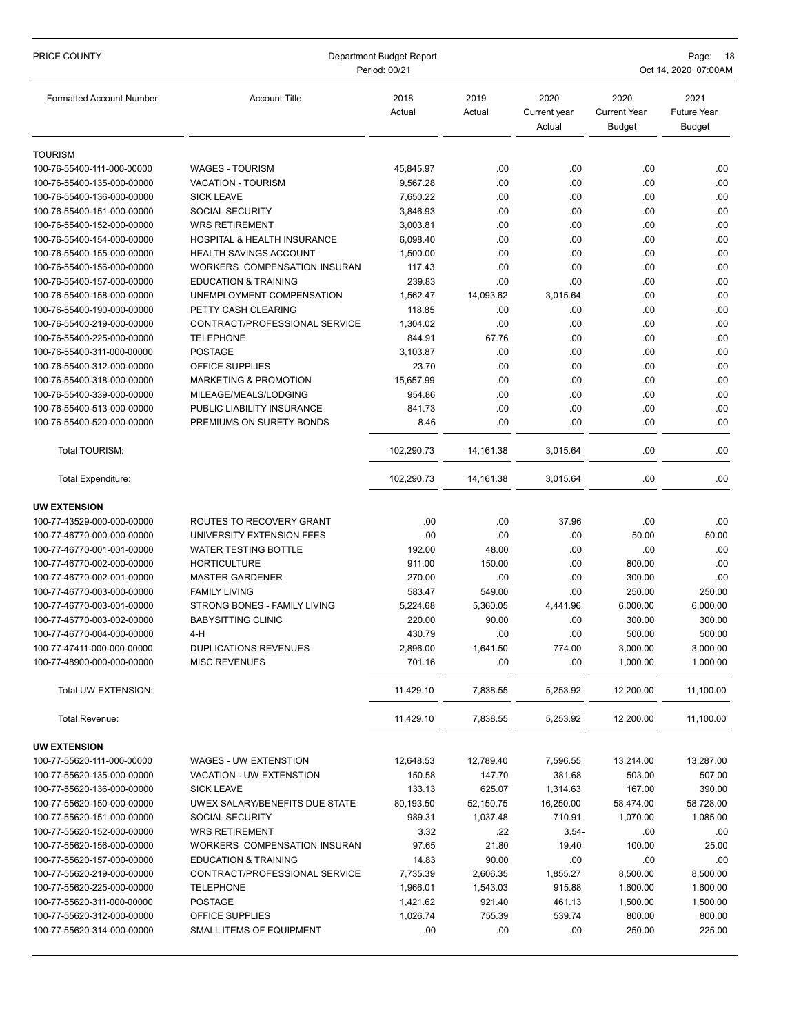| Formatted Account Number | Account Title | 2018 Actual | 2019 Actual | 2020 Current year Actual | 2020 Current Year Budget | 2021 Future Year Budget |
|---|---|---|---|---|---|---|
| **TOURISM** | | | | | | |
| 100-76-55400-111-000-00000 | WAGES - TOURISM | 45,845.97 | .00 | .00 | .00 | .00 |
| 100-76-55400-135-000-00000 | VACATION - TOURISM | 9,567.28 | .00 | .00 | .00 | .00 |
| 100-76-55400-136-000-00000 | SICK LEAVE | 7,650.22 | .00 | .00 | .00 | .00 |
| 100-76-55400-151-000-00000 | SOCIAL SECURITY | 3,846.93 | .00 | .00 | .00 | .00 |
| 100-76-55400-152-000-00000 | WRS RETIREMENT | 3,003.81 | .00 | .00 | .00 | .00 |
| 100-76-55400-154-000-00000 | HOSPITAL & HEALTH INSURANCE | 6,098.40 | .00 | .00 | .00 | .00 |
| 100-76-55400-155-000-00000 | HEALTH SAVINGS ACCOUNT | 1,500.00 | .00 | .00 | .00 | .00 |
| 100-76-55400-156-000-00000 | WORKERS COMPENSATION INSURAN | 117.43 | .00 | .00 | .00 | .00 |
| 100-76-55400-157-000-00000 | EDUCATION & TRAINING | 239.83 | .00 | .00 | .00 | .00 |
| 100-76-55400-158-000-00000 | UNEMPLOYMENT COMPENSATION | 1,562.47 | 14,093.62 | 3,015.64 | .00 | .00 |
| 100-76-55400-190-000-00000 | PETTY CASH CLEARING | 118.85 | .00 | .00 | .00 | .00 |
| 100-76-55400-219-000-00000 | CONTRACT/PROFESSIONAL SERVICE | 1,304.02 | .00 | .00 | .00 | .00 |
| 100-76-55400-225-000-00000 | TELEPHONE | 844.91 | 67.76 | .00 | .00 | .00 |
| 100-76-55400-311-000-00000 | POSTAGE | 3,103.87 | .00 | .00 | .00 | .00 |
| 100-76-55400-312-000-00000 | OFFICE SUPPLIES | 23.70 | .00 | .00 | .00 | .00 |
| 100-76-55400-318-000-00000 | MARKETING & PROMOTION | 15,657.99 | .00 | .00 | .00 | .00 |
| 100-76-55400-339-000-00000 | MILEAGE/MEALS/LODGING | 954.86 | .00 | .00 | .00 | .00 |
| 100-76-55400-513-000-00000 | PUBLIC LIABILITY INSURANCE | 841.73 | .00 | .00 | .00 | .00 |
| 100-76-55400-520-000-00000 | PREMIUMS ON SURETY BONDS | 8.46 | .00 | .00 | .00 | .00 |
| Total TOURISM: | | 102,290.73 | 14,161.38 | 3,015.64 | .00 | .00 |
| Total Expenditure: | | 102,290.73 | 14,161.38 | 3,015.64 | .00 | .00 |
| **UW EXTENSION** | | | | | | |
| 100-77-43529-000-000-00000 | ROUTES TO RECOVERY GRANT | .00 | .00 | 37.96 | .00 | .00 |
| 100-77-46770-000-000-00000 | UNIVERSITY EXTENSION FEES | .00 | .00 | .00 | 50.00 | 50.00 |
| 100-77-46770-001-001-00000 | WATER TESTING BOTTLE | 192.00 | 48.00 | .00 | .00 | .00 |
| 100-77-46770-002-000-00000 | HORTICULTURE | 911.00 | 150.00 | .00 | 800.00 | .00 |
| 100-77-46770-002-001-00000 | MASTER GARDENER | 270.00 | .00 | .00 | 300.00 | .00 |
| 100-77-46770-003-000-00000 | FAMILY LIVING | 583.47 | 549.00 | .00 | 250.00 | 250.00 |
| 100-77-46770-003-001-00000 | STRONG BONES - FAMILY LIVING | 5,224.68 | 5,360.05 | 4,441.96 | 6,000.00 | 6,000.00 |
| 100-77-46770-003-002-00000 | BABYSITTING CLINIC | 220.00 | 90.00 | .00 | 300.00 | 300.00 |
| 100-77-46770-004-000-00000 | 4-H | 430.79 | .00 | .00 | 500.00 | 500.00 |
| 100-77-47411-000-000-00000 | DUPLICATIONS REVENUES | 2,896.00 | 1,641.50 | 774.00 | 3,000.00 | 3,000.00 |
| 100-77-48900-000-000-00000 | MISC REVENUES | 701.16 | .00 | .00 | 1,000.00 | 1,000.00 |
| Total UW EXTENSION: | | 11,429.10 | 7,838.55 | 5,253.92 | 12,200.00 | 11,100.00 |
| Total Revenue: | | 11,429.10 | 7,838.55 | 5,253.92 | 12,200.00 | 11,100.00 |
| **UW EXTENSION** | | | | | | |
| 100-77-55620-111-000-00000 | WAGES - UW EXTENSTION | 12,648.53 | 12,789.40 | 7,596.55 | 13,214.00 | 13,287.00 |
| 100-77-55620-135-000-00000 | VACATION - UW EXTENSTION | 150.58 | 147.70 | 381.68 | 503.00 | 507.00 |
| 100-77-55620-136-000-00000 | SICK LEAVE | 133.13 | 625.07 | 1,314.63 | 167.00 | 390.00 |
| 100-77-55620-150-000-00000 | UWEX SALARY/BENEFITS DUE STATE | 80,193.50 | 52,150.75 | 16,250.00 | 58,474.00 | 58,728.00 |
| 100-77-55620-151-000-00000 | SOCIAL SECURITY | 989.31 | 1,037.48 | 710.91 | 1,070.00 | 1,085.00 |
| 100-77-55620-152-000-00000 | WRS RETIREMENT | 3.32 | .22 | 3.54- | .00 | .00 |
| 100-77-55620-156-000-00000 | WORKERS COMPENSATION INSURAN | 97.65 | 21.80 | 19.40 | 100.00 | 25.00 |
| 100-77-55620-157-000-00000 | EDUCATION & TRAINING | 14.83 | 90.00 | .00 | .00 | .00 |
| 100-77-55620-219-000-00000 | CONTRACT/PROFESSIONAL SERVICE | 7,735.39 | 2,606.35 | 1,855.27 | 8,500.00 | 8,500.00 |
| 100-77-55620-225-000-00000 | TELEPHONE | 1,966.01 | 1,543.03 | 915.88 | 1,600.00 | 1,600.00 |
| 100-77-55620-311-000-00000 | POSTAGE | 1,421.62 | 921.40 | 461.13 | 1,500.00 | 1,500.00 |
| 100-77-55620-312-000-00000 | OFFICE SUPPLIES | 1,026.74 | 755.39 | 539.74 | 800.00 | 800.00 |
| 100-77-55620-314-000-00000 | SMALL ITEMS OF EQUIPMENT | .00 | .00 | .00 | 250.00 | 225.00 |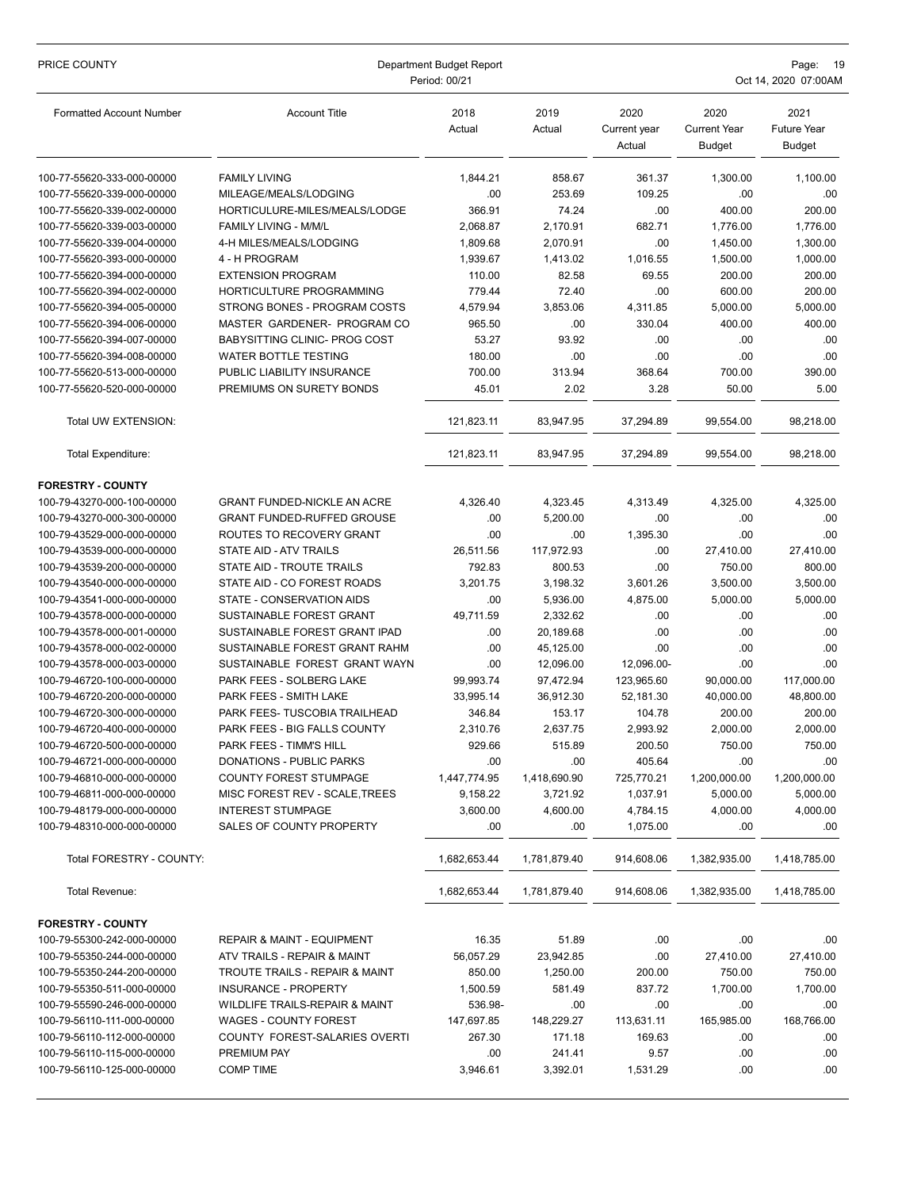| Formatted Account Number | Account Title | 2018 Actual | 2019 Actual | 2020 Current year Actual | 2020 Current Year Budget | 2021 Future Year Budget |
|---|---|---|---|---|---|---|
| 100-77-55620-333-000-00000 | FAMILY LIVING | 1,844.21 | 858.67 | 361.37 | 1,300.00 | 1,100.00 |
| 100-77-55620-339-000-00000 | MILEAGE/MEALS/LODGING | .00 | 253.69 | 109.25 | .00 | .00 |
| 100-77-55620-339-002-00000 | HORTICULURE-MILES/MEALS/LODGE | 366.91 | 74.24 | .00 | 400.00 | 200.00 |
| 100-77-55620-339-003-00000 | FAMILY LIVING - M/M/L | 2,068.87 | 2,170.91 | 682.71 | 1,776.00 | 1,776.00 |
| 100-77-55620-339-004-00000 | 4-H MILES/MEALS/LODGING | 1,809.68 | 2,070.91 | .00 | 1,450.00 | 1,300.00 |
| 100-77-55620-393-000-00000 | 4 - H PROGRAM | 1,939.67 | 1,413.02 | 1,016.55 | 1,500.00 | 1,000.00 |
| 100-77-55620-394-000-00000 | EXTENSION PROGRAM | 110.00 | 82.58 | 69.55 | 200.00 | 200.00 |
| 100-77-55620-394-002-00000 | HORTICULTURE PROGRAMMING | 779.44 | 72.40 | .00 | 600.00 | 200.00 |
| 100-77-55620-394-005-00000 | STRONG BONES - PROGRAM COSTS | 4,579.94 | 3,853.06 | 4,311.85 | 5,000.00 | 5,000.00 |
| 100-77-55620-394-006-00000 | MASTER GARDENER- PROGRAM CO | 965.50 | .00 | 330.04 | 400.00 | 400.00 |
| 100-77-55620-394-007-00000 | BABYSITTING CLINIC- PROG COST | 53.27 | 93.92 | .00 | .00 | .00 |
| 100-77-55620-394-008-00000 | WATER BOTTLE TESTING | 180.00 | .00 | .00 | .00 | .00 |
| 100-77-55620-513-000-00000 | PUBLIC LIABILITY INSURANCE | 700.00 | 313.94 | 368.64 | 700.00 | 390.00 |
| 100-77-55620-520-000-00000 | PREMIUMS ON SURETY BONDS | 45.01 | 2.02 | 3.28 | 50.00 | 5.00 |
| Total UW EXTENSION: | | 121,823.11 | 83,947.95 | 37,294.89 | 99,554.00 | 98,218.00 |
| Total Expenditure: | | 121,823.11 | 83,947.95 | 37,294.89 | 99,554.00 | 98,218.00 |
| **FORESTRY - COUNTY** | | | | | | |
| 100-79-43270-000-100-00000 | GRANT FUNDED-NICKLE AN ACRE | 4,326.40 | 4,323.45 | 4,313.49 | 4,325.00 | 4,325.00 |
| 100-79-43270-000-300-00000 | GRANT FUNDED-RUFFED GROUSE | .00 | 5,200.00 | .00 | .00 | .00 |
| 100-79-43529-000-000-00000 | ROUTES TO RECOVERY GRANT | .00 | .00 | 1,395.30 | .00 | .00 |
| 100-79-43539-000-000-00000 | STATE AID - ATV TRAILS | 26,511.56 | 117,972.93 | .00 | 27,410.00 | 27,410.00 |
| 100-79-43539-200-000-00000 | STATE AID - TROUTE TRAILS | 792.83 | 800.53 | .00 | 750.00 | 800.00 |
| 100-79-43540-000-000-00000 | STATE AID - CO FOREST ROADS | 3,201.75 | 3,198.32 | 3,601.26 | 3,500.00 | 3,500.00 |
| 100-79-43541-000-000-00000 | STATE - CONSERVATION AIDS | .00 | 5,936.00 | 4,875.00 | 5,000.00 | 5,000.00 |
| 100-79-43578-000-000-00000 | SUSTAINABLE FOREST GRANT | 49,711.59 | 2,332.62 | .00 | .00 | .00 |
| 100-79-43578-000-001-00000 | SUSTAINABLE FOREST GRANT IPAD | .00 | 20,189.68 | .00 | .00 | .00 |
| 100-79-43578-000-002-00000 | SUSTAINABLE FOREST GRANT RAHM | .00 | 45,125.00 | .00 | .00 | .00 |
| 100-79-43578-000-003-00000 | SUSTAINABLE FOREST GRANT WAYN | .00 | 12,096.00 | 12,096.00- | .00 | .00 |
| 100-79-46720-100-000-00000 | PARK FEES - SOLBERG LAKE | 99,993.74 | 97,472.94 | 123,965.60 | 90,000.00 | 117,000.00 |
| 100-79-46720-200-000-00000 | PARK FEES - SMITH LAKE | 33,995.14 | 36,912.30 | 52,181.30 | 40,000.00 | 48,800.00 |
| 100-79-46720-300-000-00000 | PARK FEES- TUSCOBIA TRAILHEAD | 346.84 | 153.17 | 104.78 | 200.00 | 200.00 |
| 100-79-46720-400-000-00000 | PARK FEES - BIG FALLS COUNTY | 2,310.76 | 2,637.75 | 2,993.92 | 2,000.00 | 2,000.00 |
| 100-79-46720-500-000-00000 | PARK FEES - TIMM'S HILL | 929.66 | 515.89 | 200.50 | 750.00 | 750.00 |
| 100-79-46721-000-000-00000 | DONATIONS - PUBLIC PARKS | .00 | .00 | 405.64 | .00 | .00 |
| 100-79-46810-000-000-00000 | COUNTY FOREST STUMPAGE | 1,447,774.95 | 1,418,690.90 | 725,770.21 | 1,200,000.00 | 1,200,000.00 |
| 100-79-46811-000-000-00000 | MISC FOREST REV - SCALE,TREES | 9,158.22 | 3,721.92 | 1,037.91 | 5,000.00 | 5,000.00 |
| 100-79-48179-000-000-00000 | INTEREST STUMPAGE | 3,600.00 | 4,600.00 | 4,784.15 | 4,000.00 | 4,000.00 |
| 100-79-48310-000-000-00000 | SALES OF COUNTY PROPERTY | .00 | .00 | 1,075.00 | .00 | .00 |
| Total FORESTRY - COUNTY: | | 1,682,653.44 | 1,781,879.40 | 914,608.06 | 1,382,935.00 | 1,418,785.00 |
| Total Revenue: | | 1,682,653.44 | 1,781,879.40 | 914,608.06 | 1,382,935.00 | 1,418,785.00 |
| **FORESTRY - COUNTY** | | | | | | |
| 100-79-55300-242-000-00000 | REPAIR & MAINT - EQUIPMENT | 16.35 | 51.89 | .00 | .00 | .00 |
| 100-79-55350-244-000-00000 | ATV TRAILS - REPAIR & MAINT | 56,057.29 | 23,942.85 | .00 | 27,410.00 | 27,410.00 |
| 100-79-55350-244-200-00000 | TROUTE TRAILS - REPAIR & MAINT | 850.00 | 1,250.00 | 200.00 | 750.00 | 750.00 |
| 100-79-55350-511-000-00000 | INSURANCE - PROPERTY | 1,500.59 | 581.49 | 837.72 | 1,700.00 | 1,700.00 |
| 100-79-55590-246-000-00000 | WILDLIFE TRAILS-REPAIR & MAINT | 536.98- | .00 | .00 | .00 | .00 |
| 100-79-56110-111-000-00000 | WAGES - COUNTY FOREST | 147,697.85 | 148,229.27 | 113,631.11 | 165,985.00 | 168,766.00 |
| 100-79-56110-112-000-00000 | COUNTY FOREST-SALARIES OVERTI | 267.30 | 171.18 | 169.63 | .00 | .00 |
| 100-79-56110-115-000-00000 | PREMIUM PAY | .00 | 241.41 | 9.57 | .00 | .00 |
| 100-79-56110-125-000-00000 | COMP TIME | 3,946.61 | 3,392.01 | 1,531.29 | .00 | .00 |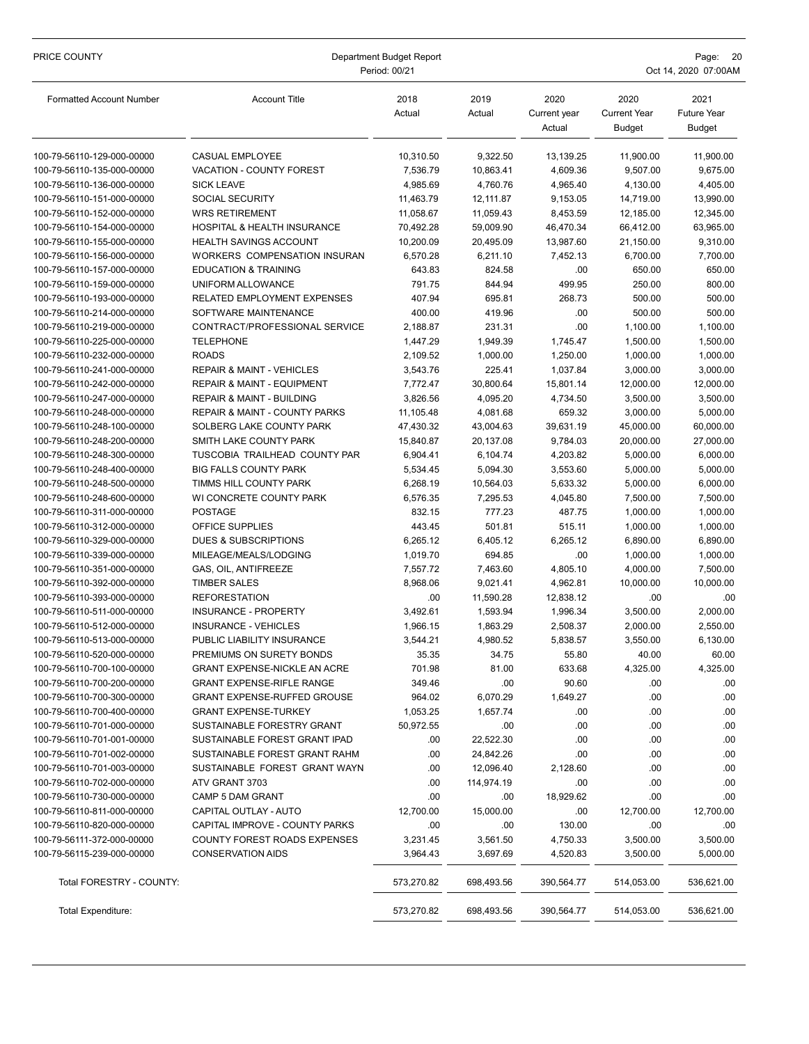PRICE COUNTY

Department Budget Report
Period: 00/21

Oct 14, 2020 07:00AM

| Formatted Account Number | Account Title | 2018 Actual | 2019 Actual | 2020 Current year Actual | 2020 Current Year Budget | 2021 Future Year Budget |
|---|---|---|---|---|---|---|
| 100-79-56110-129-000-00000 | CASUAL EMPLOYEE | 10,310.50 | 9,322.50 | 13,139.25 | 11,900.00 | 11,900.00 |
| 100-79-56110-135-000-00000 | VACATION - COUNTY FOREST | 7,536.79 | 10,863.41 | 4,609.36 | 9,507.00 | 9,675.00 |
| 100-79-56110-136-000-00000 | SICK LEAVE | 4,985.69 | 4,760.76 | 4,965.40 | 4,130.00 | 4,405.00 |
| 100-79-56110-151-000-00000 | SOCIAL SECURITY | 11,463.79 | 12,111.87 | 9,153.05 | 14,719.00 | 13,990.00 |
| 100-79-56110-152-000-00000 | WRS RETIREMENT | 11,058.67 | 11,059.43 | 8,453.59 | 12,185.00 | 12,345.00 |
| 100-79-56110-154-000-00000 | HOSPITAL & HEALTH INSURANCE | 70,492.28 | 59,009.90 | 46,470.34 | 66,412.00 | 63,965.00 |
| 100-79-56110-155-000-00000 | HEALTH SAVINGS ACCOUNT | 10,200.09 | 20,495.09 | 13,987.60 | 21,150.00 | 9,310.00 |
| 100-79-56110-156-000-00000 | WORKERS COMPENSATION INSURAN | 6,570.28 | 6,211.10 | 7,452.13 | 6,700.00 | 7,700.00 |
| 100-79-56110-157-000-00000 | EDUCATION & TRAINING | 643.83 | 824.58 | .00 | 650.00 | 650.00 |
| 100-79-56110-159-000-00000 | UNIFORM ALLOWANCE | 791.75 | 844.94 | 499.95 | 250.00 | 800.00 |
| 100-79-56110-193-000-00000 | RELATED EMPLOYMENT EXPENSES | 407.94 | 695.81 | 268.73 | 500.00 | 500.00 |
| 100-79-56110-214-000-00000 | SOFTWARE MAINTENANCE | 400.00 | 419.96 | .00 | 500.00 | 500.00 |
| 100-79-56110-219-000-00000 | CONTRACT/PROFESSIONAL SERVICE | 2,188.87 | 231.31 | .00 | 1,100.00 | 1,100.00 |
| 100-79-56110-225-000-00000 | TELEPHONE | 1,447.29 | 1,949.39 | 1,745.47 | 1,500.00 | 1,500.00 |
| 100-79-56110-232-000-00000 | ROADS | 2,109.52 | 1,000.00 | 1,250.00 | 1,000.00 | 1,000.00 |
| 100-79-56110-241-000-00000 | REPAIR & MAINT - VEHICLES | 3,543.76 | 225.41 | 1,037.84 | 3,000.00 | 3,000.00 |
| 100-79-56110-242-000-00000 | REPAIR & MAINT - EQUIPMENT | 7,772.47 | 30,800.64 | 15,801.14 | 12,000.00 | 12,000.00 |
| 100-79-56110-247-000-00000 | REPAIR & MAINT - BUILDING | 3,826.56 | 4,095.20 | 4,734.50 | 3,500.00 | 3,500.00 |
| 100-79-56110-248-000-00000 | REPAIR & MAINT - COUNTY PARKS | 11,105.48 | 4,081.68 | 659.32 | 3,000.00 | 5,000.00 |
| 100-79-56110-248-100-00000 | SOLBERG LAKE COUNTY PARK | 47,430.32 | 43,004.63 | 39,631.19 | 45,000.00 | 60,000.00 |
| 100-79-56110-248-200-00000 | SMITH LAKE COUNTY PARK | 15,840.87 | 20,137.08 | 9,784.03 | 20,000.00 | 27,000.00 |
| 100-79-56110-248-300-00000 | TUSCOBIA TRAILHEAD COUNTY PAR | 6,904.41 | 6,104.74 | 4,203.82 | 5,000.00 | 6,000.00 |
| 100-79-56110-248-400-00000 | BIG FALLS COUNTY PARK | 5,534.45 | 5,094.30 | 3,553.60 | 5,000.00 | 5,000.00 |
| 100-79-56110-248-500-00000 | TIMMS HILL COUNTY PARK | 6,268.19 | 10,564.03 | 5,633.32 | 5,000.00 | 6,000.00 |
| 100-79-56110-248-600-00000 | WI CONCRETE COUNTY PARK | 6,576.35 | 7,295.53 | 4,045.80 | 7,500.00 | 7,500.00 |
| 100-79-56110-311-000-00000 | POSTAGE | 832.15 | 777.23 | 487.75 | 1,000.00 | 1,000.00 |
| 100-79-56110-312-000-00000 | OFFICE SUPPLIES | 443.45 | 501.81 | 515.11 | 1,000.00 | 1,000.00 |
| 100-79-56110-329-000-00000 | DUES & SUBSCRIPTIONS | 6,265.12 | 6,405.12 | 6,265.12 | 6,890.00 | 6,890.00 |
| 100-79-56110-339-000-00000 | MILEAGE/MEALS/LODGING | 1,019.70 | 694.85 | .00 | 1,000.00 | 1,000.00 |
| 100-79-56110-351-000-00000 | GAS, OIL, ANTIFREEZE | 7,557.72 | 7,463.60 | 4,805.10 | 4,000.00 | 7,500.00 |
| 100-79-56110-392-000-00000 | TIMBER SALES | 8,968.06 | 9,021.41 | 4,962.81 | 10,000.00 | 10,000.00 |
| 100-79-56110-393-000-00000 | REFORESTATION | .00 | 11,590.28 | 12,838.12 | .00 | .00 |
| 100-79-56110-511-000-00000 | INSURANCE - PROPERTY | 3,492.61 | 1,593.94 | 1,996.34 | 3,500.00 | 2,000.00 |
| 100-79-56110-512-000-00000 | INSURANCE - VEHICLES | 1,966.15 | 1,863.29 | 2,508.37 | 2,000.00 | 2,550.00 |
| 100-79-56110-513-000-00000 | PUBLIC LIABILITY INSURANCE | 3,544.21 | 4,980.52 | 5,838.57 | 3,550.00 | 6,130.00 |
| 100-79-56110-520-000-00000 | PREMIUMS ON SURETY BONDS | 35.35 | 34.75 | 55.80 | 40.00 | 60.00 |
| 100-79-56110-700-100-00000 | GRANT EXPENSE-NICKLE AN ACRE | 701.98 | 81.00 | 633.68 | 4,325.00 | 4,325.00 |
| 100-79-56110-700-200-00000 | GRANT EXPENSE-RIFLE RANGE | 349.46 | .00 | 90.60 | .00 | .00 |
| 100-79-56110-700-300-00000 | GRANT EXPENSE-RUFFED GROUSE | 964.02 | 6,070.29 | 1,649.27 | .00 | .00 |
| 100-79-56110-700-400-00000 | GRANT EXPENSE-TURKEY | 1,053.25 | 1,657.74 | .00 | .00 | .00 |
| 100-79-56110-701-000-00000 | SUSTAINABLE FORESTRY GRANT | 50,972.55 | .00 | .00 | .00 | .00 |
| 100-79-56110-701-001-00000 | SUSTAINABLE FOREST GRANT IPAD | .00 | 22,522.30 | .00 | .00 | .00 |
| 100-79-56110-701-002-00000 | SUSTAINABLE FOREST GRANT RAHM | .00 | 24,842.26 | .00 | .00 | .00 |
| 100-79-56110-701-003-00000 | SUSTAINABLE FOREST GRANT WAYN | .00 | 12,096.40 | 2,128.60 | .00 | .00 |
| 100-79-56110-702-000-00000 | ATV GRANT 3703 | .00 | 114,974.19 | .00 | .00 | .00 |
| 100-79-56110-730-000-00000 | CAMP 5 DAM GRANT | .00 | .00 | 18,929.62 | .00 | .00 |
| 100-79-56110-811-000-00000 | CAPITAL OUTLAY - AUTO | 12,700.00 | 15,000.00 | .00 | 12,700.00 | 12,700.00 |
| 100-79-56110-820-000-00000 | CAPITAL IMPROVE - COUNTY PARKS | .00 | .00 | 130.00 | .00 | .00 |
| 100-79-56111-372-000-00000 | COUNTY FOREST ROADS EXPENSES | 3,231.45 | 3,561.50 | 4,750.33 | 3,500.00 | 3,500.00 |
| 100-79-56115-239-000-00000 | CONSERVATION AIDS | 3,964.43 | 3,697.69 | 4,520.83 | 3,500.00 | 5,000.00 |
| Total FORESTRY - COUNTY: | | 573,270.82 | 698,493.56 | 390,564.77 | 514,053.00 | 536,621.00 |
| Total Expenditure: | | 573,270.82 | 698,493.56 | 390,564.77 | 514,053.00 | 536,621.00 |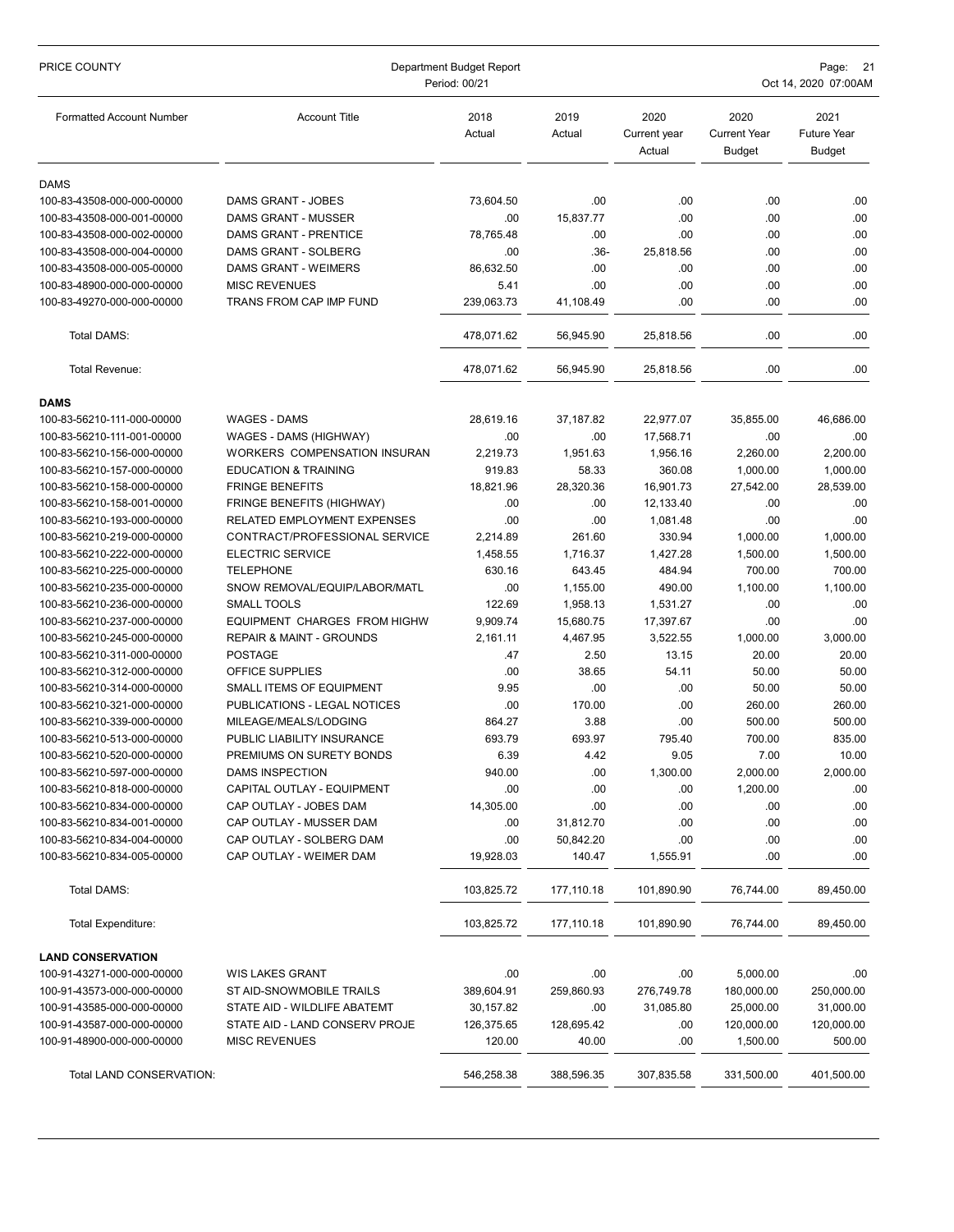| Formatted Account Number | Account Title | 2018 Actual | 2019 Actual | 2020 Current year Actual | 2020 Current Year Budget | 2021 Future Year Budget |
|---|---|---|---|---|---|---|
| **DAMS** | | | | | | |
| 100-83-43508-000-000-00000 | DAMS GRANT - JOBES | 73,604.50 | .00 | .00 | .00 | .00 |
| 100-83-43508-000-001-00000 | DAMS GRANT - MUSSER | .00 | 15,837.77 | .00 | .00 | .00 |
| 100-83-43508-000-002-00000 | DAMS GRANT - PRENTICE | 78,765.48 | .00 | .00 | .00 | .00 |
| 100-83-43508-000-004-00000 | DAMS GRANT - SOLBERG | .00 | .36- | 25,818.56 | .00 | .00 |
| 100-83-43508-000-005-00000 | DAMS GRANT - WEIMERS | 86,632.50 | .00 | .00 | .00 | .00 |
| 100-83-48900-000-000-00000 | MISC REVENUES | 5.41 | .00 | .00 | .00 | .00 |
| 100-83-49270-000-000-00000 | TRANS FROM CAP IMP FUND | 239,063.73 | 41,108.49 | .00 | .00 | .00 |
| Total DAMS: | | 478,071.62 | 56,945.90 | 25,818.56 | .00 | .00 |
| Total Revenue: | | 478,071.62 | 56,945.90 | 25,818.56 | .00 | .00 |
| **DAMS** | | | | | | |
| 100-83-56210-111-000-00000 | WAGES - DAMS | 28,619.16 | 37,187.82 | 22,977.07 | 35,855.00 | 46,686.00 |
| 100-83-56210-111-001-00000 | WAGES - DAMS (HIGHWAY) | .00 | .00 | 17,568.71 | .00 | .00 |
| 100-83-56210-156-000-00000 | WORKERS COMPENSATION INSURAN | 2,219.73 | 1,951.63 | 1,956.16 | 2,260.00 | 2,200.00 |
| 100-83-56210-157-000-00000 | EDUCATION & TRAINING | 919.83 | 58.33 | 360.08 | 1,000.00 | 1,000.00 |
| 100-83-56210-158-000-00000 | FRINGE BENEFITS | 18,821.96 | 28,320.36 | 16,901.73 | 27,542.00 | 28,539.00 |
| 100-83-56210-158-001-00000 | FRINGE BENEFITS (HIGHWAY) | .00 | .00 | 12,133.40 | .00 | .00 |
| 100-83-56210-193-000-00000 | RELATED EMPLOYMENT EXPENSES | .00 | .00 | 1,081.48 | .00 | .00 |
| 100-83-56210-219-000-00000 | CONTRACT/PROFESSIONAL SERVICE | 2,214.89 | 261.60 | 330.94 | 1,000.00 | 1,000.00 |
| 100-83-56210-222-000-00000 | ELECTRIC SERVICE | 1,458.55 | 1,716.37 | 1,427.28 | 1,500.00 | 1,500.00 |
| 100-83-56210-225-000-00000 | TELEPHONE | 630.16 | 643.45 | 484.94 | 700.00 | 700.00 |
| 100-83-56210-235-000-00000 | SNOW REMOVAL/EQUIP/LABOR/MATL | .00 | 1,155.00 | 490.00 | 1,100.00 | 1,100.00 |
| 100-83-56210-236-000-00000 | SMALL TOOLS | 122.69 | 1,958.13 | 1,531.27 | .00 | .00 |
| 100-83-56210-237-000-00000 | EQUIPMENT CHARGES FROM HIGHW | 9,909.74 | 15,680.75 | 17,397.67 | .00 | .00 |
| 100-83-56210-245-000-00000 | REPAIR & MAINT - GROUNDS | 2,161.11 | 4,467.95 | 3,522.55 | 1,000.00 | 3,000.00 |
| 100-83-56210-311-000-00000 | POSTAGE | .47 | 2.50 | 13.15 | 20.00 | 20.00 |
| 100-83-56210-312-000-00000 | OFFICE SUPPLIES | .00 | 38.65 | 54.11 | 50.00 | 50.00 |
| 100-83-56210-314-000-00000 | SMALL ITEMS OF EQUIPMENT | 9.95 | .00 | .00 | 50.00 | 50.00 |
| 100-83-56210-321-000-00000 | PUBLICATIONS - LEGAL NOTICES | .00 | 170.00 | .00 | 260.00 | 260.00 |
| 100-83-56210-339-000-00000 | MILEAGE/MEALS/LODGING | 864.27 | 3.88 | .00 | 500.00 | 500.00 |
| 100-83-56210-513-000-00000 | PUBLIC LIABILITY INSURANCE | 693.79 | 693.97 | 795.40 | 700.00 | 835.00 |
| 100-83-56210-520-000-00000 | PREMIUMS ON SURETY BONDS | 6.39 | 4.42 | 9.05 | 7.00 | 10.00 |
| 100-83-56210-597-000-00000 | DAMS INSPECTION | 940.00 | .00 | 1,300.00 | 2,000.00 | 2,000.00 |
| 100-83-56210-818-000-00000 | CAPITAL OUTLAY - EQUIPMENT | .00 | .00 | .00 | 1,200.00 | .00 |
| 100-83-56210-834-000-00000 | CAP OUTLAY - JOBES DAM | 14,305.00 | .00 | .00 | .00 | .00 |
| 100-83-56210-834-001-00000 | CAP OUTLAY - MUSSER DAM | .00 | 31,812.70 | .00 | .00 | .00 |
| 100-83-56210-834-004-00000 | CAP OUTLAY - SOLBERG DAM | .00 | 50,842.20 | .00 | .00 | .00 |
| 100-83-56210-834-005-00000 | CAP OUTLAY - WEIMER DAM | 19,928.03 | 140.47 | 1,555.91 | .00 | .00 |
| Total DAMS: | | 103,825.72 | 177,110.18 | 101,890.90 | 76,744.00 | 89,450.00 |
| Total Expenditure: | | 103,825.72 | 177,110.18 | 101,890.90 | 76,744.00 | 89,450.00 |
| **LAND CONSERVATION** | | | | | | |
| 100-91-43271-000-000-00000 | WIS LAKES GRANT | .00 | .00 | .00 | 5,000.00 | .00 |
| 100-91-43573-000-000-00000 | ST AID-SNOWMOBILE TRAILS | 389,604.91 | 259,860.93 | 276,749.78 | 180,000.00 | 250,000.00 |
| 100-91-43585-000-000-00000 | STATE AID - WILDLIFE ABATEMT | 30,157.82 | .00 | 31,085.80 | 25,000.00 | 31,000.00 |
| 100-91-43587-000-000-00000 | STATE AID - LAND CONSERV PROJE | 126,375.65 | 128,695.42 | .00 | 120,000.00 | 120,000.00 |
| 100-91-48900-000-000-00000 | MISC REVENUES | 120.00 | 40.00 | .00 | 1,500.00 | 500.00 |
| Total LAND CONSERVATION: | | 546,258.38 | 388,596.35 | 307,835.58 | 331,500.00 | 401,500.00 |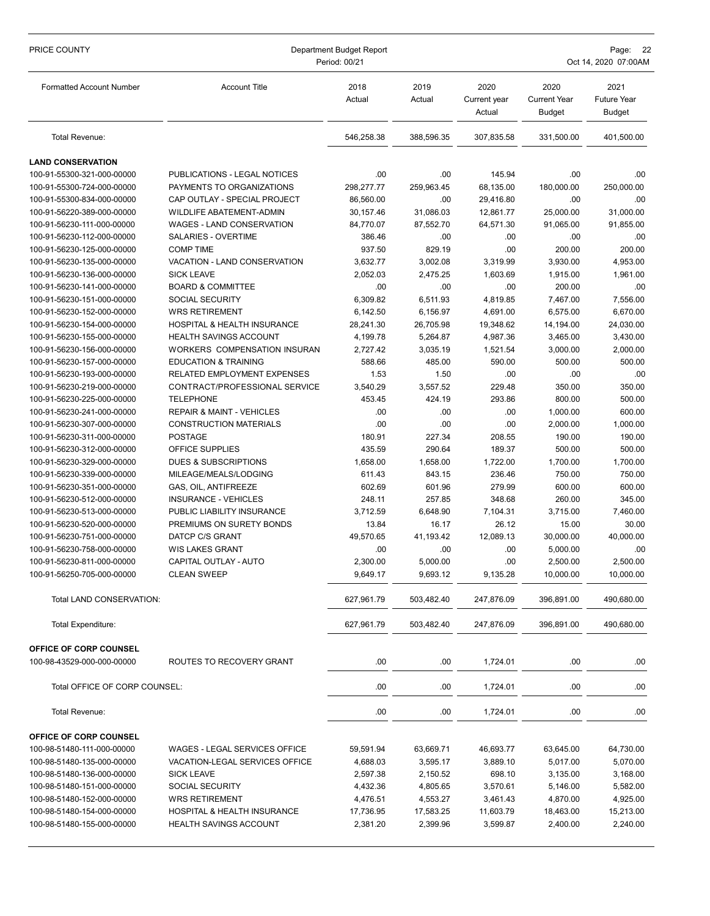| Formatted Account Number | Account Title | 2018 Actual | 2019 Actual | 2020 Current year Actual | 2020 Current Year Budget | 2021 Future Year Budget |
|---|---|---|---|---|---|---|
| Total Revenue: | | 546,258.38 | 388,596.35 | 307,835.58 | 331,500.00 | 401,500.00 |
| **LAND CONSERVATION** | | | | | | |
| 100-91-55300-321-000-00000 | PUBLICATIONS - LEGAL NOTICES | .00 | .00 | 145.94 | .00 | .00 |
| 100-91-55300-724-000-00000 | PAYMENTS TO ORGANIZATIONS | 298,277.77 | 259,963.45 | 68,135.00 | 180,000.00 | 250,000.00 |
| 100-91-55300-834-000-00000 | CAP OUTLAY - SPECIAL PROJECT | 86,560.00 | .00 | 29,416.80 | .00 | .00 |
| 100-91-56220-389-000-00000 | WILDLIFE ABATEMENT-ADMIN | 30,157.46 | 31,086.03 | 12,861.77 | 25,000.00 | 31,000.00 |
| 100-91-56230-111-000-00000 | WAGES - LAND CONSERVATION | 84,770.07 | 87,552.70 | 64,571.30 | 91,065.00 | 91,855.00 |
| 100-91-56230-112-000-00000 | SALARIES - OVERTIME | 386.46 | .00 | .00 | .00 | .00 |
| 100-91-56230-125-000-00000 | COMP TIME | 937.50 | 829.19 | .00 | 200.00 | 200.00 |
| 100-91-56230-135-000-00000 | VACATION - LAND CONSERVATION | 3,632.77 | 3,002.08 | 3,319.99 | 3,930.00 | 4,953.00 |
| 100-91-56230-136-000-00000 | SICK LEAVE | 2,052.03 | 2,475.25 | 1,603.69 | 1,915.00 | 1,961.00 |
| 100-91-56230-141-000-00000 | BOARD & COMMITTEE | .00 | .00 | .00 | 200.00 | .00 |
| 100-91-56230-151-000-00000 | SOCIAL SECURITY | 6,309.82 | 6,511.93 | 4,819.85 | 7,467.00 | 7,556.00 |
| 100-91-56230-152-000-00000 | WRS RETIREMENT | 6,142.50 | 6,156.97 | 4,691.00 | 6,575.00 | 6,670.00 |
| 100-91-56230-154-000-00000 | HOSPITAL & HEALTH INSURANCE | 28,241.30 | 26,705.98 | 19,348.62 | 14,194.00 | 24,030.00 |
| 100-91-56230-155-000-00000 | HEALTH SAVINGS ACCOUNT | 4,199.78 | 5,264.87 | 4,987.36 | 3,465.00 | 3,430.00 |
| 100-91-56230-156-000-00000 | WORKERS COMPENSATION INSURAN | 2,727.42 | 3,035.19 | 1,521.54 | 3,000.00 | 2,000.00 |
| 100-91-56230-157-000-00000 | EDUCATION & TRAINING | 588.66 | 485.00 | 590.00 | 500.00 | 500.00 |
| 100-91-56230-193-000-00000 | RELATED EMPLOYMENT EXPENSES | 1.53 | 1.50 | .00 | .00 | .00 |
| 100-91-56230-219-000-00000 | CONTRACT/PROFESSIONAL SERVICE | 3,540.29 | 3,557.52 | 229.48 | 350.00 | 350.00 |
| 100-91-56230-225-000-00000 | TELEPHONE | 453.45 | 424.19 | 293.86 | 800.00 | 500.00 |
| 100-91-56230-241-000-00000 | REPAIR & MAINT - VEHICLES | .00 | .00 | .00 | 1,000.00 | 600.00 |
| 100-91-56230-307-000-00000 | CONSTRUCTION MATERIALS | .00 | .00 | .00 | 2,000.00 | 1,000.00 |
| 100-91-56230-311-000-00000 | POSTAGE | 180.91 | 227.34 | 208.55 | 190.00 | 190.00 |
| 100-91-56230-312-000-00000 | OFFICE SUPPLIES | 435.59 | 290.64 | 189.37 | 500.00 | 500.00 |
| 100-91-56230-329-000-00000 | DUES & SUBSCRIPTIONS | 1,658.00 | 1,658.00 | 1,722.00 | 1,700.00 | 1,700.00 |
| 100-91-56230-339-000-00000 | MILEAGE/MEALS/LODGING | 611.43 | 843.15 | 236.46 | 750.00 | 750.00 |
| 100-91-56230-351-000-00000 | GAS, OIL, ANTIFREEZE | 602.69 | 601.96 | 279.99 | 600.00 | 600.00 |
| 100-91-56230-512-000-00000 | INSURANCE - VEHICLES | 248.11 | 257.85 | 348.68 | 260.00 | 345.00 |
| 100-91-56230-513-000-00000 | PUBLIC LIABILITY INSURANCE | 3,712.59 | 6,648.90 | 7,104.31 | 3,715.00 | 7,460.00 |
| 100-91-56230-520-000-00000 | PREMIUMS ON SURETY BONDS | 13.84 | 16.17 | 26.12 | 15.00 | 30.00 |
| 100-91-56230-751-000-00000 | DATCP C/S GRANT | 49,570.65 | 41,193.42 | 12,089.13 | 30,000.00 | 40,000.00 |
| 100-91-56230-758-000-00000 | WIS LAKES GRANT | .00 | .00 | .00 | 5,000.00 | .00 |
| 100-91-56230-811-000-00000 | CAPITAL OUTLAY - AUTO | 2,300.00 | 5,000.00 | .00 | 2,500.00 | 2,500.00 |
| 100-91-56250-705-000-00000 | CLEAN SWEEP | 9,649.17 | 9,693.12 | 9,135.28 | 10,000.00 | 10,000.00 |
| Total LAND CONSERVATION: | | 627,961.79 | 503,482.40 | 247,876.09 | 396,891.00 | 490,680.00 |
| Total Expenditure: | | 627,961.79 | 503,482.40 | 247,876.09 | 396,891.00 | 490,680.00 |
| **OFFICE OF CORP COUNSEL** | | | | | | |
| 100-98-43529-000-000-00000 | ROUTES TO RECOVERY GRANT | .00 | .00 | 1,724.01 | .00 | .00 |
| Total OFFICE OF CORP COUNSEL: | | .00 | .00 | 1,724.01 | .00 | .00 |
| Total Revenue: | | .00 | .00 | 1,724.01 | .00 | .00 |
| **OFFICE OF CORP COUNSEL** | | | | | | |
| 100-98-51480-111-000-00000 | WAGES - LEGAL SERVICES OFFICE | 59,591.94 | 63,669.71 | 46,693.77 | 63,645.00 | 64,730.00 |
| 100-98-51480-135-000-00000 | VACATION-LEGAL SERVICES OFFICE | 4,688.03 | 3,595.17 | 3,889.10 | 5,017.00 | 5,070.00 |
| 100-98-51480-136-000-00000 | SICK LEAVE | 2,597.38 | 2,150.52 | 698.10 | 3,135.00 | 3,168.00 |
| 100-98-51480-151-000-00000 | SOCIAL SECURITY | 4,432.36 | 4,805.65 | 3,570.61 | 5,146.00 | 5,582.00 |
| 100-98-51480-152-000-00000 | WRS RETIREMENT | 4,476.51 | 4,553.27 | 3,461.43 | 4,870.00 | 4,925.00 |
| 100-98-51480-154-000-00000 | HOSPITAL & HEALTH INSURANCE | 17,736.95 | 17,583.25 | 11,603.79 | 18,463.00 | 15,213.00 |
| 100-98-51480-155-000-00000 | HEALTH SAVINGS ACCOUNT | 2,381.20 | 2,399.96 | 3,599.87 | 2,400.00 | 2,240.00 |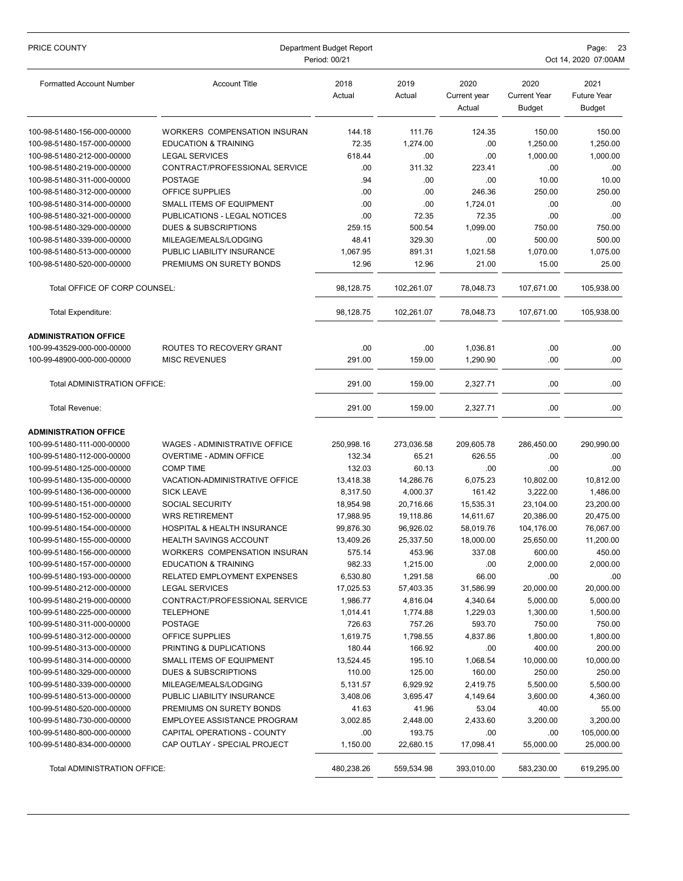| Formatted Account Number | Account Title | 2018 Actual | 2019 Actual | 2020 Current year Actual | 2020 Current Year Budget | 2021 Future Year Budget |
|---|---|---|---|---|---|---|
| 100-98-51480-156-000-00000 | WORKERS COMPENSATION INSURAN | 144.18 | 111.76 | 124.35 | 150.00 | 150.00 |
| 100-98-51480-157-000-00000 | EDUCATION & TRAINING | 72.35 | 1,274.00 | .00 | 1,250.00 | 1,250.00 |
| 100-98-51480-212-000-00000 | LEGAL SERVICES | 618.44 | .00 | .00 | 1,000.00 | 1,000.00 |
| 100-98-51480-219-000-00000 | CONTRACT/PROFESSIONAL SERVICE | .00 | 311.32 | 223.41 | .00 | .00 |
| 100-98-51480-311-000-00000 | POSTAGE | .94 | .00 | .00 | 10.00 | 10.00 |
| 100-98-51480-312-000-00000 | OFFICE SUPPLIES | .00 | .00 | 246.36 | 250.00 | 250.00 |
| 100-98-51480-314-000-00000 | SMALL ITEMS OF EQUIPMENT | .00 | .00 | 1,724.01 | .00 | .00 |
| 100-98-51480-321-000-00000 | PUBLICATIONS - LEGAL NOTICES | .00 | 72.35 | 72.35 | .00 | .00 |
| 100-98-51480-329-000-00000 | DUES & SUBSCRIPTIONS | 259.15 | 500.54 | 1,099.00 | 750.00 | 750.00 |
| 100-98-51480-339-000-00000 | MILEAGE/MEALS/LODGING | 48.41 | 329.30 | .00 | 500.00 | 500.00 |
| 100-98-51480-513-000-00000 | PUBLIC LIABILITY INSURANCE | 1,067.95 | 891.31 | 1,021.58 | 1,070.00 | 1,075.00 |
| 100-98-51480-520-000-00000 | PREMIUMS ON SURETY BONDS | 12.96 | 12.96 | 21.00 | 15.00 | 25.00 |
| Total OFFICE OF CORP COUNSEL: | | 98,128.75 | 102,261.07 | 78,048.73 | 107,671.00 | 105,938.00 |
| Total Expenditure: | | 98,128.75 | 102,261.07 | 78,048.73 | 107,671.00 | 105,938.00 |
| **ADMINISTRATION OFFICE** | | | | | | |
| 100-99-43529-000-000-00000 | ROUTES TO RECOVERY GRANT | .00 | .00 | 1,036.81 | .00 | .00 |
| 100-99-48900-000-000-00000 | MISC REVENUES | 291.00 | 159.00 | 1,290.90 | .00 | .00 |
| Total ADMINISTRATION OFFICE: | | 291.00 | 159.00 | 2,327.71 | .00 | .00 |
| Total Revenue: | | 291.00 | 159.00 | 2,327.71 | .00 | .00 |
| **ADMINISTRATION OFFICE** | | | | | | |
| 100-99-51480-111-000-00000 | WAGES - ADMINISTRATIVE OFFICE | 250,998.16 | 273,036.58 | 209,605.78 | 286,450.00 | 290,990.00 |
| 100-99-51480-112-000-00000 | OVERTIME - ADMIN OFFICE | 132.34 | 65.21 | 626.55 | .00 | .00 |
| 100-99-51480-125-000-00000 | COMP TIME | 132.03 | 60.13 | .00 | .00 | .00 |
| 100-99-51480-135-000-00000 | VACATION-ADMINISTRATIVE OFFICE | 13,418.38 | 14,286.76 | 6,075.23 | 10,802.00 | 10,812.00 |
| 100-99-51480-136-000-00000 | SICK LEAVE | 8,317.50 | 4,000.37 | 161.42 | 3,222.00 | 1,486.00 |
| 100-99-51480-151-000-00000 | SOCIAL SECURITY | 18,954.98 | 20,716.66 | 15,535.31 | 23,104.00 | 23,200.00 |
| 100-99-51480-152-000-00000 | WRS RETIREMENT | 17,988.95 | 19,118.86 | 14,611.67 | 20,386.00 | 20,475.00 |
| 100-99-51480-154-000-00000 | HOSPITAL & HEALTH INSURANCE | 99,876.30 | 96,926.02 | 58,019.76 | 104,176.00 | 76,067.00 |
| 100-99-51480-155-000-00000 | HEALTH SAVINGS ACCOUNT | 13,409.26 | 25,337.50 | 18,000.00 | 25,650.00 | 11,200.00 |
| 100-99-51480-156-000-00000 | WORKERS COMPENSATION INSURAN | 575.14 | 453.96 | 337.08 | 600.00 | 450.00 |
| 100-99-51480-157-000-00000 | EDUCATION & TRAINING | 982.33 | 1,215.00 | .00 | 2,000.00 | 2,000.00 |
| 100-99-51480-193-000-00000 | RELATED EMPLOYMENT EXPENSES | 6,530.80 | 1,291.58 | 66.00 | .00 | .00 |
| 100-99-51480-212-000-00000 | LEGAL SERVICES | 17,025.53 | 57,403.35 | 31,586.99 | 20,000.00 | 20,000.00 |
| 100-99-51480-219-000-00000 | CONTRACT/PROFESSIONAL SERVICE | 1,986.77 | 4,816.04 | 4,340.64 | 5,000.00 | 5,000.00 |
| 100-99-51480-225-000-00000 | TELEPHONE | 1,014.41 | 1,774.88 | 1,229.03 | 1,300.00 | 1,500.00 |
| 100-99-51480-311-000-00000 | POSTAGE | 726.63 | 757.26 | 593.70 | 750.00 | 750.00 |
| 100-99-51480-312-000-00000 | OFFICE SUPPLIES | 1,619.75 | 1,798.55 | 4,837.86 | 1,800.00 | 1,800.00 |
| 100-99-51480-313-000-00000 | PRINTING & DUPLICATIONS | 180.44 | 166.92 | .00 | 400.00 | 200.00 |
| 100-99-51480-314-000-00000 | SMALL ITEMS OF EQUIPMENT | 13,524.45 | 195.10 | 1,068.54 | 10,000.00 | 10,000.00 |
| 100-99-51480-329-000-00000 | DUES & SUBSCRIPTIONS | 110.00 | 125.00 | 160.00 | 250.00 | 250.00 |
| 100-99-51480-339-000-00000 | MILEAGE/MEALS/LODGING | 5,131.57 | 6,929.92 | 2,419.75 | 5,500.00 | 5,500.00 |
| 100-99-51480-513-000-00000 | PUBLIC LIABILITY INSURANCE | 3,408.06 | 3,695.47 | 4,149.64 | 3,600.00 | 4,360.00 |
| 100-99-51480-520-000-00000 | PREMIUMS ON SURETY BONDS | 41.63 | 41.96 | 53.04 | 40.00 | 55.00 |
| 100-99-51480-730-000-00000 | EMPLOYEE ASSISTANCE PROGRAM | 3,002.85 | 2,448.00 | 2,433.60 | 3,200.00 | 3,200.00 |
| 100-99-51480-800-000-00000 | CAPITAL OPERATIONS - COUNTY | .00 | 193.75 | .00 | .00 | 105,000.00 |
| 100-99-51480-834-000-00000 | CAP OUTLAY - SPECIAL PROJECT | 1,150.00 | 22,680.15 | 17,098.41 | 55,000.00 | 25,000.00 |
| Total ADMINISTRATION OFFICE: | | 480,238.26 | 559,534.98 | 393,010.00 | 583,230.00 | 619,295.00 |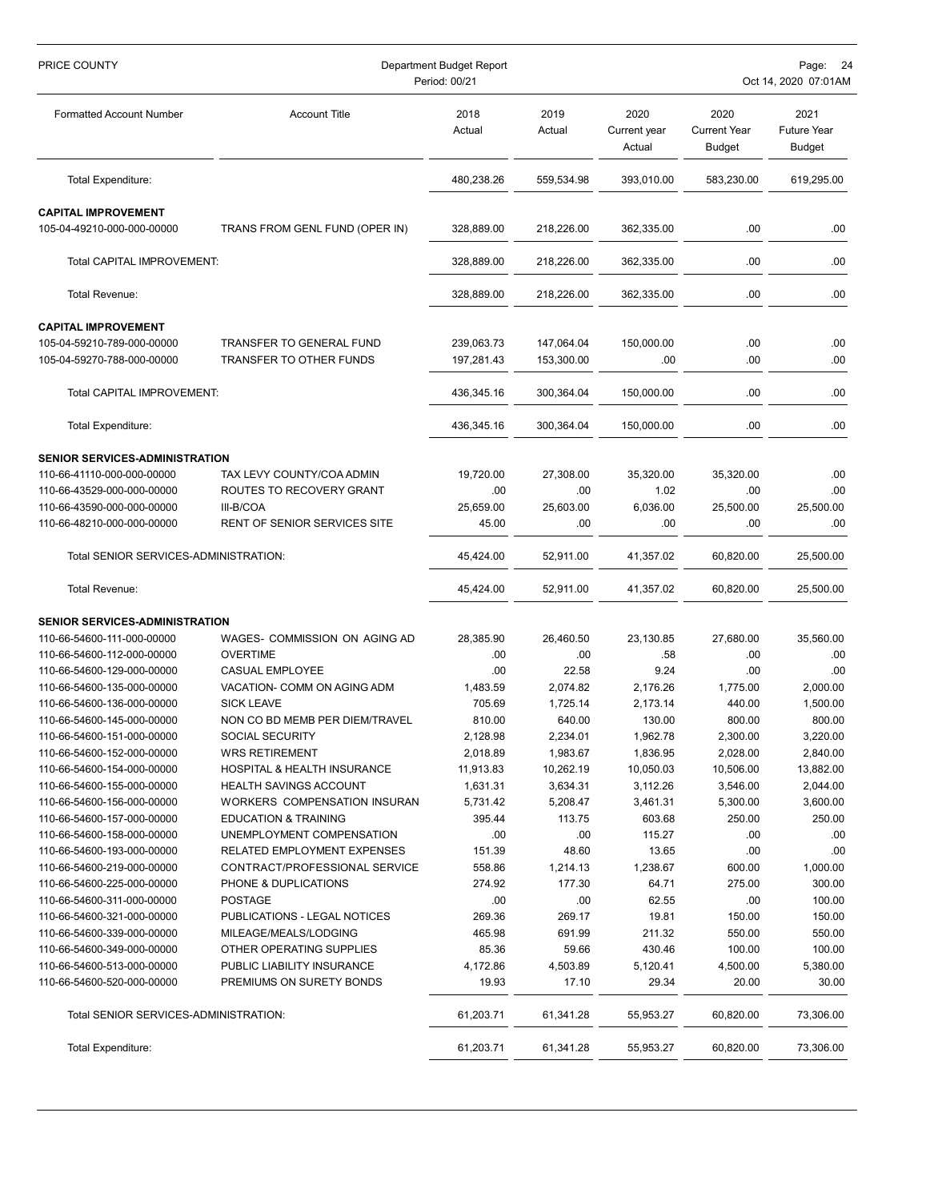PRICE COUNTY — Department Budget Report — Period: 00/21 — Oct 14, 2020 07:01AM

| Formatted Account Number | Account Title | 2018 Actual | 2019 Actual | 2020 Current year Actual | 2020 Current Year Budget | 2021 Future Year Budget |
|---|---|---|---|---|---|---|
| Total Expenditure: | | 480,238.26 | 559,534.98 | 393,010.00 | 583,230.00 | 619,295.00 |
| **CAPITAL IMPROVEMENT** | | | | | | |
| 105-04-49210-000-000-00000 | TRANS FROM GENL FUND (OPER IN) | 328,889.00 | 218,226.00 | 362,335.00 | .00 | .00 |
| Total CAPITAL IMPROVEMENT: | | 328,889.00 | 218,226.00 | 362,335.00 | .00 | .00 |
| Total Revenue: | | 328,889.00 | 218,226.00 | 362,335.00 | .00 | .00 |
| **CAPITAL IMPROVEMENT** | | | | | | |
| 105-04-59210-789-000-00000 | TRANSFER TO GENERAL FUND | 239,063.73 | 147,064.04 | 150,000.00 | .00 | .00 |
| 105-04-59270-788-000-00000 | TRANSFER TO OTHER FUNDS | 197,281.43 | 153,300.00 | .00 | .00 | .00 |
| Total CAPITAL IMPROVEMENT: | | 436,345.16 | 300,364.04 | 150,000.00 | .00 | .00 |
| Total Expenditure: | | 436,345.16 | 300,364.04 | 150,000.00 | .00 | .00 |
| **SENIOR SERVICES-ADMINISTRATION** | | | | | | |
| 110-66-41110-000-000-00000 | TAX LEVY COUNTY/COA ADMIN | 19,720.00 | 27,308.00 | 35,320.00 | 35,320.00 | .00 |
| 110-66-43529-000-000-00000 | ROUTES TO RECOVERY GRANT | .00 | .00 | 1.02 | .00 | .00 |
| 110-66-43590-000-000-00000 | III-B/COA | 25,659.00 | 25,603.00 | 6,036.00 | 25,500.00 | 25,500.00 |
| 110-66-48210-000-000-00000 | RENT OF SENIOR SERVICES SITE | 45.00 | .00 | .00 | .00 | .00 |
| Total SENIOR SERVICES-ADMINISTRATION: | | 45,424.00 | 52,911.00 | 41,357.02 | 60,820.00 | 25,500.00 |
| Total Revenue: | | 45,424.00 | 52,911.00 | 41,357.02 | 60,820.00 | 25,500.00 |
| **SENIOR SERVICES-ADMINISTRATION** | | | | | | |
| 110-66-54600-111-000-00000 | WAGES- COMMISSION ON AGING AD | 28,385.90 | 26,460.50 | 23,130.85 | 27,680.00 | 35,560.00 |
| 110-66-54600-112-000-00000 | OVERTIME | .00 | .00 | .58 | .00 | .00 |
| 110-66-54600-129-000-00000 | CASUAL EMPLOYEE | .00 | 22.58 | 9.24 | .00 | .00 |
| 110-66-54600-135-000-00000 | VACATION- COMM ON AGING ADM | 1,483.59 | 2,074.82 | 2,176.26 | 1,775.00 | 2,000.00 |
| 110-66-54600-136-000-00000 | SICK LEAVE | 705.69 | 1,725.14 | 2,173.14 | 440.00 | 1,500.00 |
| 110-66-54600-145-000-00000 | NON CO BD MEMB PER DIEM/TRAVEL | 810.00 | 640.00 | 130.00 | 800.00 | 800.00 |
| 110-66-54600-151-000-00000 | SOCIAL SECURITY | 2,128.98 | 2,234.01 | 1,962.78 | 2,300.00 | 3,220.00 |
| 110-66-54600-152-000-00000 | WRS RETIREMENT | 2,018.89 | 1,983.67 | 1,836.95 | 2,028.00 | 2,840.00 |
| 110-66-54600-154-000-00000 | HOSPITAL & HEALTH INSURANCE | 11,913.83 | 10,262.19 | 10,050.03 | 10,506.00 | 13,882.00 |
| 110-66-54600-155-000-00000 | HEALTH SAVINGS ACCOUNT | 1,631.31 | 3,634.31 | 3,112.26 | 3,546.00 | 2,044.00 |
| 110-66-54600-156-000-00000 | WORKERS COMPENSATION INSURAN | 5,731.42 | 5,208.47 | 3,461.31 | 5,300.00 | 3,600.00 |
| 110-66-54600-157-000-00000 | EDUCATION & TRAINING | 395.44 | 113.75 | 603.68 | 250.00 | 250.00 |
| 110-66-54600-158-000-00000 | UNEMPLOYMENT COMPENSATION | .00 | .00 | 115.27 | .00 | .00 |
| 110-66-54600-193-000-00000 | RELATED EMPLOYMENT EXPENSES | 151.39 | 48.60 | 13.65 | .00 | .00 |
| 110-66-54600-219-000-00000 | CONTRACT/PROFESSIONAL SERVICE | 558.86 | 1,214.13 | 1,238.67 | 600.00 | 1,000.00 |
| 110-66-54600-225-000-00000 | PHONE & DUPLICATIONS | 274.92 | 177.30 | 64.71 | 275.00 | 300.00 |
| 110-66-54600-311-000-00000 | POSTAGE | .00 | .00 | 62.55 | .00 | 100.00 |
| 110-66-54600-321-000-00000 | PUBLICATIONS - LEGAL NOTICES | 269.36 | 269.17 | 19.81 | 150.00 | 150.00 |
| 110-66-54600-339-000-00000 | MILEAGE/MEALS/LODGING | 465.98 | 691.99 | 211.32 | 550.00 | 550.00 |
| 110-66-54600-349-000-00000 | OTHER OPERATING SUPPLIES | 85.36 | 59.66 | 430.46 | 100.00 | 100.00 |
| 110-66-54600-513-000-00000 | PUBLIC LIABILITY INSURANCE | 4,172.86 | 4,503.89 | 5,120.41 | 4,500.00 | 5,380.00 |
| 110-66-54600-520-000-00000 | PREMIUMS ON SURETY BONDS | 19.93 | 17.10 | 29.34 | 20.00 | 30.00 |
| Total SENIOR SERVICES-ADMINISTRATION: | | 61,203.71 | 61,341.28 | 55,953.27 | 60,820.00 | 73,306.00 |
| Total Expenditure: | | 61,203.71 | 61,341.28 | 55,953.27 | 60,820.00 | 73,306.00 |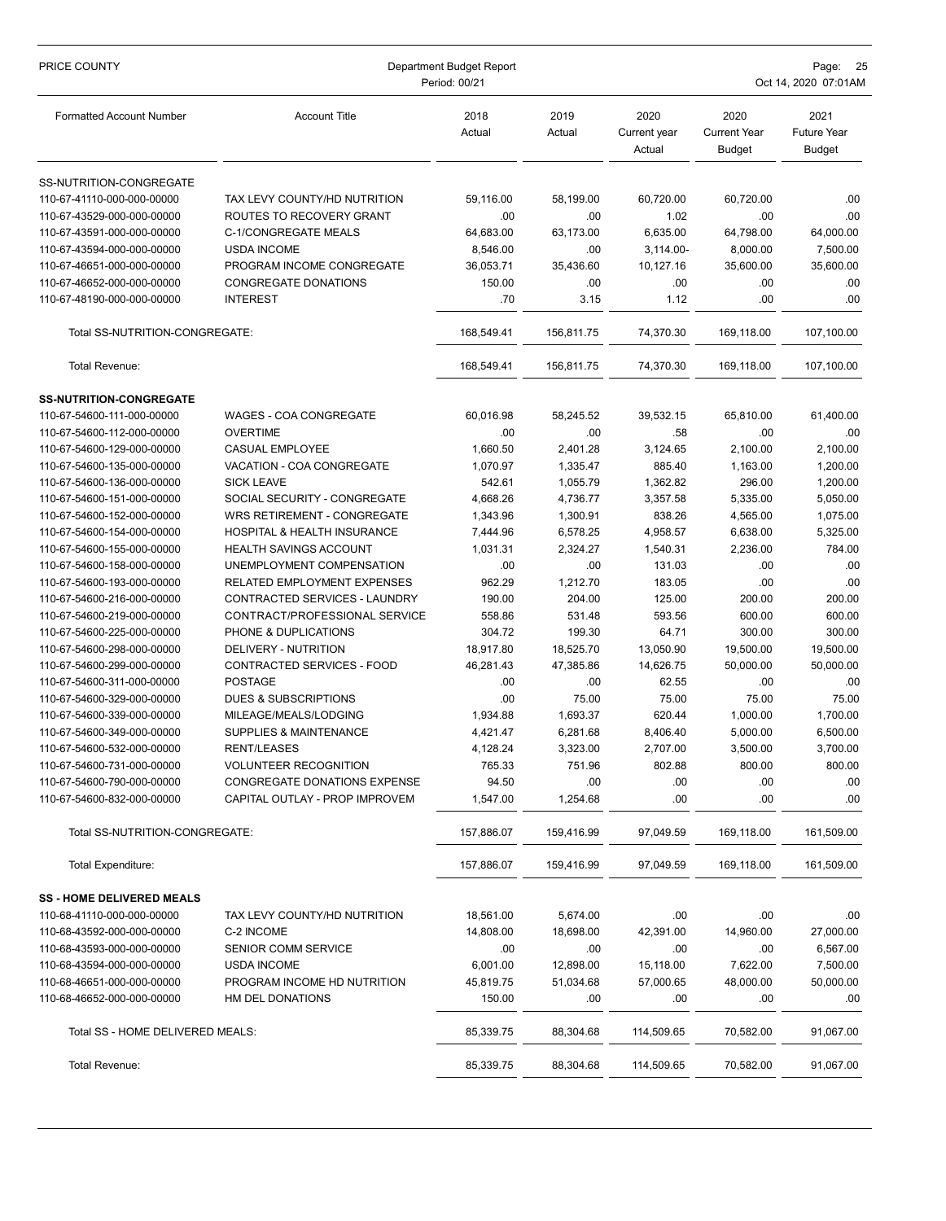PRICE COUNTY — Department Budget Report — Period: 00/21 — Oct 14, 2020 07:01AM

| Formatted Account Number | Account Title | 2018 Actual | 2019 Actual | 2020 Current year Actual | 2020 Current Year Budget | 2021 Future Year Budget |
|---|---|---|---|---|---|---|
| SS-NUTRITION-CONGREGATE | | | | | | |
| 110-67-41110-000-000-00000 | TAX LEVY COUNTY/HD NUTRITION | 59,116.00 | 58,199.00 | 60,720.00 | 60,720.00 | .00 |
| 110-67-43529-000-000-00000 | ROUTES TO RECOVERY GRANT | .00 | .00 | 1.02 | .00 | .00 |
| 110-67-43591-000-000-00000 | C-1/CONGREGATE MEALS | 64,683.00 | 63,173.00 | 6,635.00 | 64,798.00 | 64,000.00 |
| 110-67-43594-000-000-00000 | USDA INCOME | 8,546.00 | .00 | 3,114.00- | 8,000.00 | 7,500.00 |
| 110-67-46651-000-000-00000 | PROGRAM INCOME CONGREGATE | 36,053.71 | 35,436.60 | 10,127.16 | 35,600.00 | 35,600.00 |
| 110-67-46652-000-000-00000 | CONGREGATE DONATIONS | 150.00 | .00 | .00 | .00 | .00 |
| 110-67-48190-000-000-00000 | INTEREST | .70 | 3.15 | 1.12 | .00 | .00 |
| Total SS-NUTRITION-CONGREGATE: | | 168,549.41 | 156,811.75 | 74,370.30 | 169,118.00 | 107,100.00 |
| Total Revenue: | | 168,549.41 | 156,811.75 | 74,370.30 | 169,118.00 | 107,100.00 |
| **SS-NUTRITION-CONGREGATE** | | | | | | |
| 110-67-54600-111-000-00000 | WAGES - COA CONGREGATE | 60,016.98 | 58,245.52 | 39,532.15 | 65,810.00 | 61,400.00 |
| 110-67-54600-112-000-00000 | OVERTIME | .00 | .00 | .58 | .00 | .00 |
| 110-67-54600-129-000-00000 | CASUAL EMPLOYEE | 1,660.50 | 2,401.28 | 3,124.65 | 2,100.00 | 2,100.00 |
| 110-67-54600-135-000-00000 | VACATION - COA CONGREGATE | 1,070.97 | 1,335.47 | 885.40 | 1,163.00 | 1,200.00 |
| 110-67-54600-136-000-00000 | SICK LEAVE | 542.61 | 1,055.79 | 1,362.82 | 296.00 | 1,200.00 |
| 110-67-54600-151-000-00000 | SOCIAL SECURITY - CONGREGATE | 4,668.26 | 4,736.77 | 3,357.58 | 5,335.00 | 5,050.00 |
| 110-67-54600-152-000-00000 | WRS RETIREMENT - CONGREGATE | 1,343.96 | 1,300.91 | 838.26 | 4,565.00 | 1,075.00 |
| 110-67-54600-154-000-00000 | HOSPITAL & HEALTH INSURANCE | 7,444.96 | 6,578.25 | 4,958.57 | 6,638.00 | 5,325.00 |
| 110-67-54600-155-000-00000 | HEALTH SAVINGS ACCOUNT | 1,031.31 | 2,324.27 | 1,540.31 | 2,236.00 | 784.00 |
| 110-67-54600-158-000-00000 | UNEMPLOYMENT COMPENSATION | .00 | .00 | 131.03 | .00 | .00 |
| 110-67-54600-193-000-00000 | RELATED EMPLOYMENT EXPENSES | 962.29 | 1,212.70 | 183.05 | .00 | .00 |
| 110-67-54600-216-000-00000 | CONTRACTED SERVICES - LAUNDRY | 190.00 | 204.00 | 125.00 | 200.00 | 200.00 |
| 110-67-54600-219-000-00000 | CONTRACT/PROFESSIONAL SERVICE | 558.86 | 531.48 | 593.56 | 600.00 | 600.00 |
| 110-67-54600-225-000-00000 | PHONE & DUPLICATIONS | 304.72 | 199.30 | 64.71 | 300.00 | 300.00 |
| 110-67-54600-298-000-00000 | DELIVERY - NUTRITION | 18,917.80 | 18,525.70 | 13,050.90 | 19,500.00 | 19,500.00 |
| 110-67-54600-299-000-00000 | CONTRACTED SERVICES - FOOD | 46,281.43 | 47,385.86 | 14,626.75 | 50,000.00 | 50,000.00 |
| 110-67-54600-311-000-00000 | POSTAGE | .00 | .00 | 62.55 | .00 | .00 |
| 110-67-54600-329-000-00000 | DUES & SUBSCRIPTIONS | .00 | 75.00 | 75.00 | 75.00 | 75.00 |
| 110-67-54600-339-000-00000 | MILEAGE/MEALS/LODGING | 1,934.88 | 1,693.37 | 620.44 | 1,000.00 | 1,700.00 |
| 110-67-54600-349-000-00000 | SUPPLIES & MAINTENANCE | 4,421.47 | 6,281.68 | 8,406.40 | 5,000.00 | 6,500.00 |
| 110-67-54600-532-000-00000 | RENT/LEASES | 4,128.24 | 3,323.00 | 2,707.00 | 3,500.00 | 3,700.00 |
| 110-67-54600-731-000-00000 | VOLUNTEER RECOGNITION | 765.33 | 751.96 | 802.88 | 800.00 | 800.00 |
| 110-67-54600-790-000-00000 | CONGREGATE DONATIONS EXPENSE | 94.50 | .00 | .00 | .00 | .00 |
| 110-67-54600-832-000-00000 | CAPITAL OUTLAY - PROP IMPROVEM | 1,547.00 | 1,254.68 | .00 | .00 | .00 |
| Total SS-NUTRITION-CONGREGATE: | | 157,886.07 | 159,416.99 | 97,049.59 | 169,118.00 | 161,509.00 |
| Total Expenditure: | | 157,886.07 | 159,416.99 | 97,049.59 | 169,118.00 | 161,509.00 |
| **SS - HOME DELIVERED MEALS** | | | | | | |
| 110-68-41110-000-000-00000 | TAX LEVY COUNTY/HD NUTRITION | 18,561.00 | 5,674.00 | .00 | .00 | .00 |
| 110-68-43592-000-000-00000 | C-2 INCOME | 14,808.00 | 18,698.00 | 42,391.00 | 14,960.00 | 27,000.00 |
| 110-68-43593-000-000-00000 | SENIOR COMM SERVICE | .00 | .00 | .00 | .00 | 6,567.00 |
| 110-68-43594-000-000-00000 | USDA INCOME | 6,001.00 | 12,898.00 | 15,118.00 | 7,622.00 | 7,500.00 |
| 110-68-46651-000-000-00000 | PROGRAM INCOME HD NUTRITION | 45,819.75 | 51,034.68 | 57,000.65 | 48,000.00 | 50,000.00 |
| 110-68-46652-000-000-00000 | HM DEL DONATIONS | 150.00 | .00 | .00 | .00 | .00 |
| Total SS - HOME DELIVERED MEALS: | | 85,339.75 | 88,304.68 | 114,509.65 | 70,582.00 | 91,067.00 |
| Total Revenue: | | 85,339.75 | 88,304.68 | 114,509.65 | 70,582.00 | 91,067.00 |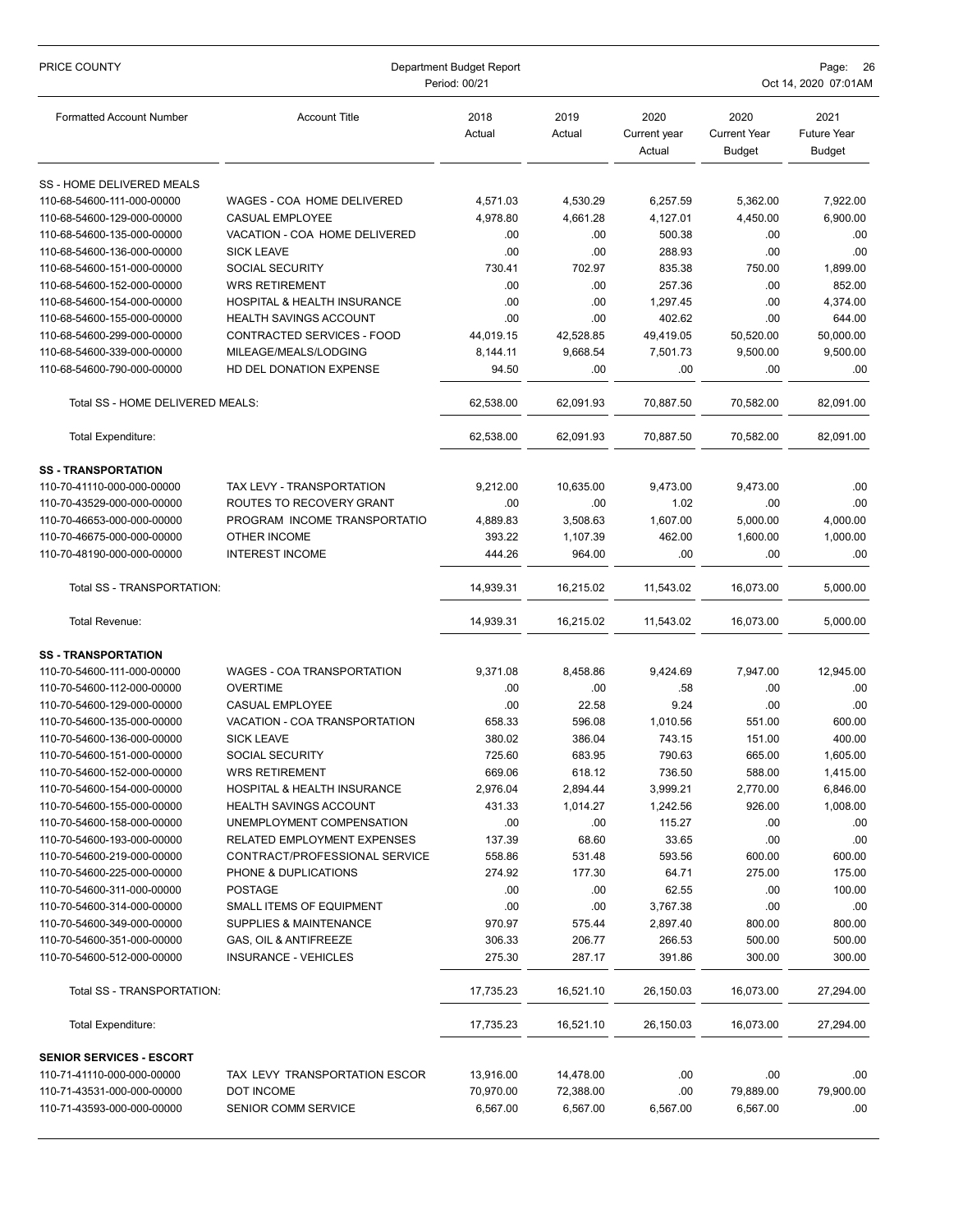PRICE COUNTY

Department Budget Report
Period: 00/21

| Formatted Account Number | Account Title | 2018 Actual | 2019 Actual | 2020 Current year Actual | 2020 Current Year Budget | 2021 Future Year Budget |
|---|---|---|---|---|---|---|
| SS - HOME DELIVERED MEALS | | | | | | |
| 110-68-54600-111-000-00000 | WAGES - COA HOME DELIVERED | 4,571.03 | 4,530.29 | 6,257.59 | 5,362.00 | 7,922.00 |
| 110-68-54600-129-000-00000 | CASUAL EMPLOYEE | 4,978.80 | 4,661.28 | 4,127.01 | 4,450.00 | 6,900.00 |
| 110-68-54600-135-000-00000 | VACATION - COA HOME DELIVERED | .00 | .00 | 500.38 | .00 | .00 |
| 110-68-54600-136-000-00000 | SICK LEAVE | .00 | .00 | 288.93 | .00 | .00 |
| 110-68-54600-151-000-00000 | SOCIAL SECURITY | 730.41 | 702.97 | 835.38 | 750.00 | 1,899.00 |
| 110-68-54600-152-000-00000 | WRS RETIREMENT | .00 | .00 | 257.36 | .00 | 852.00 |
| 110-68-54600-154-000-00000 | HOSPITAL & HEALTH INSURANCE | .00 | .00 | 1,297.45 | .00 | 4,374.00 |
| 110-68-54600-155-000-00000 | HEALTH SAVINGS ACCOUNT | .00 | .00 | 402.62 | .00 | 644.00 |
| 110-68-54600-299-000-00000 | CONTRACTED SERVICES - FOOD | 44,019.15 | 42,528.85 | 49,419.05 | 50,520.00 | 50,000.00 |
| 110-68-54600-339-000-00000 | MILEAGE/MEALS/LODGING | 8,144.11 | 9,668.54 | 7,501.73 | 9,500.00 | 9,500.00 |
| 110-68-54600-790-000-00000 | HD DEL DONATION EXPENSE | 94.50 | .00 | .00 | .00 | .00 |
| Total SS - HOME DELIVERED MEALS: | | 62,538.00 | 62,091.93 | 70,887.50 | 70,582.00 | 82,091.00 |
| Total Expenditure: | | 62,538.00 | 62,091.93 | 70,887.50 | 70,582.00 | 82,091.00 |
| **SS - TRANSPORTATION** | | | | | | |
| 110-70-41110-000-000-00000 | TAX LEVY - TRANSPORTATION | 9,212.00 | 10,635.00 | 9,473.00 | 9,473.00 | .00 |
| 110-70-43529-000-000-00000 | ROUTES TO RECOVERY GRANT | .00 | .00 | 1.02 | .00 | .00 |
| 110-70-46653-000-000-00000 | PROGRAM INCOME TRANSPORTATIO | 4,889.83 | 3,508.63 | 1,607.00 | 5,000.00 | 4,000.00 |
| 110-70-46675-000-000-00000 | OTHER INCOME | 393.22 | 1,107.39 | 462.00 | 1,600.00 | 1,000.00 |
| 110-70-48190-000-000-00000 | INTEREST INCOME | 444.26 | 964.00 | .00 | .00 | .00 |
| Total SS - TRANSPORTATION: | | 14,939.31 | 16,215.02 | 11,543.02 | 16,073.00 | 5,000.00 |
| Total Revenue: | | 14,939.31 | 16,215.02 | 11,543.02 | 16,073.00 | 5,000.00 |
| **SS - TRANSPORTATION** | | | | | | |
| 110-70-54600-111-000-00000 | WAGES - COA TRANSPORTATION | 9,371.08 | 8,458.86 | 9,424.69 | 7,947.00 | 12,945.00 |
| 110-70-54600-112-000-00000 | OVERTIME | .00 | .00 | .58 | .00 | .00 |
| 110-70-54600-129-000-00000 | CASUAL EMPLOYEE | .00 | 22.58 | 9.24 | .00 | .00 |
| 110-70-54600-135-000-00000 | VACATION - COA TRANSPORTATION | 658.33 | 596.08 | 1,010.56 | 551.00 | 600.00 |
| 110-70-54600-136-000-00000 | SICK LEAVE | 380.02 | 386.04 | 743.15 | 151.00 | 400.00 |
| 110-70-54600-151-000-00000 | SOCIAL SECURITY | 725.60 | 683.95 | 790.63 | 665.00 | 1,605.00 |
| 110-70-54600-152-000-00000 | WRS RETIREMENT | 669.06 | 618.12 | 736.50 | 588.00 | 1,415.00 |
| 110-70-54600-154-000-00000 | HOSPITAL & HEALTH INSURANCE | 2,976.04 | 2,894.44 | 3,999.21 | 2,770.00 | 6,846.00 |
| 110-70-54600-155-000-00000 | HEALTH SAVINGS ACCOUNT | 431.33 | 1,014.27 | 1,242.56 | 926.00 | 1,008.00 |
| 110-70-54600-158-000-00000 | UNEMPLOYMENT COMPENSATION | .00 | .00 | 115.27 | .00 | .00 |
| 110-70-54600-193-000-00000 | RELATED EMPLOYMENT EXPENSES | 137.39 | 68.60 | 33.65 | .00 | .00 |
| 110-70-54600-219-000-00000 | CONTRACT/PROFESSIONAL SERVICE | 558.86 | 531.48 | 593.56 | 600.00 | 600.00 |
| 110-70-54600-225-000-00000 | PHONE & DUPLICATIONS | 274.92 | 177.30 | 64.71 | 275.00 | 175.00 |
| 110-70-54600-311-000-00000 | POSTAGE | .00 | .00 | 62.55 | .00 | 100.00 |
| 110-70-54600-314-000-00000 | SMALL ITEMS OF EQUIPMENT | .00 | .00 | 3,767.38 | .00 | .00 |
| 110-70-54600-349-000-00000 | SUPPLIES & MAINTENANCE | 970.97 | 575.44 | 2,897.40 | 800.00 | 800.00 |
| 110-70-54600-351-000-00000 | GAS, OIL & ANTIFREEZE | 306.33 | 206.77 | 266.53 | 500.00 | 500.00 |
| 110-70-54600-512-000-00000 | INSURANCE - VEHICLES | 275.30 | 287.17 | 391.86 | 300.00 | 300.00 |
| Total SS - TRANSPORTATION: | | 17,735.23 | 16,521.10 | 26,150.03 | 16,073.00 | 27,294.00 |
| Total Expenditure: | | 17,735.23 | 16,521.10 | 26,150.03 | 16,073.00 | 27,294.00 |
| **SENIOR SERVICES - ESCORT** | | | | | | |
| 110-71-41110-000-000-00000 | TAX LEVY TRANSPORTATION ESCOR | 13,916.00 | 14,478.00 | .00 | .00 | .00 |
| 110-71-43531-000-000-00000 | DOT INCOME | 70,970.00 | 72,388.00 | .00 | 79,889.00 | 79,900.00 |
| 110-71-43593-000-000-00000 | SENIOR COMM SERVICE | 6,567.00 | 6,567.00 | 6,567.00 | 6,567.00 | .00 |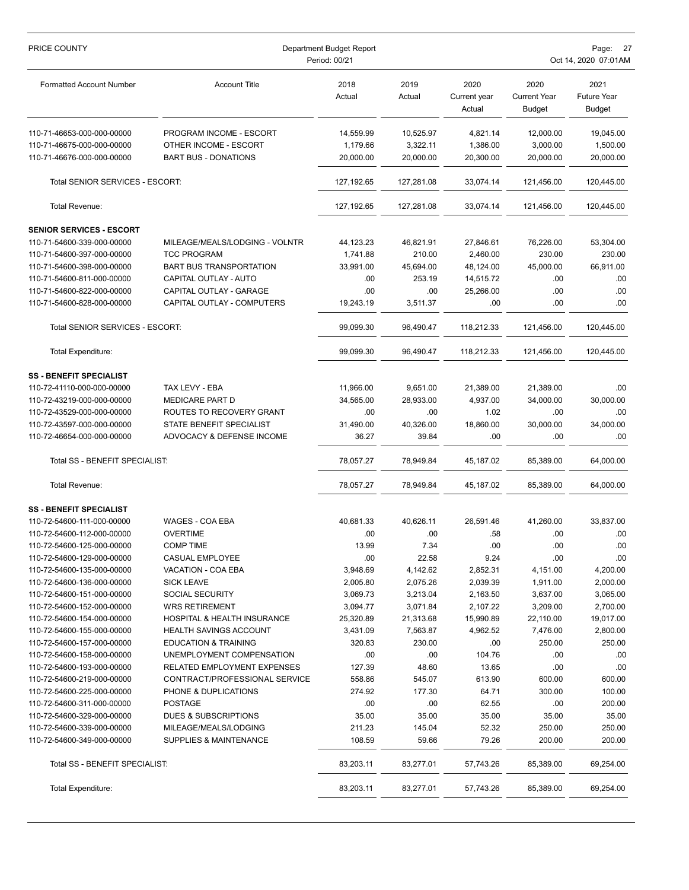| Formatted Account Number | Account Title | 2018 Actual | 2019 Actual | 2020 Current year Actual | 2020 Current Year Budget | 2021 Future Year Budget |
|---|---|---|---|---|---|---|
| 110-71-46653-000-000-00000 | PROGRAM INCOME - ESCORT | 14,559.99 | 10,525.97 | 4,821.14 | 12,000.00 | 19,045.00 |
| 110-71-46675-000-000-00000 | OTHER INCOME - ESCORT | 1,179.66 | 3,322.11 | 1,386.00 | 3,000.00 | 1,500.00 |
| 110-71-46676-000-000-00000 | BART BUS - DONATIONS | 20,000.00 | 20,000.00 | 20,300.00 | 20,000.00 | 20,000.00 |
| Total SENIOR SERVICES - ESCORT: | | 127,192.65 | 127,281.08 | 33,074.14 | 121,456.00 | 120,445.00 |
| Total Revenue: | | 127,192.65 | 127,281.08 | 33,074.14 | 121,456.00 | 120,445.00 |
| **SENIOR SERVICES - ESCORT** | | | | | | |
| 110-71-54600-339-000-00000 | MILEAGE/MEALS/LODGING - VOLNTR | 44,123.23 | 46,821.91 | 27,846.61 | 76,226.00 | 53,304.00 |
| 110-71-54600-397-000-00000 | TCC PROGRAM | 1,741.88 | 210.00 | 2,460.00 | 230.00 | 230.00 |
| 110-71-54600-398-000-00000 | BART BUS TRANSPORTATION | 33,991.00 | 45,694.00 | 48,124.00 | 45,000.00 | 66,911.00 |
| 110-71-54600-811-000-00000 | CAPITAL OUTLAY - AUTO | .00 | 253.19 | 14,515.72 | .00 | .00 |
| 110-71-54600-822-000-00000 | CAPITAL OUTLAY - GARAGE | .00 | .00 | 25,266.00 | .00 | .00 |
| 110-71-54600-828-000-00000 | CAPITAL OUTLAY - COMPUTERS | 19,243.19 | 3,511.37 | .00 | .00 | .00 |
| Total SENIOR SERVICES - ESCORT: | | 99,099.30 | 96,490.47 | 118,212.33 | 121,456.00 | 120,445.00 |
| Total Expenditure: | | 99,099.30 | 96,490.47 | 118,212.33 | 121,456.00 | 120,445.00 |
| **SS - BENEFIT SPECIALIST** | | | | | | |
| 110-72-41110-000-000-00000 | TAX LEVY - EBA | 11,966.00 | 9,651.00 | 21,389.00 | 21,389.00 | .00 |
| 110-72-43219-000-000-00000 | MEDICARE PART D | 34,565.00 | 28,933.00 | 4,937.00 | 34,000.00 | 30,000.00 |
| 110-72-43529-000-000-00000 | ROUTES TO RECOVERY GRANT | .00 | .00 | 1.02 | .00 | .00 |
| 110-72-43597-000-000-00000 | STATE BENEFIT SPECIALIST | 31,490.00 | 40,326.00 | 18,860.00 | 30,000.00 | 34,000.00 |
| 110-72-46654-000-000-00000 | ADVOCACY & DEFENSE INCOME | 36.27 | 39.84 | .00 | .00 | .00 |
| Total SS - BENEFIT SPECIALIST: | | 78,057.27 | 78,949.84 | 45,187.02 | 85,389.00 | 64,000.00 |
| Total Revenue: | | 78,057.27 | 78,949.84 | 45,187.02 | 85,389.00 | 64,000.00 |
| **SS - BENEFIT SPECIALIST** | | | | | | |
| 110-72-54600-111-000-00000 | WAGES - COA EBA | 40,681.33 | 40,626.11 | 26,591.46 | 41,260.00 | 33,837.00 |
| 110-72-54600-112-000-00000 | OVERTIME | .00 | .00 | .58 | .00 | .00 |
| 110-72-54600-125-000-00000 | COMP TIME | 13.99 | 7.34 | .00 | .00 | .00 |
| 110-72-54600-129-000-00000 | CASUAL EMPLOYEE | .00 | 22.58 | 9.24 | .00 | .00 |
| 110-72-54600-135-000-00000 | VACATION - COA EBA | 3,948.69 | 4,142.62 | 2,852.31 | 4,151.00 | 4,200.00 |
| 110-72-54600-136-000-00000 | SICK LEAVE | 2,005.80 | 2,075.26 | 2,039.39 | 1,911.00 | 2,000.00 |
| 110-72-54600-151-000-00000 | SOCIAL SECURITY | 3,069.73 | 3,213.04 | 2,163.50 | 3,637.00 | 3,065.00 |
| 110-72-54600-152-000-00000 | WRS RETIREMENT | 3,094.77 | 3,071.84 | 2,107.22 | 3,209.00 | 2,700.00 |
| 110-72-54600-154-000-00000 | HOSPITAL & HEALTH INSURANCE | 25,320.89 | 21,313.68 | 15,990.89 | 22,110.00 | 19,017.00 |
| 110-72-54600-155-000-00000 | HEALTH SAVINGS ACCOUNT | 3,431.09 | 7,563.87 | 4,962.52 | 7,476.00 | 2,800.00 |
| 110-72-54600-157-000-00000 | EDUCATION & TRAINING | 320.83 | 230.00 | .00 | 250.00 | 250.00 |
| 110-72-54600-158-000-00000 | UNEMPLOYMENT COMPENSATION | .00 | .00 | 104.76 | .00 | .00 |
| 110-72-54600-193-000-00000 | RELATED EMPLOYMENT EXPENSES | 127.39 | 48.60 | 13.65 | .00 | .00 |
| 110-72-54600-219-000-00000 | CONTRACT/PROFESSIONAL SERVICE | 558.86 | 545.07 | 613.90 | 600.00 | 600.00 |
| 110-72-54600-225-000-00000 | PHONE & DUPLICATIONS | 274.92 | 177.30 | 64.71 | 300.00 | 100.00 |
| 110-72-54600-311-000-00000 | POSTAGE | .00 | .00 | 62.55 | .00 | 200.00 |
| 110-72-54600-329-000-00000 | DUES & SUBSCRIPTIONS | 35.00 | 35.00 | 35.00 | 35.00 | 35.00 |
| 110-72-54600-339-000-00000 | MILEAGE/MEALS/LODGING | 211.23 | 145.04 | 52.32 | 250.00 | 250.00 |
| 110-72-54600-349-000-00000 | SUPPLIES & MAINTENANCE | 108.59 | 59.66 | 79.26 | 200.00 | 200.00 |
| Total SS - BENEFIT SPECIALIST: | | 83,203.11 | 83,277.01 | 57,743.26 | 85,389.00 | 69,254.00 |
| Total Expenditure: | | 83,203.11 | 83,277.01 | 57,743.26 | 85,389.00 | 69,254.00 |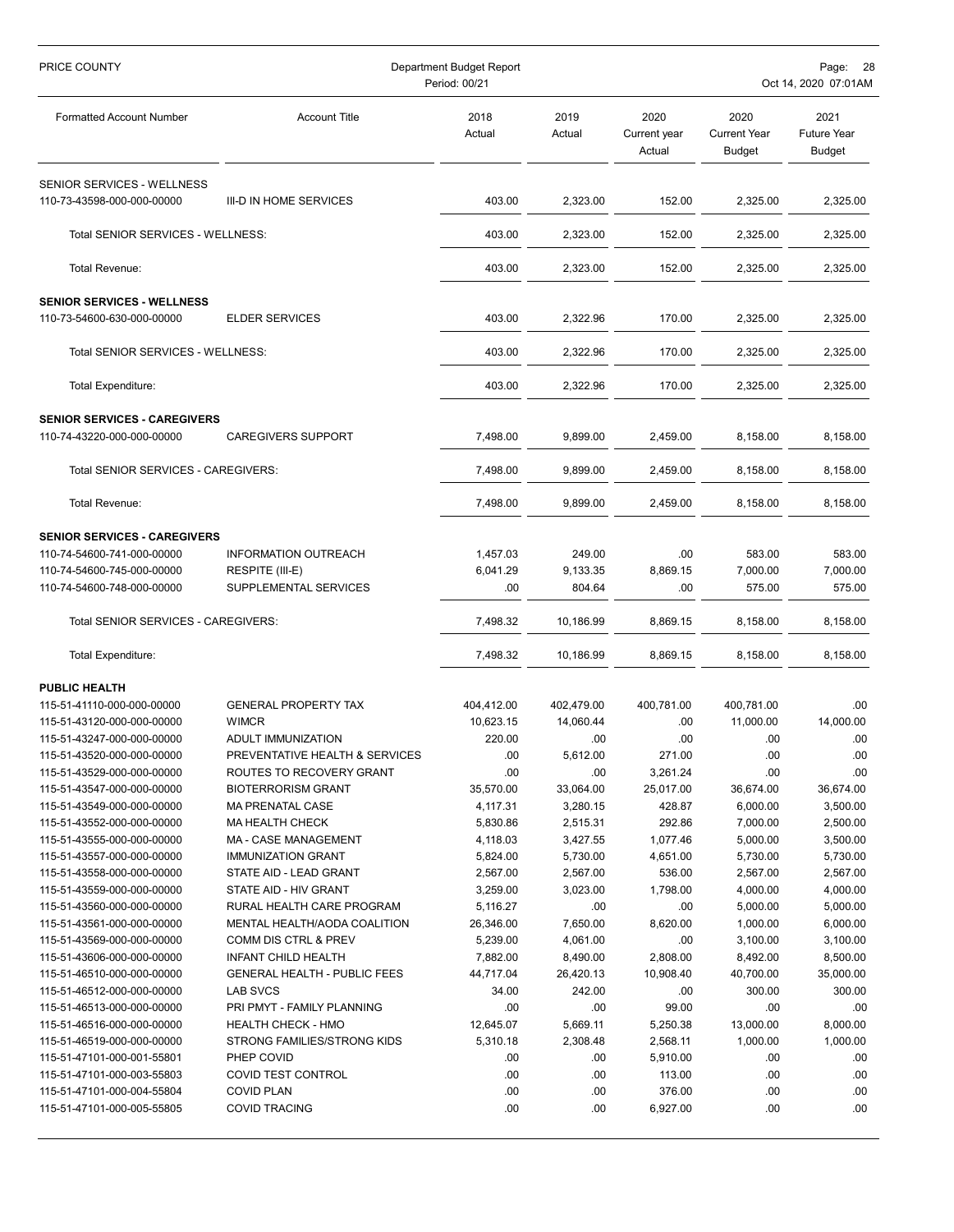| Formatted Account Number | Account Title | 2018 Actual | 2019 Actual | 2020 Current year Actual | 2020 Current Year Budget | 2021 Future Year Budget |
|---|---|---|---|---|---|---|
| SENIOR SERVICES - WELLNESS | | | | | | |
| 110-73-43598-000-000-00000 | III-D IN HOME SERVICES | 403.00 | 2,323.00 | 152.00 | 2,325.00 | 2,325.00 |
| Total SENIOR SERVICES - WELLNESS: | | 403.00 | 2,323.00 | 152.00 | 2,325.00 | 2,325.00 |
| Total Revenue: | | 403.00 | 2,323.00 | 152.00 | 2,325.00 | 2,325.00 |
| **SENIOR SERVICES - WELLNESS** | | | | | | |
| 110-73-54600-630-000-00000 | ELDER SERVICES | 403.00 | 2,322.96 | 170.00 | 2,325.00 | 2,325.00 |
| Total SENIOR SERVICES - WELLNESS: | | 403.00 | 2,322.96 | 170.00 | 2,325.00 | 2,325.00 |
| Total Expenditure: | | 403.00 | 2,322.96 | 170.00 | 2,325.00 | 2,325.00 |
| **SENIOR SERVICES - CAREGIVERS** | | | | | | |
| 110-74-43220-000-000-00000 | CAREGIVERS SUPPORT | 7,498.00 | 9,899.00 | 2,459.00 | 8,158.00 | 8,158.00 |
| Total SENIOR SERVICES - CAREGIVERS: | | 7,498.00 | 9,899.00 | 2,459.00 | 8,158.00 | 8,158.00 |
| Total Revenue: | | 7,498.00 | 9,899.00 | 2,459.00 | 8,158.00 | 8,158.00 |
| **SENIOR SERVICES - CAREGIVERS** | | | | | | |
| 110-74-54600-741-000-00000 | INFORMATION OUTREACH | 1,457.03 | 249.00 | .00 | 583.00 | 583.00 |
| 110-74-54600-745-000-00000 | RESPITE (III-E) | 6,041.29 | 9,133.35 | 8,869.15 | 7,000.00 | 7,000.00 |
| 110-74-54600-748-000-00000 | SUPPLEMENTAL SERVICES | .00 | 804.64 | .00 | 575.00 | 575.00 |
| Total SENIOR SERVICES - CAREGIVERS: | | 7,498.32 | 10,186.99 | 8,869.15 | 8,158.00 | 8,158.00 |
| Total Expenditure: | | 7,498.32 | 10,186.99 | 8,869.15 | 8,158.00 | 8,158.00 |
| **PUBLIC HEALTH** | | | | | | |
| 115-51-41110-000-000-00000 | GENERAL PROPERTY TAX | 404,412.00 | 402,479.00 | 400,781.00 | 400,781.00 | .00 |
| 115-51-43120-000-000-00000 | WIMCR | 10,623.15 | 14,060.44 | .00 | 11,000.00 | 14,000.00 |
| 115-51-43247-000-000-00000 | ADULT IMMUNIZATION | 220.00 | .00 | .00 | .00 | .00 |
| 115-51-43520-000-000-00000 | PREVENTATIVE HEALTH & SERVICES | .00 | 5,612.00 | 271.00 | .00 | .00 |
| 115-51-43529-000-000-00000 | ROUTES TO RECOVERY GRANT | .00 | .00 | 3,261.24 | .00 | .00 |
| 115-51-43547-000-000-00000 | BIOTERRORISM GRANT | 35,570.00 | 33,064.00 | 25,017.00 | 36,674.00 | 36,674.00 |
| 115-51-43549-000-000-00000 | MA PRENATAL CASE | 4,117.31 | 3,280.15 | 428.87 | 6,000.00 | 3,500.00 |
| 115-51-43552-000-000-00000 | MA HEALTH CHECK | 5,830.86 | 2,515.31 | 292.86 | 7,000.00 | 2,500.00 |
| 115-51-43555-000-000-00000 | MA - CASE MANAGEMENT | 4,118.03 | 3,427.55 | 1,077.46 | 5,000.00 | 3,500.00 |
| 115-51-43557-000-000-00000 | IMMUNIZATION GRANT | 5,824.00 | 5,730.00 | 4,651.00 | 5,730.00 | 5,730.00 |
| 115-51-43558-000-000-00000 | STATE AID - LEAD GRANT | 2,567.00 | 2,567.00 | 536.00 | 2,567.00 | 2,567.00 |
| 115-51-43559-000-000-00000 | STATE AID - HIV GRANT | 3,259.00 | 3,023.00 | 1,798.00 | 4,000.00 | 4,000.00 |
| 115-51-43560-000-000-00000 | RURAL HEALTH CARE PROGRAM | 5,116.27 | .00 | .00 | 5,000.00 | 5,000.00 |
| 115-51-43561-000-000-00000 | MENTAL HEALTH/AODA COALITION | 26,346.00 | 7,650.00 | 8,620.00 | 1,000.00 | 6,000.00 |
| 115-51-43569-000-000-00000 | COMM DIS CTRL & PREV | 5,239.00 | 4,061.00 | .00 | 3,100.00 | 3,100.00 |
| 115-51-43606-000-000-00000 | INFANT CHILD HEALTH | 7,882.00 | 8,490.00 | 2,808.00 | 8,492.00 | 8,500.00 |
| 115-51-46510-000-000-00000 | GENERAL HEALTH - PUBLIC FEES | 44,717.04 | 26,420.13 | 10,908.40 | 40,700.00 | 35,000.00 |
| 115-51-46512-000-000-00000 | LAB SVCS | 34.00 | 242.00 | .00 | 300.00 | 300.00 |
| 115-51-46513-000-000-00000 | PRI PMYT - FAMILY PLANNING | .00 | .00 | 99.00 | .00 | .00 |
| 115-51-46516-000-000-00000 | HEALTH CHECK - HMO | 12,645.07 | 5,669.11 | 5,250.38 | 13,000.00 | 8,000.00 |
| 115-51-46519-000-000-00000 | STRONG FAMILIES/STRONG KIDS | 5,310.18 | 2,308.48 | 2,568.11 | 1,000.00 | 1,000.00 |
| 115-51-47101-000-001-55801 | PHEP COVID | .00 | .00 | 5,910.00 | .00 | .00 |
| 115-51-47101-000-003-55803 | COVID TEST CONTROL | .00 | .00 | 113.00 | .00 | .00 |
| 115-51-47101-000-004-55804 | COVID PLAN | .00 | .00 | 376.00 | .00 | .00 |
| 115-51-47101-000-005-55805 | COVID TRACING | .00 | .00 | 6,927.00 | .00 | .00 |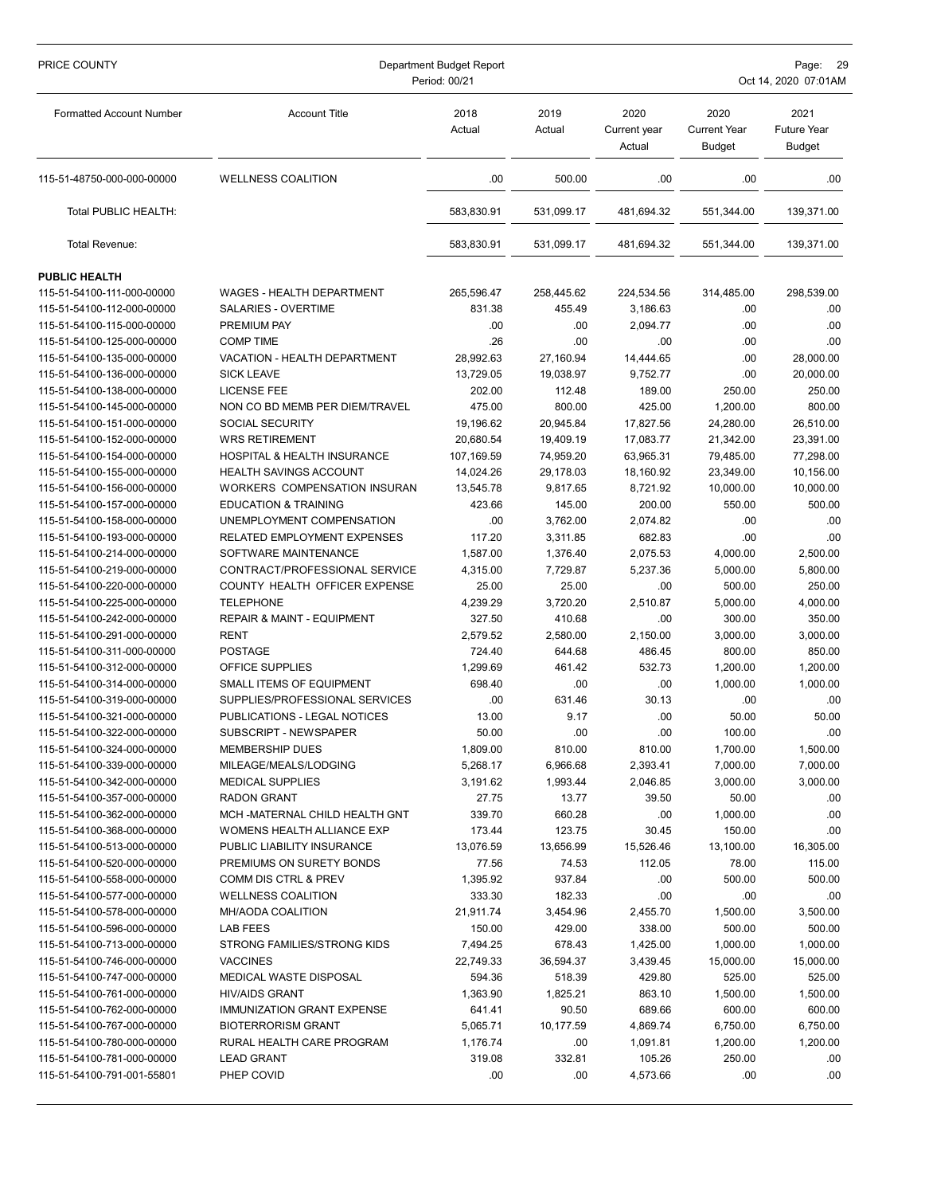| Formatted Account Number | Account Title | 2018 Actual | 2019 Actual | 2020 Current year Actual | 2020 Current Year Budget | 2021 Future Year Budget |
|---|---|---|---|---|---|---|
| 115-51-48750-000-000-00000 | WELLNESS COALITION | .00 | 500.00 | .00 | .00 | .00 |
| Total PUBLIC HEALTH: | | 583,830.91 | 531,099.17 | 481,694.32 | 551,344.00 | 139,371.00 |
| Total Revenue: | | 583,830.91 | 531,099.17 | 481,694.32 | 551,344.00 | 139,371.00 |

**PUBLIC HEALTH**

| Formatted Account Number | Account Title | 2018 Actual | 2019 Actual | 2020 Current year Actual | 2020 Current Year Budget | 2021 Future Year Budget |
|---|---|---|---|---|---|---|
| 115-51-54100-111-000-00000 | WAGES - HEALTH DEPARTMENT | 265,596.47 | 258,445.62 | 224,534.56 | 314,485.00 | 298,539.00 |
| 115-51-54100-112-000-00000 | SALARIES - OVERTIME | 831.38 | 455.49 | 3,186.63 | .00 | .00 |
| 115-51-54100-115-000-00000 | PREMIUM PAY | .00 | .00 | 2,094.77 | .00 | .00 |
| 115-51-54100-125-000-00000 | COMP TIME | .26 | .00 | .00 | .00 | .00 |
| 115-51-54100-135-000-00000 | VACATION - HEALTH DEPARTMENT | 28,992.63 | 27,160.94 | 14,444.65 | .00 | 28,000.00 |
| 115-51-54100-136-000-00000 | SICK LEAVE | 13,729.05 | 19,038.97 | 9,752.77 | .00 | 20,000.00 |
| 115-51-54100-138-000-00000 | LICENSE FEE | 202.00 | 112.48 | 189.00 | 250.00 | 250.00 |
| 115-51-54100-145-000-00000 | NON CO BD MEMB PER DIEM/TRAVEL | 475.00 | 800.00 | 425.00 | 1,200.00 | 800.00 |
| 115-51-54100-151-000-00000 | SOCIAL SECURITY | 19,196.62 | 20,945.84 | 17,827.56 | 24,280.00 | 26,510.00 |
| 115-51-54100-152-000-00000 | WRS RETIREMENT | 20,680.54 | 19,409.19 | 17,083.77 | 21,342.00 | 23,391.00 |
| 115-51-54100-154-000-00000 | HOSPITAL & HEALTH INSURANCE | 107,169.59 | 74,959.20 | 63,965.31 | 79,485.00 | 77,298.00 |
| 115-51-54100-155-000-00000 | HEALTH SAVINGS ACCOUNT | 14,024.26 | 29,178.03 | 18,160.92 | 23,349.00 | 10,156.00 |
| 115-51-54100-156-000-00000 | WORKERS COMPENSATION INSURAN | 13,545.78 | 9,817.65 | 8,721.92 | 10,000.00 | 10,000.00 |
| 115-51-54100-157-000-00000 | EDUCATION & TRAINING | 423.66 | 145.00 | 200.00 | 550.00 | 500.00 |
| 115-51-54100-158-000-00000 | UNEMPLOYMENT COMPENSATION | .00 | 3,762.00 | 2,074.82 | .00 | .00 |
| 115-51-54100-193-000-00000 | RELATED EMPLOYMENT EXPENSES | 117.20 | 3,311.85 | 682.83 | .00 | .00 |
| 115-51-54100-214-000-00000 | SOFTWARE MAINTENANCE | 1,587.00 | 1,376.40 | 2,075.53 | 4,000.00 | 2,500.00 |
| 115-51-54100-219-000-00000 | CONTRACT/PROFESSIONAL SERVICE | 4,315.00 | 7,729.87 | 5,237.36 | 5,000.00 | 5,800.00 |
| 115-51-54100-220-000-00000 | COUNTY HEALTH OFFICER EXPENSE | 25.00 | 25.00 | .00 | 500.00 | 250.00 |
| 115-51-54100-225-000-00000 | TELEPHONE | 4,239.29 | 3,720.20 | 2,510.87 | 5,000.00 | 4,000.00 |
| 115-51-54100-242-000-00000 | REPAIR & MAINT - EQUIPMENT | 327.50 | 410.68 | .00 | 300.00 | 350.00 |
| 115-51-54100-291-000-00000 | RENT | 2,579.52 | 2,580.00 | 2,150.00 | 3,000.00 | 3,000.00 |
| 115-51-54100-311-000-00000 | POSTAGE | 724.40 | 644.68 | 486.45 | 800.00 | 850.00 |
| 115-51-54100-312-000-00000 | OFFICE SUPPLIES | 1,299.69 | 461.42 | 532.73 | 1,200.00 | 1,200.00 |
| 115-51-54100-314-000-00000 | SMALL ITEMS OF EQUIPMENT | 698.40 | .00 | .00 | 1,000.00 | 1,000.00 |
| 115-51-54100-319-000-00000 | SUPPLIES/PROFESSIONAL SERVICES | .00 | 631.46 | 30.13 | .00 | .00 |
| 115-51-54100-321-000-00000 | PUBLICATIONS - LEGAL NOTICES | 13.00 | 9.17 | .00 | 50.00 | 50.00 |
| 115-51-54100-322-000-00000 | SUBSCRIPT - NEWSPAPER | 50.00 | .00 | .00 | 100.00 | .00 |
| 115-51-54100-324-000-00000 | MEMBERSHIP DUES | 1,809.00 | 810.00 | 810.00 | 1,700.00 | 1,500.00 |
| 115-51-54100-339-000-00000 | MILEAGE/MEALS/LODGING | 5,268.17 | 6,966.68 | 2,393.41 | 7,000.00 | 7,000.00 |
| 115-51-54100-342-000-00000 | MEDICAL SUPPLIES | 3,191.62 | 1,993.44 | 2,046.85 | 3,000.00 | 3,000.00 |
| 115-51-54100-357-000-00000 | RADON GRANT | 27.75 | 13.77 | 39.50 | 50.00 | .00 |
| 115-51-54100-362-000-00000 | MCH -MATERNAL CHILD HEALTH GNT | 339.70 | 660.28 | .00 | 1,000.00 | .00 |
| 115-51-54100-368-000-00000 | WOMENS HEALTH ALLIANCE EXP | 173.44 | 123.75 | 30.45 | 150.00 | .00 |
| 115-51-54100-513-000-00000 | PUBLIC LIABILITY INSURANCE | 13,076.59 | 13,656.99 | 15,526.46 | 13,100.00 | 16,305.00 |
| 115-51-54100-520-000-00000 | PREMIUMS ON SURETY BONDS | 77.56 | 74.53 | 112.05 | 78.00 | 115.00 |
| 115-51-54100-558-000-00000 | COMM DIS CTRL & PREV | 1,395.92 | 937.84 | .00 | 500.00 | 500.00 |
| 115-51-54100-577-000-00000 | WELLNESS COALITION | 333.30 | 182.33 | .00 | .00 | .00 |
| 115-51-54100-578-000-00000 | MH/AODA COALITION | 21,911.74 | 3,454.96 | 2,455.70 | 1,500.00 | 3,500.00 |
| 115-51-54100-596-000-00000 | LAB FEES | 150.00 | 429.00 | 338.00 | 500.00 | 500.00 |
| 115-51-54100-713-000-00000 | STRONG FAMILIES/STRONG KIDS | 7,494.25 | 678.43 | 1,425.00 | 1,000.00 | 1,000.00 |
| 115-51-54100-746-000-00000 | VACCINES | 22,749.33 | 36,594.37 | 3,439.45 | 15,000.00 | 15,000.00 |
| 115-51-54100-747-000-00000 | MEDICAL WASTE DISPOSAL | 594.36 | 518.39 | 429.80 | 525.00 | 525.00 |
| 115-51-54100-761-000-00000 | HIV/AIDS GRANT | 1,363.90 | 1,825.21 | 863.10 | 1,500.00 | 1,500.00 |
| 115-51-54100-762-000-00000 | IMMUNIZATION GRANT EXPENSE | 641.41 | 90.50 | 689.66 | 600.00 | 600.00 |
| 115-51-54100-767-000-00000 | BIOTERRORISM GRANT | 5,065.71 | 10,177.59 | 4,869.74 | 6,750.00 | 6,750.00 |
| 115-51-54100-780-000-00000 | RURAL HEALTH CARE PROGRAM | 1,176.74 | .00 | 1,091.81 | 1,200.00 | 1,200.00 |
| 115-51-54100-781-000-00000 | LEAD GRANT | 319.08 | 332.81 | 105.26 | 250.00 | .00 |
| 115-51-54100-791-001-55801 | PHEP COVID | .00 | .00 | 4,573.66 | .00 | .00 |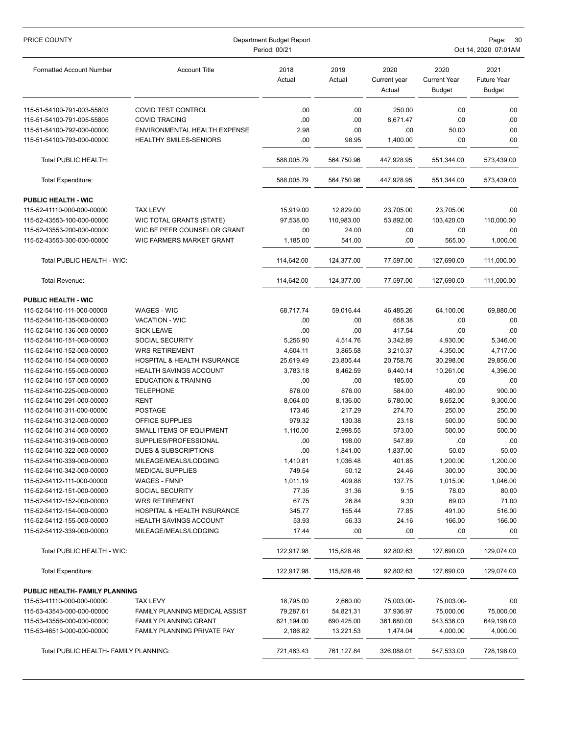| Formatted Account Number | Account Title | 2018 Actual | 2019 Actual | 2020 Current year Actual | 2020 Current Year Budget | 2021 Future Year Budget |
|---|---|---|---|---|---|---|
| 115-51-54100-791-003-55803 | COVID TEST CONTROL | .00 | .00 | 250.00 | .00 | .00 |
| 115-51-54100-791-005-55805 | COVID TRACING | .00 | .00 | 8,671.47 | .00 | .00 |
| 115-51-54100-792-000-00000 | ENVIRONMENTAL HEALTH EXPENSE | 2.98 | .00 | .00 | 50.00 | .00 |
| 115-51-54100-793-000-00000 | HEALTHY SMILES-SENIORS | .00 | 98.95 | 1,400.00 | .00 | .00 |
| Total PUBLIC HEALTH: | | 588,005.79 | 564,750.96 | 447,928.95 | 551,344.00 | 573,439.00 |
| Total Expenditure: | | 588,005.79 | 564,750.96 | 447,928.95 | 551,344.00 | 573,439.00 |
| **PUBLIC HEALTH - WIC** | | | | | | |
| 115-52-41110-000-000-00000 | TAX LEVY | 15,919.00 | 12,829.00 | 23,705.00 | 23,705.00 | .00 |
| 115-52-43553-100-000-00000 | WIC TOTAL GRANTS (STATE) | 97,538.00 | 110,983.00 | 53,892.00 | 103,420.00 | 110,000.00 |
| 115-52-43553-200-000-00000 | WIC BF PEER COUNSELOR GRANT | .00 | 24.00 | .00 | .00 | .00 |
| 115-52-43553-300-000-00000 | WIC FARMERS MARKET GRANT | 1,185.00 | 541.00 | .00 | 565.00 | 1,000.00 |
| Total PUBLIC HEALTH - WIC: | | 114,642.00 | 124,377.00 | 77,597.00 | 127,690.00 | 111,000.00 |
| Total Revenue: | | 114,642.00 | 124,377.00 | 77,597.00 | 127,690.00 | 111,000.00 |
| **PUBLIC HEALTH - WIC** | | | | | | |
| 115-52-54110-111-000-00000 | WAGES - WIC | 68,717.74 | 59,016.44 | 46,485.26 | 64,100.00 | 69,880.00 |
| 115-52-54110-135-000-00000 | VACATION - WIC | .00 | .00 | 658.38 | .00 | .00 |
| 115-52-54110-136-000-00000 | SICK LEAVE | .00 | .00 | 417.54 | .00 | .00 |
| 115-52-54110-151-000-00000 | SOCIAL SECURITY | 5,256.90 | 4,514.76 | 3,342.89 | 4,930.00 | 5,346.00 |
| 115-52-54110-152-000-00000 | WRS RETIREMENT | 4,604.11 | 3,865.58 | 3,210.37 | 4,350.00 | 4,717.00 |
| 115-52-54110-154-000-00000 | HOSPITAL & HEALTH INSURANCE | 25,619.49 | 23,805.44 | 20,758.76 | 30,298.00 | 29,856.00 |
| 115-52-54110-155-000-00000 | HEALTH SAVINGS ACCOUNT | 3,783.18 | 8,462.59 | 6,440.14 | 10,261.00 | 4,396.00 |
| 115-52-54110-157-000-00000 | EDUCATION & TRAINING | .00 | .00 | 185.00 | .00 | .00 |
| 115-52-54110-225-000-00000 | TELEPHONE | 876.00 | 876.00 | 584.00 | 480.00 | 900.00 |
| 115-52-54110-291-000-00000 | RENT | 8,064.00 | 8,136.00 | 6,780.00 | 8,652.00 | 9,300.00 |
| 115-52-54110-311-000-00000 | POSTAGE | 173.46 | 217.29 | 274.70 | 250.00 | 250.00 |
| 115-52-54110-312-000-00000 | OFFICE SUPPLIES | 979.32 | 130.38 | 23.18 | 500.00 | 500.00 |
| 115-52-54110-314-000-00000 | SMALL ITEMS OF EQUIPMENT | 1,110.00 | 2,998.55 | 573.00 | 500.00 | 500.00 |
| 115-52-54110-319-000-00000 | SUPPLIES/PROFESSIONAL | .00 | 198.00 | 547.89 | .00 | .00 |
| 115-52-54110-322-000-00000 | DUES & SUBSCRIPTIONS | .00 | 1,841.00 | 1,837.00 | 50.00 | 50.00 |
| 115-52-54110-339-000-00000 | MILEAGE/MEALS/LODGING | 1,410.81 | 1,036.48 | 401.85 | 1,200.00 | 1,200.00 |
| 115-52-54110-342-000-00000 | MEDICAL SUPPLIES | 749.54 | 50.12 | 24.46 | 300.00 | 300.00 |
| 115-52-54112-111-000-00000 | WAGES - FMNP | 1,011.19 | 409.88 | 137.75 | 1,015.00 | 1,046.00 |
| 115-52-54112-151-000-00000 | SOCIAL SECURITY | 77.35 | 31.36 | 9.15 | 78.00 | 80.00 |
| 115-52-54112-152-000-00000 | WRS RETIREMENT | 67.75 | 26.84 | 9.30 | 69.00 | 71.00 |
| 115-52-54112-154-000-00000 | HOSPITAL & HEALTH INSURANCE | 345.77 | 155.44 | 77.85 | 491.00 | 516.00 |
| 115-52-54112-155-000-00000 | HEALTH SAVINGS ACCOUNT | 53.93 | 56.33 | 24.16 | 166.00 | 166.00 |
| 115-52-54112-339-000-00000 | MILEAGE/MEALS/LODGING | 17.44 | .00 | .00 | .00 | .00 |
| Total PUBLIC HEALTH - WIC: | | 122,917.98 | 115,828.48 | 92,802.63 | 127,690.00 | 129,074.00 |
| Total Expenditure: | | 122,917.98 | 115,828.48 | 92,802.63 | 127,690.00 | 129,074.00 |
| **PUBLIC HEALTH- FAMILY PLANNING** | | | | | | |
| 115-53-41110-000-000-00000 | TAX LEVY | 18,795.00 | 2,660.00 | 75,003.00- | 75,003.00- | .00 |
| 115-53-43543-000-000-00000 | FAMILY PLANNING MEDICAL ASSIST | 79,287.61 | 54,821.31 | 37,936.97 | 75,000.00 | 75,000.00 |
| 115-53-43556-000-000-00000 | FAMILY PLANNING GRANT | 621,194.00 | 690,425.00 | 361,680.00 | 543,536.00 | 649,198.00 |
| 115-53-46513-000-000-00000 | FAMILY PLANNING PRIVATE PAY | 2,186.82 | 13,221.53 | 1,474.04 | 4,000.00 | 4,000.00 |
| Total PUBLIC HEALTH- FAMILY PLANNING: | | 721,463.43 | 761,127.84 | 326,088.01 | 547,533.00 | 728,198.00 |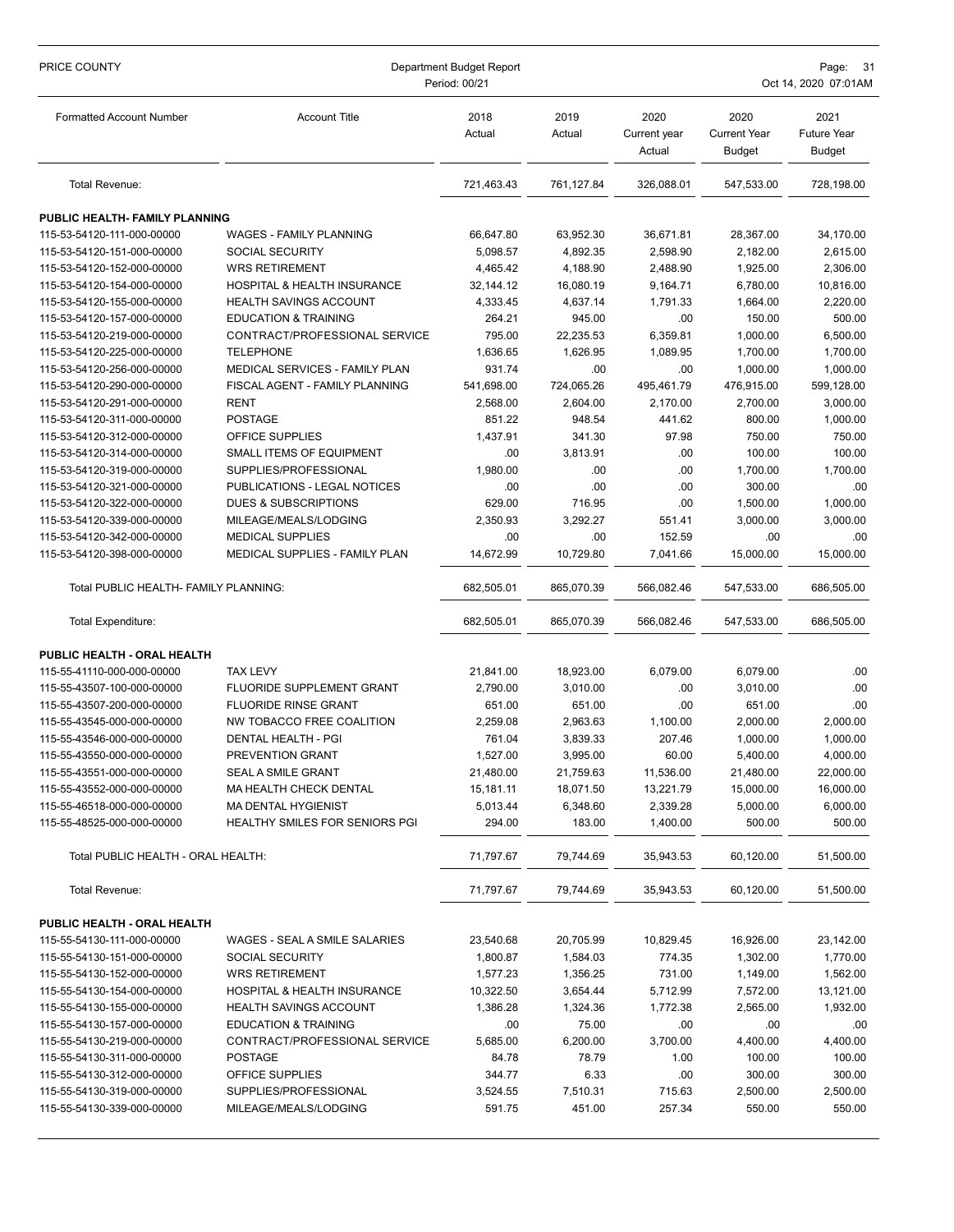| Formatted Account Number | Account Title | 2018 Actual | 2019 Actual | 2020 Current year Actual | 2020 Current Year Budget | 2021 Future Year Budget |
|---|---|---|---|---|---|---|
| Total Revenue: | | 721,463.43 | 761,127.84 | 326,088.01 | 547,533.00 | 728,198.00 |
| **PUBLIC HEALTH- FAMILY PLANNING** | | | | | | |
| 115-53-54120-111-000-00000 | WAGES - FAMILY PLANNING | 66,647.80 | 63,952.30 | 36,671.81 | 28,367.00 | 34,170.00 |
| 115-53-54120-151-000-00000 | SOCIAL SECURITY | 5,098.57 | 4,892.35 | 2,598.90 | 2,182.00 | 2,615.00 |
| 115-53-54120-152-000-00000 | WRS RETIREMENT | 4,465.42 | 4,188.90 | 2,488.90 | 1,925.00 | 2,306.00 |
| 115-53-54120-154-000-00000 | HOSPITAL & HEALTH INSURANCE | 32,144.12 | 16,080.19 | 9,164.71 | 6,780.00 | 10,816.00 |
| 115-53-54120-155-000-00000 | HEALTH SAVINGS ACCOUNT | 4,333.45 | 4,637.14 | 1,791.33 | 1,664.00 | 2,220.00 |
| 115-53-54120-157-000-00000 | EDUCATION & TRAINING | 264.21 | 945.00 | .00 | 150.00 | 500.00 |
| 115-53-54120-219-000-00000 | CONTRACT/PROFESSIONAL SERVICE | 795.00 | 22,235.53 | 6,359.81 | 1,000.00 | 6,500.00 |
| 115-53-54120-225-000-00000 | TELEPHONE | 1,636.65 | 1,626.95 | 1,089.95 | 1,700.00 | 1,700.00 |
| 115-53-54120-256-000-00000 | MEDICAL SERVICES - FAMILY PLAN | 931.74 | .00 | .00 | 1,000.00 | 1,000.00 |
| 115-53-54120-290-000-00000 | FISCAL AGENT - FAMILY PLANNING | 541,698.00 | 724,065.26 | 495,461.79 | 476,915.00 | 599,128.00 |
| 115-53-54120-291-000-00000 | RENT | 2,568.00 | 2,604.00 | 2,170.00 | 2,700.00 | 3,000.00 |
| 115-53-54120-311-000-00000 | POSTAGE | 851.22 | 948.54 | 441.62 | 800.00 | 1,000.00 |
| 115-53-54120-312-000-00000 | OFFICE SUPPLIES | 1,437.91 | 341.30 | 97.98 | 750.00 | 750.00 |
| 115-53-54120-314-000-00000 | SMALL ITEMS OF EQUIPMENT | .00 | 3,813.91 | .00 | 100.00 | 100.00 |
| 115-53-54120-319-000-00000 | SUPPLIES/PROFESSIONAL | 1,980.00 | .00 | .00 | 1,700.00 | 1,700.00 |
| 115-53-54120-321-000-00000 | PUBLICATIONS - LEGAL NOTICES | .00 | .00 | .00 | 300.00 | .00 |
| 115-53-54120-322-000-00000 | DUES & SUBSCRIPTIONS | 629.00 | 716.95 | .00 | 1,500.00 | 1,000.00 |
| 115-53-54120-339-000-00000 | MILEAGE/MEALS/LODGING | 2,350.93 | 3,292.27 | 551.41 | 3,000.00 | 3,000.00 |
| 115-53-54120-342-000-00000 | MEDICAL SUPPLIES | .00 | .00 | 152.59 | .00 | .00 |
| 115-53-54120-398-000-00000 | MEDICAL SUPPLIES - FAMILY PLAN | 14,672.99 | 10,729.80 | 7,041.66 | 15,000.00 | 15,000.00 |
| Total PUBLIC HEALTH- FAMILY PLANNING: | | 682,505.01 | 865,070.39 | 566,082.46 | 547,533.00 | 686,505.00 |
| Total Expenditure: | | 682,505.01 | 865,070.39 | 566,082.46 | 547,533.00 | 686,505.00 |
| **PUBLIC HEALTH - ORAL HEALTH** | | | | | | |
| 115-55-41110-000-000-00000 | TAX LEVY | 21,841.00 | 18,923.00 | 6,079.00 | 6,079.00 | .00 |
| 115-55-43507-100-000-00000 | FLUORIDE SUPPLEMENT GRANT | 2,790.00 | 3,010.00 | .00 | 3,010.00 | .00 |
| 115-55-43507-200-000-00000 | FLUORIDE RINSE GRANT | 651.00 | 651.00 | .00 | 651.00 | .00 |
| 115-55-43545-000-000-00000 | NW TOBACCO FREE COALITION | 2,259.08 | 2,963.63 | 1,100.00 | 2,000.00 | 2,000.00 |
| 115-55-43546-000-000-00000 | DENTAL HEALTH - PGI | 761.04 | 3,839.33 | 207.46 | 1,000.00 | 1,000.00 |
| 115-55-43550-000-000-00000 | PREVENTION GRANT | 1,527.00 | 3,995.00 | 60.00 | 5,400.00 | 4,000.00 |
| 115-55-43551-000-000-00000 | SEAL A SMILE GRANT | 21,480.00 | 21,759.63 | 11,536.00 | 21,480.00 | 22,000.00 |
| 115-55-43552-000-000-00000 | MA HEALTH CHECK DENTAL | 15,181.11 | 18,071.50 | 13,221.79 | 15,000.00 | 16,000.00 |
| 115-55-46518-000-000-00000 | MA DENTAL HYGIENIST | 5,013.44 | 6,348.60 | 2,339.28 | 5,000.00 | 6,000.00 |
| 115-55-48525-000-000-00000 | HEALTHY SMILES FOR SENIORS PGI | 294.00 | 183.00 | 1,400.00 | 500.00 | 500.00 |
| Total PUBLIC HEALTH - ORAL HEALTH: | | 71,797.67 | 79,744.69 | 35,943.53 | 60,120.00 | 51,500.00 |
| Total Revenue: | | 71,797.67 | 79,744.69 | 35,943.53 | 60,120.00 | 51,500.00 |
| **PUBLIC HEALTH - ORAL HEALTH** | | | | | | |
| 115-55-54130-111-000-00000 | WAGES - SEAL A SMILE SALARIES | 23,540.68 | 20,705.99 | 10,829.45 | 16,926.00 | 23,142.00 |
| 115-55-54130-151-000-00000 | SOCIAL SECURITY | 1,800.87 | 1,584.03 | 774.35 | 1,302.00 | 1,770.00 |
| 115-55-54130-152-000-00000 | WRS RETIREMENT | 1,577.23 | 1,356.25 | 731.00 | 1,149.00 | 1,562.00 |
| 115-55-54130-154-000-00000 | HOSPITAL & HEALTH INSURANCE | 10,322.50 | 3,654.44 | 5,712.99 | 7,572.00 | 13,121.00 |
| 115-55-54130-155-000-00000 | HEALTH SAVINGS ACCOUNT | 1,386.28 | 1,324.36 | 1,772.38 | 2,565.00 | 1,932.00 |
| 115-55-54130-157-000-00000 | EDUCATION & TRAINING | .00 | 75.00 | .00 | .00 | .00 |
| 115-55-54130-219-000-00000 | CONTRACT/PROFESSIONAL SERVICE | 5,685.00 | 6,200.00 | 3,700.00 | 4,400.00 | 4,400.00 |
| 115-55-54130-311-000-00000 | POSTAGE | 84.78 | 78.79 | 1.00 | 100.00 | 100.00 |
| 115-55-54130-312-000-00000 | OFFICE SUPPLIES | 344.77 | 6.33 | .00 | 300.00 | 300.00 |
| 115-55-54130-319-000-00000 | SUPPLIES/PROFESSIONAL | 3,524.55 | 7,510.31 | 715.63 | 2,500.00 | 2,500.00 |
| 115-55-54130-339-000-00000 | MILEAGE/MEALS/LODGING | 591.75 | 451.00 | 257.34 | 550.00 | 550.00 |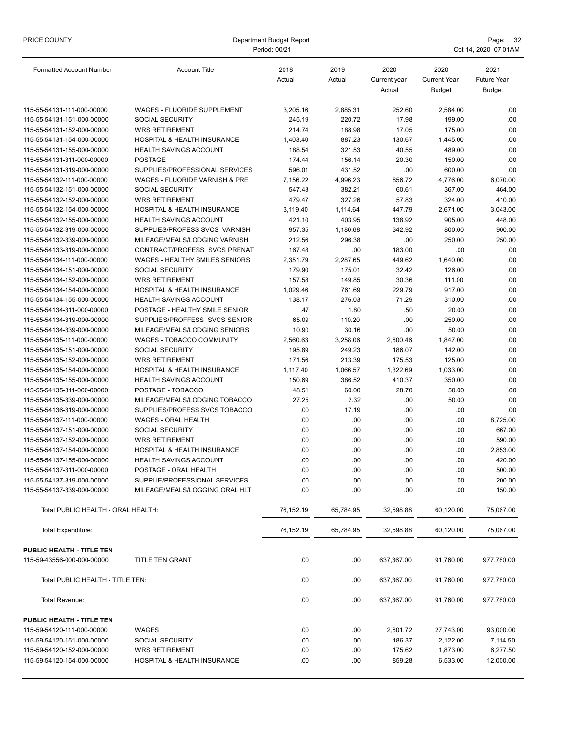PRICE COUNTY — Department Budget Report — Period: 00/21 — Oct 14, 2020 07:01AM

| Formatted Account Number | Account Title | 2018 Actual | 2019 Actual | 2020 Current year Actual | 2020 Current Year Budget | 2021 Future Year Budget |
|---|---|---|---|---|---|---|
| 115-55-54131-111-000-00000 | WAGES - FLUORIDE SUPPLEMENT | 3,205.16 | 2,885.31 | 252.60 | 2,584.00 | .00 |
| 115-55-54131-151-000-00000 | SOCIAL SECURITY | 245.19 | 220.72 | 17.98 | 199.00 | .00 |
| 115-55-54131-152-000-00000 | WRS RETIREMENT | 214.74 | 188.98 | 17.05 | 175.00 | .00 |
| 115-55-54131-154-000-00000 | HOSPITAL & HEALTH INSURANCE | 1,403.40 | 887.23 | 130.67 | 1,445.00 | .00 |
| 115-55-54131-155-000-00000 | HEALTH SAVINGS ACCOUNT | 188.54 | 321.53 | 40.55 | 489.00 | .00 |
| 115-55-54131-311-000-00000 | POSTAGE | 174.44 | 156.14 | 20.30 | 150.00 | .00 |
| 115-55-54131-319-000-00000 | SUPPLIES/PROFESSIONAL SERVICES | 596.01 | 431.52 | .00 | 600.00 | .00 |
| 115-55-54132-111-000-00000 | WAGES - FLUORIDE VARNISH & PRE | 7,156.22 | 4,996.23 | 856.72 | 4,776.00 | 6,070.00 |
| 115-55-54132-151-000-00000 | SOCIAL SECURITY | 547.43 | 382.21 | 60.61 | 367.00 | 464.00 |
| 115-55-54132-152-000-00000 | WRS RETIREMENT | 479.47 | 327.26 | 57.83 | 324.00 | 410.00 |
| 115-55-54132-154-000-00000 | HOSPITAL & HEALTH INSURANCE | 3,119.40 | 1,114.64 | 447.79 | 2,671.00 | 3,043.00 |
| 115-55-54132-155-000-00000 | HEALTH SAVINGS ACCOUNT | 421.10 | 403.95 | 138.92 | 905.00 | 448.00 |
| 115-55-54132-319-000-00000 | SUPPLIES/PROFESS SVCS VARNISH | 957.35 | 1,180.68 | 342.92 | 800.00 | 900.00 |
| 115-55-54132-339-000-00000 | MILEAGE/MEALS/LODGING VARNISH | 212.56 | 296.38 | .00 | 250.00 | 250.00 |
| 115-55-54133-319-000-00000 | CONTRACT/PROFESS SVCS PRENAT | 167.48 | .00 | 183.00 | .00 | .00 |
| 115-55-54134-111-000-00000 | WAGES - HEALTHY SMILES SENIORS | 2,351.79 | 2,287.65 | 449.62 | 1,640.00 | .00 |
| 115-55-54134-151-000-00000 | SOCIAL SECURITY | 179.90 | 175.01 | 32.42 | 126.00 | .00 |
| 115-55-54134-152-000-00000 | WRS RETIREMENT | 157.58 | 149.85 | 30.36 | 111.00 | .00 |
| 115-55-54134-154-000-00000 | HOSPITAL & HEALTH INSURANCE | 1,029.46 | 761.69 | 229.79 | 917.00 | .00 |
| 115-55-54134-155-000-00000 | HEALTH SAVINGS ACCOUNT | 138.17 | 276.03 | 71.29 | 310.00 | .00 |
| 115-55-54134-311-000-00000 | POSTAGE - HEALTHY SMILE SENIOR | .47 | 1.80 | .50 | 20.00 | .00 |
| 115-55-54134-319-000-00000 | SUPPLIES/PROFFESS SVCS SENIOR | 65.09 | 110.20 | .00 | 250.00 | .00 |
| 115-55-54134-339-000-00000 | MILEAGE/MEALS/LODGING SENIORS | 10.90 | 30.16 | .00 | 50.00 | .00 |
| 115-55-54135-111-000-00000 | WAGES - TOBACCO COMMUNITY | 2,560.63 | 3,258.06 | 2,600.46 | 1,847.00 | .00 |
| 115-55-54135-151-000-00000 | SOCIAL SECURITY | 195.89 | 249.23 | 186.07 | 142.00 | .00 |
| 115-55-54135-152-000-00000 | WRS RETIREMENT | 171.56 | 213.39 | 175.53 | 125.00 | .00 |
| 115-55-54135-154-000-00000 | HOSPITAL & HEALTH INSURANCE | 1,117.40 | 1,066.57 | 1,322.69 | 1,033.00 | .00 |
| 115-55-54135-155-000-00000 | HEALTH SAVINGS ACCOUNT | 150.69 | 386.52 | 410.37 | 350.00 | .00 |
| 115-55-54135-311-000-00000 | POSTAGE - TOBACCO | 48.51 | 60.00 | 28.70 | 50.00 | .00 |
| 115-55-54135-339-000-00000 | MILEAGE/MEALS/LODGING TOBACCO | 27.25 | 2.32 | .00 | 50.00 | .00 |
| 115-55-54136-319-000-00000 | SUPPLIES/PROFESS SVCS TOBACCO | .00 | 17.19 | .00 | .00 | .00 |
| 115-55-54137-111-000-00000 | WAGES - ORAL HEALTH | .00 | .00 | .00 | .00 | 8,725.00 |
| 115-55-54137-151-000-00000 | SOCIAL SECURITY | .00 | .00 | .00 | .00 | 667.00 |
| 115-55-54137-152-000-00000 | WRS RETIREMENT | .00 | .00 | .00 | .00 | 590.00 |
| 115-55-54137-154-000-00000 | HOSPITAL & HEALTH INSURANCE | .00 | .00 | .00 | .00 | 2,853.00 |
| 115-55-54137-155-000-00000 | HEALTH SAVINGS ACCOUNT | .00 | .00 | .00 | .00 | 420.00 |
| 115-55-54137-311-000-00000 | POSTAGE - ORAL HEALTH | .00 | .00 | .00 | .00 | 500.00 |
| 115-55-54137-319-000-00000 | SUPPLIE/PROFESSIONAL SERVICES | .00 | .00 | .00 | .00 | 200.00 |
| 115-55-54137-339-000-00000 | MILEAGE/MEALS/LOGGING ORAL HLT | .00 | .00 | .00 | .00 | 150.00 |
| Total PUBLIC HEALTH - ORAL HEALTH: | | 76,152.19 | 65,784.95 | 32,598.88 | 60,120.00 | 75,067.00 |
| Total Expenditure: | | 76,152.19 | 65,784.95 | 32,598.88 | 60,120.00 | 75,067.00 |
| **PUBLIC HEALTH - TITLE TEN** | | | | | | |
| 115-59-43556-000-000-00000 | TITLE TEN GRANT | .00 | .00 | 637,367.00 | 91,760.00 | 977,780.00 |
| Total PUBLIC HEALTH - TITLE TEN: | | .00 | .00 | 637,367.00 | 91,760.00 | 977,780.00 |
| Total Revenue: | | .00 | .00 | 637,367.00 | 91,760.00 | 977,780.00 |
| **PUBLIC HEALTH - TITLE TEN** | | | | | | |
| 115-59-54120-111-000-00000 | WAGES | .00 | .00 | 2,601.72 | 27,743.00 | 93,000.00 |
| 115-59-54120-151-000-00000 | SOCIAL SECURITY | .00 | .00 | 186.37 | 2,122.00 | 7,114.50 |
| 115-59-54120-152-000-00000 | WRS RETIREMENT | .00 | .00 | 175.62 | 1,873.00 | 6,277.50 |
| 115-59-54120-154-000-00000 | HOSPITAL & HEALTH INSURANCE | .00 | .00 | 859.28 | 6,533.00 | 12,000.00 |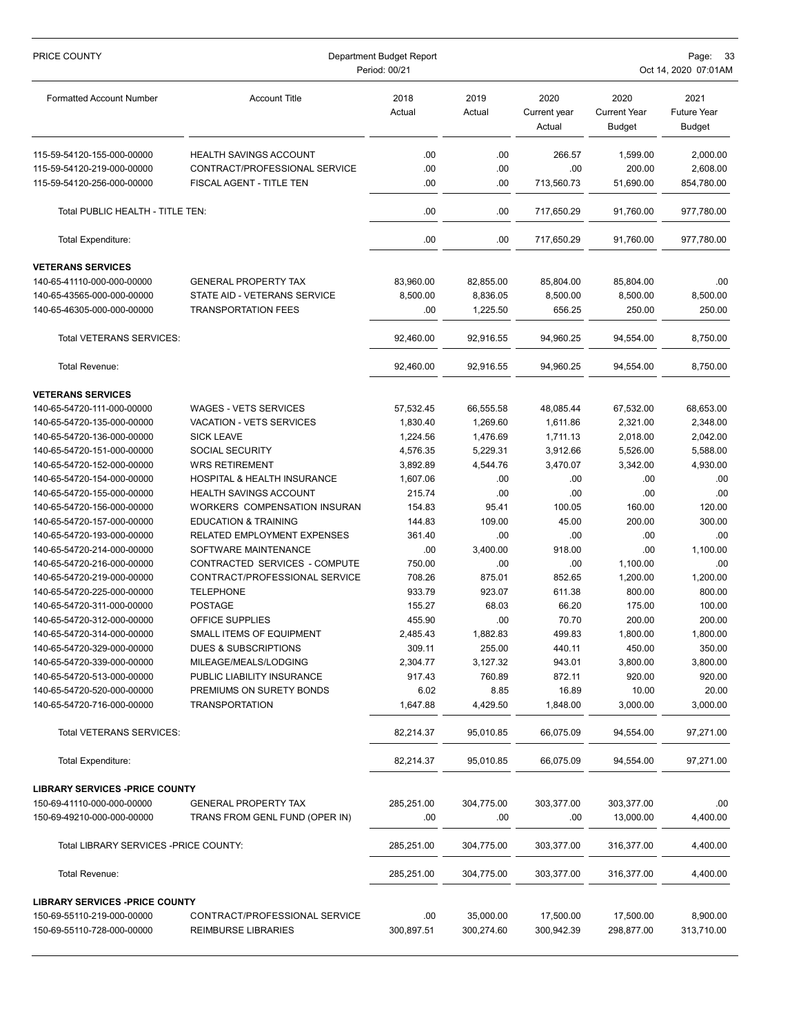| Formatted Account Number | Account Title | 2018 Actual | 2019 Actual | 2020 Current year Actual | 2020 Current Year Budget | 2021 Future Year Budget |
|---|---|---|---|---|---|---|
| 115-59-54120-155-000-00000 | HEALTH SAVINGS ACCOUNT | .00 | .00 | 266.57 | 1,599.00 | 2,000.00 |
| 115-59-54120-219-000-00000 | CONTRACT/PROFESSIONAL SERVICE | .00 | .00 | .00 | 200.00 | 2,608.00 |
| 115-59-54120-256-000-00000 | FISCAL AGENT - TITLE TEN | .00 | .00 | 713,560.73 | 51,690.00 | 854,780.00 |
| Total PUBLIC HEALTH - TITLE TEN: | | .00 | .00 | 717,650.29 | 91,760.00 | 977,780.00 |
| Total Expenditure: | | .00 | .00 | 717,650.29 | 91,760.00 | 977,780.00 |
| **VETERANS SERVICES** | | | | | | |
| 140-65-41110-000-000-00000 | GENERAL PROPERTY TAX | 83,960.00 | 82,855.00 | 85,804.00 | 85,804.00 | .00 |
| 140-65-43565-000-000-00000 | STATE AID - VETERANS SERVICE | 8,500.00 | 8,836.05 | 8,500.00 | 8,500.00 | 8,500.00 |
| 140-65-46305-000-000-00000 | TRANSPORTATION FEES | .00 | 1,225.50 | 656.25 | 250.00 | 250.00 |
| Total VETERANS SERVICES: | | 92,460.00 | 92,916.55 | 94,960.25 | 94,554.00 | 8,750.00 |
| Total Revenue: | | 92,460.00 | 92,916.55 | 94,960.25 | 94,554.00 | 8,750.00 |
| **VETERANS SERVICES** | | | | | | |
| 140-65-54720-111-000-00000 | WAGES - VETS SERVICES | 57,532.45 | 66,555.58 | 48,085.44 | 67,532.00 | 68,653.00 |
| 140-65-54720-135-000-00000 | VACATION - VETS SERVICES | 1,830.40 | 1,269.60 | 1,611.86 | 2,321.00 | 2,348.00 |
| 140-65-54720-136-000-00000 | SICK LEAVE | 1,224.56 | 1,476.69 | 1,711.13 | 2,018.00 | 2,042.00 |
| 140-65-54720-151-000-00000 | SOCIAL SECURITY | 4,576.35 | 5,229.31 | 3,912.66 | 5,526.00 | 5,588.00 |
| 140-65-54720-152-000-00000 | WRS RETIREMENT | 3,892.89 | 4,544.76 | 3,470.07 | 3,342.00 | 4,930.00 |
| 140-65-54720-154-000-00000 | HOSPITAL & HEALTH INSURANCE | 1,607.06 | .00 | .00 | .00 | .00 |
| 140-65-54720-155-000-00000 | HEALTH SAVINGS ACCOUNT | 215.74 | .00 | .00 | .00 | .00 |
| 140-65-54720-156-000-00000 | WORKERS COMPENSATION INSURAN | 154.83 | 95.41 | 100.05 | 160.00 | 120.00 |
| 140-65-54720-157-000-00000 | EDUCATION & TRAINING | 144.83 | 109.00 | 45.00 | 200.00 | 300.00 |
| 140-65-54720-193-000-00000 | RELATED EMPLOYMENT EXPENSES | 361.40 | .00 | .00 | .00 | .00 |
| 140-65-54720-214-000-00000 | SOFTWARE MAINTENANCE | .00 | 3,400.00 | 918.00 | .00 | 1,100.00 |
| 140-65-54720-216-000-00000 | CONTRACTED SERVICES - COMPUTE | 750.00 | .00 | .00 | 1,100.00 | .00 |
| 140-65-54720-219-000-00000 | CONTRACT/PROFESSIONAL SERVICE | 708.26 | 875.01 | 852.65 | 1,200.00 | 1,200.00 |
| 140-65-54720-225-000-00000 | TELEPHONE | 933.79 | 923.07 | 611.38 | 800.00 | 800.00 |
| 140-65-54720-311-000-00000 | POSTAGE | 155.27 | 68.03 | 66.20 | 175.00 | 100.00 |
| 140-65-54720-312-000-00000 | OFFICE SUPPLIES | 455.90 | .00 | 70.70 | 200.00 | 200.00 |
| 140-65-54720-314-000-00000 | SMALL ITEMS OF EQUIPMENT | 2,485.43 | 1,882.83 | 499.83 | 1,800.00 | 1,800.00 |
| 140-65-54720-329-000-00000 | DUES & SUBSCRIPTIONS | 309.11 | 255.00 | 440.11 | 450.00 | 350.00 |
| 140-65-54720-339-000-00000 | MILEAGE/MEALS/LODGING | 2,304.77 | 3,127.32 | 943.01 | 3,800.00 | 3,800.00 |
| 140-65-54720-513-000-00000 | PUBLIC LIABILITY INSURANCE | 917.43 | 760.89 | 872.11 | 920.00 | 920.00 |
| 140-65-54720-520-000-00000 | PREMIUMS ON SURETY BONDS | 6.02 | 8.85 | 16.89 | 10.00 | 20.00 |
| 140-65-54720-716-000-00000 | TRANSPORTATION | 1,647.88 | 4,429.50 | 1,848.00 | 3,000.00 | 3,000.00 |
| Total VETERANS SERVICES: | | 82,214.37 | 95,010.85 | 66,075.09 | 94,554.00 | 97,271.00 |
| Total Expenditure: | | 82,214.37 | 95,010.85 | 66,075.09 | 94,554.00 | 97,271.00 |
| **LIBRARY SERVICES -PRICE COUNTY** | | | | | | |
| 150-69-41110-000-000-00000 | GENERAL PROPERTY TAX | 285,251.00 | 304,775.00 | 303,377.00 | 303,377.00 | .00 |
| 150-69-49210-000-000-00000 | TRANS FROM GENL FUND (OPER IN) | .00 | .00 | .00 | 13,000.00 | 4,400.00 |
| Total LIBRARY SERVICES -PRICE COUNTY: | | 285,251.00 | 304,775.00 | 303,377.00 | 316,377.00 | 4,400.00 |
| Total Revenue: | | 285,251.00 | 304,775.00 | 303,377.00 | 316,377.00 | 4,400.00 |
| **LIBRARY SERVICES -PRICE COUNTY** | | | | | | |
| 150-69-55110-219-000-00000 | CONTRACT/PROFESSIONAL SERVICE | .00 | 35,000.00 | 17,500.00 | 17,500.00 | 8,900.00 |
| 150-69-55110-728-000-00000 | REIMBURSE LIBRARIES | 300,897.51 | 300,274.60 | 300,942.39 | 298,877.00 | 313,710.00 |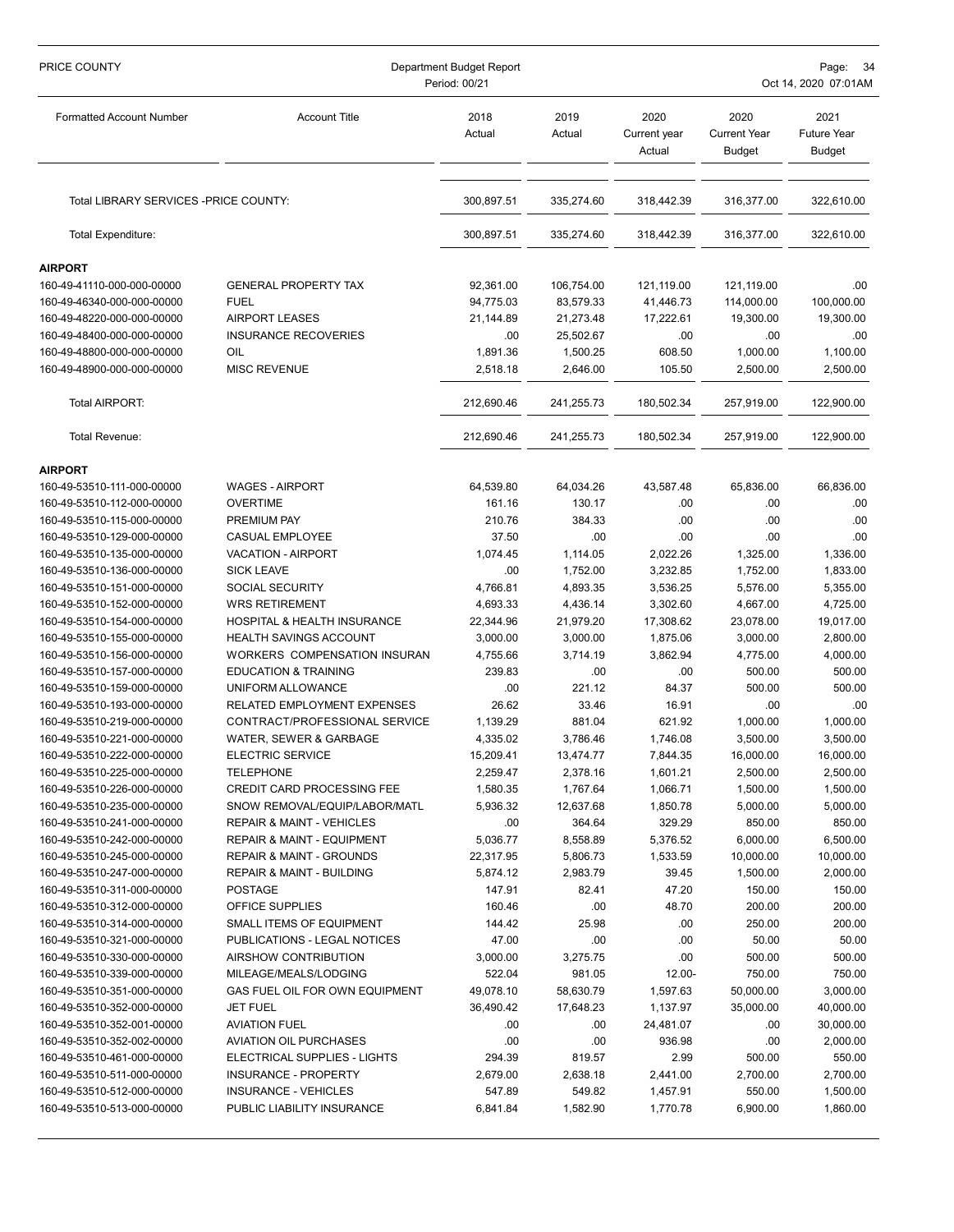| Formatted Account Number | Account Title | 2018 Actual | 2019 Actual | 2020 Current year Actual | 2020 Current Year Budget | 2021 Future Year Budget |
|---|---|---|---|---|---|---|
| Total LIBRARY SERVICES -PRICE COUNTY: | | 300,897.51 | 335,274.60 | 318,442.39 | 316,377.00 | 322,610.00 |
| Total Expenditure: | | 300,897.51 | 335,274.60 | 318,442.39 | 316,377.00 | 322,610.00 |
| **AIRPORT** | | | | | | |
| 160-49-41110-000-000-00000 | GENERAL PROPERTY TAX | 92,361.00 | 106,754.00 | 121,119.00 | 121,119.00 | .00 |
| 160-49-46340-000-000-00000 | FUEL | 94,775.03 | 83,579.33 | 41,446.73 | 114,000.00 | 100,000.00 |
| 160-49-48220-000-000-00000 | AIRPORT LEASES | 21,144.89 | 21,273.48 | 17,222.61 | 19,300.00 | 19,300.00 |
| 160-49-48400-000-000-00000 | INSURANCE RECOVERIES | .00 | 25,502.67 | .00 | .00 | .00 |
| 160-49-48800-000-000-00000 | OIL | 1,891.36 | 1,500.25 | 608.50 | 1,000.00 | 1,100.00 |
| 160-49-48900-000-000-00000 | MISC REVENUE | 2,518.18 | 2,646.00 | 105.50 | 2,500.00 | 2,500.00 |
| Total AIRPORT: | | 212,690.46 | 241,255.73 | 180,502.34 | 257,919.00 | 122,900.00 |
| Total Revenue: | | 212,690.46 | 241,255.73 | 180,502.34 | 257,919.00 | 122,900.00 |
| **AIRPORT** | | | | | | |
| 160-49-53510-111-000-00000 | WAGES - AIRPORT | 64,539.80 | 64,034.26 | 43,587.48 | 65,836.00 | 66,836.00 |
| 160-49-53510-112-000-00000 | OVERTIME | 161.16 | 130.17 | .00 | .00 | .00 |
| 160-49-53510-115-000-00000 | PREMIUM PAY | 210.76 | 384.33 | .00 | .00 | .00 |
| 160-49-53510-129-000-00000 | CASUAL EMPLOYEE | 37.50 | .00 | .00 | .00 | .00 |
| 160-49-53510-135-000-00000 | VACATION - AIRPORT | 1,074.45 | 1,114.05 | 2,022.26 | 1,325.00 | 1,336.00 |
| 160-49-53510-136-000-00000 | SICK LEAVE | .00 | 1,752.00 | 3,232.85 | 1,752.00 | 1,833.00 |
| 160-49-53510-151-000-00000 | SOCIAL SECURITY | 4,766.81 | 4,893.35 | 3,536.25 | 5,576.00 | 5,355.00 |
| 160-49-53510-152-000-00000 | WRS RETIREMENT | 4,693.33 | 4,436.14 | 3,302.60 | 4,667.00 | 4,725.00 |
| 160-49-53510-154-000-00000 | HOSPITAL & HEALTH INSURANCE | 22,344.96 | 21,979.20 | 17,308.62 | 23,078.00 | 19,017.00 |
| 160-49-53510-155-000-00000 | HEALTH SAVINGS ACCOUNT | 3,000.00 | 3,000.00 | 1,875.06 | 3,000.00 | 2,800.00 |
| 160-49-53510-156-000-00000 | WORKERS COMPENSATION INSURAN | 4,755.66 | 3,714.19 | 3,862.94 | 4,775.00 | 4,000.00 |
| 160-49-53510-157-000-00000 | EDUCATION & TRAINING | 239.83 | .00 | .00 | 500.00 | 500.00 |
| 160-49-53510-159-000-00000 | UNIFORM ALLOWANCE | .00 | 221.12 | 84.37 | 500.00 | 500.00 |
| 160-49-53510-193-000-00000 | RELATED EMPLOYMENT EXPENSES | 26.62 | 33.46 | 16.91 | .00 | .00 |
| 160-49-53510-219-000-00000 | CONTRACT/PROFESSIONAL SERVICE | 1,139.29 | 881.04 | 621.92 | 1,000.00 | 1,000.00 |
| 160-49-53510-221-000-00000 | WATER, SEWER & GARBAGE | 4,335.02 | 3,786.46 | 1,746.08 | 3,500.00 | 3,500.00 |
| 160-49-53510-222-000-00000 | ELECTRIC SERVICE | 15,209.41 | 13,474.77 | 7,844.35 | 16,000.00 | 16,000.00 |
| 160-49-53510-225-000-00000 | TELEPHONE | 2,259.47 | 2,378.16 | 1,601.21 | 2,500.00 | 2,500.00 |
| 160-49-53510-226-000-00000 | CREDIT CARD PROCESSING FEE | 1,580.35 | 1,767.64 | 1,066.71 | 1,500.00 | 1,500.00 |
| 160-49-53510-235-000-00000 | SNOW REMOVAL/EQUIP/LABOR/MATL | 5,936.32 | 12,637.68 | 1,850.78 | 5,000.00 | 5,000.00 |
| 160-49-53510-241-000-00000 | REPAIR & MAINT - VEHICLES | .00 | 364.64 | 329.29 | 850.00 | 850.00 |
| 160-49-53510-242-000-00000 | REPAIR & MAINT - EQUIPMENT | 5,036.77 | 8,558.89 | 5,376.52 | 6,000.00 | 6,500.00 |
| 160-49-53510-245-000-00000 | REPAIR & MAINT - GROUNDS | 22,317.95 | 5,806.73 | 1,533.59 | 10,000.00 | 10,000.00 |
| 160-49-53510-247-000-00000 | REPAIR & MAINT - BUILDING | 5,874.12 | 2,983.79 | 39.45 | 1,500.00 | 2,000.00 |
| 160-49-53510-311-000-00000 | POSTAGE | 147.91 | 82.41 | 47.20 | 150.00 | 150.00 |
| 160-49-53510-312-000-00000 | OFFICE SUPPLIES | 160.46 | .00 | 48.70 | 200.00 | 200.00 |
| 160-49-53510-314-000-00000 | SMALL ITEMS OF EQUIPMENT | 144.42 | 25.98 | .00 | 250.00 | 200.00 |
| 160-49-53510-321-000-00000 | PUBLICATIONS - LEGAL NOTICES | 47.00 | .00 | .00 | 50.00 | 50.00 |
| 160-49-53510-330-000-00000 | AIRSHOW CONTRIBUTION | 3,000.00 | 3,275.75 | .00 | 500.00 | 500.00 |
| 160-49-53510-339-000-00000 | MILEAGE/MEALS/LODGING | 522.04 | 981.05 | 12.00- | 750.00 | 750.00 |
| 160-49-53510-351-000-00000 | GAS FUEL OIL FOR OWN EQUIPMENT | 49,078.10 | 58,630.79 | 1,597.63 | 50,000.00 | 3,000.00 |
| 160-49-53510-352-000-00000 | JET FUEL | 36,490.42 | 17,648.23 | 1,137.97 | 35,000.00 | 40,000.00 |
| 160-49-53510-352-001-00000 | AVIATION FUEL | .00 | .00 | 24,481.07 | .00 | 30,000.00 |
| 160-49-53510-352-002-00000 | AVIATION OIL PURCHASES | .00 | .00 | 936.98 | .00 | 2,000.00 |
| 160-49-53510-461-000-00000 | ELECTRICAL SUPPLIES - LIGHTS | 294.39 | 819.57 | 2.99 | 500.00 | 550.00 |
| 160-49-53510-511-000-00000 | INSURANCE - PROPERTY | 2,679.00 | 2,638.18 | 2,441.00 | 2,700.00 | 2,700.00 |
| 160-49-53510-512-000-00000 | INSURANCE - VEHICLES | 547.89 | 549.82 | 1,457.91 | 550.00 | 1,500.00 |
| 160-49-53510-513-000-00000 | PUBLIC LIABILITY INSURANCE | 6,841.84 | 1,582.90 | 1,770.78 | 6,900.00 | 1,860.00 |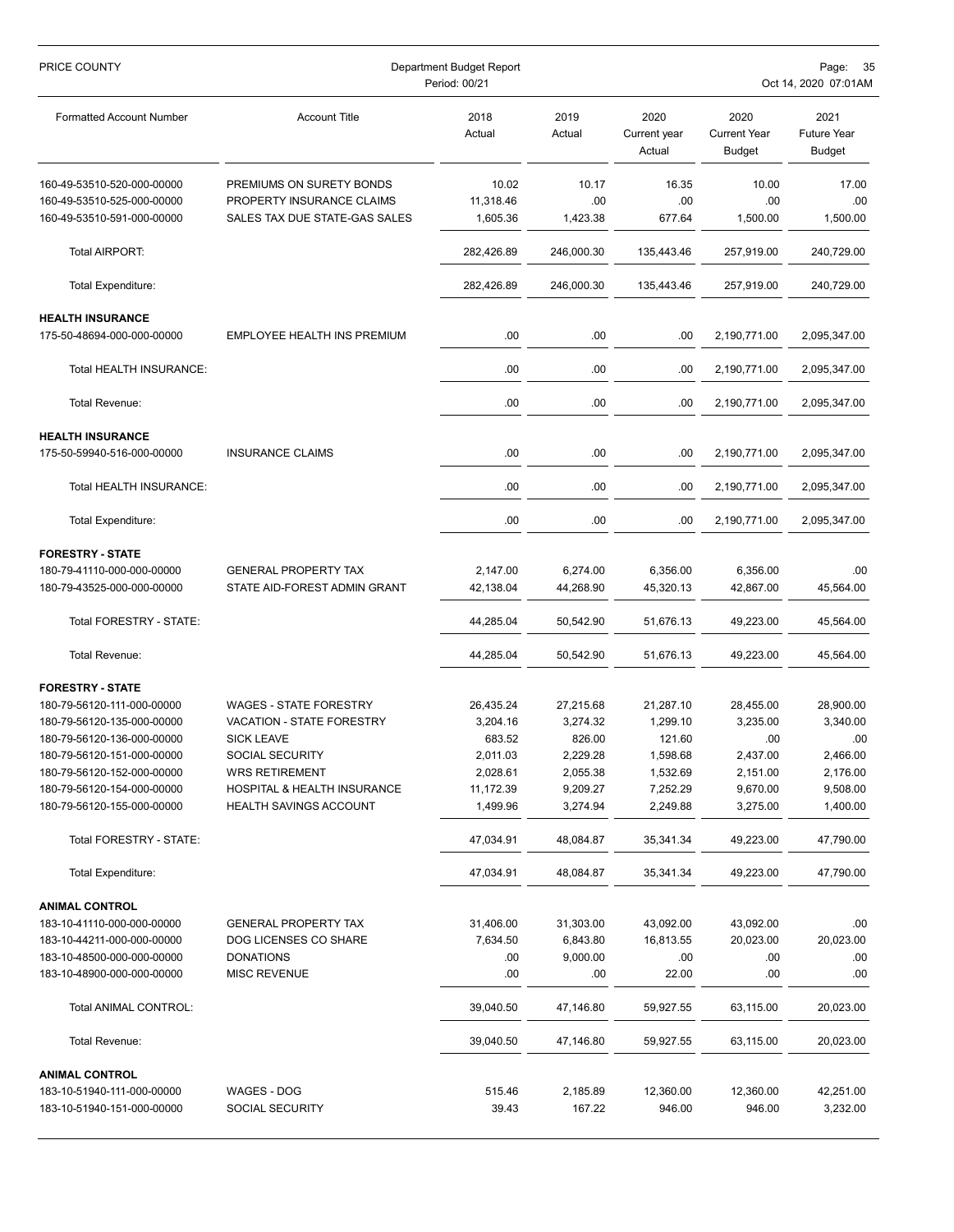| Formatted Account Number | Account Title | 2018 Actual | 2019 Actual | 2020 Current year Actual | 2020 Current Year Budget | 2021 Future Year Budget |
|---|---|---|---|---|---|---|
| 160-49-53510-520-000-00000 | PREMIUMS ON SURETY BONDS | 10.02 | 10.17 | 16.35 | 10.00 | 17.00 |
| 160-49-53510-525-000-00000 | PROPERTY INSURANCE CLAIMS | 11,318.46 | .00 | .00 | .00 | .00 |
| 160-49-53510-591-000-00000 | SALES TAX DUE STATE-GAS SALES | 1,605.36 | 1,423.38 | 677.64 | 1,500.00 | 1,500.00 |
| Total AIRPORT: | | 282,426.89 | 246,000.30 | 135,443.46 | 257,919.00 | 240,729.00 |
| Total Expenditure: | | 282,426.89 | 246,000.30 | 135,443.46 | 257,919.00 | 240,729.00 |
| **HEALTH INSURANCE** | | | | | | |
| 175-50-48694-000-000-00000 | EMPLOYEE HEALTH INS PREMIUM | .00 | .00 | .00 | 2,190,771.00 | 2,095,347.00 |
| Total HEALTH INSURANCE: | | .00 | .00 | .00 | 2,190,771.00 | 2,095,347.00 |
| Total Revenue: | | .00 | .00 | .00 | 2,190,771.00 | 2,095,347.00 |
| **HEALTH INSURANCE** | | | | | | |
| 175-50-59940-516-000-00000 | INSURANCE CLAIMS | .00 | .00 | .00 | 2,190,771.00 | 2,095,347.00 |
| Total HEALTH INSURANCE: | | .00 | .00 | .00 | 2,190,771.00 | 2,095,347.00 |
| Total Expenditure: | | .00 | .00 | .00 | 2,190,771.00 | 2,095,347.00 |
| **FORESTRY - STATE** | | | | | | |
| 180-79-41110-000-000-00000 | GENERAL PROPERTY TAX | 2,147.00 | 6,274.00 | 6,356.00 | 6,356.00 | .00 |
| 180-79-43525-000-000-00000 | STATE AID-FOREST ADMIN GRANT | 42,138.04 | 44,268.90 | 45,320.13 | 42,867.00 | 45,564.00 |
| Total FORESTRY - STATE: | | 44,285.04 | 50,542.90 | 51,676.13 | 49,223.00 | 45,564.00 |
| Total Revenue: | | 44,285.04 | 50,542.90 | 51,676.13 | 49,223.00 | 45,564.00 |
| **FORESTRY - STATE** | | | | | | |
| 180-79-56120-111-000-00000 | WAGES - STATE FORESTRY | 26,435.24 | 27,215.68 | 21,287.10 | 28,455.00 | 28,900.00 |
| 180-79-56120-135-000-00000 | VACATION - STATE FORESTRY | 3,204.16 | 3,274.32 | 1,299.10 | 3,235.00 | 3,340.00 |
| 180-79-56120-136-000-00000 | SICK LEAVE | 683.52 | 826.00 | 121.60 | .00 | .00 |
| 180-79-56120-151-000-00000 | SOCIAL SECURITY | 2,011.03 | 2,229.28 | 1,598.68 | 2,437.00 | 2,466.00 |
| 180-79-56120-152-000-00000 | WRS RETIREMENT | 2,028.61 | 2,055.38 | 1,532.69 | 2,151.00 | 2,176.00 |
| 180-79-56120-154-000-00000 | HOSPITAL & HEALTH INSURANCE | 11,172.39 | 9,209.27 | 7,252.29 | 9,670.00 | 9,508.00 |
| 180-79-56120-155-000-00000 | HEALTH SAVINGS ACCOUNT | 1,499.96 | 3,274.94 | 2,249.88 | 3,275.00 | 1,400.00 |
| Total FORESTRY - STATE: | | 47,034.91 | 48,084.87 | 35,341.34 | 49,223.00 | 47,790.00 |
| Total Expenditure: | | 47,034.91 | 48,084.87 | 35,341.34 | 49,223.00 | 47,790.00 |
| **ANIMAL CONTROL** | | | | | | |
| 183-10-41110-000-000-00000 | GENERAL PROPERTY TAX | 31,406.00 | 31,303.00 | 43,092.00 | 43,092.00 | .00 |
| 183-10-44211-000-000-00000 | DOG LICENSES CO SHARE | 7,634.50 | 6,843.80 | 16,813.55 | 20,023.00 | 20,023.00 |
| 183-10-48500-000-000-00000 | DONATIONS | .00 | 9,000.00 | .00 | .00 | .00 |
| 183-10-48900-000-000-00000 | MISC REVENUE | .00 | .00 | 22.00 | .00 | .00 |
| Total ANIMAL CONTROL: | | 39,040.50 | 47,146.80 | 59,927.55 | 63,115.00 | 20,023.00 |
| Total Revenue: | | 39,040.50 | 47,146.80 | 59,927.55 | 63,115.00 | 20,023.00 |
| **ANIMAL CONTROL** | | | | | | |
| 183-10-51940-111-000-00000 | WAGES - DOG | 515.46 | 2,185.89 | 12,360.00 | 12,360.00 | 42,251.00 |
| 183-10-51940-151-000-00000 | SOCIAL SECURITY | 39.43 | 167.22 | 946.00 | 946.00 | 3,232.00 |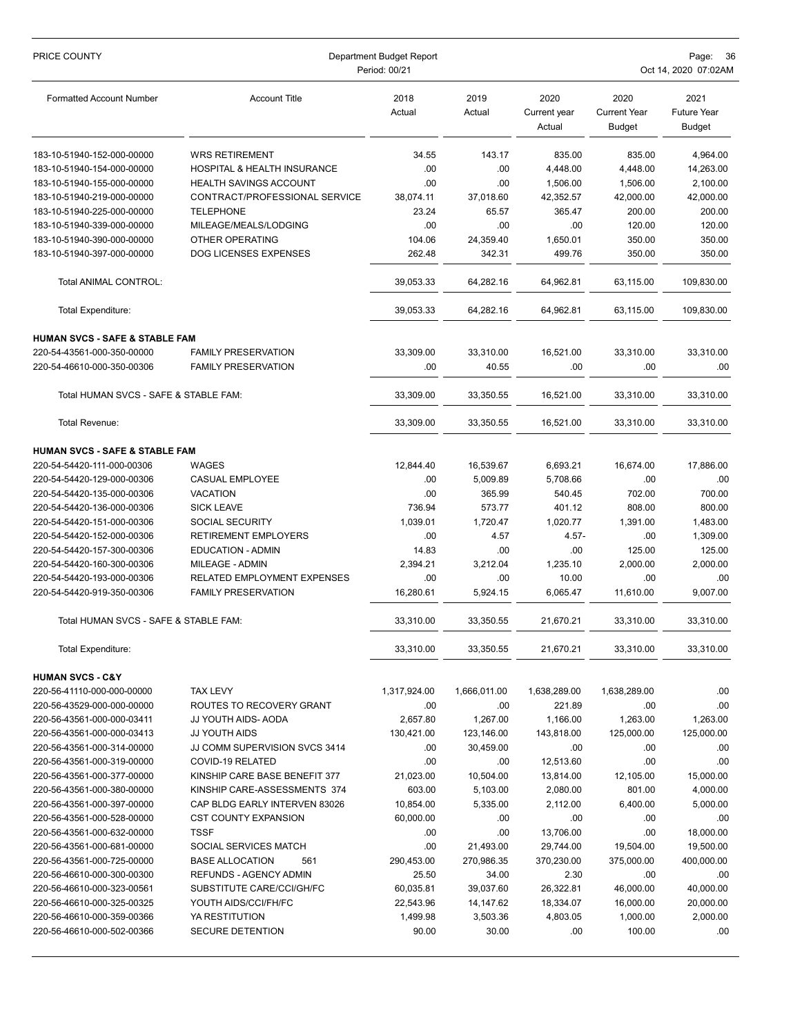| Formatted Account Number | Account Title | 2018 Actual | 2019 Actual | 2020 Current year Actual | 2020 Current Year Budget | 2021 Future Year Budget |
|---|---|---|---|---|---|---|
| 183-10-51940-152-000-00000 | WRS RETIREMENT | 34.55 | 143.17 | 835.00 | 835.00 | 4,964.00 |
| 183-10-51940-154-000-00000 | HOSPITAL & HEALTH INSURANCE | .00 | .00 | 4,448.00 | 4,448.00 | 14,263.00 |
| 183-10-51940-155-000-00000 | HEALTH SAVINGS ACCOUNT | .00 | .00 | 1,506.00 | 1,506.00 | 2,100.00 |
| 183-10-51940-219-000-00000 | CONTRACT/PROFESSIONAL SERVICE | 38,074.11 | 37,018.60 | 42,352.57 | 42,000.00 | 42,000.00 |
| 183-10-51940-225-000-00000 | TELEPHONE | 23.24 | 65.57 | 365.47 | 200.00 | 200.00 |
| 183-10-51940-339-000-00000 | MILEAGE/MEALS/LODGING | .00 | .00 | .00 | 120.00 | 120.00 |
| 183-10-51940-390-000-00000 | OTHER OPERATING | 104.06 | 24,359.40 | 1,650.01 | 350.00 | 350.00 |
| 183-10-51940-397-000-00000 | DOG LICENSES EXPENSES | 262.48 | 342.31 | 499.76 | 350.00 | 350.00 |
| Total ANIMAL CONTROL: | | 39,053.33 | 64,282.16 | 64,962.81 | 63,115.00 | 109,830.00 |
| Total Expenditure: | | 39,053.33 | 64,282.16 | 64,962.81 | 63,115.00 | 109,830.00 |
| **HUMAN SVCS - SAFE & STABLE FAM** | | | | | | |
| 220-54-43561-000-350-00000 | FAMILY PRESERVATION | 33,309.00 | 33,310.00 | 16,521.00 | 33,310.00 | 33,310.00 |
| 220-54-46610-000-350-00306 | FAMILY PRESERVATION | .00 | 40.55 | .00 | .00 | .00 |
| Total HUMAN SVCS - SAFE & STABLE FAM: | | 33,309.00 | 33,350.55 | 16,521.00 | 33,310.00 | 33,310.00 |
| Total Revenue: | | 33,309.00 | 33,350.55 | 16,521.00 | 33,310.00 | 33,310.00 |
| **HUMAN SVCS - SAFE & STABLE FAM** | | | | | | |
| 220-54-54420-111-000-00306 | WAGES | 12,844.40 | 16,539.67 | 6,693.21 | 16,674.00 | 17,886.00 |
| 220-54-54420-129-000-00306 | CASUAL EMPLOYEE | .00 | 5,009.89 | 5,708.66 | .00 | .00 |
| 220-54-54420-135-000-00306 | VACATION | .00 | 365.99 | 540.45 | 702.00 | 700.00 |
| 220-54-54420-136-000-00306 | SICK LEAVE | 736.94 | 573.77 | 401.12 | 808.00 | 800.00 |
| 220-54-54420-151-000-00306 | SOCIAL SECURITY | 1,039.01 | 1,720.47 | 1,020.77 | 1,391.00 | 1,483.00 |
| 220-54-54420-152-000-00306 | RETIREMENT EMPLOYERS | .00 | 4.57 | 4.57- | .00 | 1,309.00 |
| 220-54-54420-157-300-00306 | EDUCATION - ADMIN | 14.83 | .00 | .00 | 125.00 | 125.00 |
| 220-54-54420-160-300-00306 | MILEAGE - ADMIN | 2,394.21 | 3,212.04 | 1,235.10 | 2,000.00 | 2,000.00 |
| 220-54-54420-193-000-00306 | RELATED EMPLOYMENT EXPENSES | .00 | .00 | 10.00 | .00 | .00 |
| 220-54-54420-919-350-00306 | FAMILY PRESERVATION | 16,280.61 | 5,924.15 | 6,065.47 | 11,610.00 | 9,007.00 |
| Total HUMAN SVCS - SAFE & STABLE FAM: | | 33,310.00 | 33,350.55 | 21,670.21 | 33,310.00 | 33,310.00 |
| Total Expenditure: | | 33,310.00 | 33,350.55 | 21,670.21 | 33,310.00 | 33,310.00 |
| **HUMAN SVCS - C&Y** | | | | | | |
| 220-56-41110-000-000-00000 | TAX LEVY | 1,317,924.00 | 1,666,011.00 | 1,638,289.00 | 1,638,289.00 | .00 |
| 220-56-43529-000-000-00000 | ROUTES TO RECOVERY GRANT | .00 | .00 | 221.89 | .00 | .00 |
| 220-56-43561-000-000-03411 | JJ YOUTH AIDS- AODA | 2,657.80 | 1,267.00 | 1,166.00 | 1,263.00 | 1,263.00 |
| 220-56-43561-000-000-03413 | JJ YOUTH AIDS | 130,421.00 | 123,146.00 | 143,818.00 | 125,000.00 | 125,000.00 |
| 220-56-43561-000-314-00000 | JJ COMM SUPERVISION SVCS 3414 | .00 | 30,459.00 | .00 | .00 | .00 |
| 220-56-43561-000-319-00000 | COVID-19 RELATED | .00 | .00 | 12,513.60 | .00 | .00 |
| 220-56-43561-000-377-00000 | KINSHIP CARE BASE BENEFIT 377 | 21,023.00 | 10,504.00 | 13,814.00 | 12,105.00 | 15,000.00 |
| 220-56-43561-000-380-00000 | KINSHIP CARE-ASSESSMENTS 374 | 603.00 | 5,103.00 | 2,080.00 | 801.00 | 4,000.00 |
| 220-56-43561-000-397-00000 | CAP BLDG EARLY INTERVEN 83026 | 10,854.00 | 5,335.00 | 2,112.00 | 6,400.00 | 5,000.00 |
| 220-56-43561-000-528-00000 | CST COUNTY EXPANSION | 60,000.00 | .00 | .00 | .00 | .00 |
| 220-56-43561-000-632-00000 | TSSF | .00 | .00 | 13,706.00 | .00 | 18,000.00 |
| 220-56-43561-000-681-00000 | SOCIAL SERVICES MATCH | .00 | 21,493.00 | 29,744.00 | 19,504.00 | 19,500.00 |
| 220-56-43561-000-725-00000 | BASE ALLOCATION 561 | 290,453.00 | 270,986.35 | 370,230.00 | 375,000.00 | 400,000.00 |
| 220-56-46610-000-300-00300 | REFUNDS - AGENCY ADMIN | 25.50 | 34.00 | 2.30 | .00 | .00 |
| 220-56-46610-000-323-00561 | SUBSTITUTE CARE/CCI/GH/FC | 60,035.81 | 39,037.60 | 26,322.81 | 46,000.00 | 40,000.00 |
| 220-56-46610-000-325-00325 | YOUTH AIDS/CCI/FH/FC | 22,543.96 | 14,147.62 | 18,334.07 | 16,000.00 | 20,000.00 |
| 220-56-46610-000-359-00366 | YA RESTITUTION | 1,499.98 | 3,503.36 | 4,803.05 | 1,000.00 | 2,000.00 |
| 220-56-46610-000-502-00366 | SECURE DETENTION | 90.00 | 30.00 | .00 | 100.00 | .00 |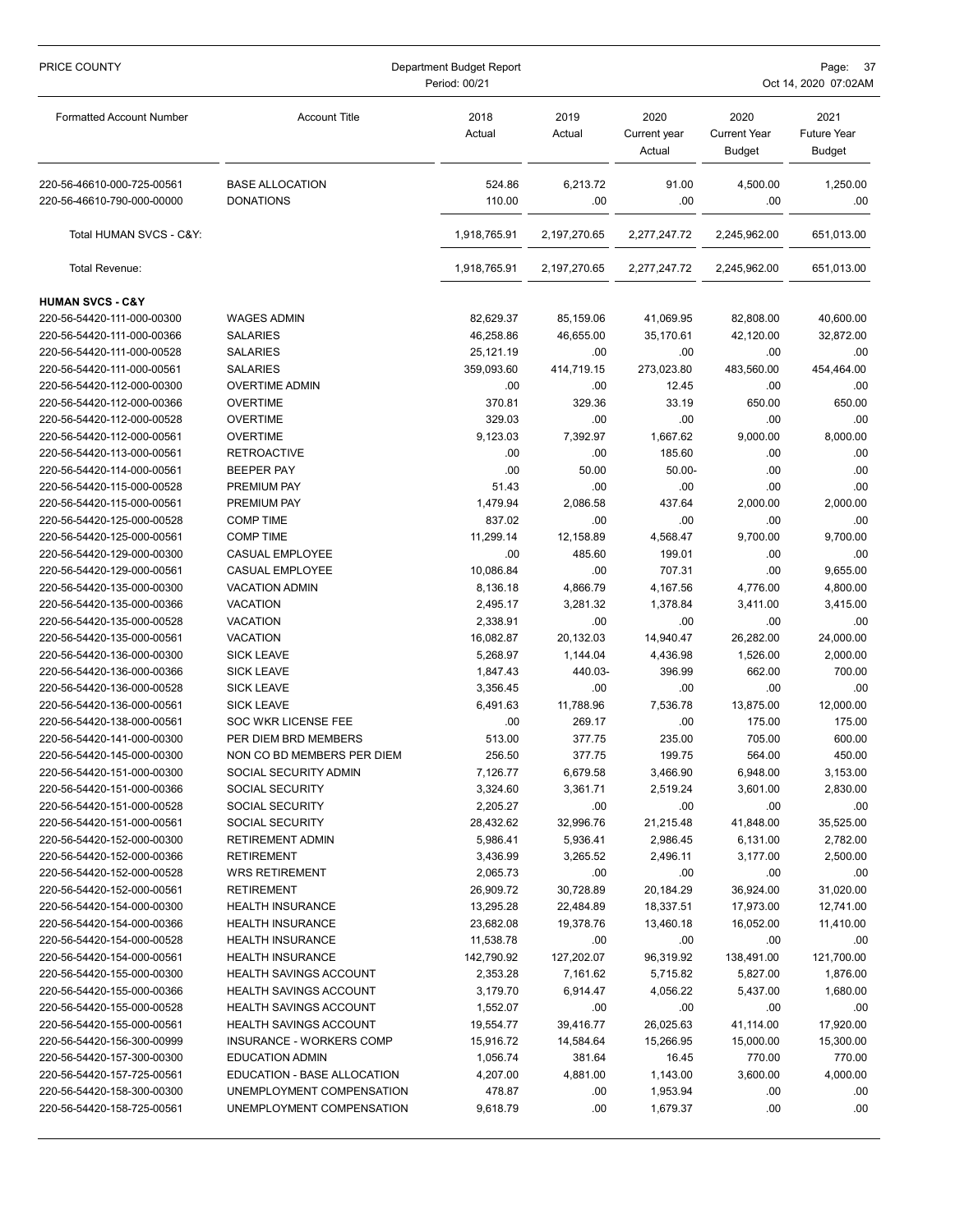| Formatted Account Number | Account Title | 2018 Actual | 2019 Actual | 2020 Current year Actual | 2020 Current Year Budget | 2021 Future Year Budget |
|---|---|---|---|---|---|---|
| 220-56-46610-000-725-00561 | BASE ALLOCATION | 524.86 | 6,213.72 | 91.00 | 4,500.00 | 1,250.00 |
| 220-56-46610-790-000-00000 | DONATIONS | 110.00 | .00 | .00 | .00 | .00 |
| Total HUMAN SVCS - C&Y: | | 1,918,765.91 | 2,197,270.65 | 2,277,247.72 | 2,245,962.00 | 651,013.00 |
| Total Revenue: | | 1,918,765.91 | 2,197,270.65 | 2,277,247.72 | 2,245,962.00 | 651,013.00 |
| **HUMAN SVCS - C&Y** | | | | | | |
| 220-56-54420-111-000-00300 | WAGES ADMIN | 82,629.37 | 85,159.06 | 41,069.95 | 82,808.00 | 40,600.00 |
| 220-56-54420-111-000-00366 | SALARIES | 46,258.86 | 46,655.00 | 35,170.61 | 42,120.00 | 32,872.00 |
| 220-56-54420-111-000-00528 | SALARIES | 25,121.19 | .00 | .00 | .00 | .00 |
| 220-56-54420-111-000-00561 | SALARIES | 359,093.60 | 414,719.15 | 273,023.80 | 483,560.00 | 454,464.00 |
| 220-56-54420-112-000-00300 | OVERTIME ADMIN | .00 | .00 | 12.45 | .00 | .00 |
| 220-56-54420-112-000-00366 | OVERTIME | 370.81 | 329.36 | 33.19 | 650.00 | 650.00 |
| 220-56-54420-112-000-00528 | OVERTIME | 329.03 | .00 | .00 | .00 | .00 |
| 220-56-54420-112-000-00561 | OVERTIME | 9,123.03 | 7,392.97 | 1,667.62 | 9,000.00 | 8,000.00 |
| 220-56-54420-113-000-00561 | RETROACTIVE | .00 | .00 | 185.60 | .00 | .00 |
| 220-56-54420-114-000-00561 | BEEPER PAY | .00 | 50.00 | 50.00- | .00 | .00 |
| 220-56-54420-115-000-00528 | PREMIUM PAY | 51.43 | .00 | .00 | .00 | .00 |
| 220-56-54420-115-000-00561 | PREMIUM PAY | 1,479.94 | 2,086.58 | 437.64 | 2,000.00 | 2,000.00 |
| 220-56-54420-125-000-00528 | COMP TIME | 837.02 | .00 | .00 | .00 | .00 |
| 220-56-54420-125-000-00561 | COMP TIME | 11,299.14 | 12,158.89 | 4,568.47 | 9,700.00 | 9,700.00 |
| 220-56-54420-129-000-00300 | CASUAL EMPLOYEE | .00 | 485.60 | 199.01 | .00 | .00 |
| 220-56-54420-129-000-00561 | CASUAL EMPLOYEE | 10,086.84 | .00 | 707.31 | .00 | 9,655.00 |
| 220-56-54420-135-000-00300 | VACATION ADMIN | 8,136.18 | 4,866.79 | 4,167.56 | 4,776.00 | 4,800.00 |
| 220-56-54420-135-000-00366 | VACATION | 2,495.17 | 3,281.32 | 1,378.84 | 3,411.00 | 3,415.00 |
| 220-56-54420-135-000-00528 | VACATION | 2,338.91 | .00 | .00 | .00 | .00 |
| 220-56-54420-135-000-00561 | VACATION | 16,082.87 | 20,132.03 | 14,940.47 | 26,282.00 | 24,000.00 |
| 220-56-54420-136-000-00300 | SICK LEAVE | 5,268.97 | 1,144.04 | 4,436.98 | 1,526.00 | 2,000.00 |
| 220-56-54420-136-000-00366 | SICK LEAVE | 1,847.43 | 440.03- | 396.99 | 662.00 | 700.00 |
| 220-56-54420-136-000-00528 | SICK LEAVE | 3,356.45 | .00 | .00 | .00 | .00 |
| 220-56-54420-136-000-00561 | SICK LEAVE | 6,491.63 | 11,788.96 | 7,536.78 | 13,875.00 | 12,000.00 |
| 220-56-54420-138-000-00561 | SOC WKR LICENSE FEE | .00 | 269.17 | .00 | 175.00 | 175.00 |
| 220-56-54420-141-000-00300 | PER DIEM BRD MEMBERS | 513.00 | 377.75 | 235.00 | 705.00 | 600.00 |
| 220-56-54420-145-000-00300 | NON CO BD MEMBERS PER DIEM | 256.50 | 377.75 | 199.75 | 564.00 | 450.00 |
| 220-56-54420-151-000-00300 | SOCIAL SECURITY ADMIN | 7,126.77 | 6,679.58 | 3,466.90 | 6,948.00 | 3,153.00 |
| 220-56-54420-151-000-00366 | SOCIAL SECURITY | 3,324.60 | 3,361.71 | 2,519.24 | 3,601.00 | 2,830.00 |
| 220-56-54420-151-000-00528 | SOCIAL SECURITY | 2,205.27 | .00 | .00 | .00 | .00 |
| 220-56-54420-151-000-00561 | SOCIAL SECURITY | 28,432.62 | 32,996.76 | 21,215.48 | 41,848.00 | 35,525.00 |
| 220-56-54420-152-000-00300 | RETIREMENT ADMIN | 5,986.41 | 5,936.41 | 2,986.45 | 6,131.00 | 2,782.00 |
| 220-56-54420-152-000-00366 | RETIREMENT | 3,436.99 | 3,265.52 | 2,496.11 | 3,177.00 | 2,500.00 |
| 220-56-54420-152-000-00528 | WRS RETIREMENT | 2,065.73 | .00 | .00 | .00 | .00 |
| 220-56-54420-152-000-00561 | RETIREMENT | 26,909.72 | 30,728.89 | 20,184.29 | 36,924.00 | 31,020.00 |
| 220-56-54420-154-000-00300 | HEALTH INSURANCE | 13,295.28 | 22,484.89 | 18,337.51 | 17,973.00 | 12,741.00 |
| 220-56-54420-154-000-00366 | HEALTH INSURANCE | 23,682.08 | 19,378.76 | 13,460.18 | 16,052.00 | 11,410.00 |
| 220-56-54420-154-000-00528 | HEALTH INSURANCE | 11,538.78 | .00 | .00 | .00 | .00 |
| 220-56-54420-154-000-00561 | HEALTH INSURANCE | 142,790.92 | 127,202.07 | 96,319.92 | 138,491.00 | 121,700.00 |
| 220-56-54420-155-000-00300 | HEALTH SAVINGS ACCOUNT | 2,353.28 | 7,161.62 | 5,715.82 | 5,827.00 | 1,876.00 |
| 220-56-54420-155-000-00366 | HEALTH SAVINGS ACCOUNT | 3,179.70 | 6,914.47 | 4,056.22 | 5,437.00 | 1,680.00 |
| 220-56-54420-155-000-00528 | HEALTH SAVINGS ACCOUNT | 1,552.07 | .00 | .00 | .00 | .00 |
| 220-56-54420-155-000-00561 | HEALTH SAVINGS ACCOUNT | 19,554.77 | 39,416.77 | 26,025.63 | 41,114.00 | 17,920.00 |
| 220-56-54420-156-300-00999 | INSURANCE - WORKERS COMP | 15,916.72 | 14,584.64 | 15,266.95 | 15,000.00 | 15,300.00 |
| 220-56-54420-157-300-00300 | EDUCATION ADMIN | 1,056.74 | 381.64 | 16.45 | 770.00 | 770.00 |
| 220-56-54420-157-725-00561 | EDUCATION - BASE ALLOCATION | 4,207.00 | 4,881.00 | 1,143.00 | 3,600.00 | 4,000.00 |
| 220-56-54420-158-300-00300 | UNEMPLOYMENT COMPENSATION | 478.87 | .00 | 1,953.94 | .00 | .00 |
| 220-56-54420-158-725-00561 | UNEMPLOYMENT COMPENSATION | 9,618.79 | .00 | 1,679.37 | .00 | .00 |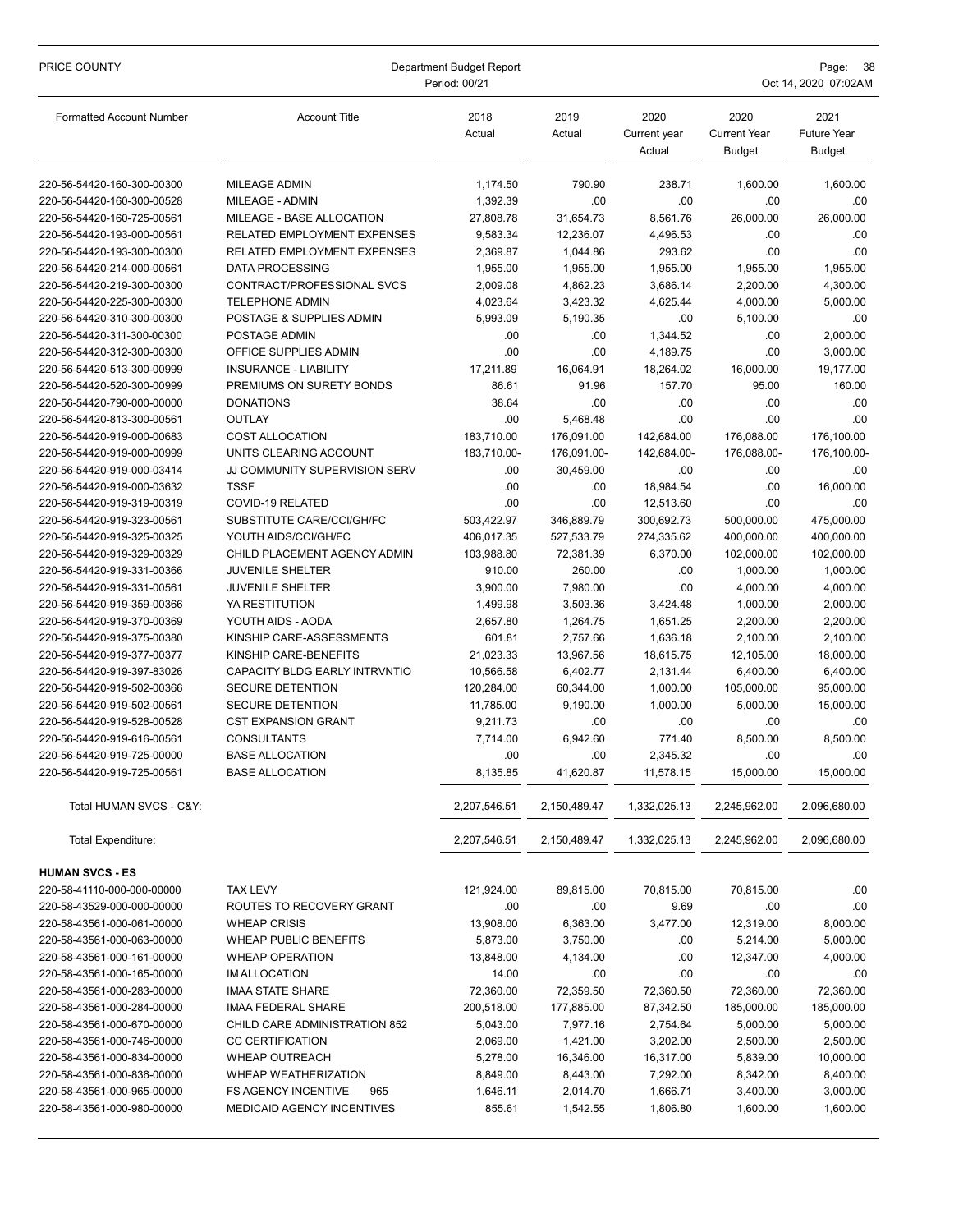| Formatted Account Number | Account Title | 2018 Actual | 2019 Actual | 2020 Current year Actual | 2020 Current Year Budget | 2021 Future Year Budget |
|---|---|---|---|---|---|---|
| 220-56-54420-160-300-00300 | MILEAGE ADMIN | 1,174.50 | 790.90 | 238.71 | 1,600.00 | 1,600.00 |
| 220-56-54420-160-300-00528 | MILEAGE - ADMIN | 1,392.39 | .00 | .00 | .00 | .00 |
| 220-56-54420-160-725-00561 | MILEAGE - BASE ALLOCATION | 27,808.78 | 31,654.73 | 8,561.76 | 26,000.00 | 26,000.00 |
| 220-56-54420-193-000-00561 | RELATED EMPLOYMENT EXPENSES | 9,583.34 | 12,236.07 | 4,496.53 | .00 | .00 |
| 220-56-54420-193-300-00300 | RELATED EMPLOYMENT EXPENSES | 2,369.87 | 1,044.86 | 293.62 | .00 | .00 |
| 220-56-54420-214-000-00561 | DATA PROCESSING | 1,955.00 | 1,955.00 | 1,955.00 | 1,955.00 | 1,955.00 |
| 220-56-54420-219-300-00300 | CONTRACT/PROFESSIONAL SVCS | 2,009.08 | 4,862.23 | 3,686.14 | 2,200.00 | 4,300.00 |
| 220-56-54420-225-300-00300 | TELEPHONE ADMIN | 4,023.64 | 3,423.32 | 4,625.44 | 4,000.00 | 5,000.00 |
| 220-56-54420-310-300-00300 | POSTAGE & SUPPLIES ADMIN | 5,993.09 | 5,190.35 | .00 | 5,100.00 | .00 |
| 220-56-54420-311-300-00300 | POSTAGE ADMIN | .00 | .00 | 1,344.52 | .00 | 2,000.00 |
| 220-56-54420-312-300-00300 | OFFICE SUPPLIES ADMIN | .00 | .00 | 4,189.75 | .00 | 3,000.00 |
| 220-56-54420-513-300-00999 | INSURANCE - LIABILITY | 17,211.89 | 16,064.91 | 18,264.02 | 16,000.00 | 19,177.00 |
| 220-56-54420-520-300-00999 | PREMIUMS ON SURETY BONDS | 86.61 | 91.96 | 157.70 | 95.00 | 160.00 |
| 220-56-54420-790-000-00000 | DONATIONS | 38.64 | .00 | .00 | .00 | .00 |
| 220-56-54420-813-300-00561 | OUTLAY | .00 | 5,468.48 | .00 | .00 | .00 |
| 220-56-54420-919-000-00683 | COST ALLOCATION | 183,710.00 | 176,091.00 | 142,684.00 | 176,088.00 | 176,100.00 |
| 220-56-54420-919-000-00999 | UNITS CLEARING ACCOUNT | 183,710.00- | 176,091.00- | 142,684.00- | 176,088.00- | 176,100.00- |
| 220-56-54420-919-000-03414 | JJ COMMUNITY SUPERVISION SERV | .00 | 30,459.00 | .00 | .00 | .00 |
| 220-56-54420-919-000-03632 | TSSF | .00 | .00 | 18,984.54 | .00 | 16,000.00 |
| 220-56-54420-919-319-00319 | COVID-19 RELATED | .00 | .00 | 12,513.60 | .00 | .00 |
| 220-56-54420-919-323-00561 | SUBSTITUTE CARE/CCI/GH/FC | 503,422.97 | 346,889.79 | 300,692.73 | 500,000.00 | 475,000.00 |
| 220-56-54420-919-325-00325 | YOUTH AIDS/CCI/GH/FC | 406,017.35 | 527,533.79 | 274,335.62 | 400,000.00 | 400,000.00 |
| 220-56-54420-919-329-00329 | CHILD PLACEMENT AGENCY ADMIN | 103,988.80 | 72,381.39 | 6,370.00 | 102,000.00 | 102,000.00 |
| 220-56-54420-919-331-00366 | JUVENILE SHELTER | 910.00 | 260.00 | .00 | 1,000.00 | 1,000.00 |
| 220-56-54420-919-331-00561 | JUVENILE SHELTER | 3,900.00 | 7,980.00 | .00 | 4,000.00 | 4,000.00 |
| 220-56-54420-919-359-00366 | YA RESTITUTION | 1,499.98 | 3,503.36 | 3,424.48 | 1,000.00 | 2,000.00 |
| 220-56-54420-919-370-00369 | YOUTH AIDS - AODA | 2,657.80 | 1,264.75 | 1,651.25 | 2,200.00 | 2,200.00 |
| 220-56-54420-919-375-00380 | KINSHIP CARE-ASSESSMENTS | 601.81 | 2,757.66 | 1,636.18 | 2,100.00 | 2,100.00 |
| 220-56-54420-919-377-00377 | KINSHIP CARE-BENEFITS | 21,023.33 | 13,967.56 | 18,615.75 | 12,105.00 | 18,000.00 |
| 220-56-54420-919-397-83026 | CAPACITY BLDG EARLY INTRVNTIO | 10,566.58 | 6,402.77 | 2,131.44 | 6,400.00 | 6,400.00 |
| 220-56-54420-919-502-00366 | SECURE DETENTION | 120,284.00 | 60,344.00 | 1,000.00 | 105,000.00 | 95,000.00 |
| 220-56-54420-919-502-00561 | SECURE DETENTION | 11,785.00 | 9,190.00 | 1,000.00 | 5,000.00 | 15,000.00 |
| 220-56-54420-919-528-00528 | CST EXPANSION GRANT | 9,211.73 | .00 | .00 | .00 | .00 |
| 220-56-54420-919-616-00561 | CONSULTANTS | 7,714.00 | 6,942.60 | 771.40 | 8,500.00 | 8,500.00 |
| 220-56-54420-919-725-00000 | BASE ALLOCATION | .00 | .00 | 2,345.32 | .00 | .00 |
| 220-56-54420-919-725-00561 | BASE ALLOCATION | 8,135.85 | 41,620.87 | 11,578.15 | 15,000.00 | 15,000.00 |
| Total HUMAN SVCS - C&Y: | | 2,207,546.51 | 2,150,489.47 | 1,332,025.13 | 2,245,962.00 | 2,096,680.00 |
| Total Expenditure: | | 2,207,546.51 | 2,150,489.47 | 1,332,025.13 | 2,245,962.00 | 2,096,680.00 |
| **HUMAN SVCS - ES** | | | | | | |
| 220-58-41110-000-000-00000 | TAX LEVY | 121,924.00 | 89,815.00 | 70,815.00 | 70,815.00 | .00 |
| 220-58-43529-000-000-00000 | ROUTES TO RECOVERY GRANT | .00 | .00 | 9.69 | .00 | .00 |
| 220-58-43561-000-061-00000 | WHEAP CRISIS | 13,908.00 | 6,363.00 | 3,477.00 | 12,319.00 | 8,000.00 |
| 220-58-43561-000-063-00000 | WHEAP PUBLIC BENEFITS | 5,873.00 | 3,750.00 | .00 | 5,214.00 | 5,000.00 |
| 220-58-43561-000-161-00000 | WHEAP OPERATION | 13,848.00 | 4,134.00 | .00 | 12,347.00 | 4,000.00 |
| 220-58-43561-000-165-00000 | IM ALLOCATION | 14.00 | .00 | .00 | .00 | .00 |
| 220-58-43561-000-283-00000 | IMAA STATE SHARE | 72,360.00 | 72,359.50 | 72,360.50 | 72,360.00 | 72,360.00 |
| 220-58-43561-000-284-00000 | IMAA FEDERAL SHARE | 200,518.00 | 177,885.00 | 87,342.50 | 185,000.00 | 185,000.00 |
| 220-58-43561-000-670-00000 | CHILD CARE ADMINISTRATION 852 | 5,043.00 | 7,977.16 | 2,754.64 | 5,000.00 | 5,000.00 |
| 220-58-43561-000-746-00000 | CC CERTIFICATION | 2,069.00 | 1,421.00 | 3,202.00 | 2,500.00 | 2,500.00 |
| 220-58-43561-000-834-00000 | WHEAP OUTREACH | 5,278.00 | 16,346.00 | 16,317.00 | 5,839.00 | 10,000.00 |
| 220-58-43561-000-836-00000 | WHEAP WEATHERIZATION | 8,849.00 | 8,443.00 | 7,292.00 | 8,342.00 | 8,400.00 |
| 220-58-43561-000-965-00000 | FS AGENCY INCENTIVE 965 | 1,646.11 | 2,014.70 | 1,666.71 | 3,400.00 | 3,000.00 |
| 220-58-43561-000-980-00000 | MEDICAID AGENCY INCENTIVES | 855.61 | 1,542.55 | 1,806.80 | 1,600.00 | 1,600.00 |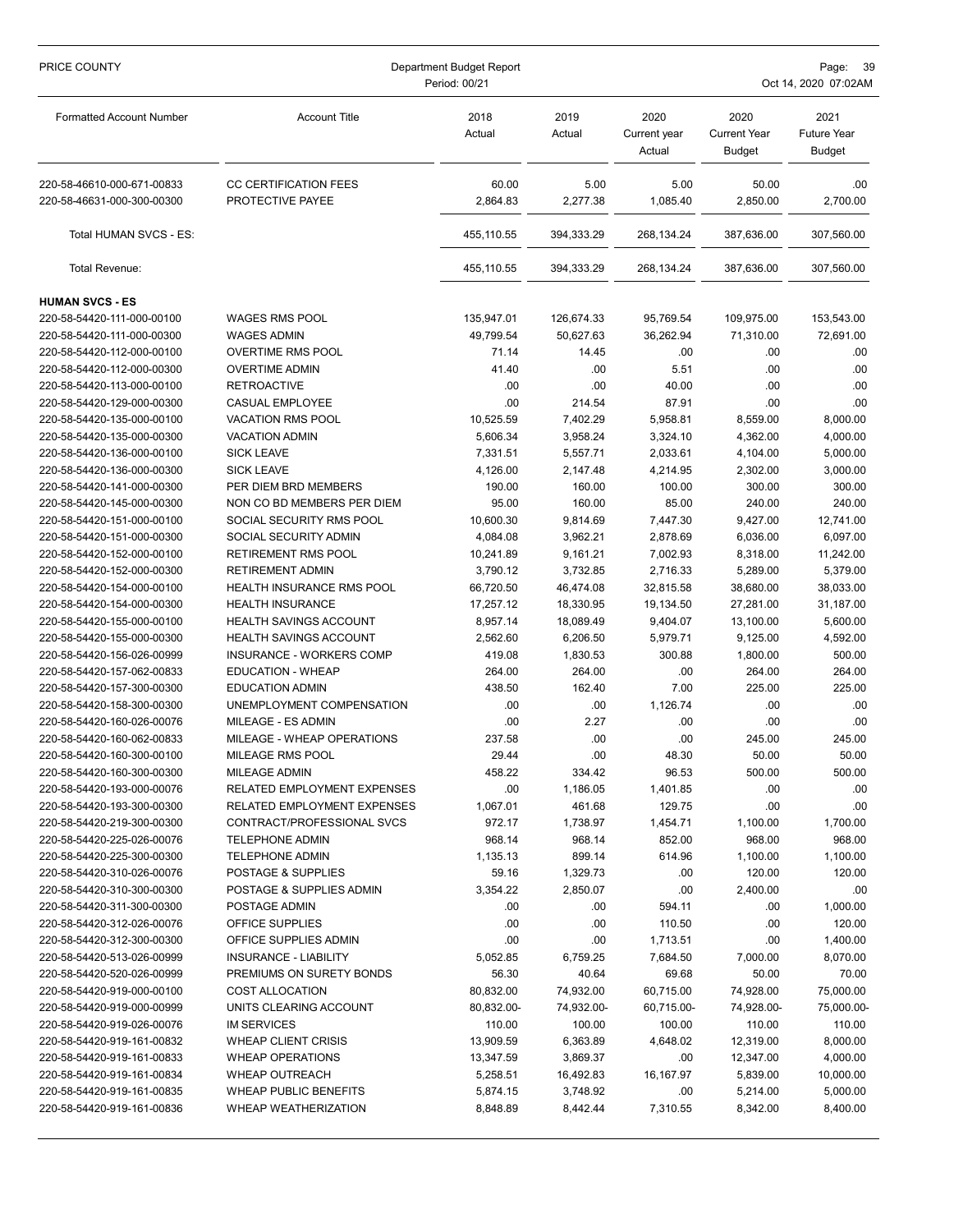PRICE COUNTY — Department Budget Report — Period: 00/21

| Formatted Account Number | Account Title | 2018 Actual | 2019 Actual | 2020 Current year Actual | 2020 Current Year Budget | 2021 Future Year Budget |
|---|---|---|---|---|---|---|
| 220-58-46610-000-671-00833 | CC CERTIFICATION FEES | 60.00 | 5.00 | 5.00 | 50.00 | .00 |
| 220-58-46631-000-300-00300 | PROTECTIVE PAYEE | 2,864.83 | 2,277.38 | 1,085.40 | 2,850.00 | 2,700.00 |
| Total HUMAN SVCS - ES: | | 455,110.55 | 394,333.29 | 268,134.24 | 387,636.00 | 307,560.00 |
| Total Revenue: | | 455,110.55 | 394,333.29 | 268,134.24 | 387,636.00 | 307,560.00 |
| **HUMAN SVCS - ES** | | | | | | |
| 220-58-54420-111-000-00100 | WAGES RMS POOL | 135,947.01 | 126,674.33 | 95,769.54 | 109,975.00 | 153,543.00 |
| 220-58-54420-111-000-00300 | WAGES ADMIN | 49,799.54 | 50,627.63 | 36,262.94 | 71,310.00 | 72,691.00 |
| 220-58-54420-112-000-00100 | OVERTIME RMS POOL | 71.14 | 14.45 | .00 | .00 | .00 |
| 220-58-54420-112-000-00300 | OVERTIME ADMIN | 41.40 | .00 | 5.51 | .00 | .00 |
| 220-58-54420-113-000-00100 | RETROACTIVE | .00 | .00 | 40.00 | .00 | .00 |
| 220-58-54420-129-000-00300 | CASUAL EMPLOYEE | .00 | 214.54 | 87.91 | .00 | .00 |
| 220-58-54420-135-000-00100 | VACATION RMS POOL | 10,525.59 | 7,402.29 | 5,958.81 | 8,559.00 | 8,000.00 |
| 220-58-54420-135-000-00300 | VACATION ADMIN | 5,606.34 | 3,958.24 | 3,324.10 | 4,362.00 | 4,000.00 |
| 220-58-54420-136-000-00100 | SICK LEAVE | 7,331.51 | 5,557.71 | 2,033.61 | 4,104.00 | 5,000.00 |
| 220-58-54420-136-000-00300 | SICK LEAVE | 4,126.00 | 2,147.48 | 4,214.95 | 2,302.00 | 3,000.00 |
| 220-58-54420-141-000-00300 | PER DIEM BRD MEMBERS | 190.00 | 160.00 | 100.00 | 300.00 | 300.00 |
| 220-58-54420-145-000-00300 | NON CO BD MEMBERS PER DIEM | 95.00 | 160.00 | 85.00 | 240.00 | 240.00 |
| 220-58-54420-151-000-00100 | SOCIAL SECURITY RMS POOL | 10,600.30 | 9,814.69 | 7,447.30 | 9,427.00 | 12,741.00 |
| 220-58-54420-151-000-00300 | SOCIAL SECURITY ADMIN | 4,084.08 | 3,962.21 | 2,878.69 | 6,036.00 | 6,097.00 |
| 220-58-54420-152-000-00100 | RETIREMENT RMS POOL | 10,241.89 | 9,161.21 | 7,002.93 | 8,318.00 | 11,242.00 |
| 220-58-54420-152-000-00300 | RETIREMENT ADMIN | 3,790.12 | 3,732.85 | 2,716.33 | 5,289.00 | 5,379.00 |
| 220-58-54420-154-000-00100 | HEALTH INSURANCE RMS POOL | 66,720.50 | 46,474.08 | 32,815.58 | 38,680.00 | 38,033.00 |
| 220-58-54420-154-000-00300 | HEALTH INSURANCE | 17,257.12 | 18,330.95 | 19,134.50 | 27,281.00 | 31,187.00 |
| 220-58-54420-155-000-00100 | HEALTH SAVINGS ACCOUNT | 8,957.14 | 18,089.49 | 9,404.07 | 13,100.00 | 5,600.00 |
| 220-58-54420-155-000-00300 | HEALTH SAVINGS ACCOUNT | 2,562.60 | 6,206.50 | 5,979.71 | 9,125.00 | 4,592.00 |
| 220-58-54420-156-026-00999 | INSURANCE - WORKERS COMP | 419.08 | 1,830.53 | 300.88 | 1,800.00 | 500.00 |
| 220-58-54420-157-062-00833 | EDUCATION - WHEAP | 264.00 | 264.00 | .00 | 264.00 | 264.00 |
| 220-58-54420-157-300-00300 | EDUCATION ADMIN | 438.50 | 162.40 | 7.00 | 225.00 | 225.00 |
| 220-58-54420-158-300-00300 | UNEMPLOYMENT COMPENSATION | .00 | .00 | 1,126.74 | .00 | .00 |
| 220-58-54420-160-026-00076 | MILEAGE - ES ADMIN | .00 | 2.27 | .00 | .00 | .00 |
| 220-58-54420-160-062-00833 | MILEAGE - WHEAP OPERATIONS | 237.58 | .00 | .00 | 245.00 | 245.00 |
| 220-58-54420-160-300-00100 | MILEAGE RMS POOL | 29.44 | .00 | 48.30 | 50.00 | 50.00 |
| 220-58-54420-160-300-00300 | MILEAGE ADMIN | 458.22 | 334.42 | 96.53 | 500.00 | 500.00 |
| 220-58-54420-193-000-00076 | RELATED EMPLOYMENT EXPENSES | .00 | 1,186.05 | 1,401.85 | .00 | .00 |
| 220-58-54420-193-300-00300 | RELATED EMPLOYMENT EXPENSES | 1,067.01 | 461.68 | 129.75 | .00 | .00 |
| 220-58-54420-219-300-00300 | CONTRACT/PROFESSIONAL SVCS | 972.17 | 1,738.97 | 1,454.71 | 1,100.00 | 1,700.00 |
| 220-58-54420-225-026-00076 | TELEPHONE ADMIN | 968.14 | 968.14 | 852.00 | 968.00 | 968.00 |
| 220-58-54420-225-300-00300 | TELEPHONE ADMIN | 1,135.13 | 899.14 | 614.96 | 1,100.00 | 1,100.00 |
| 220-58-54420-310-026-00076 | POSTAGE & SUPPLIES | 59.16 | 1,329.73 | .00 | 120.00 | 120.00 |
| 220-58-54420-310-300-00300 | POSTAGE & SUPPLIES ADMIN | 3,354.22 | 2,850.07 | .00 | 2,400.00 | .00 |
| 220-58-54420-311-300-00300 | POSTAGE ADMIN | .00 | .00 | 594.11 | .00 | 1,000.00 |
| 220-58-54420-312-026-00076 | OFFICE SUPPLIES | .00 | .00 | 110.50 | .00 | 120.00 |
| 220-58-54420-312-300-00300 | OFFICE SUPPLIES ADMIN | .00 | .00 | 1,713.51 | .00 | 1,400.00 |
| 220-58-54420-513-026-00999 | INSURANCE - LIABILITY | 5,052.85 | 6,759.25 | 7,684.50 | 7,000.00 | 8,070.00 |
| 220-58-54420-520-026-00999 | PREMIUMS ON SURETY BONDS | 56.30 | 40.64 | 69.68 | 50.00 | 70.00 |
| 220-58-54420-919-000-00100 | COST ALLOCATION | 80,832.00 | 74,932.00 | 60,715.00 | 74,928.00 | 75,000.00 |
| 220-58-54420-919-000-00999 | UNITS CLEARING ACCOUNT | 80,832.00- | 74,932.00- | 60,715.00- | 74,928.00- | 75,000.00- |
| 220-58-54420-919-026-00076 | IM SERVICES | 110.00 | 100.00 | 100.00 | 110.00 | 110.00 |
| 220-58-54420-919-161-00832 | WHEAP CLIENT CRISIS | 13,909.59 | 6,363.89 | 4,648.02 | 12,319.00 | 8,000.00 |
| 220-58-54420-919-161-00833 | WHEAP OPERATIONS | 13,347.59 | 3,869.37 | .00 | 12,347.00 | 4,000.00 |
| 220-58-54420-919-161-00834 | WHEAP OUTREACH | 5,258.51 | 16,492.83 | 16,167.97 | 5,839.00 | 10,000.00 |
| 220-58-54420-919-161-00835 | WHEAP PUBLIC BENEFITS | 5,874.15 | 3,748.92 | .00 | 5,214.00 | 5,000.00 |
| 220-58-54420-919-161-00836 | WHEAP WEATHERIZATION | 8,848.89 | 8,442.44 | 7,310.55 | 8,342.00 | 8,400.00 |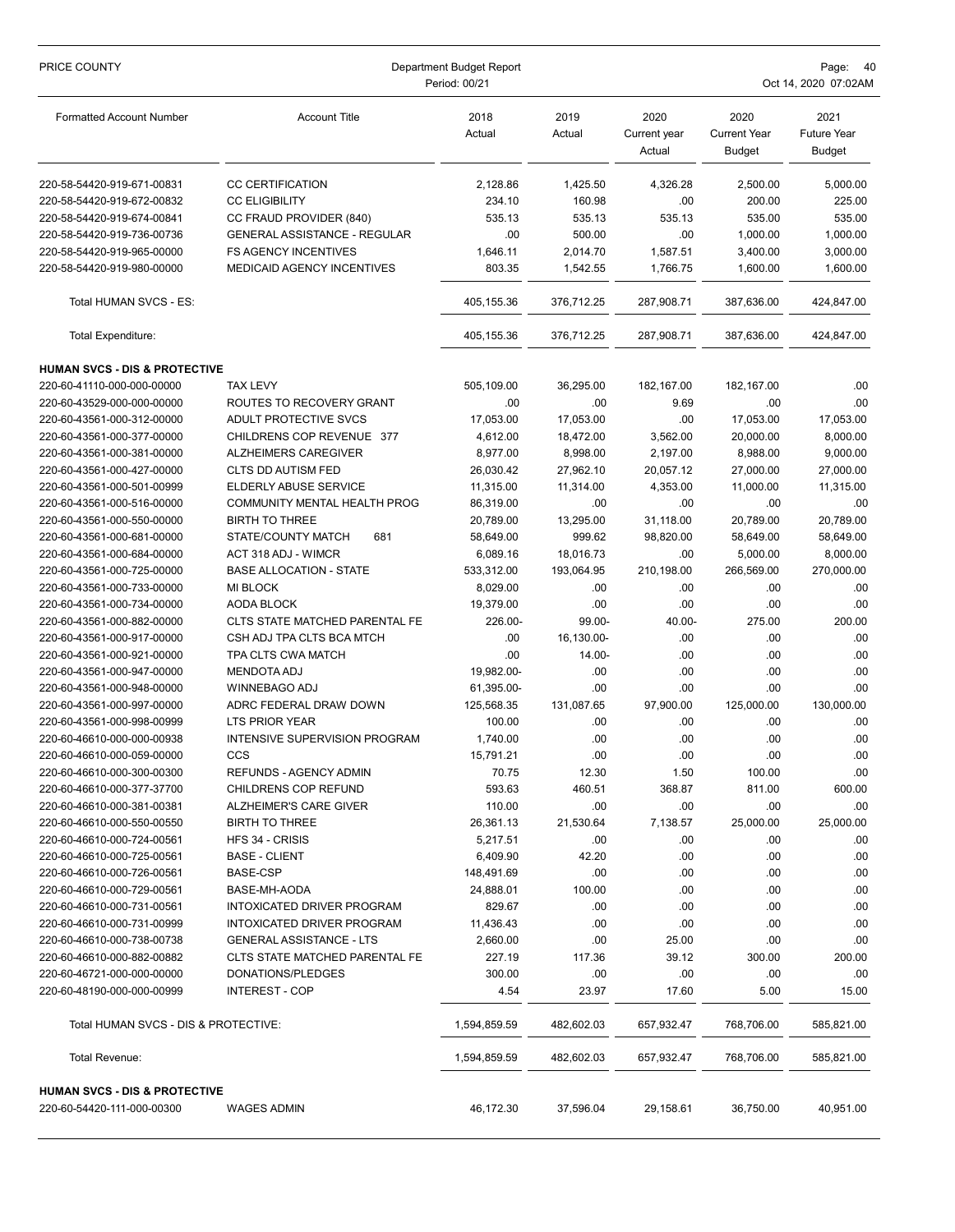| Formatted Account Number | Account Title | 2018 Actual | 2019 Actual | 2020 Current year Actual | 2020 Current Year Budget | 2021 Future Year Budget |
|---|---|---|---|---|---|---|
| 220-58-54420-919-671-00831 | CC CERTIFICATION | 2,128.86 | 1,425.50 | 4,326.28 | 2,500.00 | 5,000.00 |
| 220-58-54420-919-672-00832 | CC ELIGIBILITY | 234.10 | 160.98 | .00 | 200.00 | 225.00 |
| 220-58-54420-919-674-00841 | CC FRAUD PROVIDER (840) | 535.13 | 535.13 | 535.13 | 535.00 | 535.00 |
| 220-58-54420-919-736-00736 | GENERAL ASSISTANCE - REGULAR | .00 | 500.00 | .00 | 1,000.00 | 1,000.00 |
| 220-58-54420-919-965-00000 | FS AGENCY INCENTIVES | 1,646.11 | 2,014.70 | 1,587.51 | 3,400.00 | 3,000.00 |
| 220-58-54420-919-980-00000 | MEDICAID AGENCY INCENTIVES | 803.35 | 1,542.55 | 1,766.75 | 1,600.00 | 1,600.00 |
| Total HUMAN SVCS - ES: | | 405,155.36 | 376,712.25 | 287,908.71 | 387,636.00 | 424,847.00 |
| Total Expenditure: | | 405,155.36 | 376,712.25 | 287,908.71 | 387,636.00 | 424,847.00 |
| **HUMAN SVCS - DIS & PROTECTIVE** | | | | | | |
| 220-60-41110-000-000-00000 | TAX LEVY | 505,109.00 | 36,295.00 | 182,167.00 | 182,167.00 | .00 |
| 220-60-43529-000-000-00000 | ROUTES TO RECOVERY GRANT | .00 | .00 | 9.69 | .00 | .00 |
| 220-60-43561-000-312-00000 | ADULT PROTECTIVE SVCS | 17,053.00 | 17,053.00 | .00 | 17,053.00 | 17,053.00 |
| 220-60-43561-000-377-00000 | CHILDRENS COP REVENUE 377 | 4,612.00 | 18,472.00 | 3,562.00 | 20,000.00 | 8,000.00 |
| 220-60-43561-000-381-00000 | ALZHEIMERS CAREGIVER | 8,977.00 | 8,998.00 | 2,197.00 | 8,988.00 | 9,000.00 |
| 220-60-43561-000-427-00000 | CLTS DD AUTISM FED | 26,030.42 | 27,962.10 | 20,057.12 | 27,000.00 | 27,000.00 |
| 220-60-43561-000-501-00999 | ELDERLY ABUSE SERVICE | 11,315.00 | 11,314.00 | 4,353.00 | 11,000.00 | 11,315.00 |
| 220-60-43561-000-516-00000 | COMMUNITY MENTAL HEALTH PROG | 86,319.00 | .00 | .00 | .00 | .00 |
| 220-60-43561-000-550-00000 | BIRTH TO THREE | 20,789.00 | 13,295.00 | 31,118.00 | 20,789.00 | 20,789.00 |
| 220-60-43561-000-681-00000 | STATE/COUNTY MATCH 681 | 58,649.00 | 999.62 | 98,820.00 | 58,649.00 | 58,649.00 |
| 220-60-43561-000-684-00000 | ACT 318 ADJ - WIMCR | 6,089.16 | 18,016.73 | .00 | 5,000.00 | 8,000.00 |
| 220-60-43561-000-725-00000 | BASE ALLOCATION - STATE | 533,312.00 | 193,064.95 | 210,198.00 | 266,569.00 | 270,000.00 |
| 220-60-43561-000-733-00000 | MI BLOCK | 8,029.00 | .00 | .00 | .00 | .00 |
| 220-60-43561-000-734-00000 | AODA BLOCK | 19,379.00 | .00 | .00 | .00 | .00 |
| 220-60-43561-000-882-00000 | CLTS STATE MATCHED PARENTAL FE | 226.00- | 99.00- | 40.00- | 275.00 | 200.00 |
| 220-60-43561-000-917-00000 | CSH ADJ TPA CLTS BCA MTCH | .00 | 16,130.00- | .00 | .00 | .00 |
| 220-60-43561-000-921-00000 | TPA CLTS CWA MATCH | .00 | 14.00- | .00 | .00 | .00 |
| 220-60-43561-000-947-00000 | MENDOTA ADJ | 19,982.00- | .00 | .00 | .00 | .00 |
| 220-60-43561-000-948-00000 | WINNEBAGO ADJ | 61,395.00- | .00 | .00 | .00 | .00 |
| 220-60-43561-000-997-00000 | ADRC FEDERAL DRAW DOWN | 125,568.35 | 131,087.65 | 97,900.00 | 125,000.00 | 130,000.00 |
| 220-60-43561-000-998-00999 | LTS PRIOR YEAR | 100.00 | .00 | .00 | .00 | .00 |
| 220-60-46610-000-000-00938 | INTENSIVE SUPERVISION PROGRAM | 1,740.00 | .00 | .00 | .00 | .00 |
| 220-60-46610-000-059-00000 | CCS | 15,791.21 | .00 | .00 | .00 | .00 |
| 220-60-46610-000-300-00300 | REFUNDS - AGENCY ADMIN | 70.75 | 12.30 | 1.50 | 100.00 | .00 |
| 220-60-46610-000-377-37700 | CHILDRENS COP REFUND | 593.63 | 460.51 | 368.87 | 811.00 | 600.00 |
| 220-60-46610-000-381-00381 | ALZHEIMER'S CARE GIVER | 110.00 | .00 | .00 | .00 | .00 |
| 220-60-46610-000-550-00550 | BIRTH TO THREE | 26,361.13 | 21,530.64 | 7,138.57 | 25,000.00 | 25,000.00 |
| 220-60-46610-000-724-00561 | HFS 34 - CRISIS | 5,217.51 | .00 | .00 | .00 | .00 |
| 220-60-46610-000-725-00561 | BASE - CLIENT | 6,409.90 | 42.20 | .00 | .00 | .00 |
| 220-60-46610-000-726-00561 | BASE-CSP | 148,491.69 | .00 | .00 | .00 | .00 |
| 220-60-46610-000-729-00561 | BASE-MH-AODA | 24,888.01 | 100.00 | .00 | .00 | .00 |
| 220-60-46610-000-731-00561 | INTOXICATED DRIVER PROGRAM | 829.67 | .00 | .00 | .00 | .00 |
| 220-60-46610-000-731-00999 | INTOXICATED DRIVER PROGRAM | 11,436.43 | .00 | .00 | .00 | .00 |
| 220-60-46610-000-738-00738 | GENERAL ASSISTANCE - LTS | 2,660.00 | .00 | 25.00 | .00 | .00 |
| 220-60-46610-000-882-00882 | CLTS STATE MATCHED PARENTAL FE | 227.19 | 117.36 | 39.12 | 300.00 | 200.00 |
| 220-60-46721-000-000-00000 | DONATIONS/PLEDGES | 300.00 | .00 | .00 | .00 | .00 |
| 220-60-48190-000-000-00999 | INTEREST - COP | 4.54 | 23.97 | 17.60 | 5.00 | 15.00 |
| Total HUMAN SVCS - DIS & PROTECTIVE: | | 1,594,859.59 | 482,602.03 | 657,932.47 | 768,706.00 | 585,821.00 |
| Total Revenue: | | 1,594,859.59 | 482,602.03 | 657,932.47 | 768,706.00 | 585,821.00 |
| **HUMAN SVCS - DIS & PROTECTIVE** | | | | | | |
| 220-60-54420-111-000-00300 | WAGES ADMIN | 46,172.30 | 37,596.04 | 29,158.61 | 36,750.00 | 40,951.00 |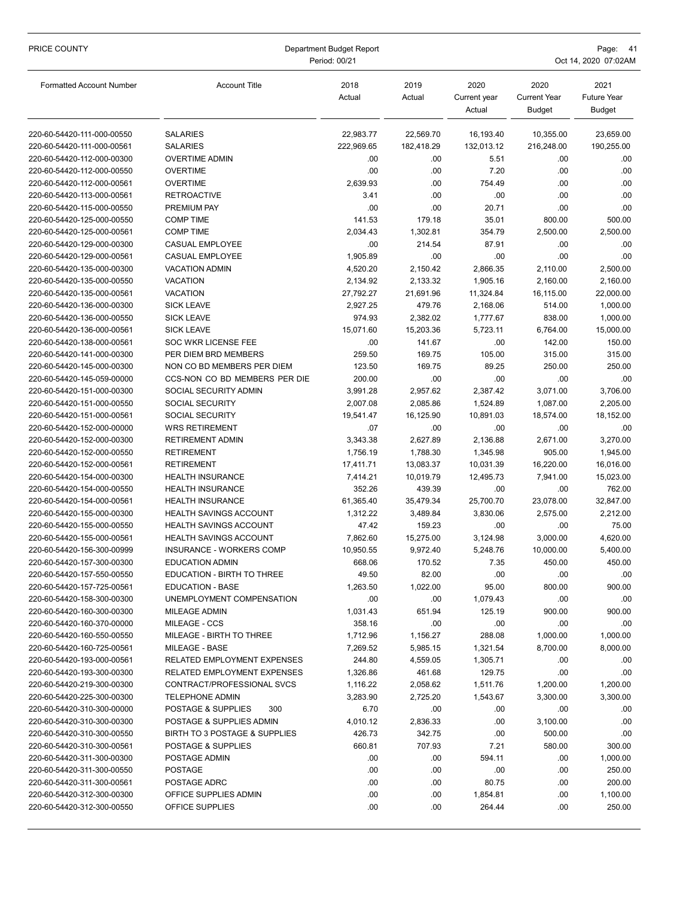| Formatted Account Number | Account Title | 2018 Actual | 2019 Actual | 2020 Current year Actual | 2020 Current Year Budget | 2021 Future Year Budget |
|---|---|---|---|---|---|---|
| 220-60-54420-111-000-00550 | SALARIES | 22,983.77 | 22,569.70 | 16,193.40 | 10,355.00 | 23,659.00 |
| 220-60-54420-111-000-00561 | SALARIES | 222,969.65 | 182,418.29 | 132,013.12 | 216,248.00 | 190,255.00 |
| 220-60-54420-112-000-00300 | OVERTIME ADMIN | .00 | .00 | 5.51 | .00 | .00 |
| 220-60-54420-112-000-00550 | OVERTIME | .00 | .00 | 7.20 | .00 | .00 |
| 220-60-54420-112-000-00561 | OVERTIME | 2,639.93 | .00 | 754.49 | .00 | .00 |
| 220-60-54420-113-000-00561 | RETROACTIVE | 3.41 | .00 | .00 | .00 | .00 |
| 220-60-54420-115-000-00550 | PREMIUM PAY | .00 | .00 | 20.71 | .00 | .00 |
| 220-60-54420-125-000-00550 | COMP TIME | 141.53 | 179.18 | 35.01 | 800.00 | 500.00 |
| 220-60-54420-125-000-00561 | COMP TIME | 2,034.43 | 1,302.81 | 354.79 | 2,500.00 | 2,500.00 |
| 220-60-54420-129-000-00300 | CASUAL EMPLOYEE | .00 | 214.54 | 87.91 | .00 | .00 |
| 220-60-54420-129-000-00561 | CASUAL EMPLOYEE | 1,905.89 | .00 | .00 | .00 | .00 |
| 220-60-54420-135-000-00300 | VACATION ADMIN | 4,520.20 | 2,150.42 | 2,866.35 | 2,110.00 | 2,500.00 |
| 220-60-54420-135-000-00550 | VACATION | 2,134.92 | 2,133.32 | 1,905.16 | 2,160.00 | 2,160.00 |
| 220-60-54420-135-000-00561 | VACATION | 27,792.27 | 21,691.96 | 11,324.84 | 16,115.00 | 22,000.00 |
| 220-60-54420-136-000-00300 | SICK LEAVE | 2,927.25 | 479.76 | 2,168.06 | 514.00 | 1,000.00 |
| 220-60-54420-136-000-00550 | SICK LEAVE | 974.93 | 2,382.02 | 1,777.67 | 838.00 | 1,000.00 |
| 220-60-54420-136-000-00561 | SICK LEAVE | 15,071.60 | 15,203.36 | 5,723.11 | 6,764.00 | 15,000.00 |
| 220-60-54420-138-000-00561 | SOC WKR LICENSE FEE | .00 | 141.67 | .00 | 142.00 | 150.00 |
| 220-60-54420-141-000-00300 | PER DIEM BRD MEMBERS | 259.50 | 169.75 | 105.00 | 315.00 | 315.00 |
| 220-60-54420-145-000-00300 | NON CO BD MEMBERS PER DIEM | 123.50 | 169.75 | 89.25 | 250.00 | 250.00 |
| 220-60-54420-145-059-00000 | CCS-NON CO BD MEMBERS PER DIE | 200.00 | .00 | .00 | .00 | .00 |
| 220-60-54420-151-000-00300 | SOCIAL SECURITY ADMIN | 3,991.28 | 2,957.62 | 2,387.42 | 3,071.00 | 3,706.00 |
| 220-60-54420-151-000-00550 | SOCIAL SECURITY | 2,007.08 | 2,085.86 | 1,524.89 | 1,087.00 | 2,205.00 |
| 220-60-54420-151-000-00561 | SOCIAL SECURITY | 19,541.47 | 16,125.90 | 10,891.03 | 18,574.00 | 18,152.00 |
| 220-60-54420-152-000-00000 | WRS RETIREMENT | .07 | .00 | .00 | .00 | .00 |
| 220-60-54420-152-000-00300 | RETIREMENT ADMIN | 3,343.38 | 2,627.89 | 2,136.88 | 2,671.00 | 3,270.00 |
| 220-60-54420-152-000-00550 | RETIREMENT | 1,756.19 | 1,788.30 | 1,345.98 | 905.00 | 1,945.00 |
| 220-60-54420-152-000-00561 | RETIREMENT | 17,411.71 | 13,083.37 | 10,031.39 | 16,220.00 | 16,016.00 |
| 220-60-54420-154-000-00300 | HEALTH INSURANCE | 7,414.21 | 10,019.79 | 12,495.73 | 7,941.00 | 15,023.00 |
| 220-60-54420-154-000-00550 | HEALTH INSURANCE | 352.26 | 439.39 | .00 | .00 | 762.00 |
| 220-60-54420-154-000-00561 | HEALTH INSURANCE | 61,365.40 | 35,479.34 | 25,700.70 | 23,078.00 | 32,847.00 |
| 220-60-54420-155-000-00300 | HEALTH SAVINGS ACCOUNT | 1,312.22 | 3,489.84 | 3,830.06 | 2,575.00 | 2,212.00 |
| 220-60-54420-155-000-00550 | HEALTH SAVINGS ACCOUNT | 47.42 | 159.23 | .00 | .00 | 75.00 |
| 220-60-54420-155-000-00561 | HEALTH SAVINGS ACCOUNT | 7,862.60 | 15,275.00 | 3,124.98 | 3,000.00 | 4,620.00 |
| 220-60-54420-156-300-00999 | INSURANCE - WORKERS COMP | 10,950.55 | 9,972.40 | 5,248.76 | 10,000.00 | 5,400.00 |
| 220-60-54420-157-300-00300 | EDUCATION ADMIN | 668.06 | 170.52 | 7.35 | 450.00 | 450.00 |
| 220-60-54420-157-550-00550 | EDUCATION - BIRTH TO THREE | 49.50 | 82.00 | .00 | .00 | .00 |
| 220-60-54420-157-725-00561 | EDUCATION - BASE | 1,263.50 | 1,022.00 | 95.00 | 800.00 | 900.00 |
| 220-60-54420-158-300-00300 | UNEMPLOYMENT COMPENSATION | .00 | .00 | 1,079.43 | .00 | .00 |
| 220-60-54420-160-300-00300 | MILEAGE ADMIN | 1,031.43 | 651.94 | 125.19 | 900.00 | 900.00 |
| 220-60-54420-160-370-00000 | MILEAGE - CCS | 358.16 | .00 | .00 | .00 | .00 |
| 220-60-54420-160-550-00550 | MILEAGE - BIRTH TO THREE | 1,712.96 | 1,156.27 | 288.08 | 1,000.00 | 1,000.00 |
| 220-60-54420-160-725-00561 | MILEAGE - BASE | 7,269.52 | 5,985.15 | 1,321.54 | 8,700.00 | 8,000.00 |
| 220-60-54420-193-000-00561 | RELATED EMPLOYMENT EXPENSES | 244.80 | 4,559.05 | 1,305.71 | .00 | .00 |
| 220-60-54420-193-300-00300 | RELATED EMPLOYMENT EXPENSES | 1,326.86 | 461.68 | 129.75 | .00 | .00 |
| 220-60-54420-219-300-00300 | CONTRACT/PROFESSIONAL SVCS | 1,116.22 | 2,058.62 | 1,511.76 | 1,200.00 | 1,200.00 |
| 220-60-54420-225-300-00300 | TELEPHONE ADMIN | 3,283.90 | 2,725.20 | 1,543.67 | 3,300.00 | 3,300.00 |
| 220-60-54420-310-300-00000 | POSTAGE & SUPPLIES 300 | 6.70 | .00 | .00 | .00 | .00 |
| 220-60-54420-310-300-00300 | POSTAGE & SUPPLIES ADMIN | 4,010.12 | 2,836.33 | .00 | 3,100.00 | .00 |
| 220-60-54420-310-300-00550 | BIRTH TO 3 POSTAGE & SUPPLIES | 426.73 | 342.75 | .00 | 500.00 | .00 |
| 220-60-54420-310-300-00561 | POSTAGE & SUPPLIES | 660.81 | 707.93 | 7.21 | 580.00 | 300.00 |
| 220-60-54420-311-300-00300 | POSTAGE ADMIN | .00 | .00 | 594.11 | .00 | 1,000.00 |
| 220-60-54420-311-300-00550 | POSTAGE | .00 | .00 | .00 | .00 | 250.00 |
| 220-60-54420-311-300-00561 | POSTAGE ADRC | .00 | .00 | 80.75 | .00 | 200.00 |
| 220-60-54420-312-300-00300 | OFFICE SUPPLIES ADMIN | .00 | .00 | 1,854.81 | .00 | 1,100.00 |
| 220-60-54420-312-300-00550 | OFFICE SUPPLIES | .00 | .00 | 264.44 | .00 | 250.00 |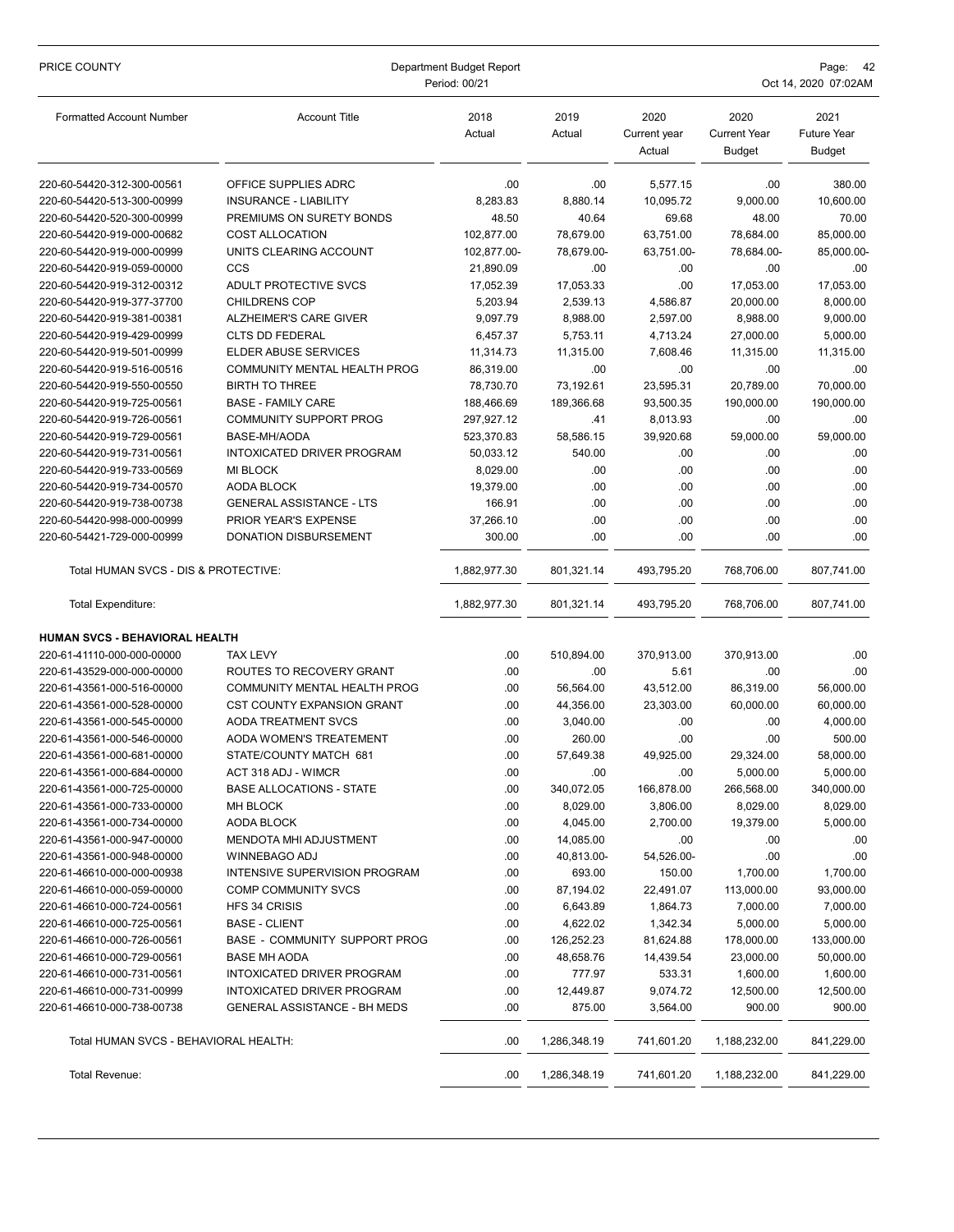| Formatted Account Number | Account Title | 2018 Actual | 2019 Actual | 2020 Current year Actual | 2020 Current Year Budget | 2021 Future Year Budget |
|---|---|---|---|---|---|---|
| 220-60-54420-312-300-00561 | OFFICE SUPPLIES ADRC | .00 | .00 | 5,577.15 | .00 | 380.00 |
| 220-60-54420-513-300-00999 | INSURANCE - LIABILITY | 8,283.83 | 8,880.14 | 10,095.72 | 9,000.00 | 10,600.00 |
| 220-60-54420-520-300-00999 | PREMIUMS ON SURETY BONDS | 48.50 | 40.64 | 69.68 | 48.00 | 70.00 |
| 220-60-54420-919-000-00682 | COST ALLOCATION | 102,877.00 | 78,679.00 | 63,751.00 | 78,684.00 | 85,000.00 |
| 220-60-54420-919-000-00999 | UNITS CLEARING ACCOUNT | 102,877.00- | 78,679.00- | 63,751.00- | 78,684.00- | 85,000.00- |
| 220-60-54420-919-059-00000 | CCS | 21,890.09 | .00 | .00 | .00 | .00 |
| 220-60-54420-919-312-00312 | ADULT PROTECTIVE SVCS | 17,052.39 | 17,053.33 | .00 | 17,053.00 | 17,053.00 |
| 220-60-54420-919-377-37700 | CHILDRENS COP | 5,203.94 | 2,539.13 | 4,586.87 | 20,000.00 | 8,000.00 |
| 220-60-54420-919-381-00381 | ALZHEIMER'S CARE GIVER | 9,097.79 | 8,988.00 | 2,597.00 | 8,988.00 | 9,000.00 |
| 220-60-54420-919-429-00999 | CLTS DD FEDERAL | 6,457.37 | 5,753.11 | 4,713.24 | 27,000.00 | 5,000.00 |
| 220-60-54420-919-501-00999 | ELDER ABUSE SERVICES | 11,314.73 | 11,315.00 | 7,608.46 | 11,315.00 | 11,315.00 |
| 220-60-54420-919-516-00516 | COMMUNITY MENTAL HEALTH PROG | 86,319.00 | .00 | .00 | .00 | .00 |
| 220-60-54420-919-550-00550 | BIRTH TO THREE | 78,730.70 | 73,192.61 | 23,595.31 | 20,789.00 | 70,000.00 |
| 220-60-54420-919-725-00561 | BASE - FAMILY CARE | 188,466.69 | 189,366.68 | 93,500.35 | 190,000.00 | 190,000.00 |
| 220-60-54420-919-726-00561 | COMMUNITY SUPPORT PROG | 297,927.12 | .41 | 8,013.93 | .00 | .00 |
| 220-60-54420-919-729-00561 | BASE-MH/AODA | 523,370.83 | 58,586.15 | 39,920.68 | 59,000.00 | 59,000.00 |
| 220-60-54420-919-731-00561 | INTOXICATED DRIVER PROGRAM | 50,033.12 | 540.00 | .00 | .00 | .00 |
| 220-60-54420-919-733-00569 | MI BLOCK | 8,029.00 | .00 | .00 | .00 | .00 |
| 220-60-54420-919-734-00570 | AODA BLOCK | 19,379.00 | .00 | .00 | .00 | .00 |
| 220-60-54420-919-738-00738 | GENERAL ASSISTANCE - LTS | 166.91 | .00 | .00 | .00 | .00 |
| 220-60-54420-998-000-00999 | PRIOR YEAR'S EXPENSE | 37,266.10 | .00 | .00 | .00 | .00 |
| 220-60-54421-729-000-00999 | DONATION DISBURSEMENT | 300.00 | .00 | .00 | .00 | .00 |
| Total HUMAN SVCS - DIS & PROTECTIVE: | | 1,882,977.30 | 801,321.14 | 493,795.20 | 768,706.00 | 807,741.00 |
| Total Expenditure: | | 1,882,977.30 | 801,321.14 | 493,795.20 | 768,706.00 | 807,741.00 |
| **HUMAN SVCS - BEHAVIORAL HEALTH** | | | | | | |
| 220-61-41110-000-000-00000 | TAX LEVY | .00 | 510,894.00 | 370,913.00 | 370,913.00 | .00 |
| 220-61-43529-000-000-00000 | ROUTES TO RECOVERY GRANT | .00 | .00 | 5.61 | .00 | .00 |
| 220-61-43561-000-516-00000 | COMMUNITY MENTAL HEALTH PROG | .00 | 56,564.00 | 43,512.00 | 86,319.00 | 56,000.00 |
| 220-61-43561-000-528-00000 | CST COUNTY EXPANSION GRANT | .00 | 44,356.00 | 23,303.00 | 60,000.00 | 60,000.00 |
| 220-61-43561-000-545-00000 | AODA TREATMENT SVCS | .00 | 3,040.00 | .00 | .00 | 4,000.00 |
| 220-61-43561-000-546-00000 | AODA WOMEN'S TREATEMENT | .00 | 260.00 | .00 | .00 | 500.00 |
| 220-61-43561-000-681-00000 | STATE/COUNTY MATCH 681 | .00 | 57,649.38 | 49,925.00 | 29,324.00 | 58,000.00 |
| 220-61-43561-000-684-00000 | ACT 318 ADJ - WIMCR | .00 | .00 | .00 | 5,000.00 | 5,000.00 |
| 220-61-43561-000-725-00000 | BASE ALLOCATIONS - STATE | .00 | 340,072.05 | 166,878.00 | 266,568.00 | 340,000.00 |
| 220-61-43561-000-733-00000 | MH BLOCK | .00 | 8,029.00 | 3,806.00 | 8,029.00 | 8,029.00 |
| 220-61-43561-000-734-00000 | AODA BLOCK | .00 | 4,045.00 | 2,700.00 | 19,379.00 | 5,000.00 |
| 220-61-43561-000-947-00000 | MENDOTA MHI ADJUSTMENT | .00 | 14,085.00 | .00 | .00 | .00 |
| 220-61-43561-000-948-00000 | WINNEBAGO ADJ | .00 | 40,813.00- | 54,526.00- | .00 | .00 |
| 220-61-46610-000-000-00938 | INTENSIVE SUPERVISION PROGRAM | .00 | 693.00 | 150.00 | 1,700.00 | 1,700.00 |
| 220-61-46610-000-059-00000 | COMP COMMUNITY SVCS | .00 | 87,194.02 | 22,491.07 | 113,000.00 | 93,000.00 |
| 220-61-46610-000-724-00561 | HFS 34 CRISIS | .00 | 6,643.89 | 1,864.73 | 7,000.00 | 7,000.00 |
| 220-61-46610-000-725-00561 | BASE - CLIENT | .00 | 4,622.02 | 1,342.34 | 5,000.00 | 5,000.00 |
| 220-61-46610-000-726-00561 | BASE - COMMUNITY SUPPORT PROG | .00 | 126,252.23 | 81,624.88 | 178,000.00 | 133,000.00 |
| 220-61-46610-000-729-00561 | BASE MH AODA | .00 | 48,658.76 | 14,439.54 | 23,000.00 | 50,000.00 |
| 220-61-46610-000-731-00561 | INTOXICATED DRIVER PROGRAM | .00 | 777.97 | 533.31 | 1,600.00 | 1,600.00 |
| 220-61-46610-000-731-00999 | INTOXICATED DRIVER PROGRAM | .00 | 12,449.87 | 9,074.72 | 12,500.00 | 12,500.00 |
| 220-61-46610-000-738-00738 | GENERAL ASSISTANCE - BH MEDS | .00 | 875.00 | 3,564.00 | 900.00 | 900.00 |
| Total HUMAN SVCS - BEHAVIORAL HEALTH: | | .00 | 1,286,348.19 | 741,601.20 | 1,188,232.00 | 841,229.00 |
| Total Revenue: | | .00 | 1,286,348.19 | 741,601.20 | 1,188,232.00 | 841,229.00 |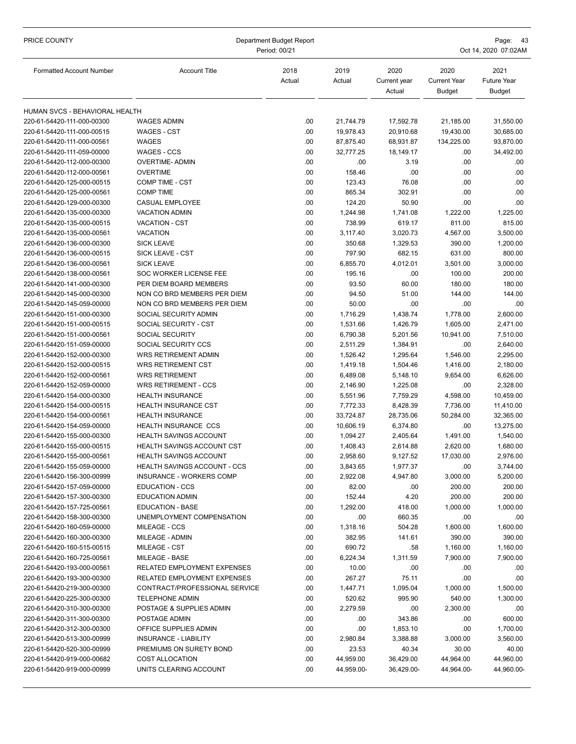| Formatted Account Number | Account Title | 2018 Actual | 2019 Actual | 2020 Current year Actual | 2020 Current Year Budget | 2021 Future Year Budget |
|---|---|---|---|---|---|---|
| HUMAN SVCS - BEHAVIORAL HEALTH | | | | | | |
| 220-61-54420-111-000-00300 | WAGES ADMIN | .00 | 21,744.79 | 17,592.78 | 21,185.00 | 31,550.00 |
| 220-61-54420-111-000-00515 | WAGES - CST | .00 | 19,978.43 | 20,910.68 | 19,430.00 | 30,685.00 |
| 220-61-54420-111-000-00561 | WAGES | .00 | 87,875.40 | 68,931.87 | 134,225.00 | 93,870.00 |
| 220-61-54420-111-059-00000 | WAGES - CCS | .00 | 32,777.25 | 18,149.17 | .00 | 34,492.00 |
| 220-61-54420-112-000-00300 | OVERTIME- ADMIN | .00 | .00 | 3.19 | .00 | .00 |
| 220-61-54420-112-000-00561 | OVERTIME | .00 | 158.46 | .00 | .00 | .00 |
| 220-61-54420-125-000-00515 | COMP TIME - CST | .00 | 123.43 | 76.08 | .00 | .00 |
| 220-61-54420-125-000-00561 | COMP TIME | .00 | 865.34 | 302.91 | .00 | .00 |
| 220-61-54420-129-000-00300 | CASUAL EMPLOYEE | .00 | 124.20 | 50.90 | .00 | .00 |
| 220-61-54420-135-000-00300 | VACATION ADMIN | .00 | 1,244.98 | 1,741.08 | 1,222.00 | 1,225.00 |
| 220-61-54420-135-000-00515 | VACATION - CST | .00 | 738.99 | 619.17 | 811.00 | 815.00 |
| 220-61-54420-135-000-00561 | VACATION | .00 | 3,117.40 | 3,020.73 | 4,567.00 | 3,500.00 |
| 220-61-54420-136-000-00300 | SICK LEAVE | .00 | 350.68 | 1,329.53 | 390.00 | 1,200.00 |
| 220-61-54420-136-000-00515 | SICK LEAVE - CST | .00 | 797.90 | 682.15 | 631.00 | 800.00 |
| 220-61-54420-136-000-00561 | SICK LEAVE | .00 | 6,855.70 | 4,012.01 | 3,501.00 | 3,000.00 |
| 220-61-54420-138-000-00561 | SOC WORKER LICENSE FEE | .00 | 195.16 | .00 | 100.00 | 200.00 |
| 220-61-54420-141-000-00300 | PER DIEM BOARD MEMBERS | .00 | 93.50 | 60.00 | 180.00 | 180.00 |
| 220-61-54420-145-000-00300 | NON CO BRD MEMBERS PER DIEM | .00 | 94.50 | 51.00 | 144.00 | 144.00 |
| 220-61-54420-145-059-00000 | NON CO BRD MEMBERS PER DIEM | .00 | 50.00 | .00 | .00 | .00 |
| 220-61-54420-151-000-00300 | SOCIAL SECURITY ADMIN | .00 | 1,716.29 | 1,438.74 | 1,778.00 | 2,600.00 |
| 220-61-54420-151-000-00515 | SOCIAL SECURITY - CST | .00 | 1,531.66 | 1,426.79 | 1,605.00 | 2,471.00 |
| 220-61-54420-151-000-00561 | SOCIAL SECURITY | .00 | 6,790.38 | 5,201.56 | 10,941.00 | 7,510.00 |
| 220-61-54420-151-059-00000 | SOCIAL SECURITY CCS | .00 | 2,511.29 | 1,384.91 | .00 | 2,640.00 |
| 220-61-54420-152-000-00300 | WRS RETIREMENT ADMIN | .00 | 1,526.42 | 1,295.64 | 1,546.00 | 2,295.00 |
| 220-61-54420-152-000-00515 | WRS RETIREMENT CST | .00 | 1,419.18 | 1,504.46 | 1,416.00 | 2,180.00 |
| 220-61-54420-152-000-00561 | WRS RETIREMENT | .00 | 6,489.08 | 5,148.10 | 9,654.00 | 6,626.00 |
| 220-61-54420-152-059-00000 | WRS RETIREMENT - CCS | .00 | 2,146.90 | 1,225.08 | .00 | 2,328.00 |
| 220-61-54420-154-000-00300 | HEALTH INSURANCE | .00 | 5,551.96 | 7,759.29 | 4,598.00 | 10,459.00 |
| 220-61-54420-154-000-00515 | HEALTH INSURANCE CST | .00 | 7,772.33 | 8,428.39 | 7,736.00 | 11,410.00 |
| 220-61-54420-154-000-00561 | HEALTH INSURANCE | .00 | 33,724.87 | 28,735.06 | 50,284.00 | 32,365.00 |
| 220-61-54420-154-059-00000 | HEALTH INSURANCE CCS | .00 | 10,606.19 | 6,374.80 | .00 | 13,275.00 |
| 220-61-54420-155-000-00300 | HEALTH SAVINGS ACCOUNT | .00 | 1,094.27 | 2,405.64 | 1,491.00 | 1,540.00 |
| 220-61-54420-155-000-00515 | HEALTH SAVINGS ACCOUNT CST | .00 | 1,408.43 | 2,614.88 | 2,620.00 | 1,680.00 |
| 220-61-54420-155-000-00561 | HEALTH SAVINGS ACCOUNT | .00 | 2,958.60 | 9,127.52 | 17,030.00 | 2,976.00 |
| 220-61-54420-155-059-00000 | HEALTH SAVINGS ACCOUNT - CCS | .00 | 3,843.65 | 1,977.37 | .00 | 3,744.00 |
| 220-61-54420-156-300-00999 | INSURANCE - WORKERS COMP | .00 | 2,922.08 | 4,947.80 | 3,000.00 | 5,200.00 |
| 220-61-54420-157-059-00000 | EDUCATION - CCS | .00 | 82.00 | .00 | 200.00 | 200.00 |
| 220-61-54420-157-300-00300 | EDUCATION ADMIN | .00 | 152.44 | 4.20 | 200.00 | 200.00 |
| 220-61-54420-157-725-00561 | EDUCATION - BASE | .00 | 1,292.00 | 418.00 | 1,000.00 | 1,000.00 |
| 220-61-54420-158-300-00300 | UNEMPLOYMENT COMPENSATION | .00 | .00 | 660.35 | .00 | .00 |
| 220-61-54420-160-059-00000 | MILEAGE - CCS | .00 | 1,318.16 | 504.28 | 1,600.00 | 1,600.00 |
| 220-61-54420-160-300-00300 | MILEAGE - ADMIN | .00 | 382.95 | 141.61 | 390.00 | 390.00 |
| 220-61-54420-160-515-00515 | MILEAGE - CST | .00 | 690.72 | .58 | 1,160.00 | 1,160.00 |
| 220-61-54420-160-725-00561 | MILEAGE - BASE | .00 | 6,224.34 | 1,311.59 | 7,900.00 | 7,900.00 |
| 220-61-54420-193-000-00561 | RELATED EMPLOYMENT EXPENSES | .00 | 10.00 | .00 | .00 | .00 |
| 220-61-54420-193-300-00300 | RELATED EMPLOYMENT EXPENSES | .00 | 267.27 | 75.11 | .00 | .00 |
| 220-61-54420-219-300-00300 | CONTRACT/PROFESSIONAL SERVICE | .00 | 1,447.71 | 1,095.04 | 1,000.00 | 1,500.00 |
| 220-61-54420-225-300-00300 | TELEPHONE ADMIN | .00 | 520.62 | 995.90 | 540.00 | 1,300.00 |
| 220-61-54420-310-300-00300 | POSTAGE & SUPPLIES ADMIN | .00 | 2,279.59 | .00 | 2,300.00 | .00 |
| 220-61-54420-311-300-00300 | POSTAGE ADMIN | .00 | .00 | 343.86 | .00 | 600.00 |
| 220-61-54420-312-300-00300 | OFFICE SUPPLIES ADMIN | .00 | .00 | 1,853.10 | .00 | 1,700.00 |
| 220-61-54420-513-300-00999 | INSURANCE - LIABILITY | .00 | 2,980.84 | 3,388.88 | 3,000.00 | 3,560.00 |
| 220-61-54420-520-300-00999 | PREMIUMS ON SURETY BOND | .00 | 23.53 | 40.34 | 30.00 | 40.00 |
| 220-61-54420-919-000-00682 | COST ALLOCATION | .00 | 44,959.00 | 36,429.00 | 44,964.00 | 44,960.00 |
| 220-61-54420-919-000-00999 | UNITS CLEARING ACCOUNT | .00 | 44,959.00- | 36,429.00- | 44,964.00- | 44,960.00- |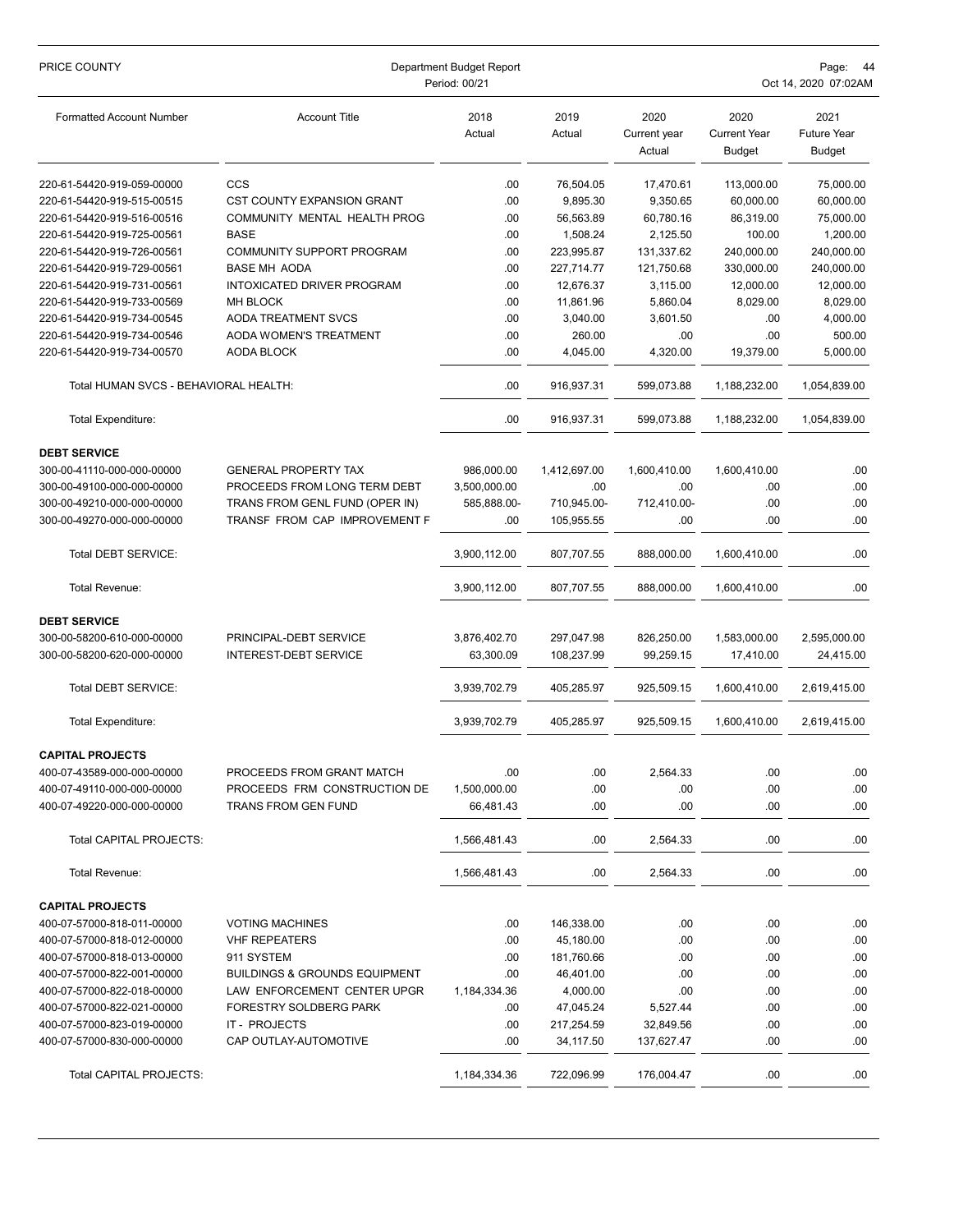| Formatted Account Number | Account Title | 2018 Actual | 2019 Actual | 2020 Current year Actual | 2020 Current Year Budget | 2021 Future Year Budget |
|---|---|---|---|---|---|---|
| 220-61-54420-919-059-00000 | CCS | .00 | 76,504.05 | 17,470.61 | 113,000.00 | 75,000.00 |
| 220-61-54420-919-515-00515 | CST COUNTY EXPANSION GRANT | .00 | 9,895.30 | 9,350.65 | 60,000.00 | 60,000.00 |
| 220-61-54420-919-516-00516 | COMMUNITY MENTAL HEALTH PROG | .00 | 56,563.89 | 60,780.16 | 86,319.00 | 75,000.00 |
| 220-61-54420-919-725-00561 | BASE | .00 | 1,508.24 | 2,125.50 | 100.00 | 1,200.00 |
| 220-61-54420-919-726-00561 | COMMUNITY SUPPORT PROGRAM | .00 | 223,995.87 | 131,337.62 | 240,000.00 | 240,000.00 |
| 220-61-54420-919-729-00561 | BASE MH AODA | .00 | 227,714.77 | 121,750.68 | 330,000.00 | 240,000.00 |
| 220-61-54420-919-731-00561 | INTOXICATED DRIVER PROGRAM | .00 | 12,676.37 | 3,115.00 | 12,000.00 | 12,000.00 |
| 220-61-54420-919-733-00569 | MH BLOCK | .00 | 11,861.96 | 5,860.04 | 8,029.00 | 8,029.00 |
| 220-61-54420-919-734-00545 | AODA TREATMENT SVCS | .00 | 3,040.00 | 3,601.50 | .00 | 4,000.00 |
| 220-61-54420-919-734-00546 | AODA WOMEN'S TREATMENT | .00 | 260.00 | .00 | .00 | 500.00 |
| 220-61-54420-919-734-00570 | AODA BLOCK | .00 | 4,045.00 | 4,320.00 | 19,379.00 | 5,000.00 |
| Total HUMAN SVCS - BEHAVIORAL HEALTH: | | .00 | 916,937.31 | 599,073.88 | 1,188,232.00 | 1,054,839.00 |
| Total Expenditure: | | .00 | 916,937.31 | 599,073.88 | 1,188,232.00 | 1,054,839.00 |
| **DEBT SERVICE** | | | | | | |
| 300-00-41110-000-000-00000 | GENERAL PROPERTY TAX | 986,000.00 | 1,412,697.00 | 1,600,410.00 | 1,600,410.00 | .00 |
| 300-00-49100-000-000-00000 | PROCEEDS FROM LONG TERM DEBT | 3,500,000.00 | .00 | .00 | .00 | .00 |
| 300-00-49210-000-000-00000 | TRANS FROM GENL FUND (OPER IN) | 585,888.00- | 710,945.00- | 712,410.00- | .00 | .00 |
| 300-00-49270-000-000-00000 | TRANSF FROM CAP IMPROVEMENT F | .00 | 105,955.55 | .00 | .00 | .00 |
| Total DEBT SERVICE: | | 3,900,112.00 | 807,707.55 | 888,000.00 | 1,600,410.00 | .00 |
| Total Revenue: | | 3,900,112.00 | 807,707.55 | 888,000.00 | 1,600,410.00 | .00 |
| **DEBT SERVICE** | | | | | | |
| 300-00-58200-610-000-00000 | PRINCIPAL-DEBT SERVICE | 3,876,402.70 | 297,047.98 | 826,250.00 | 1,583,000.00 | 2,595,000.00 |
| 300-00-58200-620-000-00000 | INTEREST-DEBT SERVICE | 63,300.09 | 108,237.99 | 99,259.15 | 17,410.00 | 24,415.00 |
| Total DEBT SERVICE: | | 3,939,702.79 | 405,285.97 | 925,509.15 | 1,600,410.00 | 2,619,415.00 |
| Total Expenditure: | | 3,939,702.79 | 405,285.97 | 925,509.15 | 1,600,410.00 | 2,619,415.00 |
| **CAPITAL PROJECTS** | | | | | | |
| 400-07-43589-000-000-00000 | PROCEEDS FROM GRANT MATCH | .00 | .00 | 2,564.33 | .00 | .00 |
| 400-07-49110-000-000-00000 | PROCEEDS FRM CONSTRUCTION DE | 1,500,000.00 | .00 | .00 | .00 | .00 |
| 400-07-49220-000-000-00000 | TRANS FROM GEN FUND | 66,481.43 | .00 | .00 | .00 | .00 |
| Total CAPITAL PROJECTS: | | 1,566,481.43 | .00 | 2,564.33 | .00 | .00 |
| Total Revenue: | | 1,566,481.43 | .00 | 2,564.33 | .00 | .00 |
| **CAPITAL PROJECTS** | | | | | | |
| 400-07-57000-818-011-00000 | VOTING MACHINES | .00 | 146,338.00 | .00 | .00 | .00 |
| 400-07-57000-818-012-00000 | VHF REPEATERS | .00 | 45,180.00 | .00 | .00 | .00 |
| 400-07-57000-818-013-00000 | 911 SYSTEM | .00 | 181,760.66 | .00 | .00 | .00 |
| 400-07-57000-822-001-00000 | BUILDINGS & GROUNDS EQUIPMENT | .00 | 46,401.00 | .00 | .00 | .00 |
| 400-07-57000-822-018-00000 | LAW ENFORCEMENT CENTER UPGR | 1,184,334.36 | 4,000.00 | .00 | .00 | .00 |
| 400-07-57000-822-021-00000 | FORESTRY SOLDBERG PARK | .00 | 47,045.24 | 5,527.44 | .00 | .00 |
| 400-07-57000-823-019-00000 | IT - PROJECTS | .00 | 217,254.59 | 32,849.56 | .00 | .00 |
| 400-07-57000-830-000-00000 | CAP OUTLAY-AUTOMOTIVE | .00 | 34,117.50 | 137,627.47 | .00 | .00 |
| Total CAPITAL PROJECTS: | | 1,184,334.36 | 722,096.99 | 176,004.47 | .00 | .00 |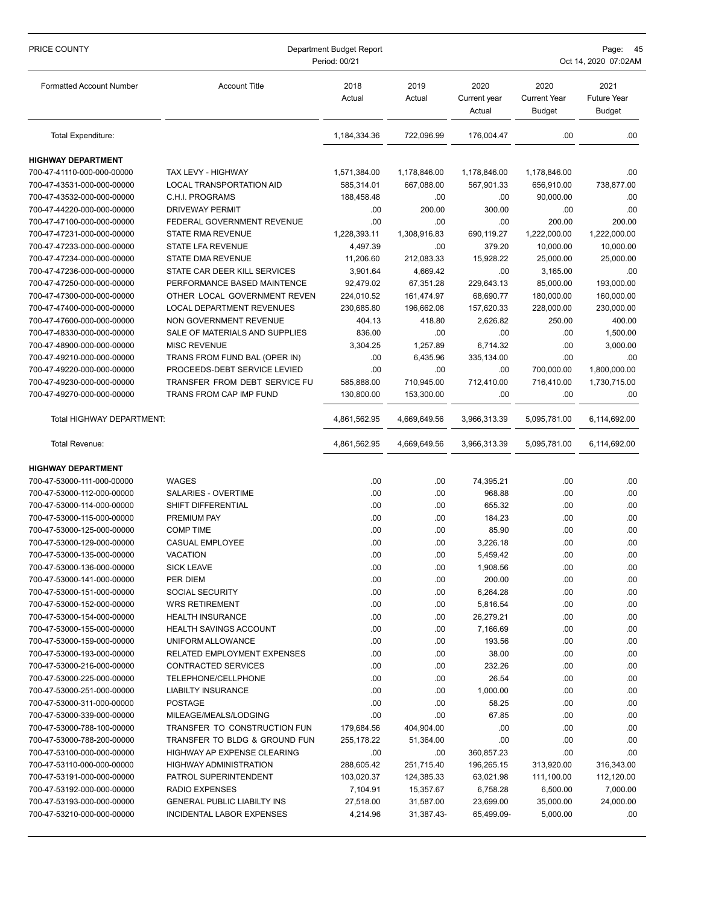| Formatted Account Number | Account Title | 2018 Actual | 2019 Actual | 2020 Current year Actual | 2020 Current Year Budget | 2021 Future Year Budget |
|---|---|---|---|---|---|---|
| Total Expenditure: | | 1,184,334.36 | 722,096.99 | 176,004.47 | .00 | .00 |
| **HIGHWAY DEPARTMENT** | | | | | | |
| 700-47-41110-000-000-00000 | TAX LEVY - HIGHWAY | 1,571,384.00 | 1,178,846.00 | 1,178,846.00 | 1,178,846.00 | .00 |
| 700-47-43531-000-000-00000 | LOCAL TRANSPORTATION AID | 585,314.01 | 667,088.00 | 567,901.33 | 656,910.00 | 738,877.00 |
| 700-47-43532-000-000-00000 | C.H.I. PROGRAMS | 188,458.48 | .00 | .00 | 90,000.00 | .00 |
| 700-47-44220-000-000-00000 | DRIVEWAY PERMIT | .00 | 200.00 | 300.00 | .00 | .00 |
| 700-47-47100-000-000-00000 | FEDERAL GOVERNMENT REVENUE | .00 | .00 | .00 | 200.00 | 200.00 |
| 700-47-47231-000-000-00000 | STATE RMA REVENUE | 1,228,393.11 | 1,308,916.83 | 690,119.27 | 1,222,000.00 | 1,222,000.00 |
| 700-47-47233-000-000-00000 | STATE LFA REVENUE | 4,497.39 | .00 | 379.20 | 10,000.00 | 10,000.00 |
| 700-47-47234-000-000-00000 | STATE DMA REVENUE | 11,206.60 | 212,083.33 | 15,928.22 | 25,000.00 | 25,000.00 |
| 700-47-47236-000-000-00000 | STATE CAR DEER KILL SERVICES | 3,901.64 | 4,669.42 | .00 | 3,165.00 | .00 |
| 700-47-47250-000-000-00000 | PERFORMANCE BASED MAINTENCE | 92,479.02 | 67,351.28 | 229,643.13 | 85,000.00 | 193,000.00 |
| 700-47-47300-000-000-00000 | OTHER LOCAL GOVERNMENT REVEN | 224,010.52 | 161,474.97 | 68,690.77 | 180,000.00 | 160,000.00 |
| 700-47-47400-000-000-00000 | LOCAL DEPARTMENT REVENUES | 230,685.80 | 196,662.08 | 157,620.33 | 228,000.00 | 230,000.00 |
| 700-47-47600-000-000-00000 | NON GOVERNMENT REVENUE | 404.13 | 418.80 | 2,626.82 | 250.00 | 400.00 |
| 700-47-48330-000-000-00000 | SALE OF MATERIALS AND SUPPLIES | 836.00 | .00 | .00 | .00 | 1,500.00 |
| 700-47-48900-000-000-00000 | MISC REVENUE | 3,304.25 | 1,257.89 | 6,714.32 | .00 | 3,000.00 |
| 700-47-49210-000-000-00000 | TRANS FROM FUND BAL (OPER IN) | .00 | 6,435.96 | 335,134.00 | .00 | .00 |
| 700-47-49220-000-000-00000 | PROCEEDS-DEBT SERVICE LEVIED | .00 | .00 | .00 | 700,000.00 | 1,800,000.00 |
| 700-47-49230-000-000-00000 | TRANSFER FROM DEBT SERVICE FU | 585,888.00 | 710,945.00 | 712,410.00 | 716,410.00 | 1,730,715.00 |
| 700-47-49270-000-000-00000 | TRANS FROM CAP IMP FUND | 130,800.00 | 153,300.00 | .00 | .00 | .00 |
| Total HIGHWAY DEPARTMENT: | | 4,861,562.95 | 4,669,649.56 | 3,966,313.39 | 5,095,781.00 | 6,114,692.00 |
| Total Revenue: | | 4,861,562.95 | 4,669,649.56 | 3,966,313.39 | 5,095,781.00 | 6,114,692.00 |
| **HIGHWAY DEPARTMENT** | | | | | | |
| 700-47-53000-111-000-00000 | WAGES | .00 | .00 | 74,395.21 | .00 | .00 |
| 700-47-53000-112-000-00000 | SALARIES - OVERTIME | .00 | .00 | 968.88 | .00 | .00 |
| 700-47-53000-114-000-00000 | SHIFT DIFFERENTIAL | .00 | .00 | 655.32 | .00 | .00 |
| 700-47-53000-115-000-00000 | PREMIUM PAY | .00 | .00 | 184.23 | .00 | .00 |
| 700-47-53000-125-000-00000 | COMP TIME | .00 | .00 | 85.90 | .00 | .00 |
| 700-47-53000-129-000-00000 | CASUAL EMPLOYEE | .00 | .00 | 3,226.18 | .00 | .00 |
| 700-47-53000-135-000-00000 | VACATION | .00 | .00 | 5,459.42 | .00 | .00 |
| 700-47-53000-136-000-00000 | SICK LEAVE | .00 | .00 | 1,908.56 | .00 | .00 |
| 700-47-53000-141-000-00000 | PER DIEM | .00 | .00 | 200.00 | .00 | .00 |
| 700-47-53000-151-000-00000 | SOCIAL SECURITY | .00 | .00 | 6,264.28 | .00 | .00 |
| 700-47-53000-152-000-00000 | WRS RETIREMENT | .00 | .00 | 5,816.54 | .00 | .00 |
| 700-47-53000-154-000-00000 | HEALTH INSURANCE | .00 | .00 | 26,279.21 | .00 | .00 |
| 700-47-53000-155-000-00000 | HEALTH SAVINGS ACCOUNT | .00 | .00 | 7,166.69 | .00 | .00 |
| 700-47-53000-159-000-00000 | UNIFORM ALLOWANCE | .00 | .00 | 193.56 | .00 | .00 |
| 700-47-53000-193-000-00000 | RELATED EMPLOYMENT EXPENSES | .00 | .00 | 38.00 | .00 | .00 |
| 700-47-53000-216-000-00000 | CONTRACTED SERVICES | .00 | .00 | 232.26 | .00 | .00 |
| 700-47-53000-225-000-00000 | TELEPHONE/CELLPHONE | .00 | .00 | 26.54 | .00 | .00 |
| 700-47-53000-251-000-00000 | LIABILTY INSURANCE | .00 | .00 | 1,000.00 | .00 | .00 |
| 700-47-53000-311-000-00000 | POSTAGE | .00 | .00 | 58.25 | .00 | .00 |
| 700-47-53000-339-000-00000 | MILEAGE/MEALS/LODGING | .00 | .00 | 67.85 | .00 | .00 |
| 700-47-53000-788-100-00000 | TRANSFER TO CONSTRUCTION FUN | 179,684.56 | 404,904.00 | .00 | .00 | .00 |
| 700-47-53000-788-200-00000 | TRANSFER TO BLDG & GROUND FUN | 255,178.22 | 51,364.00 | .00 | .00 | .00 |
| 700-47-53100-000-000-00000 | HIGHWAY AP EXPENSE CLEARING | .00 | .00 | 360,857.23 | .00 | .00 |
| 700-47-53110-000-000-00000 | HIGHWAY ADMINISTRATION | 288,605.42 | 251,715.40 | 196,265.15 | 313,920.00 | 316,343.00 |
| 700-47-53191-000-000-00000 | PATROL SUPERINTENDENT | 103,020.37 | 124,385.33 | 63,021.98 | 111,100.00 | 112,120.00 |
| 700-47-53192-000-000-00000 | RADIO EXPENSES | 7,104.91 | 15,357.67 | 6,758.28 | 6,500.00 | 7,000.00 |
| 700-47-53193-000-000-00000 | GENERAL PUBLIC LIABILTY INS | 27,518.00 | 31,587.00 | 23,699.00 | 35,000.00 | 24,000.00 |
| 700-47-53210-000-000-00000 | INCIDENTAL LABOR EXPENSES | 4,214.96 | 31,387.43- | 65,499.09- | 5,000.00 | .00 |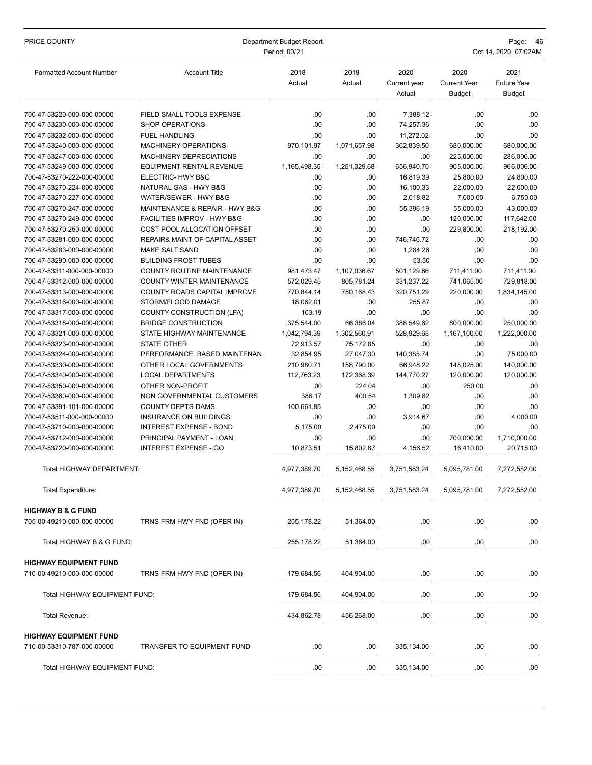| Formatted Account Number | Account Title | 2018 Actual | 2019 Actual | 2020 Current year Actual | 2020 Current Year Budget | 2021 Future Year Budget |
|---|---|---|---|---|---|---|
| 700-47-53220-000-000-00000 | FIELD SMALL TOOLS EXPENSE | .00 | .00 | 7,388.12- | .00 | .00 |
| 700-47-53230-000-000-00000 | SHOP OPERATIONS | .00 | .00 | 74,257.36 | .00 | .00 |
| 700-47-53232-000-000-00000 | FUEL HANDLING | .00 | .00 | 11,272.02- | .00 | .00 |
| 700-47-53240-000-000-00000 | MACHINERY OPERATIONS | 970,101.97 | 1,071,657.98 | 362,839.50 | 680,000.00 | 680,000.00 |
| 700-47-53247-000-000-00000 | MACHINERY DEPRECIATIONS | .00 | .00 | .00 | 225,000.00 | 286,006.00 |
| 700-47-53249-000-000-00000 | EQUIPMENT RENTAL REVENUE | 1,165,498.35- | 1,251,329.68- | 656,940.70- | 905,000.00- | 966,006.00- |
| 700-47-53270-222-000-00000 | ELECTRIC- HWY B&G | .00 | .00 | 16,819.39 | 25,800.00 | 24,800.00 |
| 700-47-53270-224-000-00000 | NATURAL GAS - HWY B&G | .00 | .00 | 16,100.33 | 22,000.00 | 22,000.00 |
| 700-47-53270-227-000-00000 | WATER/SEWER - HWY B&G | .00 | .00 | 2,018.82 | 7,000.00 | 6,750.00 |
| 700-47-53270-247-000-00000 | MAINTENANCE & REPAIR - HWY B&G | .00 | .00 | 55,396.19 | 55,000.00 | 43,000.00 |
| 700-47-53270-249-000-00000 | FACILITIES IMPROV - HWY B&G | .00 | .00 | .00 | 120,000.00 | 117,642.00 |
| 700-47-53270-250-000-00000 | COST POOL ALLOCATION OFFSET | .00 | .00 | .00 | 229,800.00- | 218,192.00- |
| 700-47-53281-000-000-00000 | REPAIR& MAINT OF CAPITAL ASSET | .00 | .00 | 746,746.72 | .00 | .00 |
| 700-47-53283-000-000-00000 | MAKE SALT SAND | .00 | .00 | 1,284.26 | .00 | .00 |
| 700-47-53290-000-000-00000 | BUILDING FROST TUBES | .00 | .00 | 53.50 | .00 | .00 |
| 700-47-53311-000-000-00000 | COUNTY ROUTINE MAINTENANCE | 981,473.47 | 1,107,036.67 | 501,129.66 | 711,411.00 | 711,411.00 |
| 700-47-53312-000-000-00000 | COUNTY WINTER MAINTENANCE | 572,029.45 | 805,781.24 | 331,237.22 | 741,065.00 | 729,818.00 |
| 700-47-53313-000-000-00000 | COUNTY ROADS CAPITAL IMPROVE | 770,844.14 | 750,168.43 | 320,751.29 | 220,000.00 | 1,834,145.00 |
| 700-47-53316-000-000-00000 | STORM/FLOOD DAMAGE | 18,062.01 | .00 | 255.87 | .00 | .00 |
| 700-47-53317-000-000-00000 | COUNTY CONSTRUCTION (LFA) | 103.19 | .00 | .00 | .00 | .00 |
| 700-47-53318-000-000-00000 | BRIDGE CONSTRUCTION | 375,544.00 | 66,386.04 | 388,549.62 | 800,000.00 | 250,000.00 |
| 700-47-53321-000-000-00000 | STATE HIGHWAY MAINTENANCE | 1,042,794.39 | 1,302,560.91 | 528,929.68 | 1,167,100.00 | 1,222,000.00 |
| 700-47-53323-000-000-00000 | STATE OTHER | 72,913.57 | 75,172.85 | .00 | .00 | .00 |
| 700-47-53324-000-000-00000 | PERFORMANCE BASED MAINTENAN | 32,854.95 | 27,047.30 | 140,385.74 | .00 | 75,000.00 |
| 700-47-53330-000-000-00000 | OTHER LOCAL GOVERNMENTS | 210,980.71 | 158,790.00 | 66,948.22 | 148,025.00 | 140,000.00 |
| 700-47-53340-000-000-00000 | LOCAL DEPARTMENTS | 112,763.23 | 172,368.39 | 144,770.27 | 120,000.00 | 120,000.00 |
| 700-47-53350-000-000-00000 | OTHER NON-PROFIT | .00 | 224.04 | .00 | 250.00 | .00 |
| 700-47-53360-000-000-00000 | NON GOVERNMENTAL CUSTOMERS | 386.17 | 400.54 | 1,309.82 | .00 | .00 |
| 700-47-53391-101-000-00000 | COUNTY DEPTS-DAMS | 100,661.85 | .00 | .00 | .00 | .00 |
| 700-47-53511-000-000-00000 | INSURANCE ON BUILDINGS | .00 | .00 | 3,914.67 | .00 | 4,000.00 |
| 700-47-53710-000-000-00000 | INTEREST EXPENSE - BOND | 5,175.00 | 2,475.00 | .00 | .00 | .00 |
| 700-47-53712-000-000-00000 | PRINCIPAL PAYMENT - LOAN | .00 | .00 | .00 | 700,000.00 | 1,710,000.00 |
| 700-47-53720-000-000-00000 | INTEREST EXPENSE - GO | 10,873.51 | 15,802.87 | 4,156.52 | 16,410.00 | 20,715.00 |
| Total HIGHWAY DEPARTMENT: | | 4,977,389.70 | 5,152,468.55 | 3,751,583.24 | 5,095,781.00 | 7,272,552.00 |
| Total Expenditure: | | 4,977,389.70 | 5,152,468.55 | 3,751,583.24 | 5,095,781.00 | 7,272,552.00 |
| **HIGHWAY B & G FUND** | | | | | | |
| 705-00-49210-000-000-00000 | TRNS FRM HWY FND (OPER IN) | 255,178.22 | 51,364.00 | .00 | .00 | .00 |
| Total HIGHWAY B & G FUND: | | 255,178.22 | 51,364.00 | .00 | .00 | .00 |
| **HIGHWAY EQUIPMENT FUND** | | | | | | |
| 710-00-49210-000-000-00000 | TRNS FRM HWY FND (OPER IN) | 179,684.56 | 404,904.00 | .00 | .00 | .00 |
| Total HIGHWAY EQUIPMENT FUND: | | 179,684.56 | 404,904.00 | .00 | .00 | .00 |
| Total Revenue: | | 434,862.78 | 456,268.00 | .00 | .00 | .00 |
| **HIGHWAY EQUIPMENT FUND** | | | | | | |
| 710-00-53310-787-000-00000 | TRANSFER TO EQUIPMENT FUND | .00 | .00 | 335,134.00 | .00 | .00 |
| Total HIGHWAY EQUIPMENT FUND: | | .00 | .00 | 335,134.00 | .00 | .00 |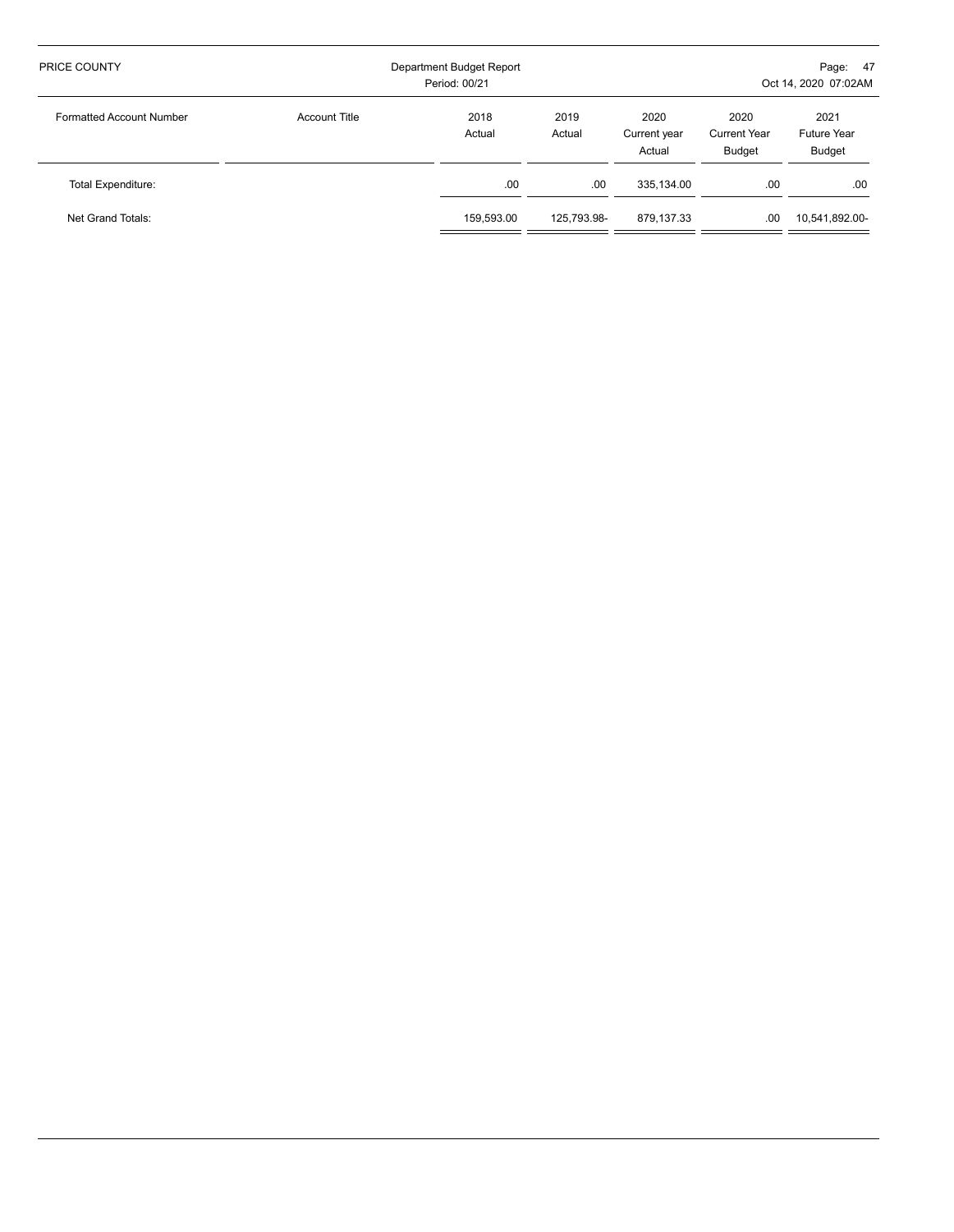| Formatted Account Number | Account Title | 2018 Actual | 2019 Actual | 2020 Current year Actual | 2020 Current Year Budget | 2021 Future Year Budget |
|---|---|---|---|---|---|---|
| Total Expenditure: | | .00 | .00 | 335,134.00 | .00 | .00 |
| Net Grand Totals: | | 159,593.00 | 125,793.98- | 879,137.33 | .00 | 10,541,892.00- |